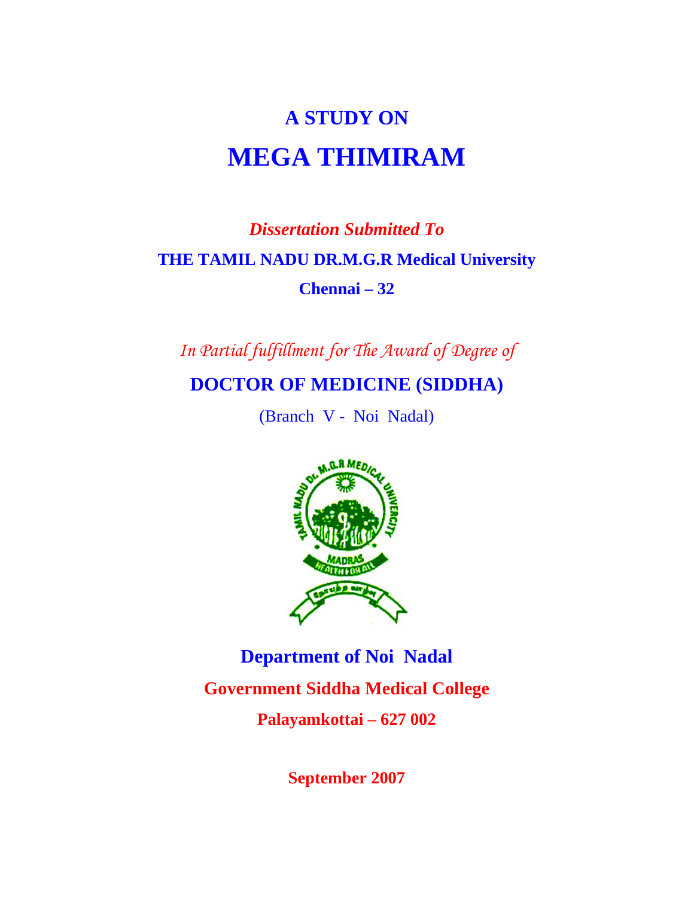# A STUDY ON

# MEGA THIMIRAM

*Dissertation Submitted To*

**THE TAMIL NADU DR.M.G.R Medical University**

**Chennai – 32**

*In Partial fulfillment for The Award of Degree of*

**DOCTOR OF MEDICINE (SIDDHA)**

(Branch V - Noi Nadal)

**Department of Noi Nadal**

**Government Siddha Medical College**

**Palayamkottai – 627 002**

**September 2007**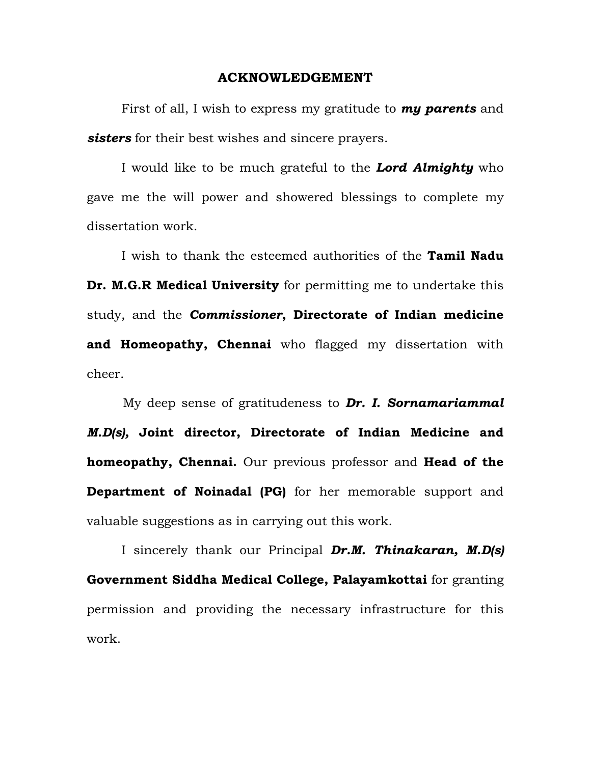# ACKNOWLEDGEMENT

First of all, I wish to express my gratitude to ***my parents*** and ***sisters*** for their best wishes and sincere prayers.

I would like to be much grateful to the ***Lord Almighty*** who gave me the will power and showered blessings to complete my dissertation work.

I wish to thank the esteemed authorities of the **Tamil Nadu Dr. M.G.R Medical University** for permitting me to undertake this study, and the ***Commissioner*, Directorate of Indian medicine and Homeopathy, Chennai** who flagged my dissertation with cheer.

My deep sense of gratitudeness to ***Dr. I. Sornamariammal M.D(s)*, Joint director, Directorate of Indian Medicine and homeopathy, Chennai.** Our previous professor and **Head of the Department of Noinadal (PG)** for her memorable support and valuable suggestions as in carrying out this work.

I sincerely thank our Principal ***Dr.M. Thinakaran, M.D(s)*** **Government Siddha Medical College, Palayamkottai** for granting permission and providing the necessary infrastructure for this work.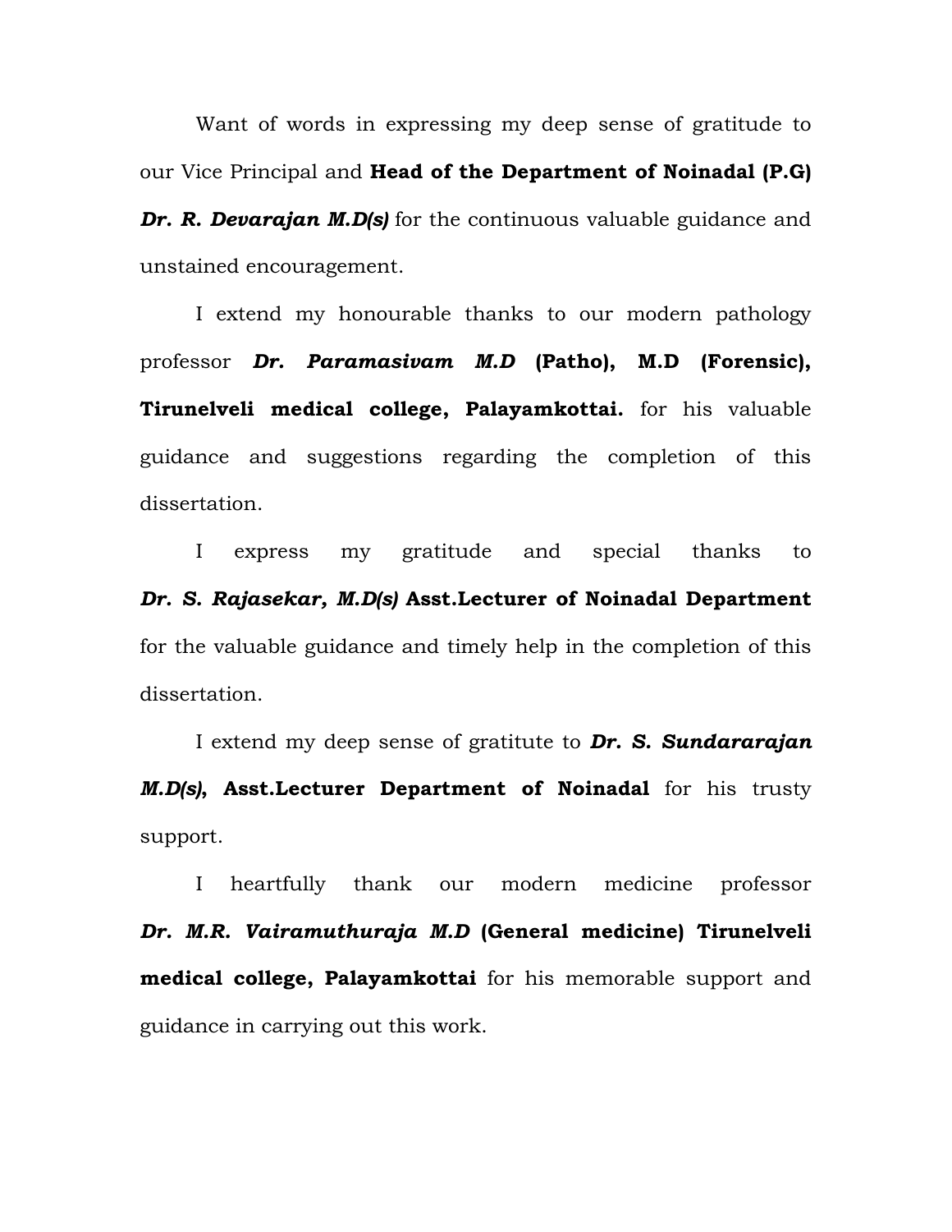Want of words in expressing my deep sense of gratitude to our Vice Principal and **Head of the Department of Noinadal (P.G)** ***Dr. R. Devarajan M.D(s)*** for the continuous valuable guidance and unstained encouragement.

I extend my honourable thanks to our modern pathology professor ***Dr. Paramasivam M.D*** **(Patho), M.D (Forensic), Tirunelveli medical college, Palayamkottai.** for his valuable guidance and suggestions regarding the completion of this dissertation.

I express my gratitude and special thanks to ***Dr. S. Rajasekar, M.D(s)*** **Asst.Lecturer of Noinadal Department** for the valuable guidance and timely help in the completion of this dissertation.

I extend my deep sense of gratitute to ***Dr. S. Sundararajan M.D(s)*****, Asst.Lecturer Department of Noinadal** for his trusty support.

I heartfully thank our modern medicine professor ***Dr. M.R. Vairamuthuraja M.D*** **(General medicine) Tirunelveli medical college, Palayamkottai** for his memorable support and guidance in carrying out this work.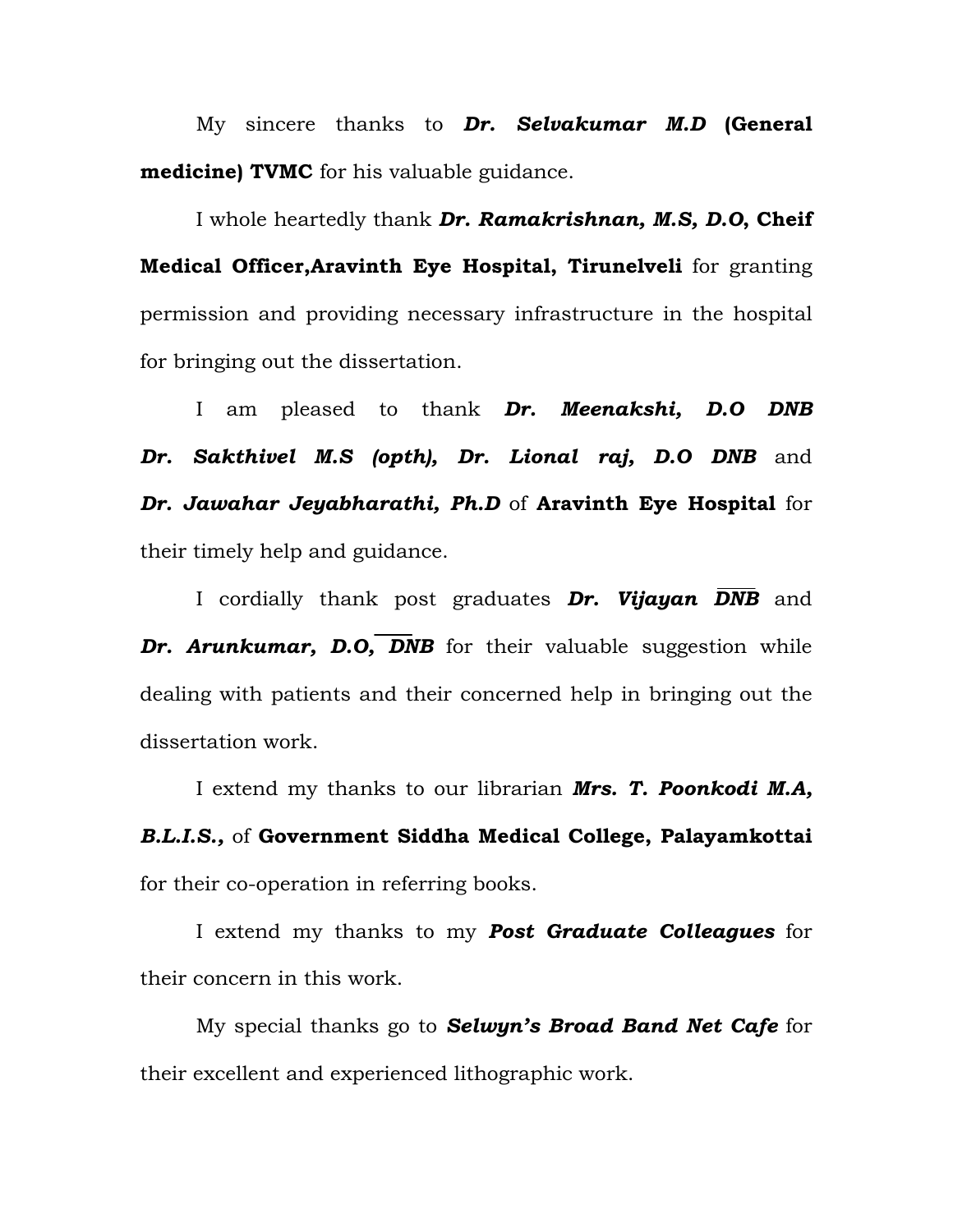My sincere thanks to ***Dr. Selvakumar M.D*** **(General medicine) TVMC** for his valuable guidance.

I whole heartedly thank ***Dr. Ramakrishnan, M.S, D.O,*** **Cheif Medical Officer,Aravinth Eye Hospital, Tirunelveli** for granting permission and providing necessary infrastructure in the hospital for bringing out the dissertation.

I am pleased to thank ***Dr. Meenakshi, D.O DNB Dr. Sakthivel M.S (opth), Dr. Lional raj, D.O DNB*** and ***Dr. Jawahar Jeyabharathi, Ph.D*** of **Aravinth Eye Hospital** for their timely help and guidance.

I cordially thank post graduates ***Dr. Vijayan DNB*** and ***Dr. Arunkumar, D.O, DNB*** for their valuable suggestion while dealing with patients and their concerned help in bringing out the dissertation work.

I extend my thanks to our librarian ***Mrs. T. Poonkodi M.A, B.L.I.S.,*** of **Government Siddha Medical College, Palayamkottai** for their co-operation in referring books.

I extend my thanks to my ***Post Graduate Colleagues*** for their concern in this work.

My special thanks go to ***Selwyn's Broad Band Net Cafe*** for their excellent and experienced lithographic work.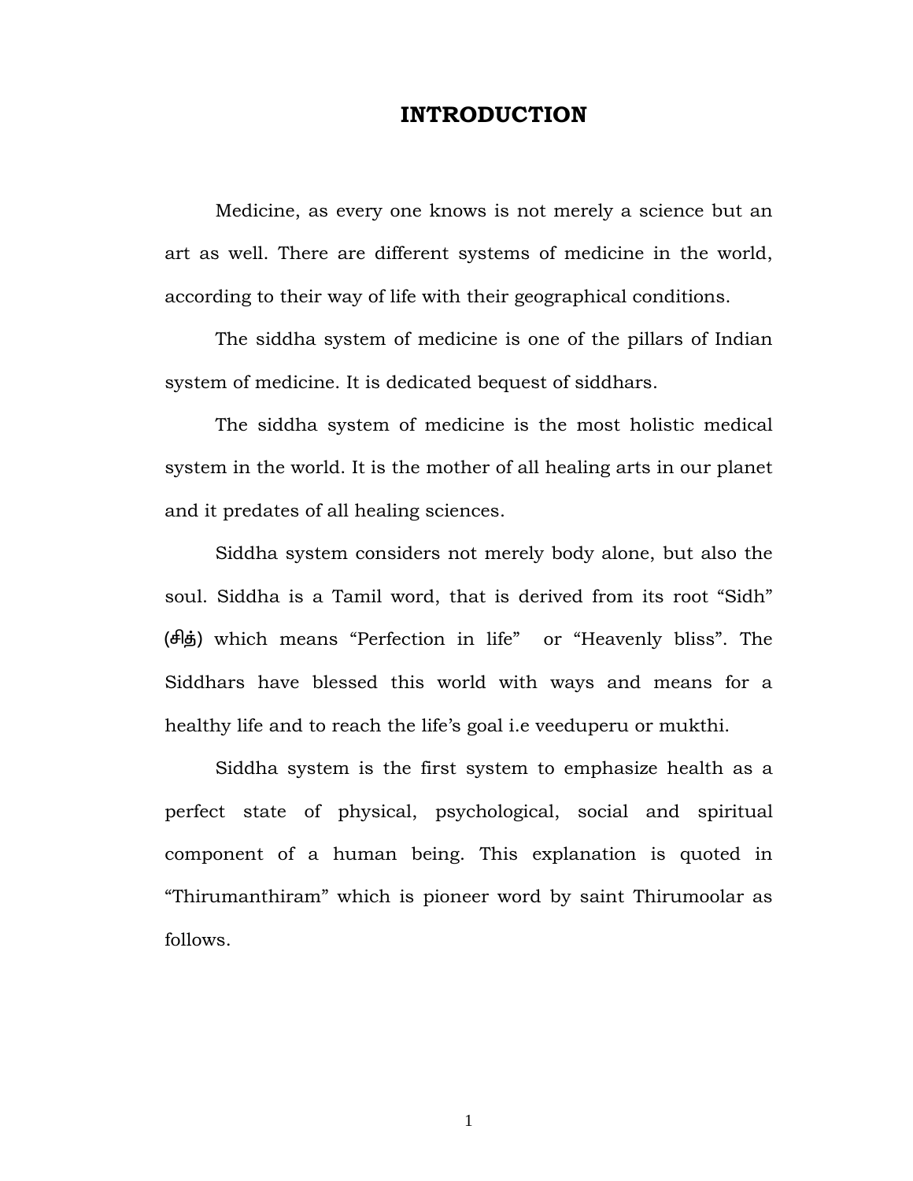# INTRODUCTION

Medicine, as every one knows is not merely a science but an art as well. There are different systems of medicine in the world, according to their way of life with their geographical conditions.

The siddha system of medicine is one of the pillars of Indian system of medicine. It is dedicated bequest of siddhars.

The siddha system of medicine is the most holistic medical system in the world. It is the mother of all healing arts in our planet and it predates of all healing sciences.

Siddha system considers not merely body alone, but also the soul. Siddha is a Tamil word, that is derived from its root "Sidh" (சித்) which means "Perfection in life" or "Heavenly bliss". The Siddhars have blessed this world with ways and means for a healthy life and to reach the life's goal i.e veeduperu or mukthi.

Siddha system is the first system to emphasize health as a perfect state of physical, psychological, social and spiritual component of a human being. This explanation is quoted in "Thirumanthiram" which is pioneer word by saint Thirumoolar as follows.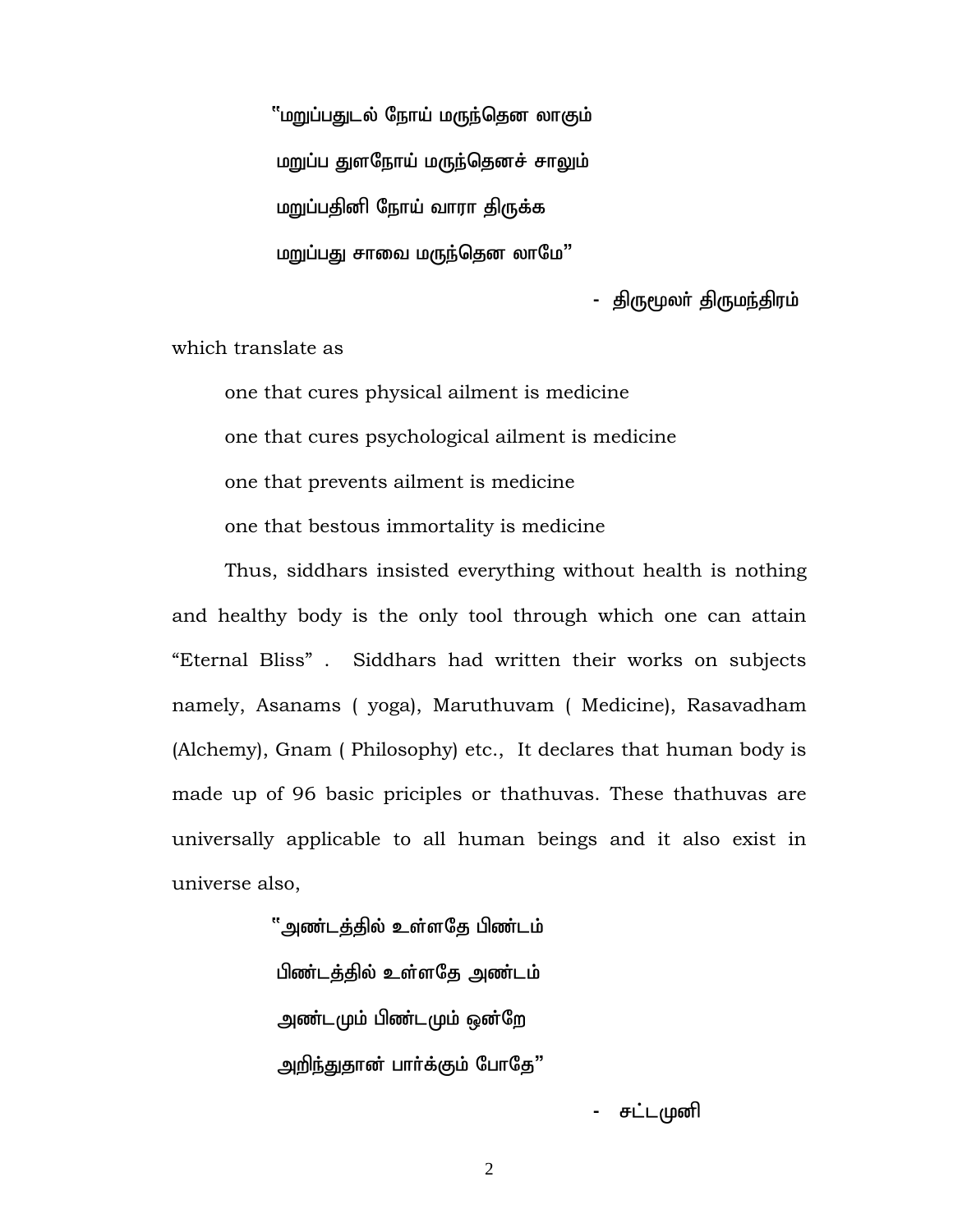"மறுப்பதுடல் நோய் மருந்தென லாகும்

மறுப்ப துளநோய் மருந்தெனச் சாலும்

மறுப்பதினி நோய் வாரா திருக்க

மறுப்பது சாவை மருந்தென லாமே"

- திருமூலர் திருமந்திரம்

which translate as

one that cures physical ailment is medicine

one that cures psychological ailment is medicine

one that prevents ailment is medicine

one that bestous immortality is medicine

Thus, siddhars insisted everything without health is nothing and healthy body is the only tool through which one can attain "Eternal Bliss" . Siddhars had written their works on subjects namely, Asanams ( yoga), Maruthuvam ( Medicine), Rasavadham (Alchemy), Gnam ( Philosophy) etc., It declares that human body is made up of 96 basic priciples or thathuvas. These thathuvas are universally applicable to all human beings and it also exist in universe also,

"அண்டத்தில் உள்ளதே பிண்டம்

பிண்டத்தில் உள்ளதே அண்டம்

அண்டமும் பிண்டமும் ஒன்றே

அறிந்துதான் பார்க்கும் போதே"

- சட்டமுனி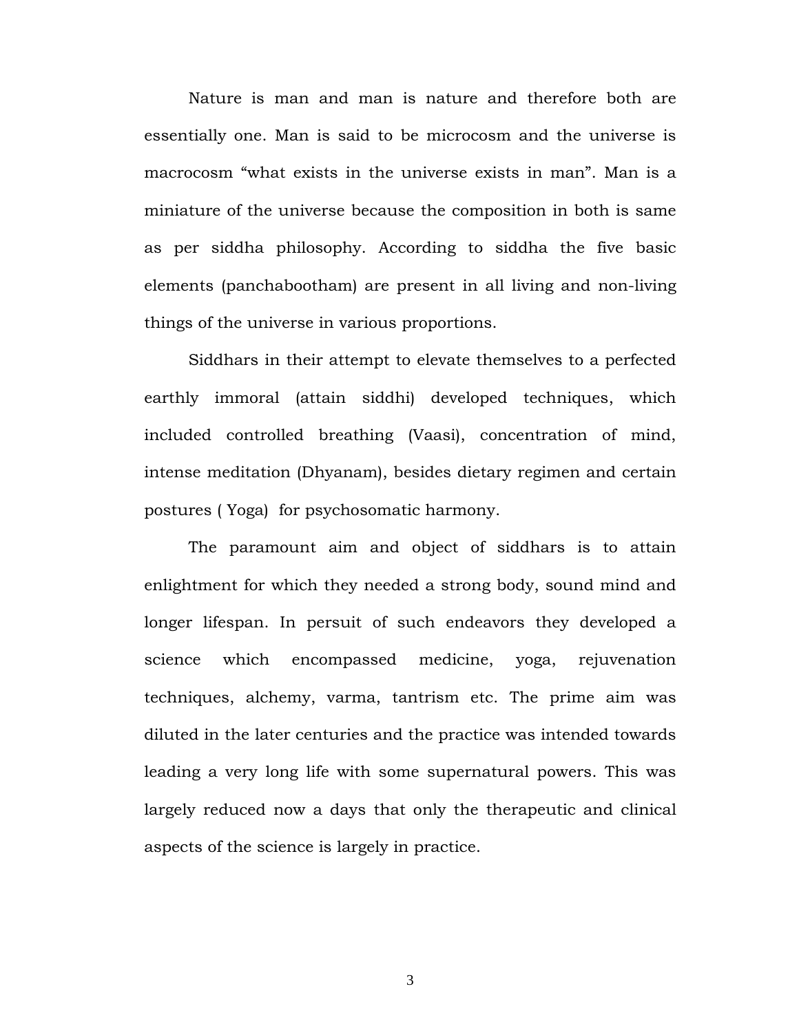Nature is man and man is nature and therefore both are essentially one. Man is said to be microcosm and the universe is macrocosm “what exists in the universe exists in man”. Man is a miniature of the universe because the composition in both is same as per siddha philosophy. According to siddha the five basic elements (panchabootham) are present in all living and non-living things of the universe in various proportions.

Siddhars in their attempt to elevate themselves to a perfected earthly immoral (attain siddhi) developed techniques, which included controlled breathing (Vaasi), concentration of mind, intense meditation (Dhyanam), besides dietary regimen and certain postures ( Yoga) for psychosomatic harmony.

The paramount aim and object of siddhars is to attain enlightment for which they needed a strong body, sound mind and longer lifespan. In persuit of such endeavors they developed a science which encompassed medicine, yoga, rejuvenation techniques, alchemy, varma, tantrism etc. The prime aim was diluted in the later centuries and the practice was intended towards leading a very long life with some supernatural powers. This was largely reduced now a days that only the therapeutic and clinical aspects of the science is largely in practice.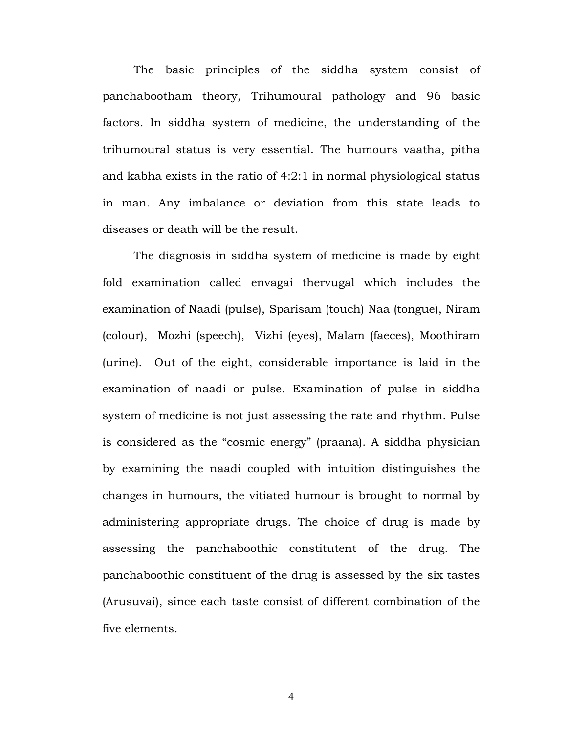The basic principles of the siddha system consist of panchabootham theory, Trihumoural pathology and 96 basic factors. In siddha system of medicine, the understanding of the trihumoural status is very essential. The humours vaatha, pitha and kabha exists in the ratio of 4:2:1 in normal physiological status in man. Any imbalance or deviation from this state leads to diseases or death will be the result.

The diagnosis in siddha system of medicine is made by eight fold examination called envagai thervugal which includes the examination of Naadi (pulse), Sparisam (touch) Naa (tongue), Niram (colour), Mozhi (speech), Vizhi (eyes), Malam (faeces), Moothiram (urine). Out of the eight, considerable importance is laid in the examination of naadi or pulse. Examination of pulse in siddha system of medicine is not just assessing the rate and rhythm. Pulse is considered as the "cosmic energy" (praana). A siddha physician by examining the naadi coupled with intuition distinguishes the changes in humours, the vitiated humour is brought to normal by administering appropriate drugs. The choice of drug is made by assessing the panchaboothic constitutent of the drug. The panchaboothic constituent of the drug is assessed by the six tastes (Arusuvai), since each taste consist of different combination of the five elements.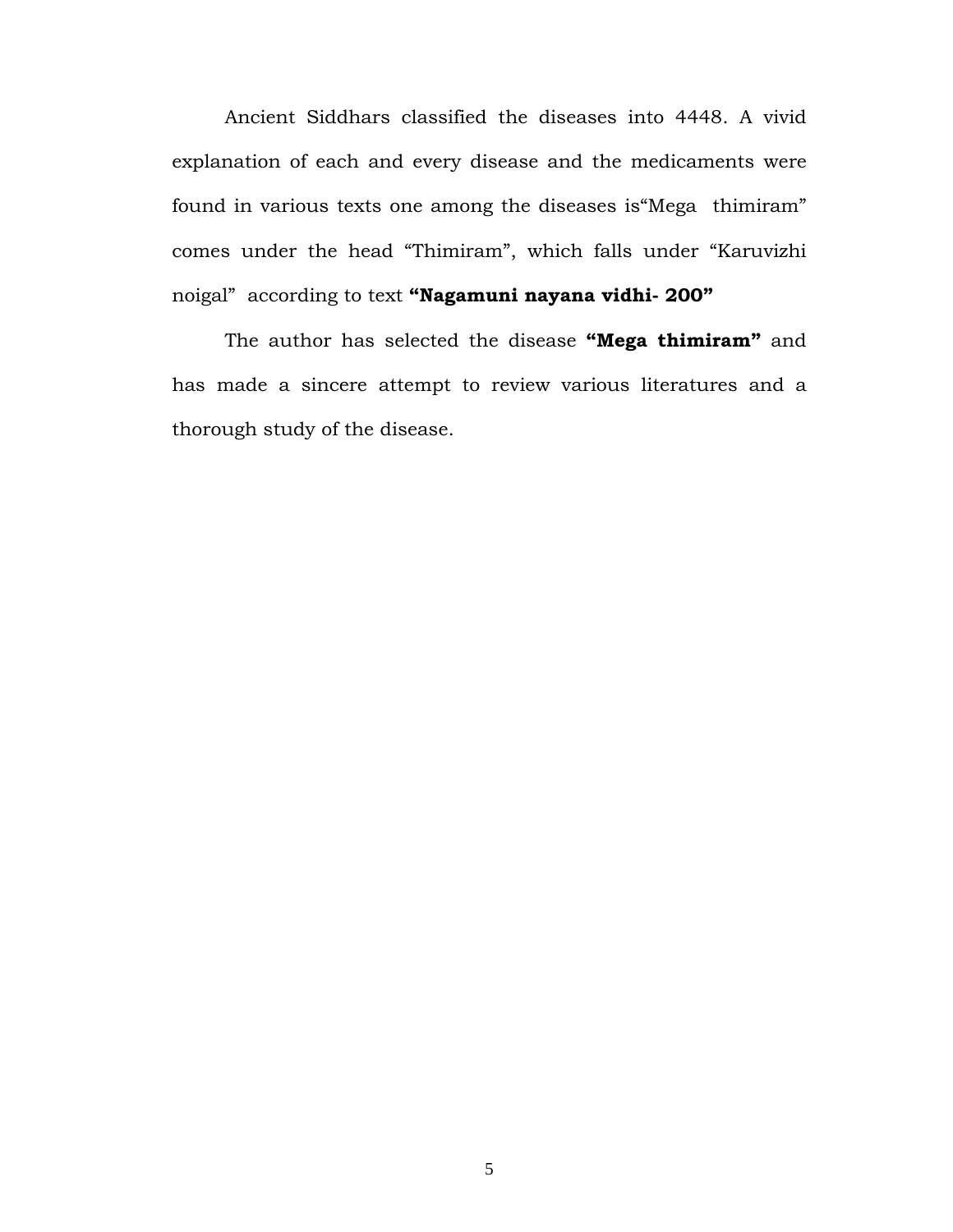Ancient Siddhars classified the diseases into 4448. A vivid explanation of each and every disease and the medicaments were found in various texts one among the diseases is"Mega thimiram" comes under the head "Thimiram", which falls under "Karuvizhi noigal" according to text **"Nagamuni nayana vidhi- 200"**

The author has selected the disease **"Mega thimiram"** and has made a sincere attempt to review various literatures and a thorough study of the disease.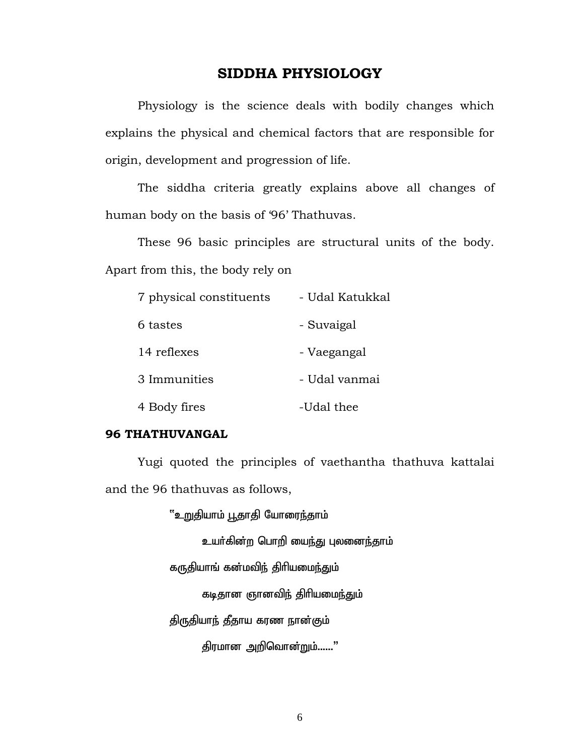# SIDDHA PHYSIOLOGY

Physiology is the science deals with bodily changes which explains the physical and chemical factors that are responsible for origin, development and progression of life.

The siddha criteria greatly explains above all changes of human body on the basis of '96' Thathuvas.

These 96 basic principles are structural units of the body. Apart from this, the body rely on

| | |
|---|---|
| 7 physical constituents | - Udal Katukkal |
| 6 tastes | - Suvaigal |
| 14 reflexes | - Vaegangal |
| 3 Immunities | - Udal vanmai |
| 4 Body fires | -Udal thee |

## 96 THATHUVANGAL

Yugi quoted the principles of vaethantha thathuva kattalai and the 96 thathuvas as follows,

"உறுதியாம் பூதாதி யோரைந்தாம்
உயர்கின்ற பொறி யைந்து புலனைந்தாம்
கருதியாங் கன்மவிந் திரியமைந்தும்
கடிதான ஞானவிந் திரியமைந்தும்
திருதியாந் தீதாய கரண நான்கும்
திரமான அறிவொன்றும்......"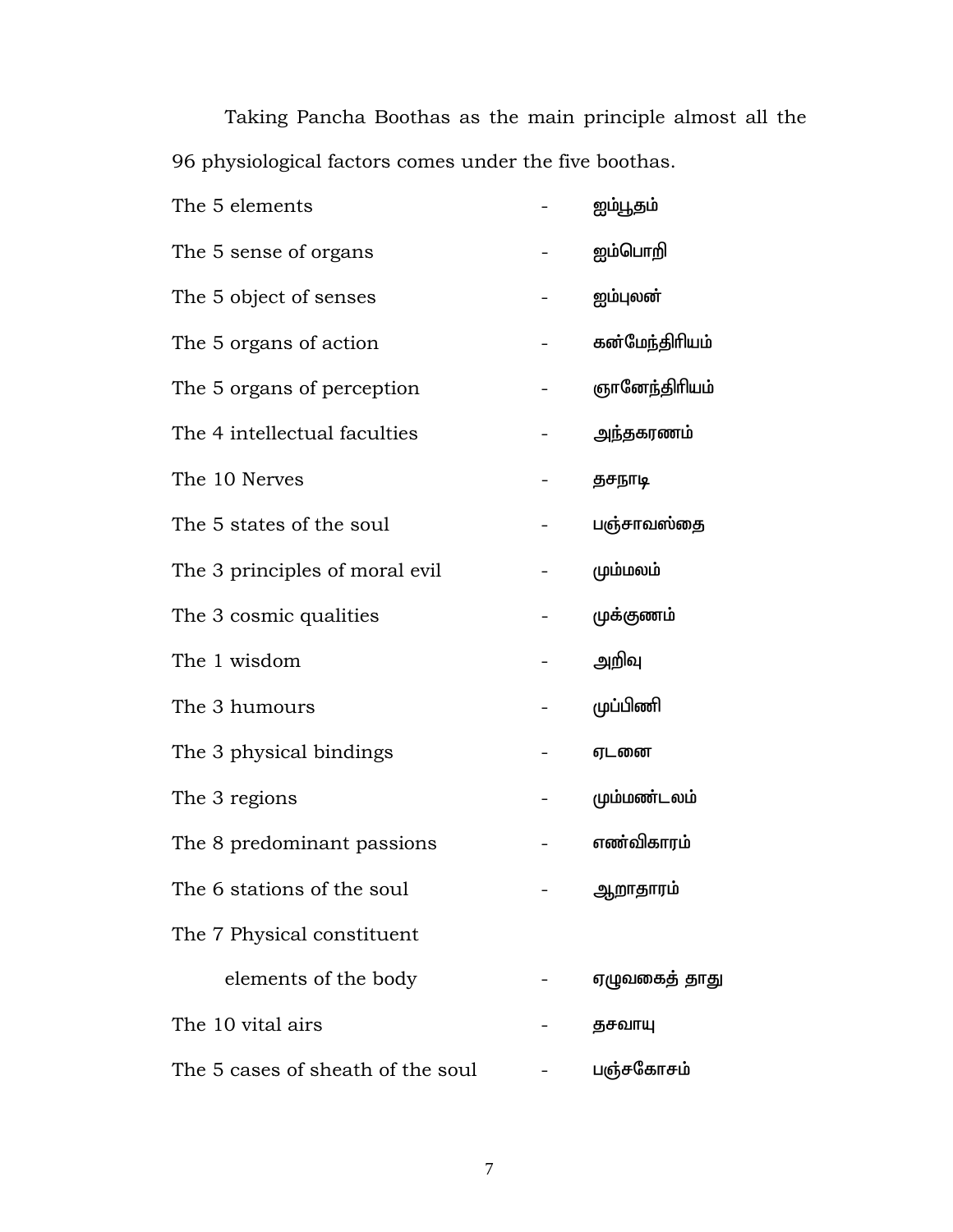Taking Pancha Boothas as the main principle almost all the 96 physiological factors comes under the five boothas.

| | | |
|---|---|---|
| The 5 elements | - | ஐம்பூதம் |
| The 5 sense of organs | - | ஐம்பொறி |
| The 5 object of senses | - | ஐம்புலன் |
| The 5 organs of action | - | கன்மேந்திரியம் |
| The 5 organs of perception | - | ஞானேந்திரியம் |
| The 4 intellectual faculties | - | அந்தகரணம் |
| The 10 Nerves | - | தசநாடி |
| The 5 states of the soul | - | பஞ்சாவஸ்தை |
| The 3 principles of moral evil | - | மும்மலம் |
| The 3 cosmic qualities | - | முக்குணம் |
| The 1 wisdom | - | அறிவு |
| The 3 humours | - | முப்பிணி |
| The 3 physical bindings | - | ஏடனை |
| The 3 regions | - | மும்மண்டலம் |
| The 8 predominant passions | - | எண்விகாரம் |
| The 6 stations of the soul | - | ஆறாதாரம் |
| The 7 Physical constituent elements of the body | - | ஏழுவகைத் தாது |
| The 10 vital airs | - | தசவாயு |
| The 5 cases of sheath of the soul | - | பஞ்சகோசம் |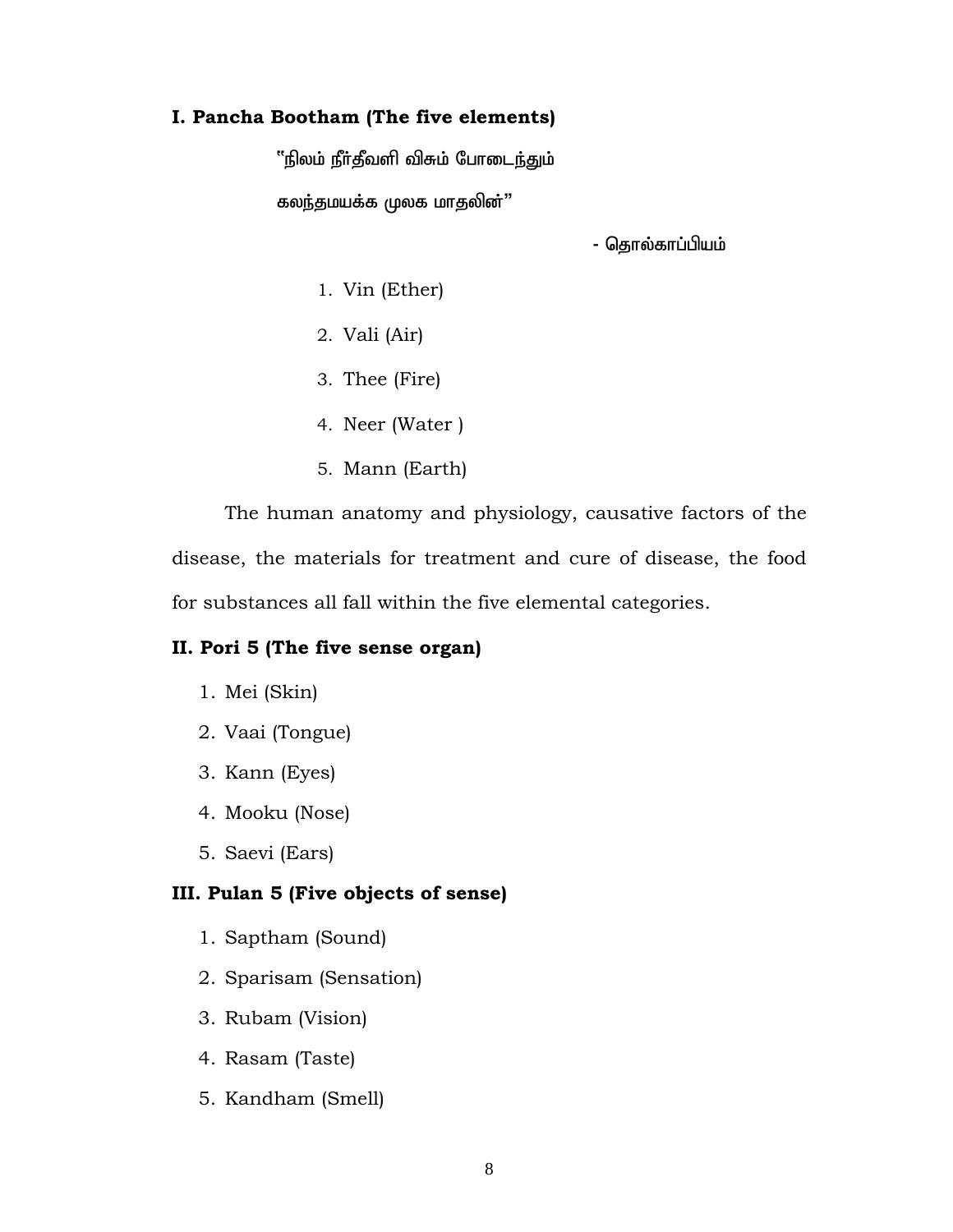**I. Pancha Bootham (The five elements)**

"நிலம் நீர்தீவளி விசும் போடைந்தும்

கலந்தமயக்க முலக மாதலின்"

- தொல்காப்பியம்

1. Vin (Ether)
2. Vali (Air)
3. Thee (Fire)
4. Neer (Water )
5. Mann (Earth)

The human anatomy and physiology, causative factors of the disease, the materials for treatment and cure of disease, the food for substances all fall within the five elemental categories.

**II. Pori 5 (The five sense organ)**

1. Mei (Skin)
2. Vaai (Tongue)
3. Kann (Eyes)
4. Mooku (Nose)
5. Saevi (Ears)

**III. Pulan 5 (Five objects of sense)**

1. Saptham (Sound)
2. Sparisam (Sensation)
3. Rubam (Vision)
4. Rasam (Taste)
5. Kandham (Smell)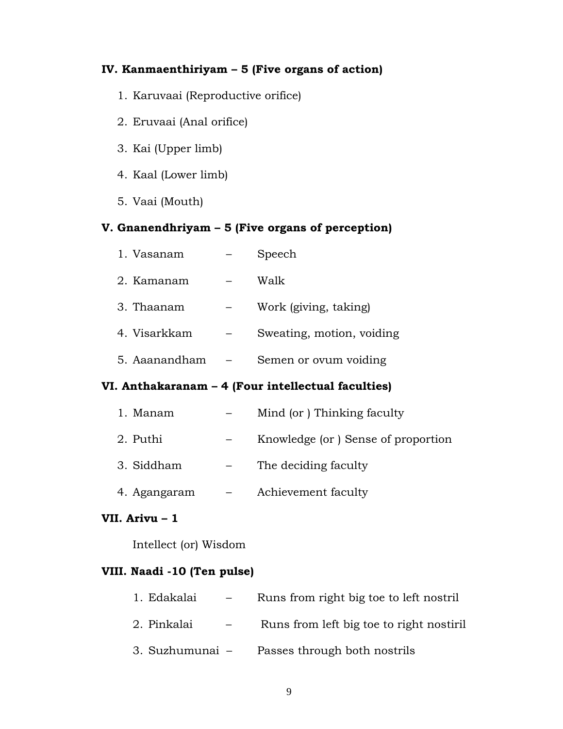**IV. Kanmaenthiriyam – 5 (Five organs of action)**

1. Karuvaai (Reproductive orifice)
2. Eruvaai (Anal orifice)
3. Kai (Upper limb)
4. Kaal (Lower limb)
5. Vaai (Mouth)

**V. Gnanendhriyam – 5 (Five organs of perception)**

1. Vasanam – Speech
2. Kamanam – Walk
3. Thaanam – Work (giving, taking)
4. Visarkkam – Sweating, motion, voiding
5. Aaanandham – Semen or ovum voiding

**VI. Anthakaranam – 4 (Four intellectual faculties)**

1. Manam – Mind (or ) Thinking faculty
2. Puthi – Knowledge (or ) Sense of proportion
3. Siddham – The deciding faculty
4. Agangaram – Achievement faculty

**VII. Arivu – 1**

Intellect (or) Wisdom

**VIII. Naadi -10 (Ten pulse)**

1. Edakalai – Runs from right big toe to left nostril
2. Pinkalai – Runs from left big toe to right nostiril
3. Suzhumunai – Passes through both nostrils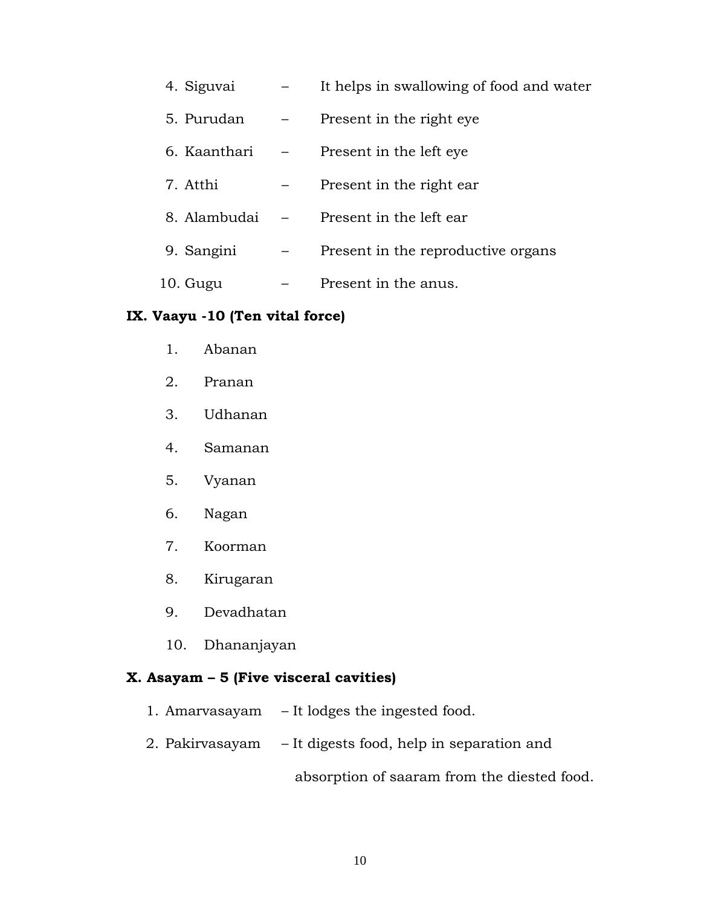4. Siguvai – It helps in swallowing of food and water
5. Purudan – Present in the right eye
6. Kaanthari – Present in the left eye
7. Atthi – Present in the right ear
8. Alambudai – Present in the left ear
9. Sangini – Present in the reproductive organs
10. Gugu – Present in the anus.

**IX. Vaayu -10 (Ten vital force)**

1. Abanan
2. Pranan
3. Udhanan
4. Samanan
5. Vyanan
6. Nagan
7. Koorman
8. Kirugaran
9. Devadhatan
10. Dhananjayan

**X. Asayam – 5 (Five visceral cavities)**

1. Amarvasayam – It lodges the ingested food.
2. Pakirvasayam – It digests food, help in separation and absorption of saaram from the diested food.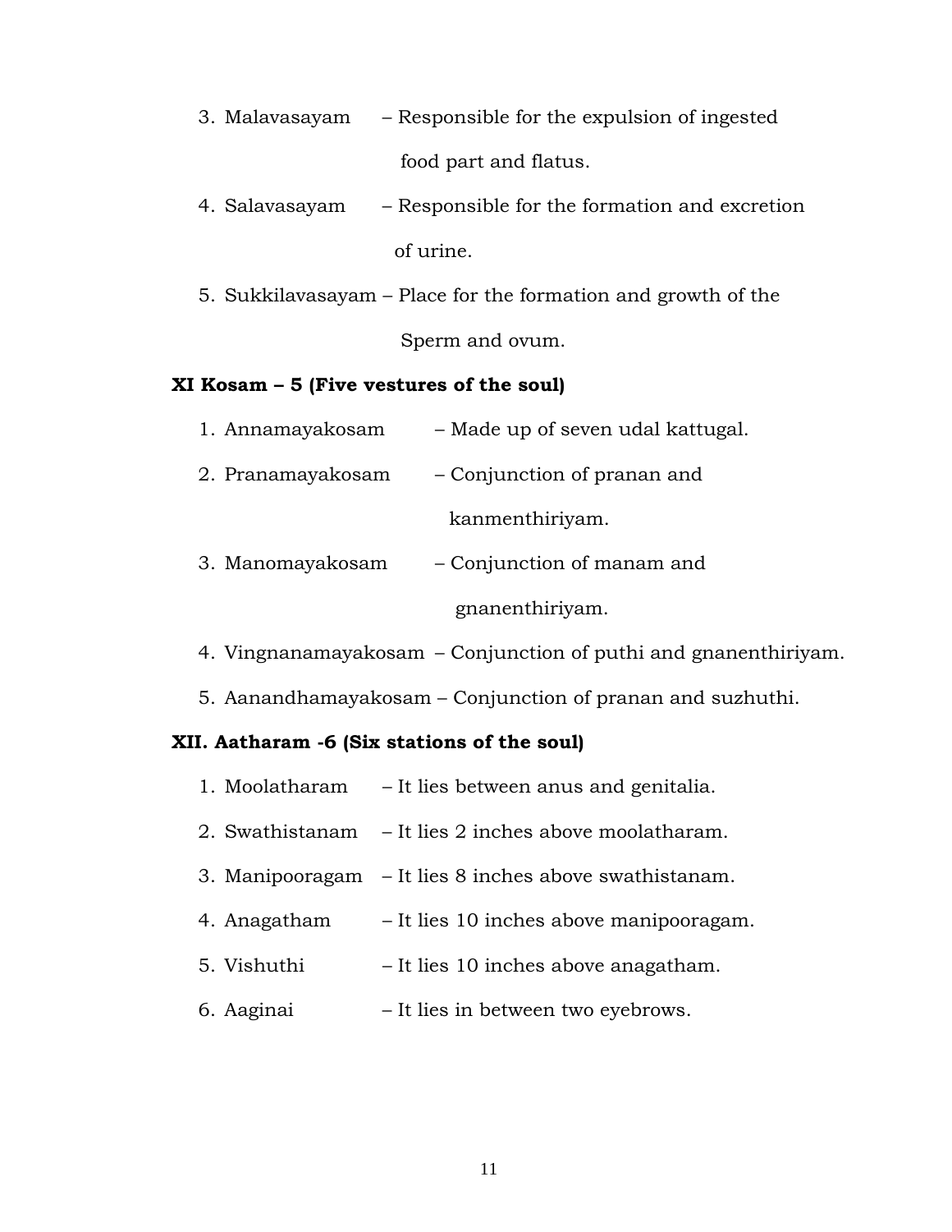3. Malavasayam – Responsible for the expulsion of ingested food part and flatus.
4. Salavasayam – Responsible for the formation and excretion of urine.
5. Sukkilavasayam – Place for the formation and growth of the Sperm and ovum.

**XI Kosam – 5 (Five vestures of the soul)**

1. Annamayakosam – Made up of seven udal kattugal.
2. Pranamayakosam – Conjunction of pranan and kanmenthiriyam.
3. Manomayakosam – Conjunction of manam and gnanenthiriyam.
4. Vingnanamayakosam – Conjunction of puthi and gnanenthiriyam.
5. Aanandhamayakosam – Conjunction of pranan and suzhuthi.

**XII. Aatharam -6 (Six stations of the soul)**

1. Moolatharam – It lies between anus and genitalia.
2. Swathistanam – It lies 2 inches above moolatharam.
3. Manipooragam – It lies 8 inches above swathistanam.
4. Anagatham – It lies 10 inches above manipooragam.
5. Vishuthi – It lies 10 inches above anagatham.
6. Aaginai – It lies in between two eyebrows.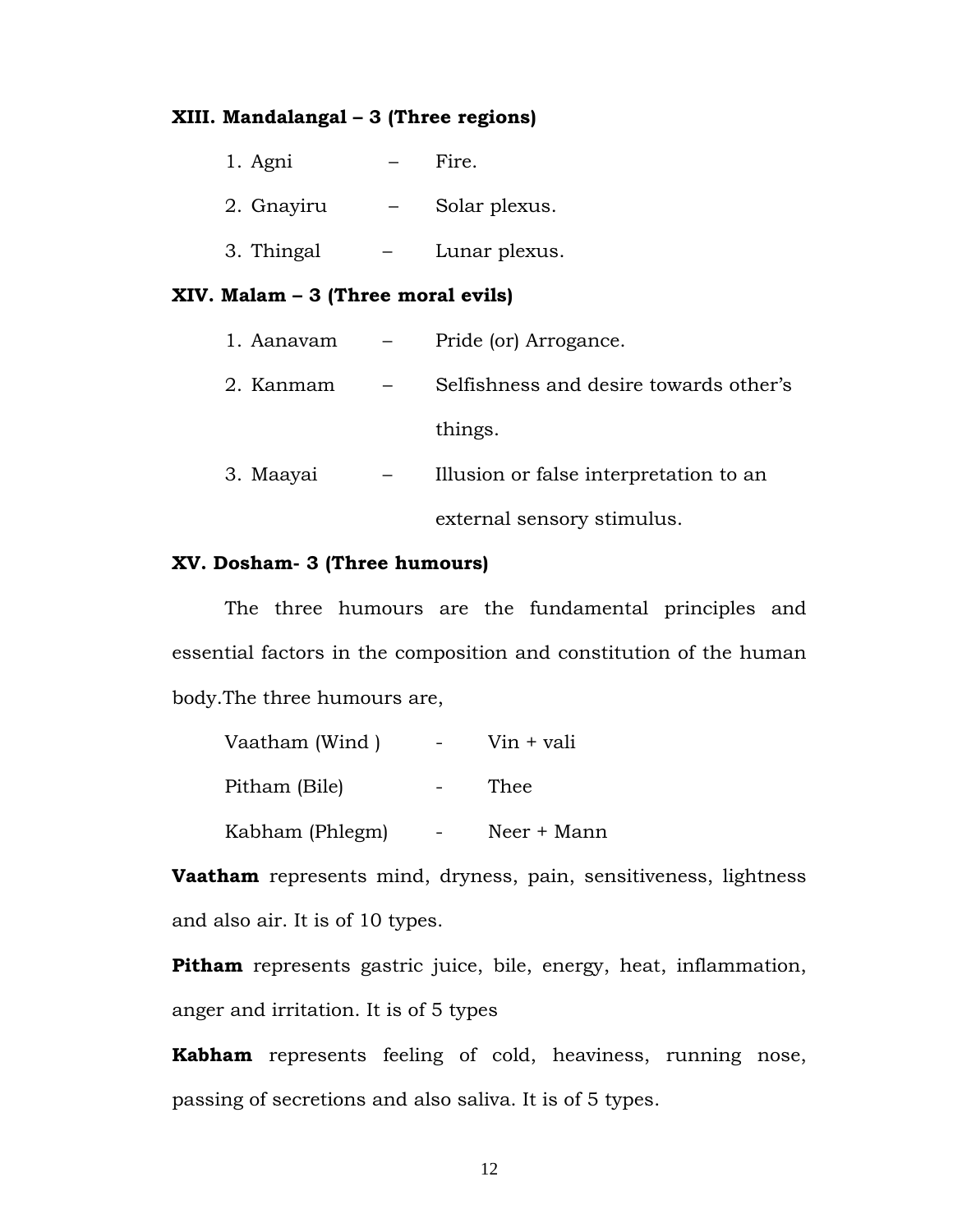**XIII. Mandalangal – 3 (Three regions)**

1. Agni – Fire.
2. Gnayiru – Solar plexus.
3. Thingal – Lunar plexus.

**XIV. Malam – 3 (Three moral evils)**

1. Aanavam – Pride (or) Arrogance.
2. Kanmam – Selfishness and desire towards other's things.
3. Maayai – Illusion or false interpretation to an external sensory stimulus.

**XV. Dosham- 3 (Three humours)**

The three humours are the fundamental principles and essential factors in the composition and constitution of the human body.The three humours are,

Vaatham (Wind ) - Vin + vali

Pitham (Bile) - Thee

Kabham (Phlegm) - Neer + Mann

**Vaatham** represents mind, dryness, pain, sensitiveness, lightness and also air. It is of 10 types.

**Pitham** represents gastric juice, bile, energy, heat, inflammation, anger and irritation. It is of 5 types

**Kabham** represents feeling of cold, heaviness, running nose, passing of secretions and also saliva. It is of 5 types.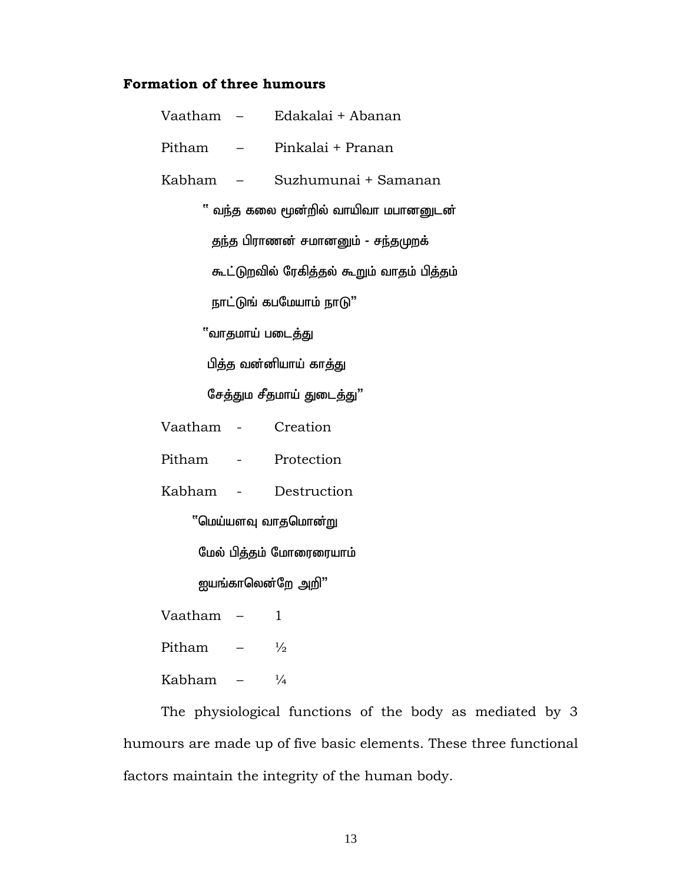**Formation of three humours**

Vaatham – Edakalai + Abanan

Pitham – Pinkalai + Pranan

Kabham – Suzhumunai + Samanan

" வந்த கலை மூன்றில் வாயிவா மபானனுடன்

தந்த பிராணன் சமானனும் - சந்தமுறக்

கூட்டுறவில் ரேகித்தல் கூறும் வாதம் பித்தம்

நாட்டுங் கபமேயாம் நாடு"

"வாதமாய் படைத்து

பித்த வன்னியாய் காத்து

சேத்தும சீதமாய் துடைத்து"

Vaatham - Creation

Pitham - Protection

Kabham - Destruction

"மெய்யளவு வாதமொன்று

மேல் பித்தம் மோரைரையாம்

ஐயங்காலென்றே அறி"

Vaatham – 1

Pitham – ½

Kabham – ¼

The physiological functions of the body as mediated by 3 humours are made up of five basic elements. These three functional factors maintain the integrity of the human body.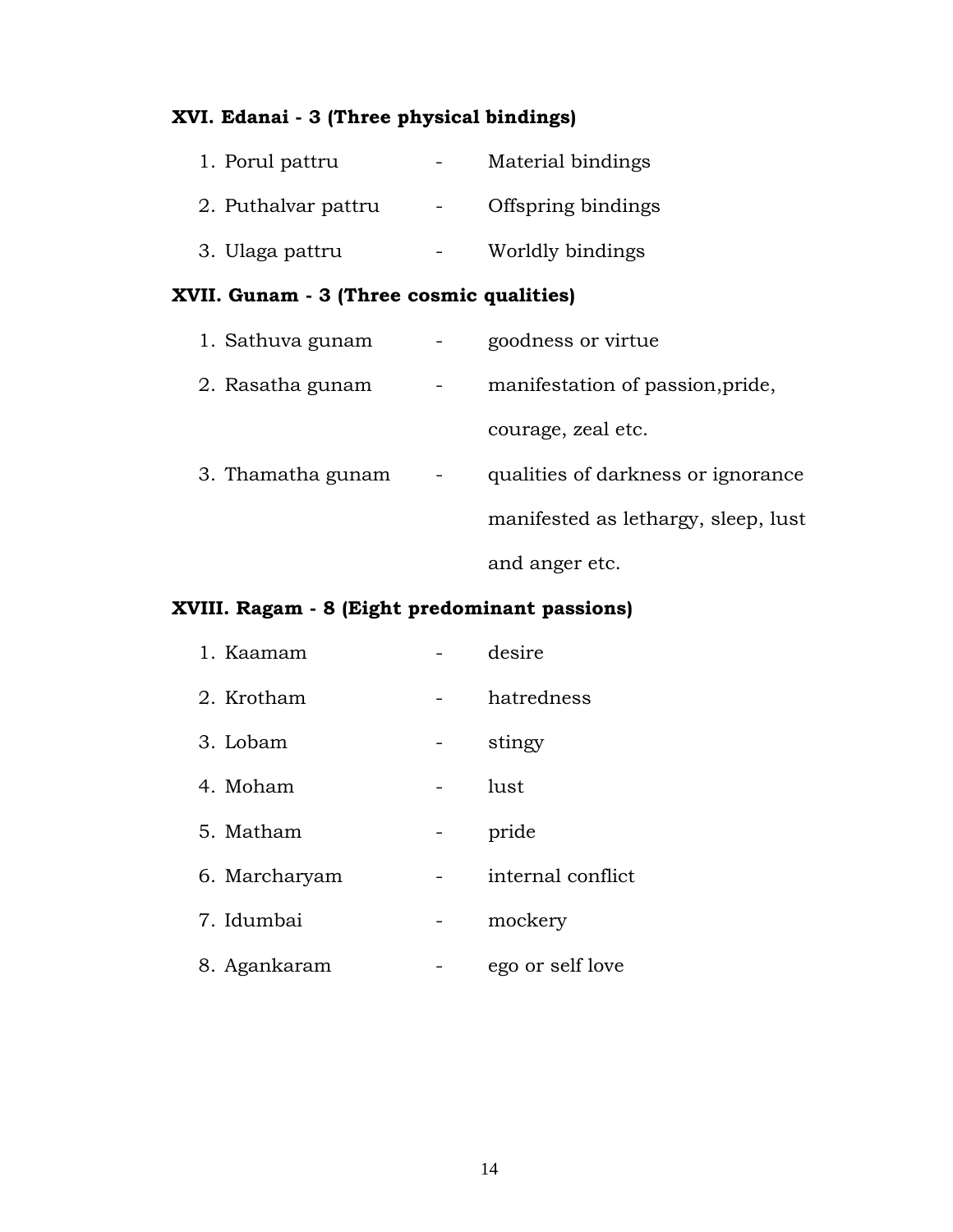### XVI. Edanai - 3 (Three physical bindings)

1. Porul pattru - Material bindings
2. Puthalvar pattru - Offspring bindings
3. Ulaga pattru - Worldly bindings

### XVII. Gunam - 3 (Three cosmic qualities)

1. Sathuva gunam - goodness or virtue
2. Rasatha gunam - manifestation of passion,pride, courage, zeal etc.
3. Thamatha gunam - qualities of darkness or ignorance manifested as lethargy, sleep, lust and anger etc.

### XVIII. Ragam - 8 (Eight predominant passions)

1. Kaamam - desire
2. Krotham - hatredness
3. Lobam - stingy
4. Moham - lust
5. Matham - pride
6. Marcharyam - internal conflict
7. Idumbai - mockery
8. Agankaram - ego or self love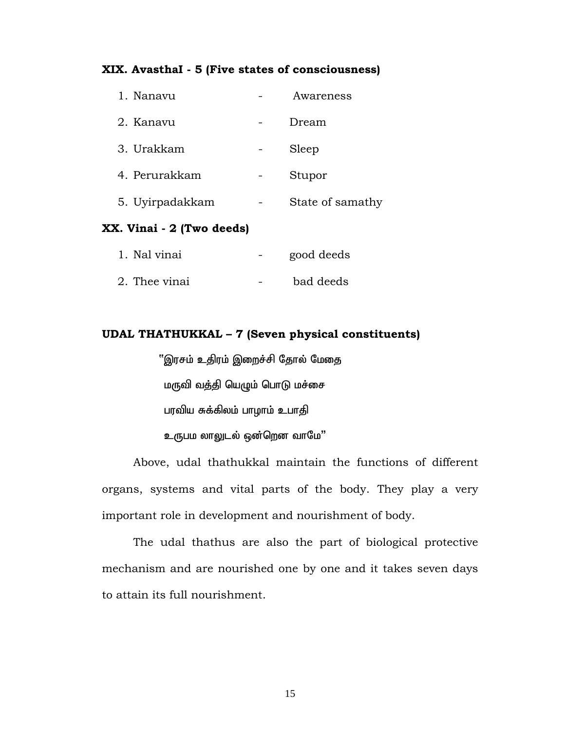**XIX. AvasthaI - 5 (Five states of consciousness)**

1. Nanavu - Awareness
2. Kanavu - Dream
3. Urakkam - Sleep
4. Perurakkam - Stupor
5. Uyirpadakkam - State of samathy

**XX. Vinai - 2 (Two deeds)**

1. Nal vinai - good deeds
2. Thee vinai - bad deeds

**UDAL THATHUKKAL – 7 (Seven physical constituents)**

"இரசம் உதிரம் இறைச்சி தோல் மேதை
மருவி வத்தி யெழும் பொடு மச்சை
பரவிய சுக்கிலம் பாழாம் உபாதி
உருபம லாலுடல் ஒன்றென வாமே"

Above, udal thathukkal maintain the functions of different organs, systems and vital parts of the body. They play a very important role in development and nourishment of body.

The udal thathus are also the part of biological protective mechanism and are nourished one by one and it takes seven days to attain its full nourishment.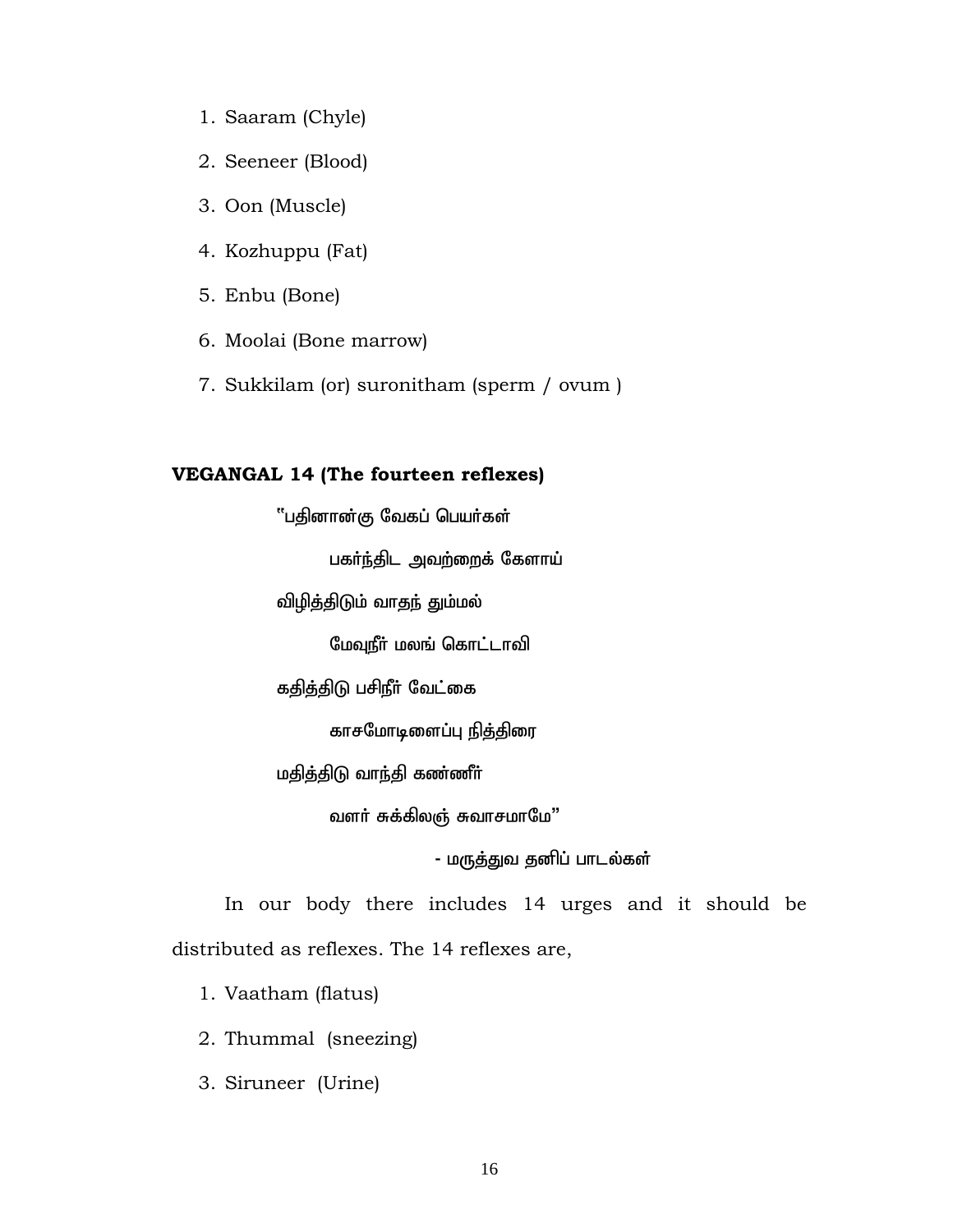1. Saaram (Chyle)
2. Seeneer (Blood)
3. Oon (Muscle)
4. Kozhuppu (Fat)
5. Enbu (Bone)
6. Moolai (Bone marrow)
7. Sukkilam (or) suronitham (sperm / ovum )

**VEGANGAL 14 (The fourteen reflexes)**

"பதினான்கு வேகப் பெயர்கள்

பகர்ந்திட அவற்றைக் கேளாய்

விழித்திடும் வாதந் தும்மல்

மேவுநீர் மலங் கொட்டாவி

கதித்திடு பசிநீர் வேட்கை

காசமோடிளைப்பு நித்திரை

மதித்திடு வாந்தி கண்ணீர்

வளர் சுக்கிலஞ் சுவாசமாமே"

- மருத்துவ தனிப் பாடல்கள்

In our body there includes 14 urges and it should be distributed as reflexes. The 14 reflexes are,

1. Vaatham (flatus)
2. Thummal (sneezing)
3. Siruneer (Urine)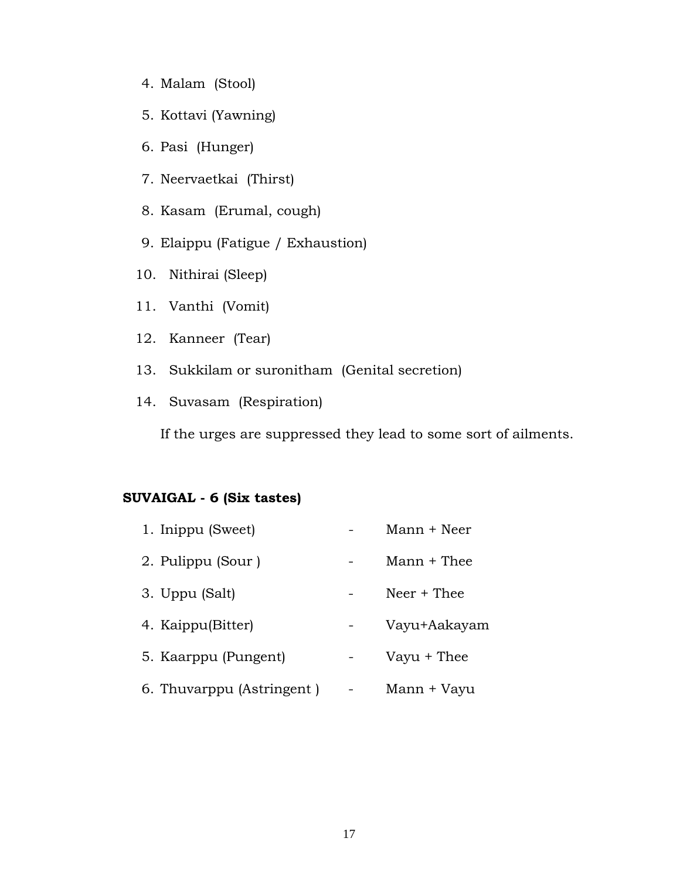4. Malam (Stool)
5. Kottavi (Yawning)
6. Pasi (Hunger)
7. Neervaetkai (Thirst)
8. Kasam (Erumal, cough)
9. Elaippu (Fatigue / Exhaustion)
10. Nithirai (Sleep)
11. Vanthi (Vomit)
12. Kanneer (Tear)
13. Sukkilam or suronitham (Genital secretion)
14. Suvasam (Respiration)

If the urges are suppressed they lead to some sort of ailments.

**SUVAIGAL - 6 (Six tastes)**

1. Inippu (Sweet) - Mann + Neer
2. Pulippu (Sour ) - Mann + Thee
3. Uppu (Salt) - Neer + Thee
4. Kaippu(Bitter) - Vayu+Aakayam
5. Kaarppu (Pungent) - Vayu + Thee
6. Thuvarppu (Astringent ) - Mann + Vayu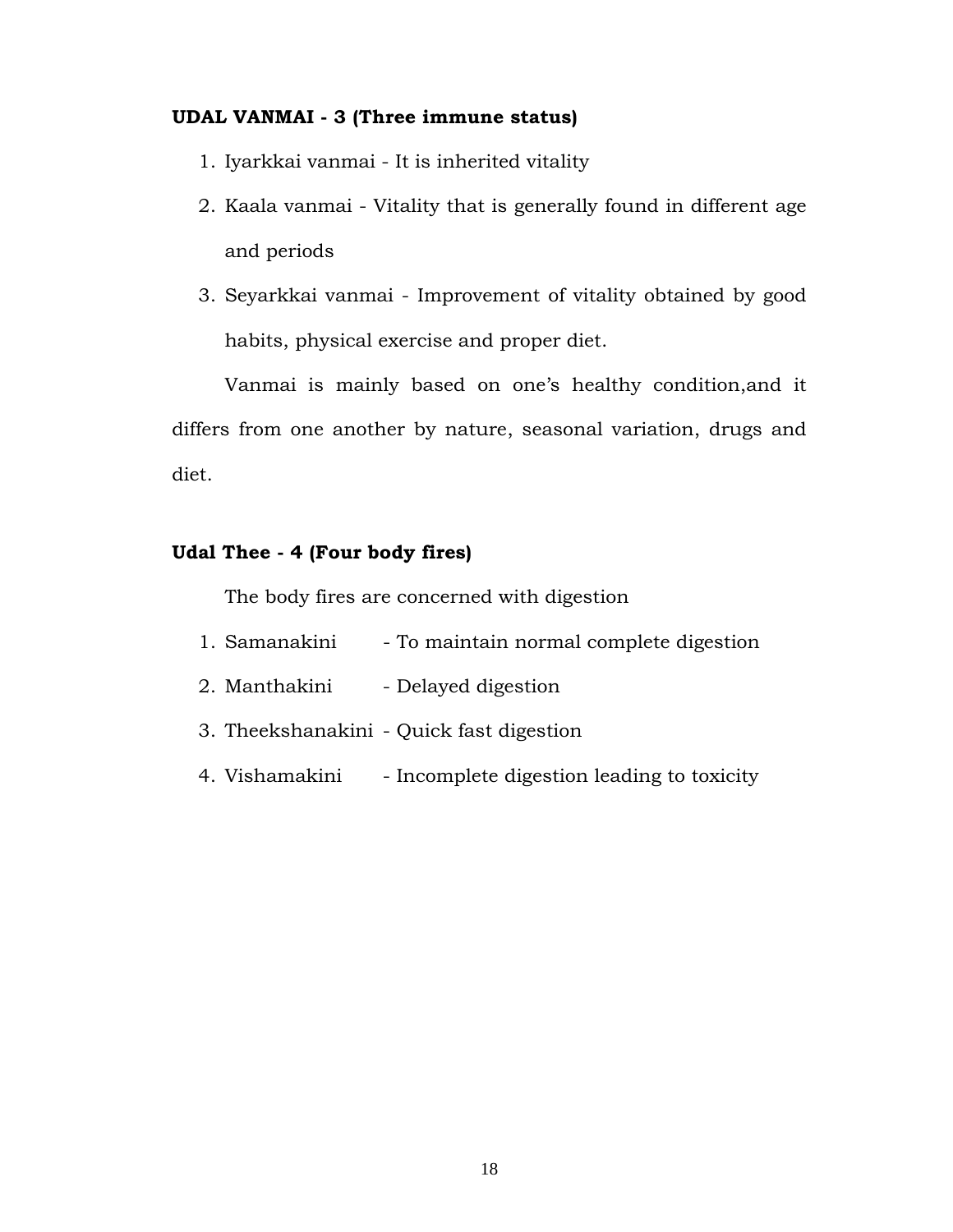**UDAL VANMAI - 3 (Three immune status)**

1. Iyarkkai vanmai - It is inherited vitality
2. Kaala vanmai - Vitality that is generally found in different age and periods
3. Seyarkkai vanmai - Improvement of vitality obtained by good habits, physical exercise and proper diet.

Vanmai is mainly based on one's healthy condition,and it differs from one another by nature, seasonal variation, drugs and diet.

**Udal Thee - 4 (Four body fires)**

The body fires are concerned with digestion

1. Samanakini - To maintain normal complete digestion
2. Manthakini - Delayed digestion
3. Theekshanakini - Quick fast digestion
4. Vishamakini - Incomplete digestion leading to toxicity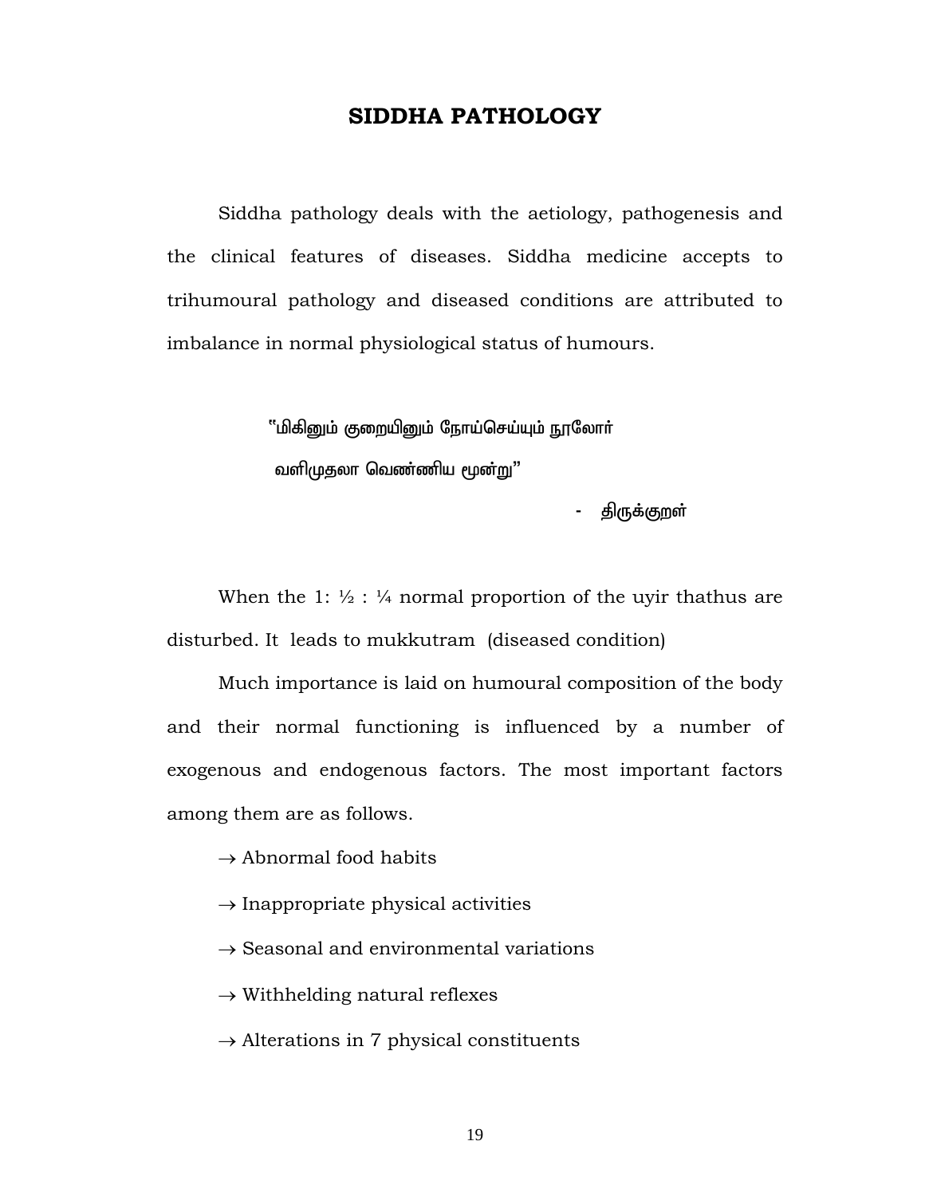# SIDDHA PATHOLOGY

Siddha pathology deals with the aetiology, pathogenesis and the clinical features of diseases. Siddha medicine accepts to trihumoural pathology and diseased conditions are attributed to imbalance in normal physiological status of humours.

> "மிகினும் குறையினும் நோய்செய்யும் நூலோர்
> வளிமுதலா வெண்ணிய மூன்று"
>
> \- திருக்குறள்

When the 1: ½ : ¼ normal proportion of the uyir thathus are disturbed. It leads to mukkutram (diseased condition)

Much importance is laid on humoural composition of the body and their normal functioning is influenced by a number of exogenous and endogenous factors. The most important factors among them are as follows.

→ Abnormal food habits

→ Inappropriate physical activities

→ Seasonal and environmental variations

→ Withhelding natural reflexes

→ Alterations in 7 physical constituents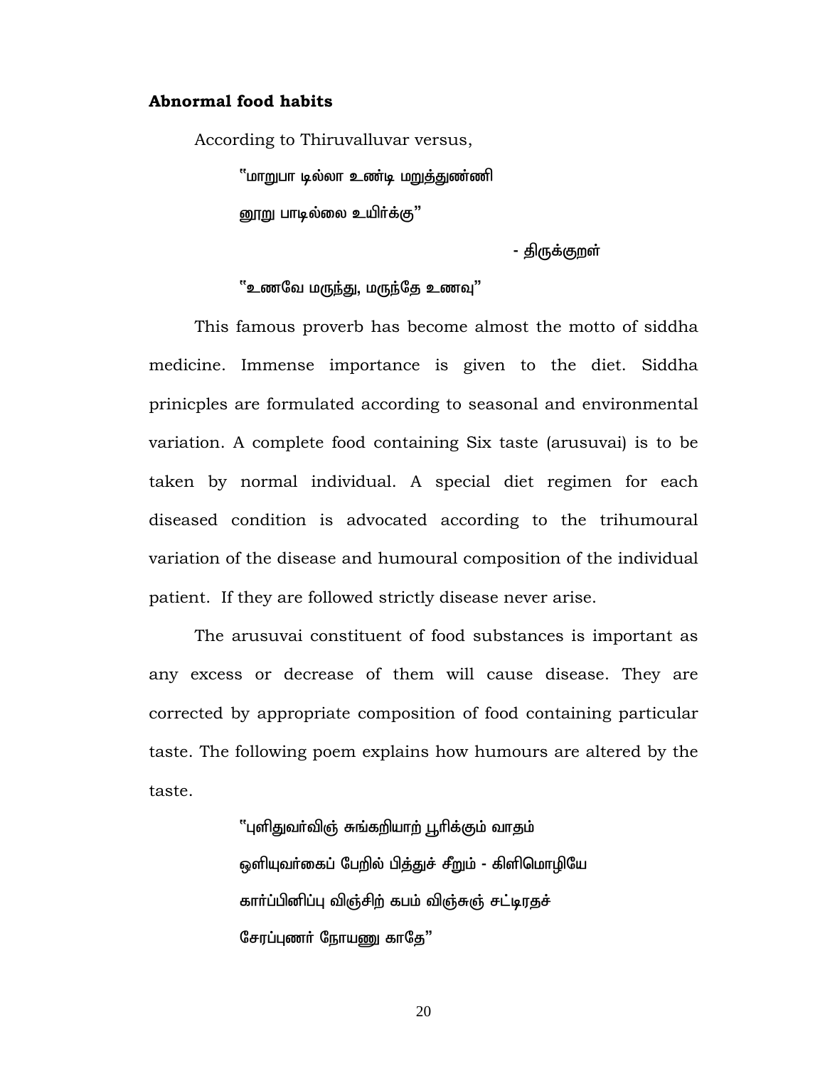**Abnormal food habits**

According to Thiruvalluvar versus,

"மாறுபா டில்லா உண்டி மறுத்துண்ணி
னூறு பாடில்லை உயிர்க்கு"

- திருக்குறள்

"உணவே மருந்து, மருந்தே உணவு"

This famous proverb has become almost the motto of siddha medicine. Immense importance is given to the diet. Siddha prinicples are formulated according to seasonal and environmental variation. A complete food containing Six taste (arusuvai) is to be taken by normal individual. A special diet regimen for each diseased condition is advocated according to the trihumoural variation of the disease and humoural composition of the individual patient. If they are followed strictly disease never arise.

The arusuvai constituent of food substances is important as any excess or decrease of them will cause disease. They are corrected by appropriate composition of food containing particular taste. The following poem explains how humours are altered by the taste.

"புளிதுவர்விஞ் சுங்கறியாற் பூரிக்கும் வாதம்
ஒளியுவர்கைப் பேறில் பித்துச் சீறும் - கிளிமொழியே
கார்ப்பினிப்பு விஞ்சிற் கபம் விஞ்சுஞ் சட்டிரதச்
சேரப்புணர் நோயணு காதே"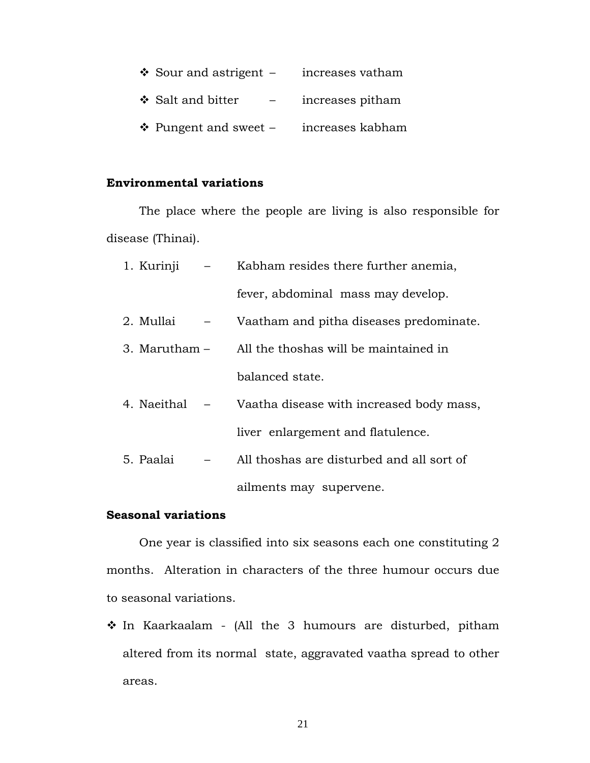- Sour and astrigent – increases vatham
- Salt and bitter – increases pitham
- Pungent and sweet – increases kabham

**Environmental variations**

The place where the people are living is also responsible for disease (Thinai).

1. Kurinji – Kabham resides there further anemia, fever, abdominal mass may develop.
2. Mullai – Vaatham and pitha diseases predominate.
3. Marutham – All the thoshas will be maintained in balanced state.
4. Naeithal – Vaatha disease with increased body mass, liver enlargement and flatulence.
5. Paalai – All thoshas are disturbed and all sort of ailments may supervene.

**Seasonal variations**

One year is classified into six seasons each one constituting 2 months. Alteration in characters of the three humour occurs due to seasonal variations.

- In Kaarkaalam - (All the 3 humours are disturbed, pitham altered from its normal state, aggravated vaatha spread to other areas.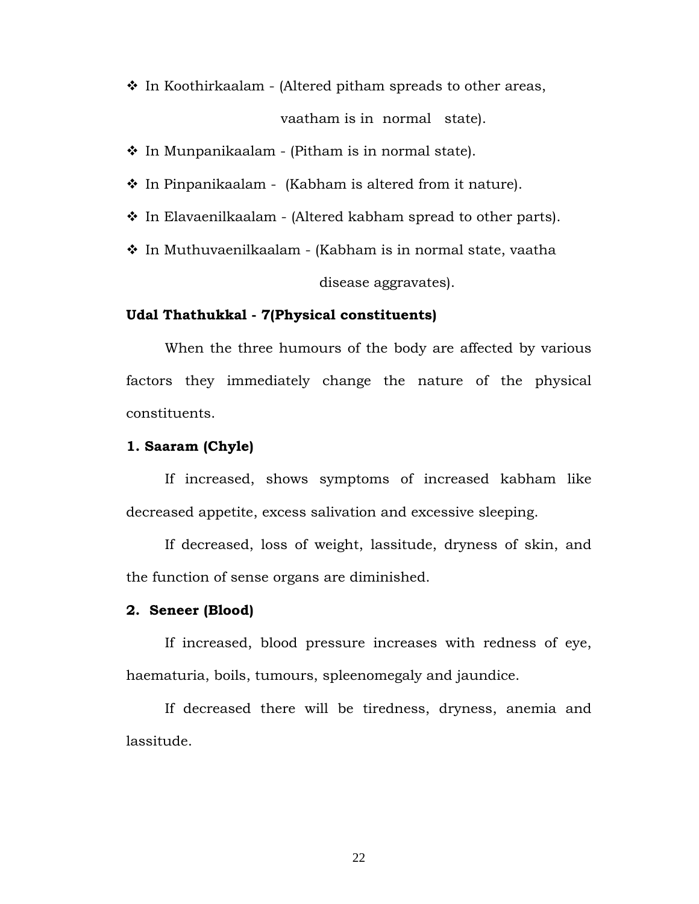- In Koothirkaalam - (Altered pitham spreads to other areas, vaatham is in normal state).
- In Munpanikaalam - (Pitham is in normal state).
- In Pinpanikaalam - (Kabham is altered from it nature).
- In Elavaenilkaalam - (Altered kabham spread to other parts).
- In Muthuvaenilkaalam - (Kabham is in normal state, vaatha disease aggravates).

**Udal Thathukkal - 7(Physical constituents)**

When the three humours of the body are affected by various factors they immediately change the nature of the physical constituents.

**1. Saaram (Chyle)**

If increased, shows symptoms of increased kabham like decreased appetite, excess salivation and excessive sleeping.

If decreased, loss of weight, lassitude, dryness of skin, and the function of sense organs are diminished.

**2. Seneer (Blood)**

If increased, blood pressure increases with redness of eye, haematuria, boils, tumours, spleenomegaly and jaundice.

If decreased there will be tiredness, dryness, anemia and lassitude.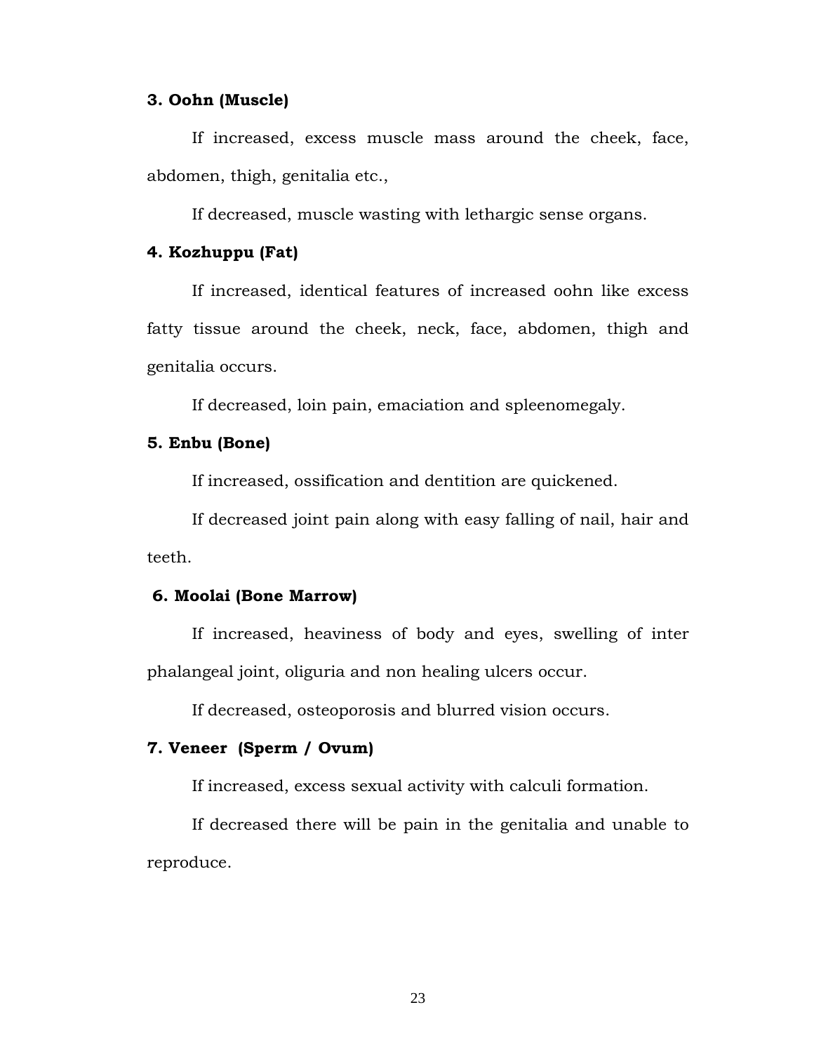**3. Oohn (Muscle)**

If increased, excess muscle mass around the cheek, face, abdomen, thigh, genitalia etc.,

If decreased, muscle wasting with lethargic sense organs.

**4. Kozhuppu (Fat)**

If increased, identical features of increased oohn like excess fatty tissue around the cheek, neck, face, abdomen, thigh and genitalia occurs.

If decreased, loin pain, emaciation and spleenomegaly.

**5. Enbu (Bone)**

If increased, ossification and dentition are quickened.

If decreased joint pain along with easy falling of nail, hair and teeth.

**6. Moolai (Bone Marrow)**

If increased, heaviness of body and eyes, swelling of inter phalangeal joint, oliguria and non healing ulcers occur.

If decreased, osteoporosis and blurred vision occurs.

**7. Veneer (Sperm / Ovum)**

If increased, excess sexual activity with calculi formation.

If decreased there will be pain in the genitalia and unable to reproduce.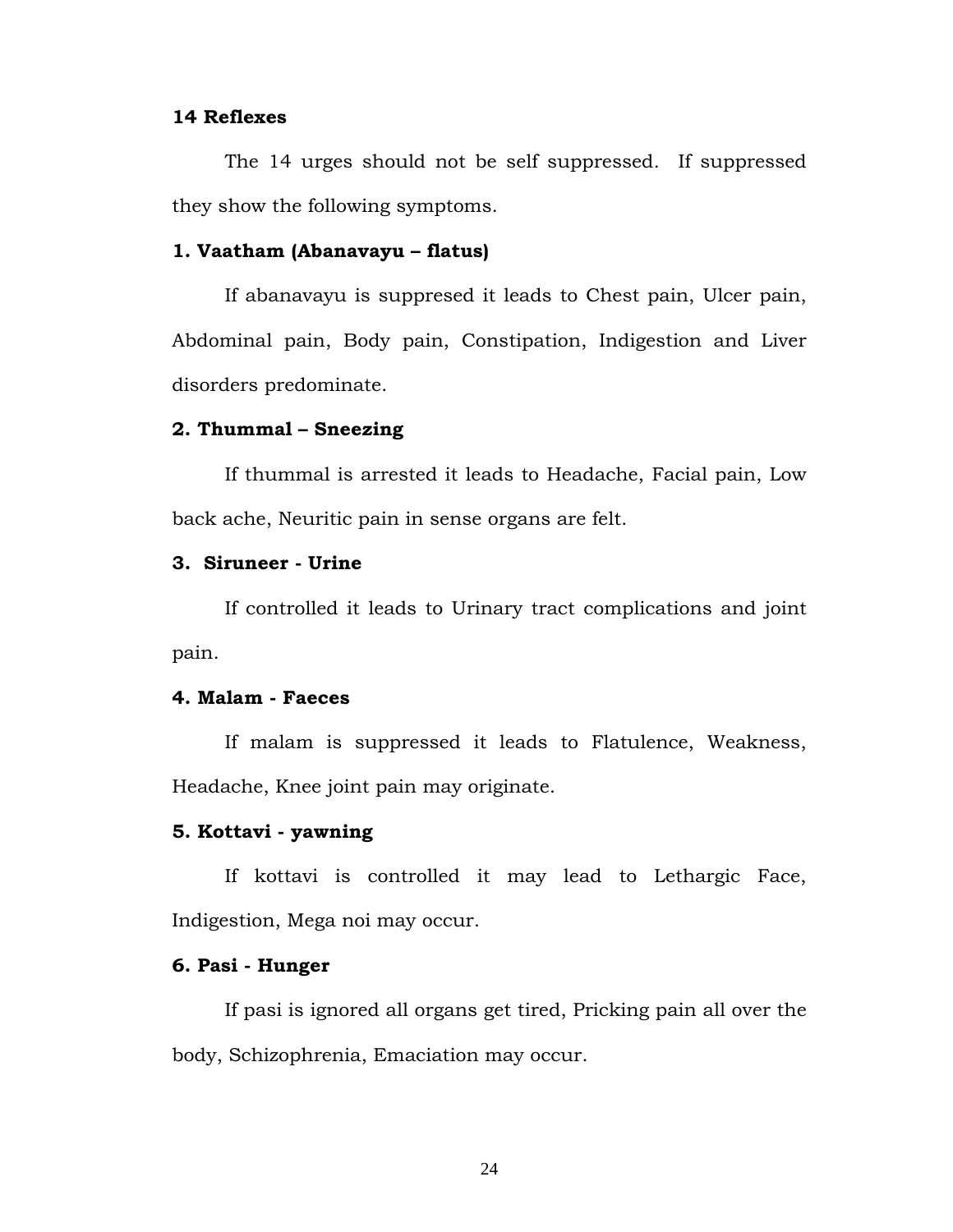**14 Reflexes**

The 14 urges should not be self suppressed. If suppressed they show the following symptoms.

**1. Vaatham (Abanavayu – flatus)**

If abanavayu is suppresed it leads to Chest pain, Ulcer pain, Abdominal pain, Body pain, Constipation, Indigestion and Liver disorders predominate.

**2. Thummal – Sneezing**

If thummal is arrested it leads to Headache, Facial pain, Low back ache, Neuritic pain in sense organs are felt.

**3. Siruneer - Urine**

If controlled it leads to Urinary tract complications and joint pain.

**4. Malam - Faeces**

If malam is suppressed it leads to Flatulence, Weakness, Headache, Knee joint pain may originate.

**5. Kottavi - yawning**

If kottavi is controlled it may lead to Lethargic Face, Indigestion, Mega noi may occur.

**6. Pasi - Hunger**

If pasi is ignored all organs get tired, Pricking pain all over the body, Schizophrenia, Emaciation may occur.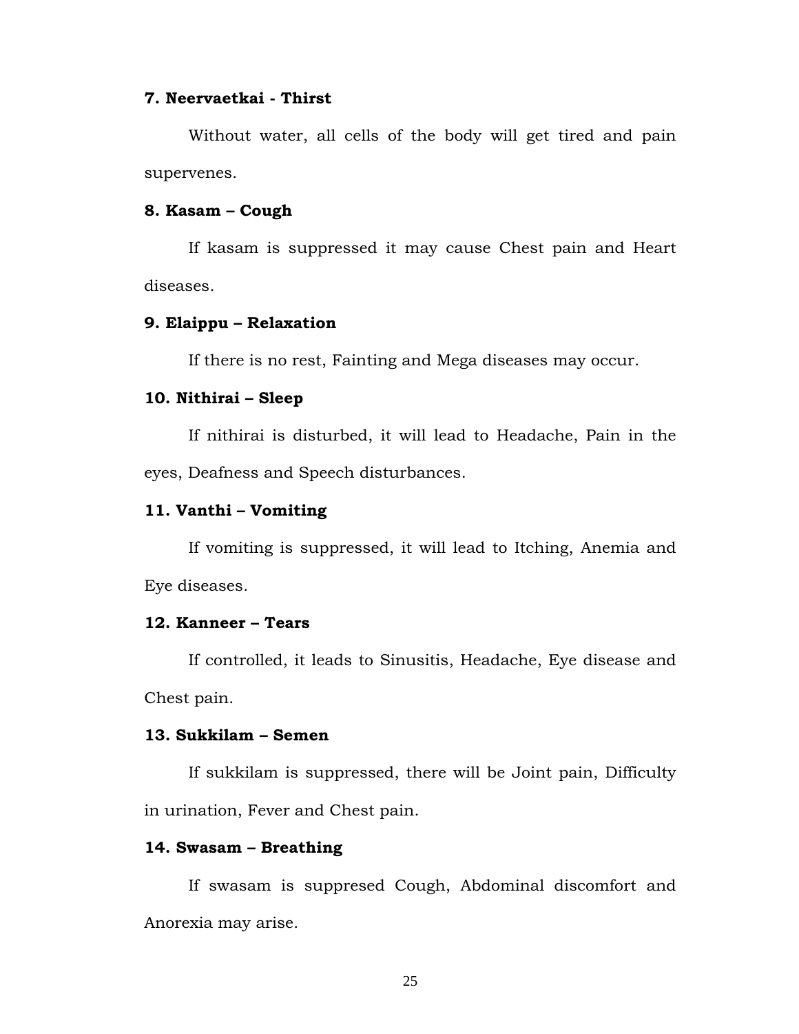**7. Neervaetkai - Thirst**

Without water, all cells of the body will get tired and pain supervenes.

**8. Kasam – Cough**

If kasam is suppressed it may cause Chest pain and Heart diseases.

**9. Elaippu – Relaxation**

If there is no rest, Fainting and Mega diseases may occur.

**10. Nithirai – Sleep**

If nithirai is disturbed, it will lead to Headache, Pain in the eyes, Deafness and Speech disturbances.

**11. Vanthi – Vomiting**

If vomiting is suppressed, it will lead to Itching, Anemia and Eye diseases.

**12. Kanneer – Tears**

If controlled, it leads to Sinusitis, Headache, Eye disease and Chest pain.

**13. Sukkilam – Semen**

If sukkilam is suppressed, there will be Joint pain, Difficulty in urination, Fever and Chest pain.

**14. Swasam – Breathing**

If swasam is suppresed Cough, Abdominal discomfort and Anorexia may arise.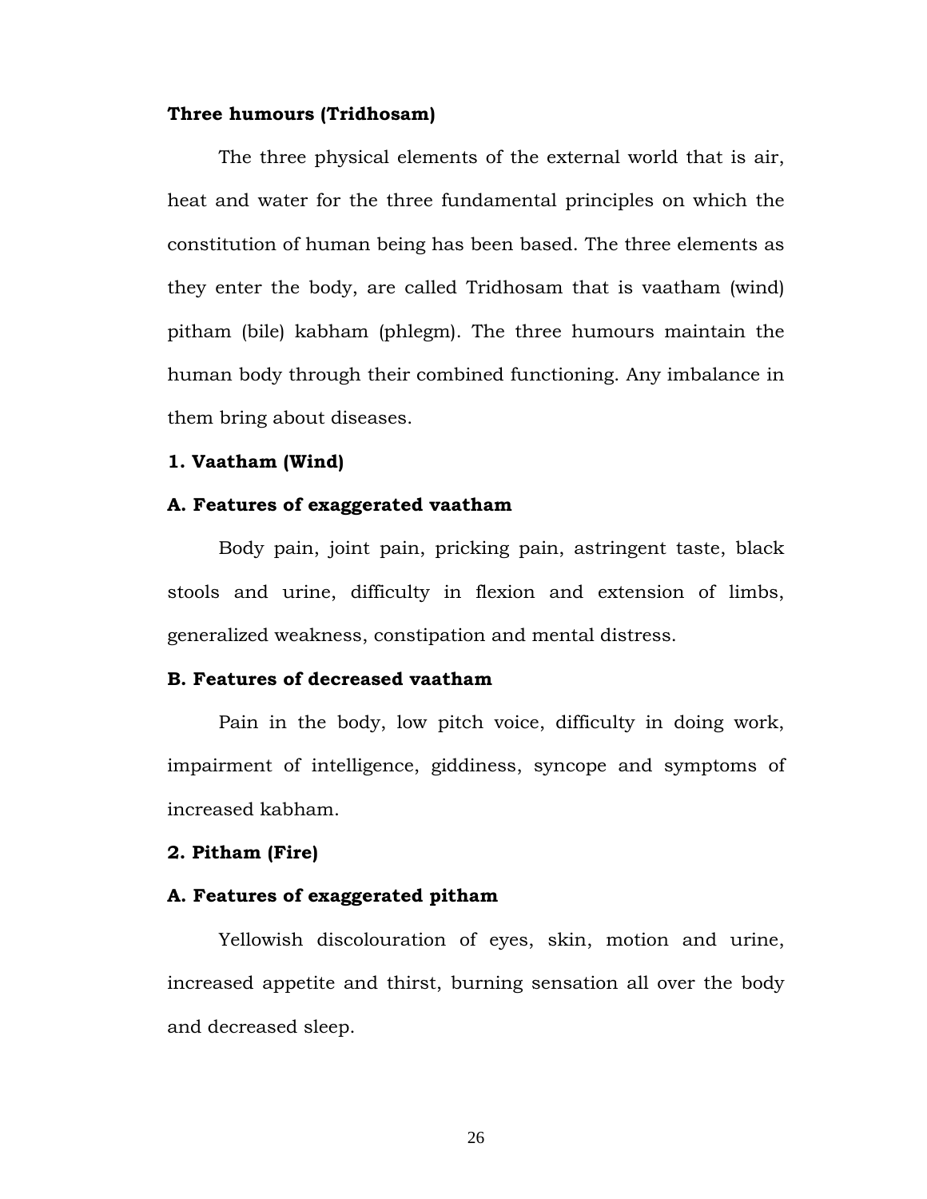**Three humours (Tridhosam)**

The three physical elements of the external world that is air, heat and water for the three fundamental principles on which the constitution of human being has been based. The three elements as they enter the body, are called Tridhosam that is vaatham (wind) pitham (bile) kabham (phlegm). The three humours maintain the human body through their combined functioning. Any imbalance in them bring about diseases.

**1. Vaatham (Wind)**

**A. Features of exaggerated vaatham**

Body pain, joint pain, pricking pain, astringent taste, black stools and urine, difficulty in flexion and extension of limbs, generalized weakness, constipation and mental distress.

**B. Features of decreased vaatham**

Pain in the body, low pitch voice, difficulty in doing work, impairment of intelligence, giddiness, syncope and symptoms of increased kabham.

**2. Pitham (Fire)**

**A. Features of exaggerated pitham**

Yellowish discolouration of eyes, skin, motion and urine, increased appetite and thirst, burning sensation all over the body and decreased sleep.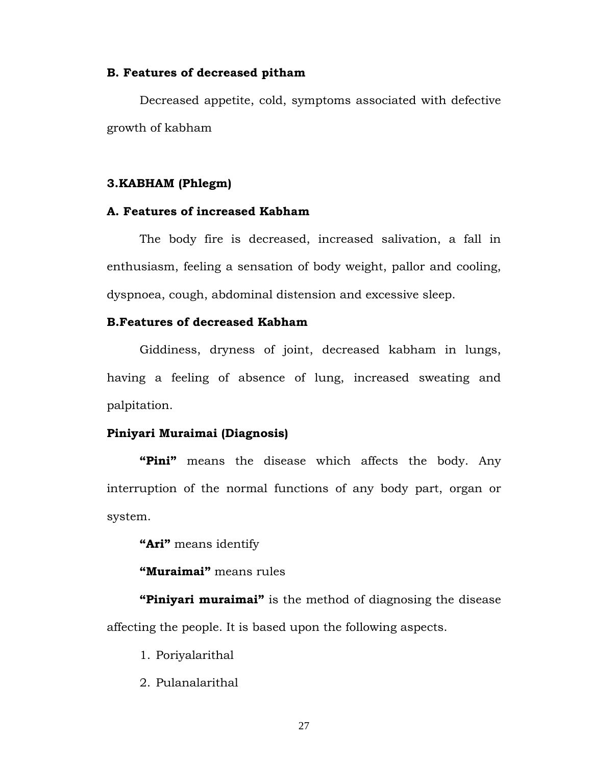**B. Features of decreased pitham**

Decreased appetite, cold, symptoms associated with defective growth of kabham

**3.KABHAM (Phlegm)**

**A. Features of increased Kabham**

The body fire is decreased, increased salivation, a fall in enthusiasm, feeling a sensation of body weight, pallor and cooling, dyspnoea, cough, abdominal distension and excessive sleep.

**B.Features of decreased Kabham**

Giddiness, dryness of joint, decreased kabham in lungs, having a feeling of absence of lung, increased sweating and palpitation.

**Piniyari Muraimai (Diagnosis)**

**"Pini"** means the disease which affects the body. Any interruption of the normal functions of any body part, organ or system.

**"Ari"** means identify

**"Muraimai"** means rules

**"Piniyari muraimai"** is the method of diagnosing the disease affecting the people. It is based upon the following aspects.

1. Poriyalarithal
2. Pulanalarithal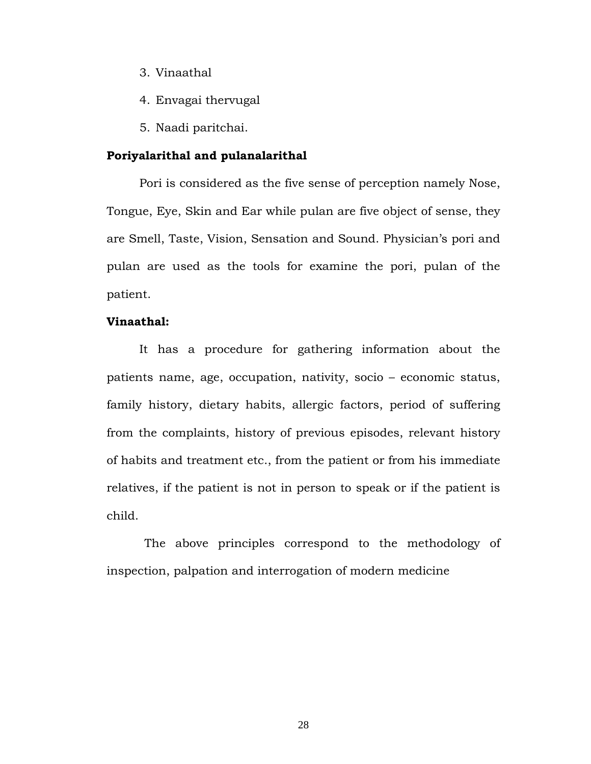3. Vinaathal
4. Envagai thervugal
5. Naadi paritchai.

**Poriyalarithal and pulanalarithal**

Pori is considered as the five sense of perception namely Nose, Tongue, Eye, Skin and Ear while pulan are five object of sense, they are Smell, Taste, Vision, Sensation and Sound. Physician's pori and pulan are used as the tools for examine the pori, pulan of the patient.

**Vinaathal:**

It has a procedure for gathering information about the patients name, age, occupation, nativity, socio – economic status, family history, dietary habits, allergic factors, period of suffering from the complaints, history of previous episodes, relevant history of habits and treatment etc., from the patient or from his immediate relatives, if the patient is not in person to speak or if the patient is child.

The above principles correspond to the methodology of inspection, palpation and interrogation of modern medicine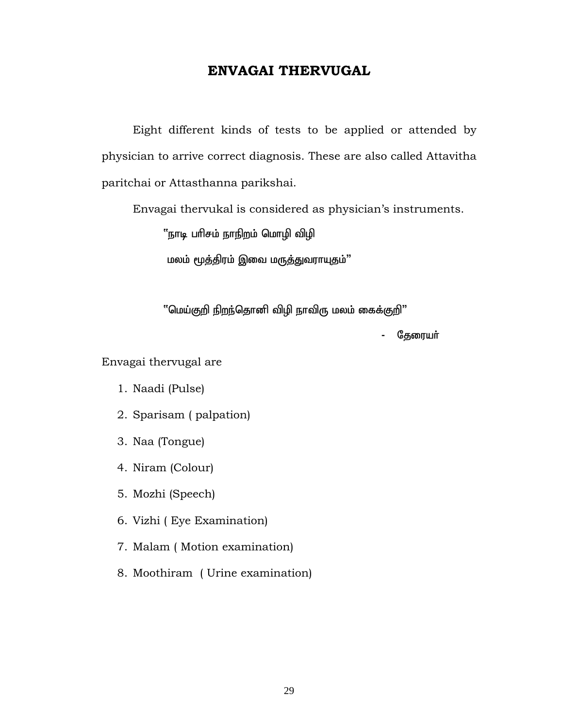# ENVAGAI THERVUGAL

Eight different kinds of tests to be applied or attended by physician to arrive correct diagnosis. These are also called Attavitha paritchai or Attasthanna parikshai.

Envagai thervukal is considered as physician's instruments.

"நாடி பரிசம் நாநிறம் மொழி விழி
மலம் மூத்திரம் இவை மருத்துவராயுதம்"

"மெய்குறி நிறந்தொனி விழி நாவிரு மலம் கைக்குறி"

- தேரையர்

Envagai thervugal are

1. Naadi (Pulse)
2. Sparisam ( palpation)
3. Naa (Tongue)
4. Niram (Colour)
5. Mozhi (Speech)
6. Vizhi ( Eye Examination)
7. Malam ( Motion examination)
8. Moothiram ( Urine examination)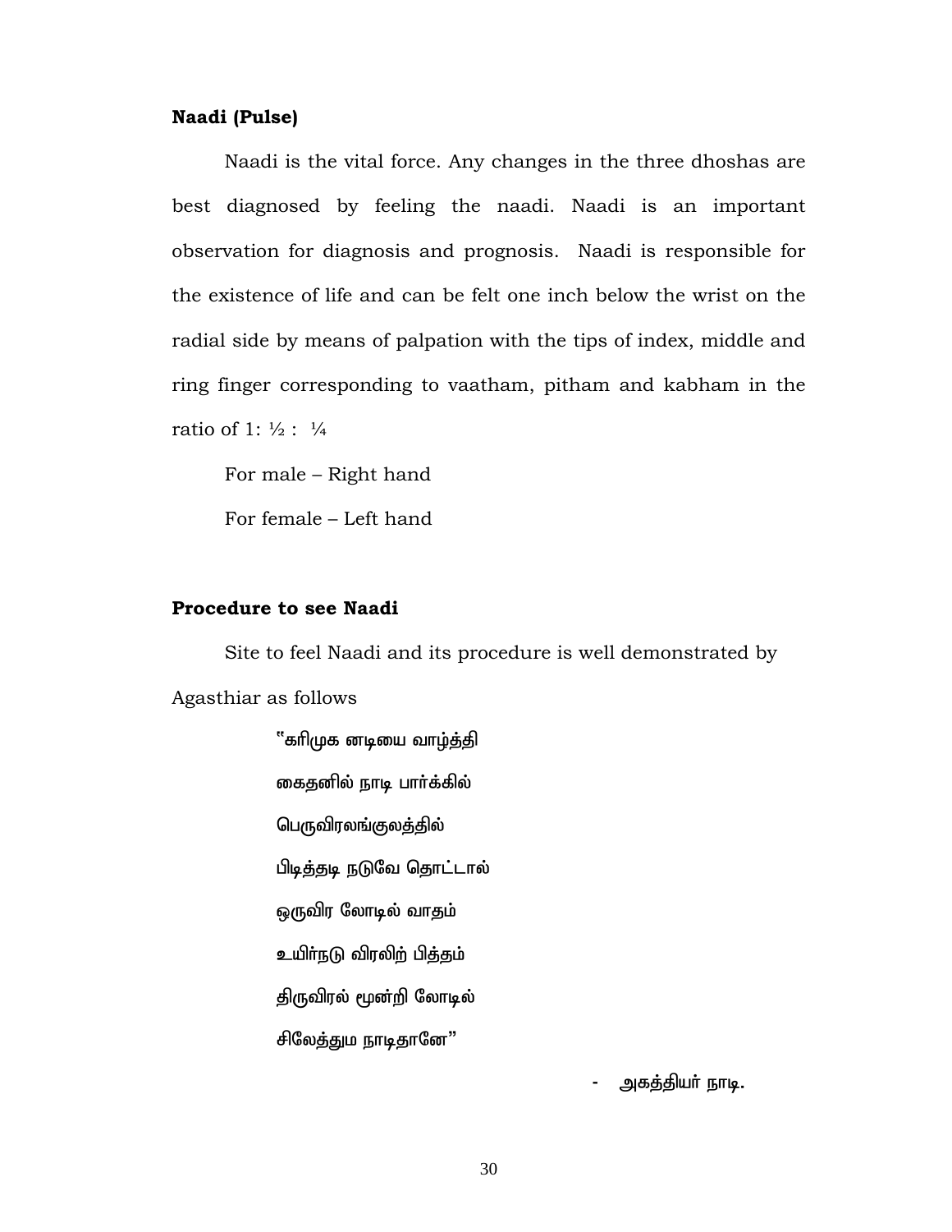**Naadi (Pulse)**

Naadi is the vital force. Any changes in the three dhoshas are best diagnosed by feeling the naadi. Naadi is an important observation for diagnosis and prognosis. Naadi is responsible for the existence of life and can be felt one inch below the wrist on the radial side by means of palpation with the tips of index, middle and ring finger corresponding to vaatham, pitham and kabham in the ratio of 1: ½ : ¼

For male – Right hand

For female – Left hand

**Procedure to see Naadi**

Site to feel Naadi and its procedure is well demonstrated by Agasthiar as follows

"கரிமுக னடியை வாழ்த்தி  
கைதனில் நாடி பார்க்கில்  
பெருவிரலங்குலத்தில்  
பிடித்தடி நடுவே தொட்டால்  
ஒருவிர லோடில் வாதம்  
உயிர்நடு விரலிற் பித்தம்  
திருவிரல் மூன்றி லோடில்  
சிலேத்தும நாடிதானே"

\- அகத்தியர் நாடி.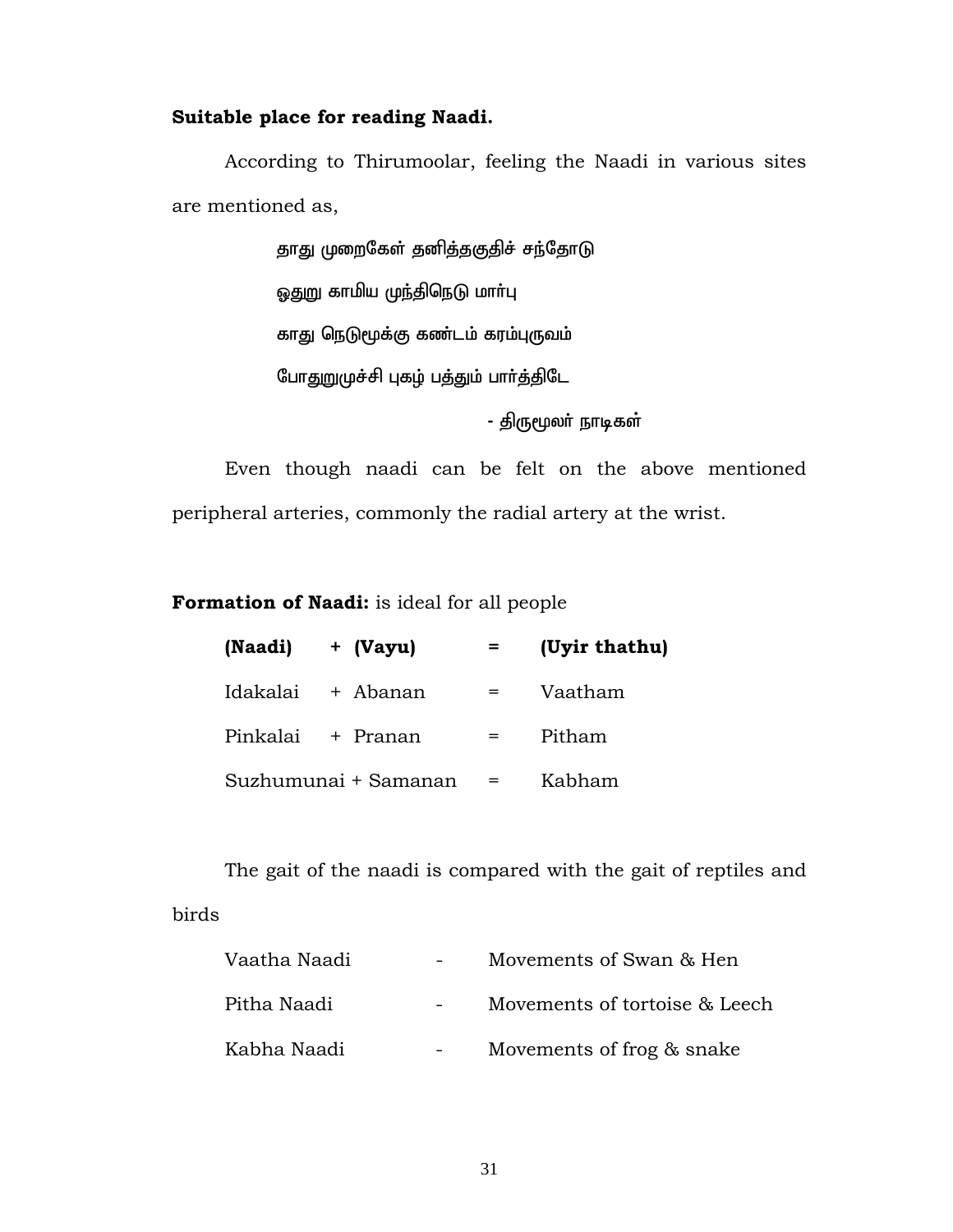**Suitable place for reading Naadi.**

According to Thirumoolar, feeling the Naadi in various sites are mentioned as,

> தாது முறைகேள் தனித்தகுதிச் சந்தோடு
> ஓதுறு காமிய முந்திநெடு மார்பு
> காது நெடுமூக்கு கண்டம் கரம்புருவம்
> போதுறுமுச்சி புகழ் பத்தும் பார்த்திடே
>
> \- திருமூலர் நாடிகள்

Even though naadi can be felt on the above mentioned peripheral arteries, commonly the radial artery at the wrist.

**Formation of Naadi:** is ideal for all people

| (Naadi) | + (Vayu) | = | (Uyir thathu) |
|---|---|---|---|
| Idakalai | + Abanan | = | Vaatham |
| Pinkalai | + Pranan | = | Pitham |
| Suzhumunai | + Samanan | = | Kabham |

The gait of the naadi is compared with the gait of reptiles and birds

| | | |
|---|---|---|
| Vaatha Naadi | - | Movements of Swan & Hen |
| Pitha Naadi | - | Movements of tortoise & Leech |
| Kabha Naadi | - | Movements of frog & snake |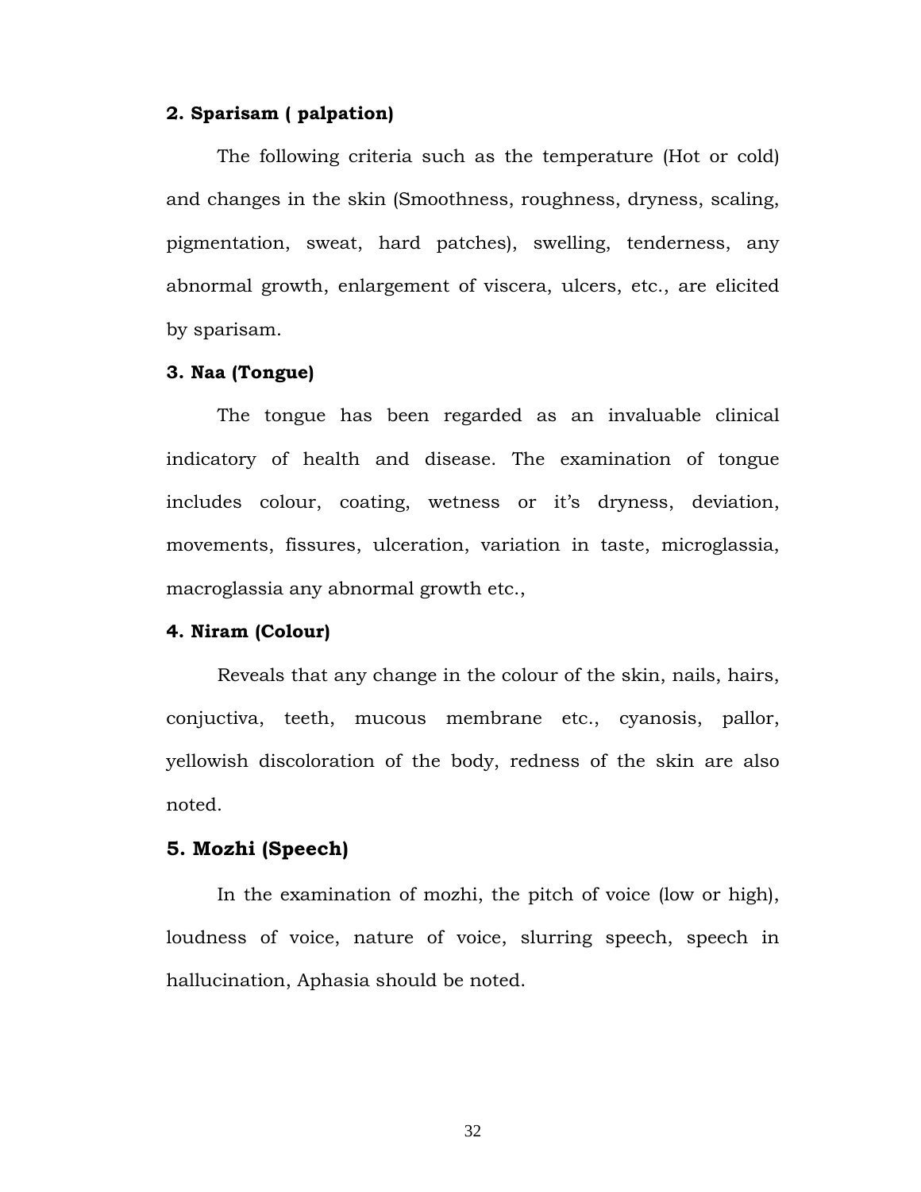**2. Sparisam ( palpation)**

The following criteria such as the temperature (Hot or cold) and changes in the skin (Smoothness, roughness, dryness, scaling, pigmentation, sweat, hard patches), swelling, tenderness, any abnormal growth, enlargement of viscera, ulcers, etc., are elicited by sparisam.

**3. Naa (Tongue)**

The tongue has been regarded as an invaluable clinical indicatory of health and disease. The examination of tongue includes colour, coating, wetness or it's dryness, deviation, movements, fissures, ulceration, variation in taste, microglassia, macroglassia any abnormal growth etc.,

**4. Niram (Colour)**

Reveals that any change in the colour of the skin, nails, hairs, conjuctiva, teeth, mucous membrane etc., cyanosis, pallor, yellowish discoloration of the body, redness of the skin are also noted.

**5. Mozhi (Speech)**

In the examination of mozhi, the pitch of voice (low or high), loudness of voice, nature of voice, slurring speech, speech in hallucination, Aphasia should be noted.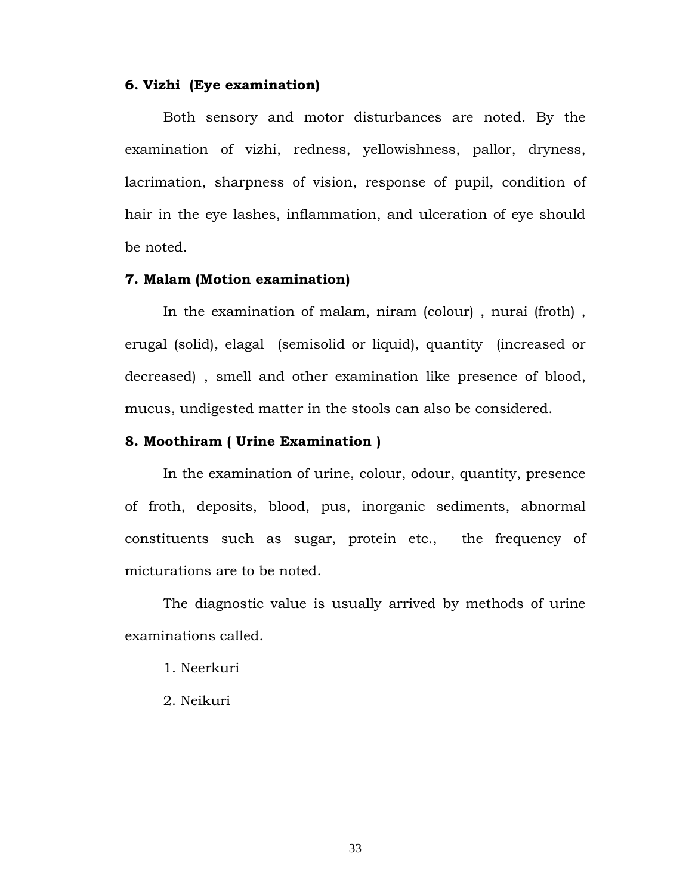**6. Vizhi (Eye examination)**

Both sensory and motor disturbances are noted. By the examination of vizhi, redness, yellowishness, pallor, dryness, lacrimation, sharpness of vision, response of pupil, condition of hair in the eye lashes, inflammation, and ulceration of eye should be noted.

**7. Malam (Motion examination)**

In the examination of malam, niram (colour) , nurai (froth) , erugal (solid), elagal (semisolid or liquid), quantity (increased or decreased) , smell and other examination like presence of blood, mucus, undigested matter in the stools can also be considered.

**8. Moothiram ( Urine Examination )**

In the examination of urine, colour, odour, quantity, presence of froth, deposits, blood, pus, inorganic sediments, abnormal constituents such as sugar, protein etc., the frequency of micturations are to be noted.

The diagnostic value is usually arrived by methods of urine examinations called.

1. Neerkuri
2. Neikuri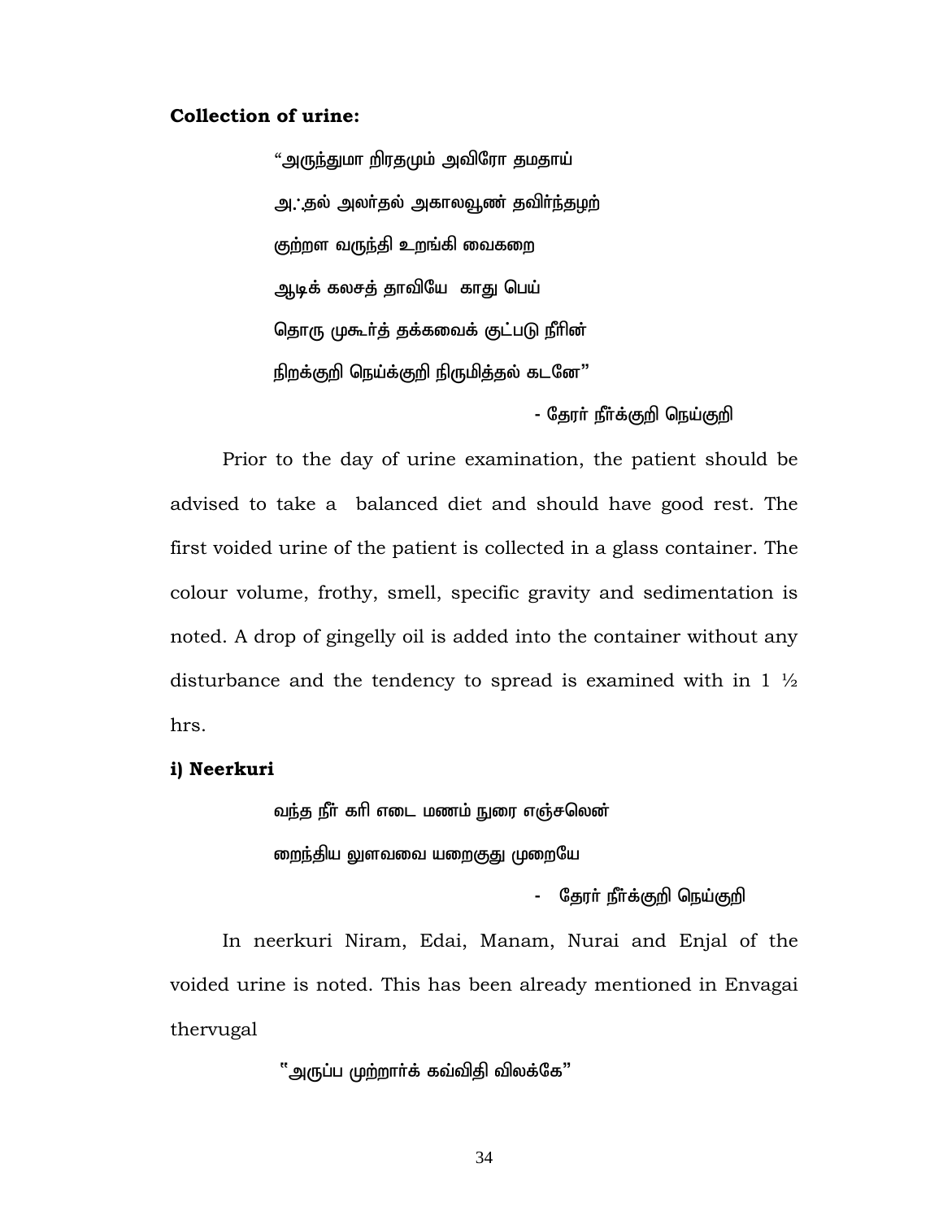**Collection of urine:**

"அருந்துமா றிரதமும் அவிரோ தமதாய்

அ.்.தல் அலர்தல் அகாலவூண் தவிர்ந்தழற்

குற்றள வருந்தி உறங்கி வைகறை

ஆடிக் கலசத் தாவியே காது பெய்

தொரு முகூர்த் தக்கவைக் குட்படு நீரின்

நிறக்குறி நெய்க்குறி நிருமித்தல் கடனே"

- தேரர் நீர்க்குறி நெய்க்குறி

Prior to the day of urine examination, the patient should be advised to take a balanced diet and should have good rest. The first voided urine of the patient is collected in a glass container. The colour volume, frothy, smell, specific gravity and sedimentation is noted. A drop of gingelly oil is added into the container without any disturbance and the tendency to spread is examined with in 1 ½ hrs.

**i) Neerkuri**

வந்த நீர் கரி எடை மணம் நுரை எஞ்சலென்

றைந்திய லுளவவை யறைகுது முறையே

- தேரர் நீர்க்குறி நெய்க்குறி

In neerkuri Niram, Edai, Manam, Nurai and Enjal of the voided urine is noted. This has been already mentioned in Envagai thervugal

"அருப்ப முற்றார்க் கவ்விதி விலக்கே"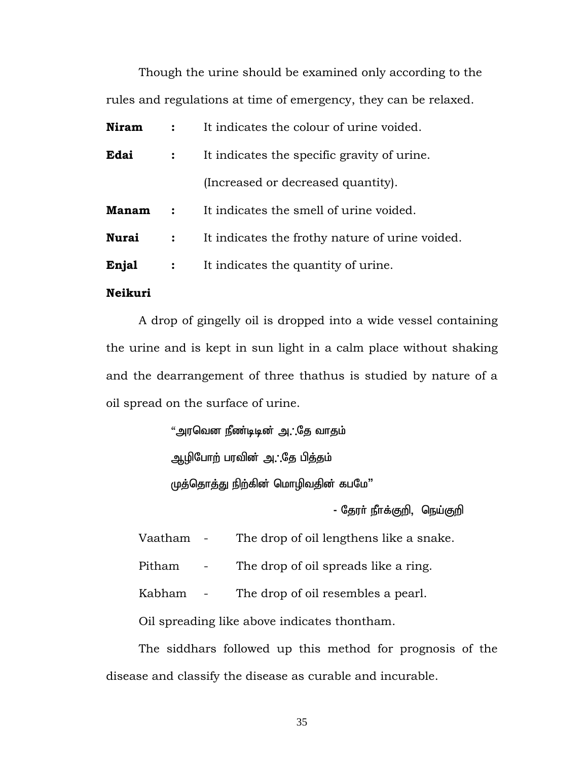Though the urine should be examined only according to the rules and regulations at time of emergency, they can be relaxed.

**Niram** : It indicates the colour of urine voided.

**Edai** : It indicates the specific gravity of urine. (Increased or decreased quantity).

**Manam** : It indicates the smell of urine voided.

**Nurai** : It indicates the frothy nature of urine voided.

**Enjal** : It indicates the quantity of urine.

**Neikuri**

A drop of gingelly oil is dropped into a wide vessel containing the urine and is kept in sun light in a calm place without shaking and the dearrangement of three thathus is studied by nature of a oil spread on the surface of urine.

"அரவென நீண்டிடின் அ∴தே வாதம்

ஆழிபோற் பரவின் அ∴தே பித்தம்

முத்தொத்து நிற்கின் மொழிவதின் கபமே"

- தேரர் நீாக்குறி, நெய்குறி

Vaatham - The drop of oil lengthens like a snake.

Pitham - The drop of oil spreads like a ring.

Kabham - The drop of oil resembles a pearl.

Oil spreading like above indicates thontham.

The siddhars followed up this method for prognosis of the disease and classify the disease as curable and incurable.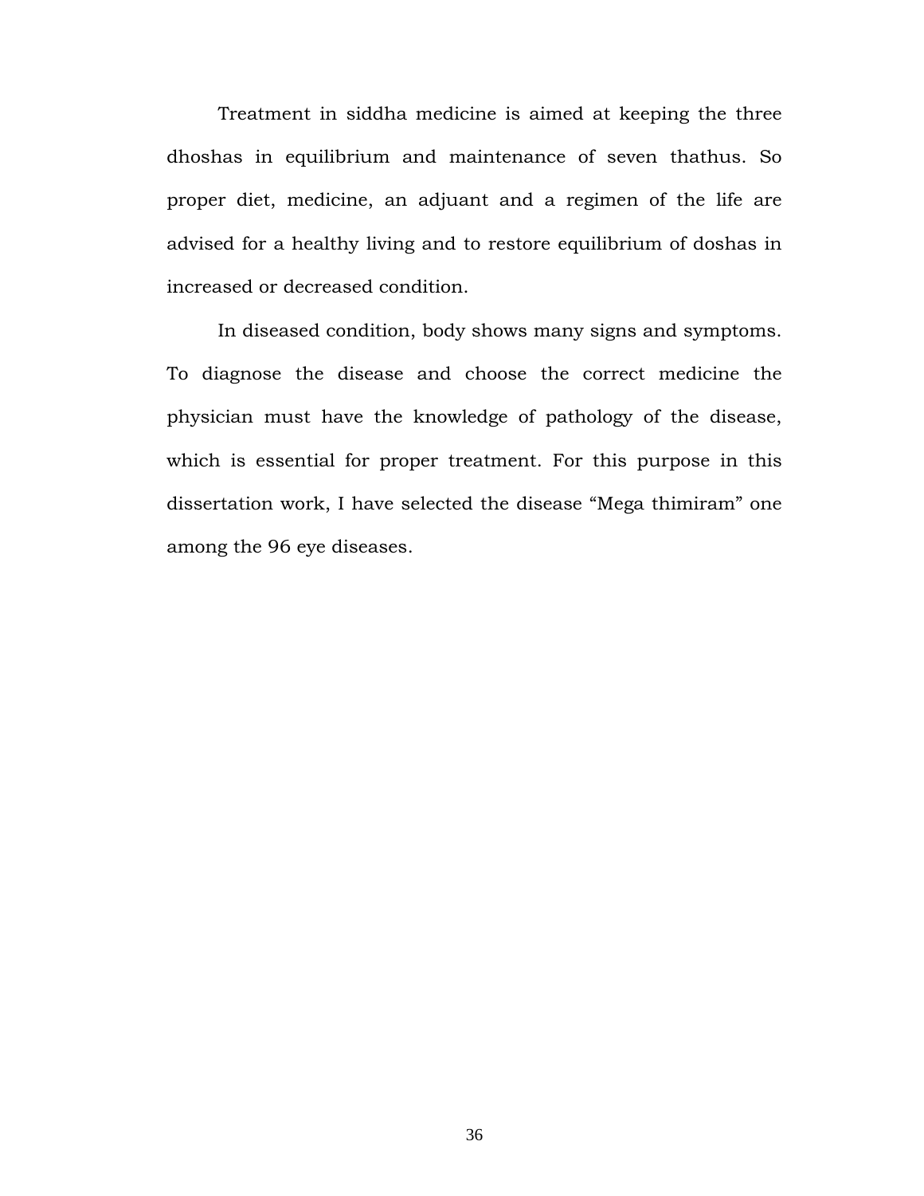Treatment in siddha medicine is aimed at keeping the three dhoshas in equilibrium and maintenance of seven thathus. So proper diet, medicine, an adjuant and a regimen of the life are advised for a healthy living and to restore equilibrium of doshas in increased or decreased condition.

In diseased condition, body shows many signs and symptoms. To diagnose the disease and choose the correct medicine the physician must have the knowledge of pathology of the disease, which is essential for proper treatment. For this purpose in this dissertation work, I have selected the disease "Mega thimiram" one among the 96 eye diseases.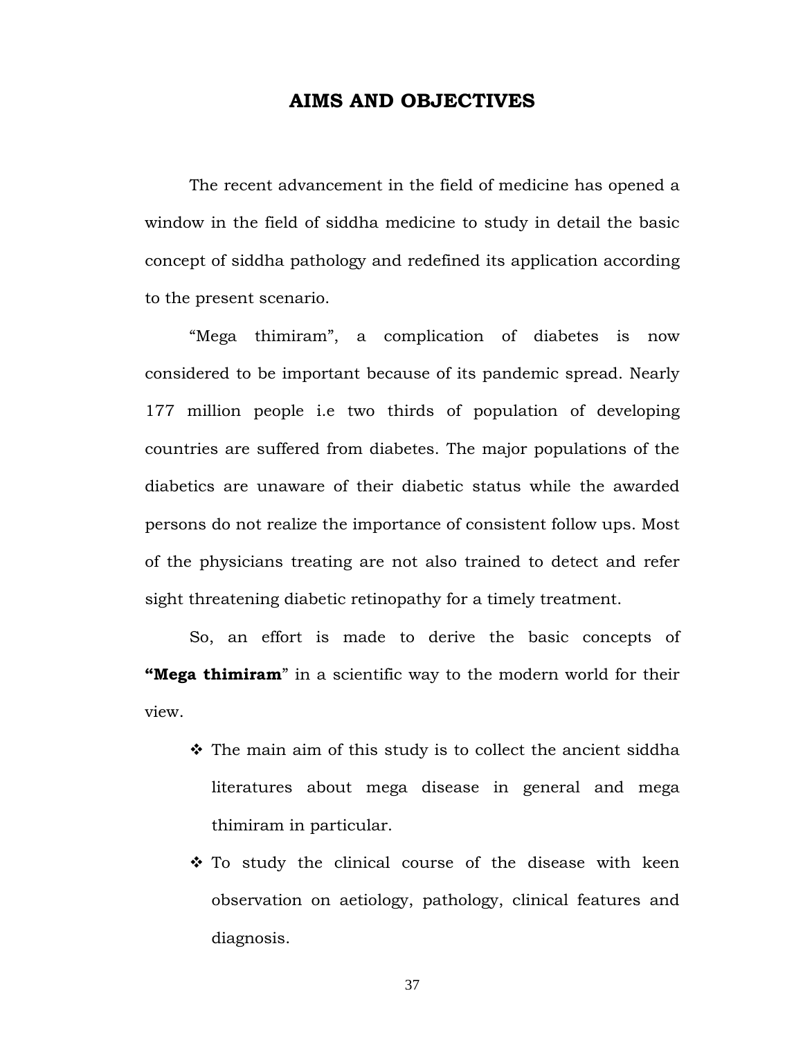# AIMS AND OBJECTIVES

The recent advancement in the field of medicine has opened a window in the field of siddha medicine to study in detail the basic concept of siddha pathology and redefined its application according to the present scenario.

“Mega thimiram”, a complication of diabetes is now considered to be important because of its pandemic spread. Nearly 177 million people i.e two thirds of population of developing countries are suffered from diabetes. The major populations of the diabetics are unaware of their diabetic status while the awarded persons do not realize the importance of consistent follow ups. Most of the physicians treating are not also trained to detect and refer sight threatening diabetic retinopathy for a timely treatment.

So, an effort is made to derive the basic concepts of **“Mega thimiram**” in a scientific way to the modern world for their view.

- The main aim of this study is to collect the ancient siddha literatures about mega disease in general and mega thimiram in particular.
- To study the clinical course of the disease with keen observation on aetiology, pathology, clinical features and diagnosis.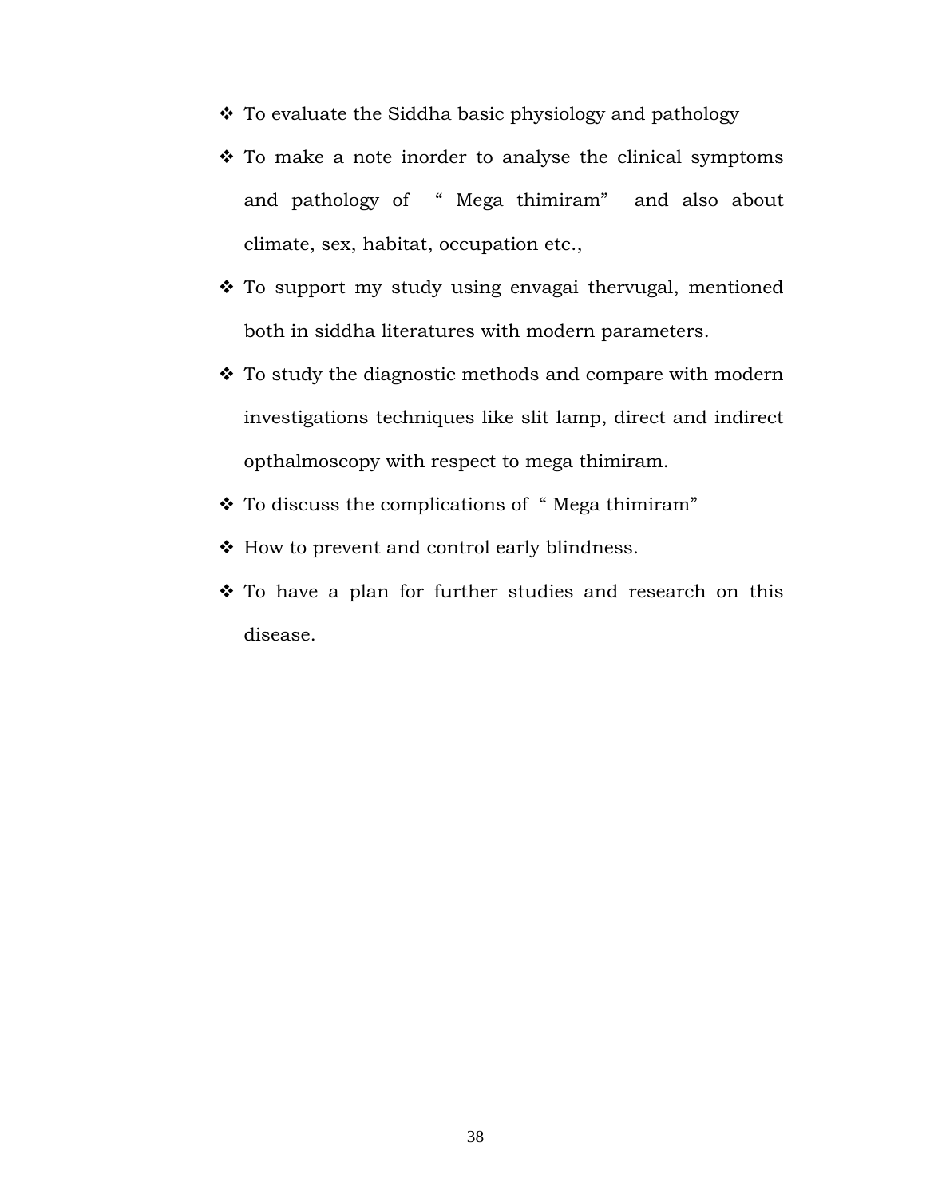- To evaluate the Siddha basic physiology and pathology
- To make a note inorder to analyse the clinical symptoms and pathology of " Mega thimiram" and also about climate, sex, habitat, occupation etc.,
- To support my study using envagai thervugal, mentioned both in siddha literatures with modern parameters.
- To study the diagnostic methods and compare with modern investigations techniques like slit lamp, direct and indirect opthalmoscopy with respect to mega thimiram.
- To discuss the complications of " Mega thimiram"
- How to prevent and control early blindness.
- To have a plan for further studies and research on this disease.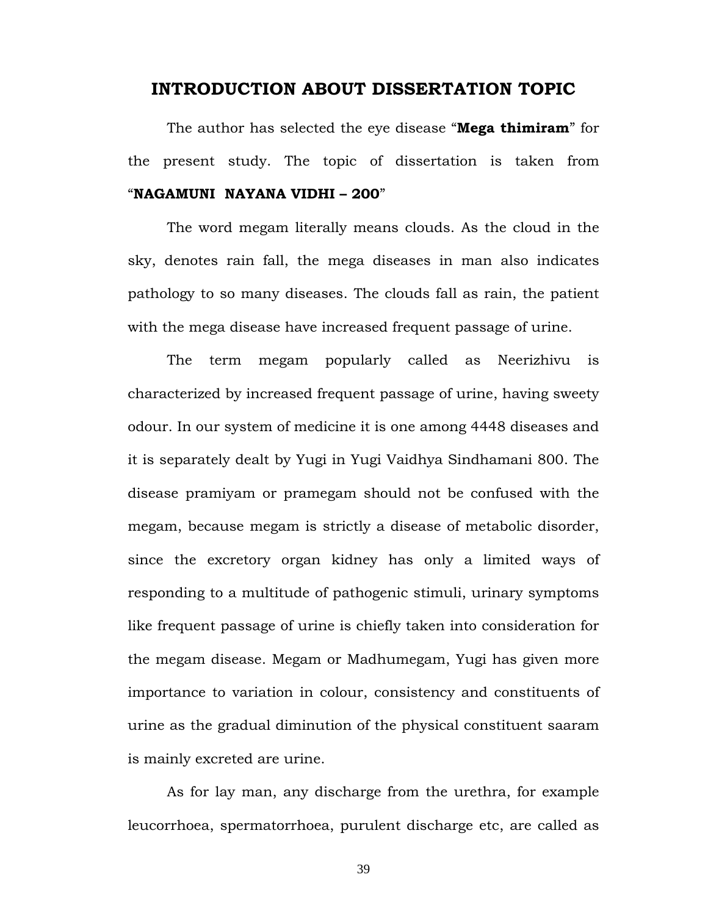# INTRODUCTION ABOUT DISSERTATION TOPIC

The author has selected the eye disease "**Mega thimiram**" for the present study. The topic of dissertation is taken from "**NAGAMUNI NAYANA VIDHI – 200**"

The word megam literally means clouds. As the cloud in the sky, denotes rain fall, the mega diseases in man also indicates pathology to so many diseases. The clouds fall as rain, the patient with the mega disease have increased frequent passage of urine.

The term megam popularly called as Neerizhivu is characterized by increased frequent passage of urine, having sweety odour. In our system of medicine it is one among 4448 diseases and it is separately dealt by Yugi in Yugi Vaidhya Sindhamani 800. The disease pramiyam or pramegam should not be confused with the megam, because megam is strictly a disease of metabolic disorder, since the excretory organ kidney has only a limited ways of responding to a multitude of pathogenic stimuli, urinary symptoms like frequent passage of urine is chiefly taken into consideration for the megam disease. Megam or Madhumegam, Yugi has given more importance to variation in colour, consistency and constituents of urine as the gradual diminution of the physical constituent saaram is mainly excreted are urine.

As for lay man, any discharge from the urethra, for example leucorrhoea, spermatorrhoea, purulent discharge etc, are called as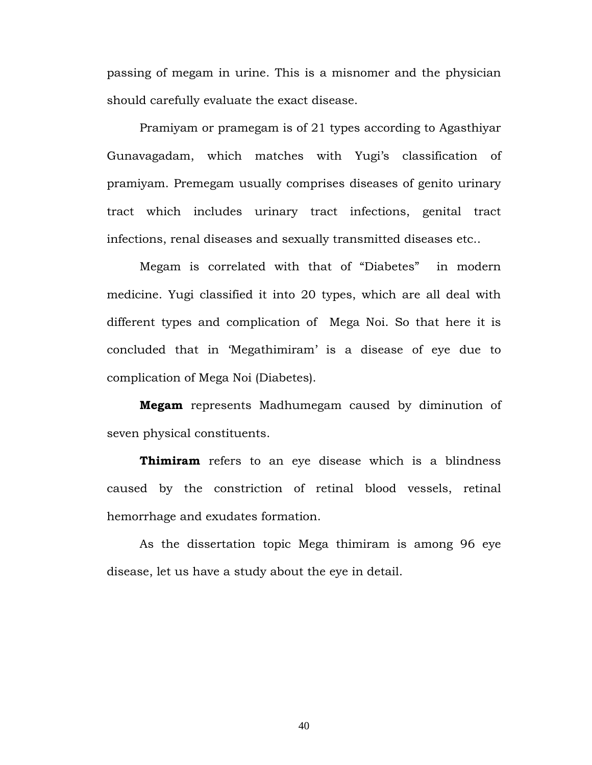passing of megam in urine. This is a misnomer and the physician should carefully evaluate the exact disease.

Pramiyam or pramegam is of 21 types according to Agasthiyar Gunavagadam, which matches with Yugi's classification of pramiyam. Premegam usually comprises diseases of genito urinary tract which includes urinary tract infections, genital tract infections, renal diseases and sexually transmitted diseases etc..

Megam is correlated with that of "Diabetes" in modern medicine. Yugi classified it into 20 types, which are all deal with different types and complication of Mega Noi. So that here it is concluded that in 'Megathimiram' is a disease of eye due to complication of Mega Noi (Diabetes).

**Megam** represents Madhumegam caused by diminution of seven physical constituents.

**Thimiram** refers to an eye disease which is a blindness caused by the constriction of retinal blood vessels, retinal hemorrhage and exudates formation.

As the dissertation topic Mega thimiram is among 96 eye disease, let us have a study about the eye in detail.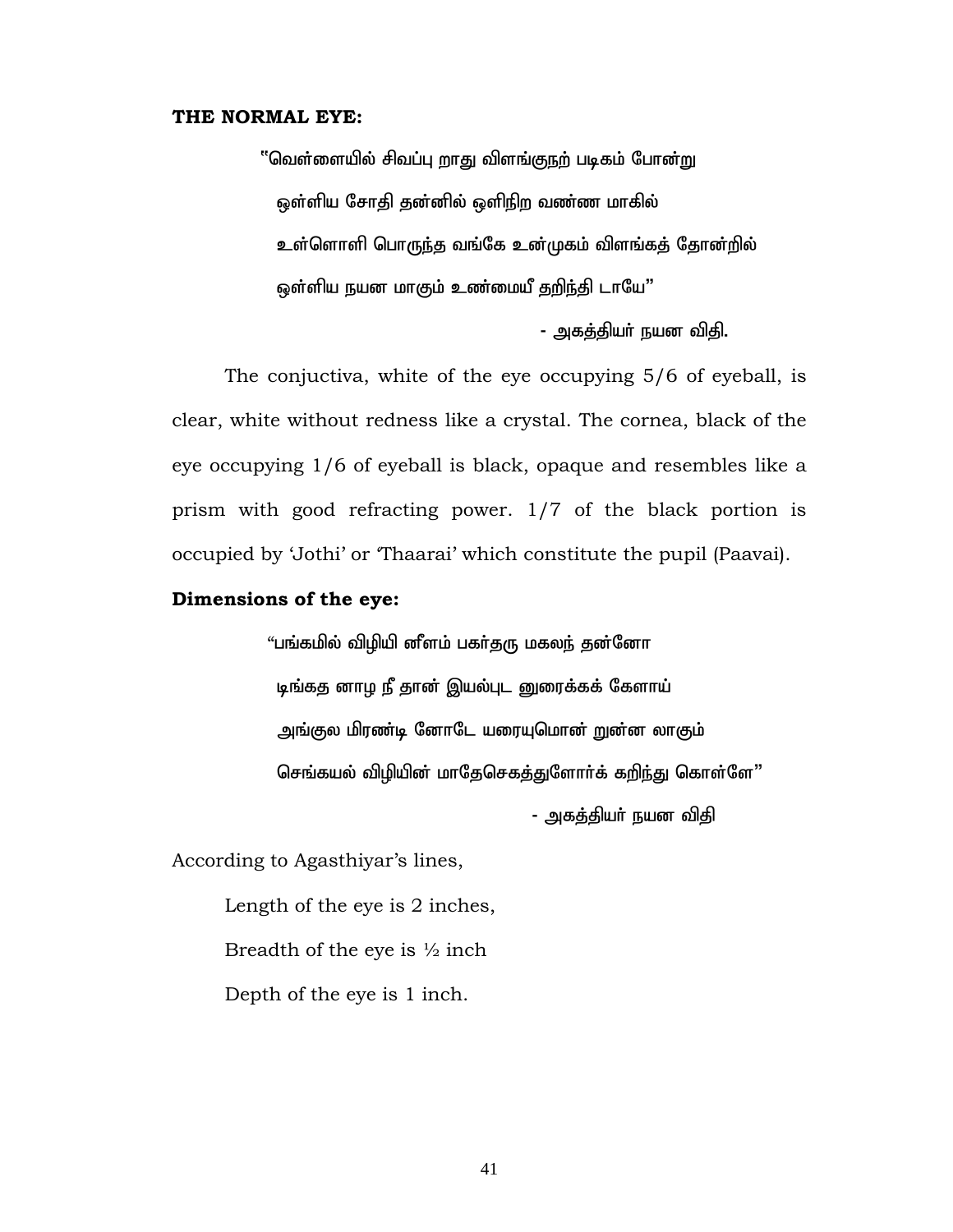**THE NORMAL EYE:**

"வெள்ளையில் சிவப்பு றாது விளங்குநற் படிகம் போன்று
ஒள்ளிய சோதி தன்னில் ஒளிநிற வண்ண மாகில்
உள்ளொளி பொருந்த வங்கே உன்முகம் விளங்கத் தோன்றில்
ஒள்ளிய நயன மாகும் உண்மையீ தறிந்தி டாயே"

- அகத்தியர் நயன விதி.

The conjuctiva, white of the eye occupying 5/6 of eyeball, is clear, white without redness like a crystal. The cornea, black of the eye occupying 1/6 of eyeball is black, opaque and resembles like a prism with good refracting power. 1/7 of the black portion is occupied by 'Jothi' or 'Thaarai' which constitute the pupil (Paavai).

**Dimensions of the eye:**

"பங்கமில் விழியி னீளம் பகர்தரு மகலந் தன்னோ
டிங்கத னாழ நீ தான் இயல்புட னுரைக்கக் கேளாய்
அங்குல மிரண்டி னோடே யரையுமொன் றுன்ன லாகும்
செங்கயல் விழியின் மாதேசெகத்துளோர்க் கறிந்து கொள்ளே"

- அகத்தியர் நயன விதி

According to Agasthiyar's lines,

Length of the eye is 2 inches,

Breadth of the eye is ½ inch

Depth of the eye is 1 inch.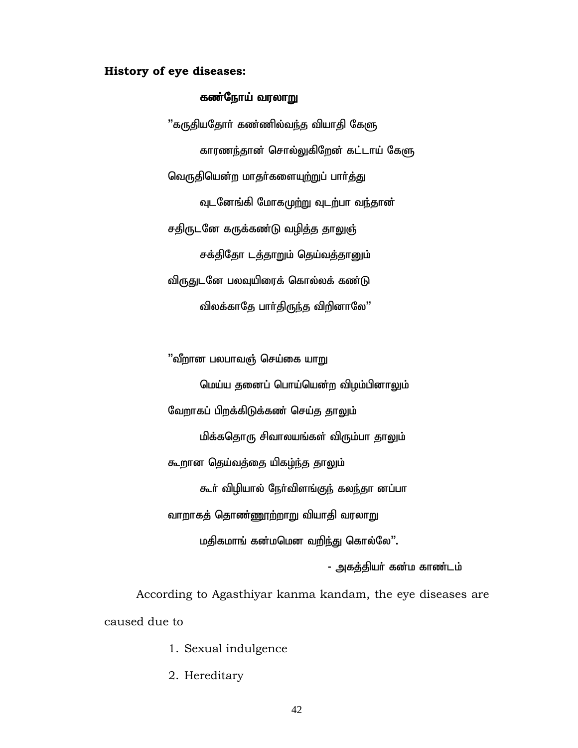**History of eye diseases:**

**கண்நோய் வரலாறு**

"கருதியதோர் கண்ணில்வந்த வியாதி கேளு

காரணந்தான் சொல்லுகிறேன் கட்டாய் கேளு

வெருதியென்ற மாதர்களையுற்றுப் பார்த்து

வுடனேங்கி மோகமுற்று வுடற்பா வந்தான்

சதிருடனே கருக்கண்டு வழித்த தாலுஞ்

சக்திதோ டத்தாறும் தெய்வத்தானும்

விருதுடனே பலவுயிரைக் கொல்லக் கண்டு

விலக்காதே பார்திருந்த விறினாலே"

"வீறான பலபாவஞ் செய்கை யாறு

மெய்ய தனைப் பொய்யென்ற விழம்பினாலும்

வேறாகப் பிறக்கிடுக்கண் செய்த தாலும்

மிக்கதொரு சிவாலயங்கள் விரும்பா தாலும்

கூறான தெய்வத்தை யிகழ்ந்த தாலும்

கூர் விழியால் நேர்விளங்குந் கலந்தா னப்பா

வாறாகத் தொண்ணூற்றாறு வியாதி வரலாறு

மதிகமாங் கன்மமென வறிந்து கொல்லே".

- அகத்தியர் கன்ம காண்டம்

According to Agasthiyar kanma kandam, the eye diseases are caused due to

1. Sexual indulgence
2. Hereditary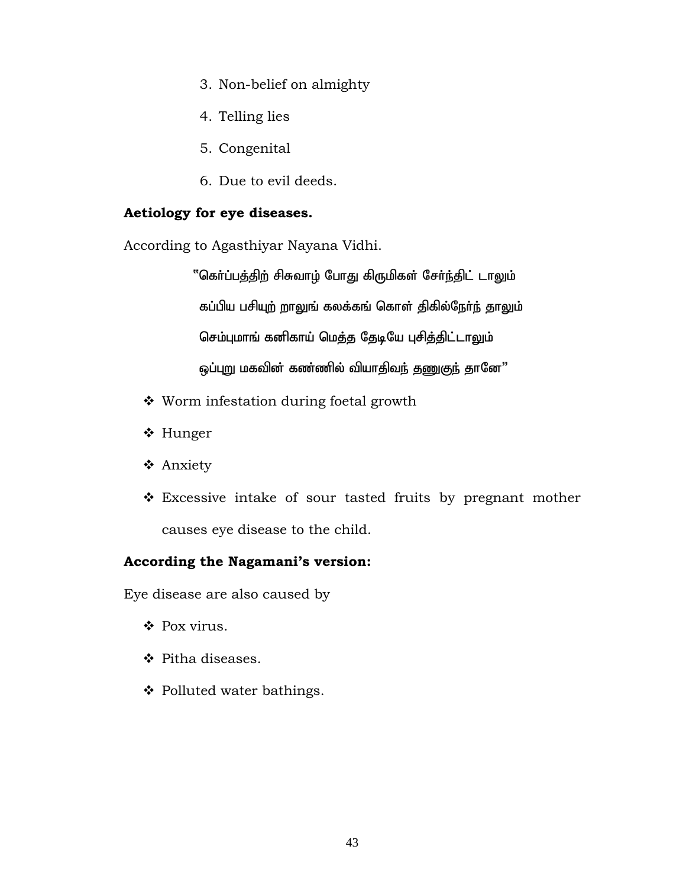3. Non-belief on almighty
4. Telling lies
5. Congenital
6. Due to evil deeds.

**Aetiology for eye diseases.**

According to Agasthiyar Nayana Vidhi.

"கொர்ப்பத்திற் சிசுவாழ் போது கிருமிகள் சேர்ந்திட் டாலும்
கப்பிய பசியுற் றாலுங் கலக்கங் கொள் திகில்நேர்ந் தாலும்
செம்புமாங் கனிகாய் மெத்த தேடியே புசித்திட்டாலும்
ஒப்புறு மகவின் கண்ணில் வியாதிவந் தணுகுந் தானே"

- Worm infestation during foetal growth
- Hunger
- Anxiety
- Excessive intake of sour tasted fruits by pregnant mother causes eye disease to the child.

**According the Nagamani's version:**

Eye disease are also caused by

- Pox virus.
- Pitha diseases.
- Polluted water bathings.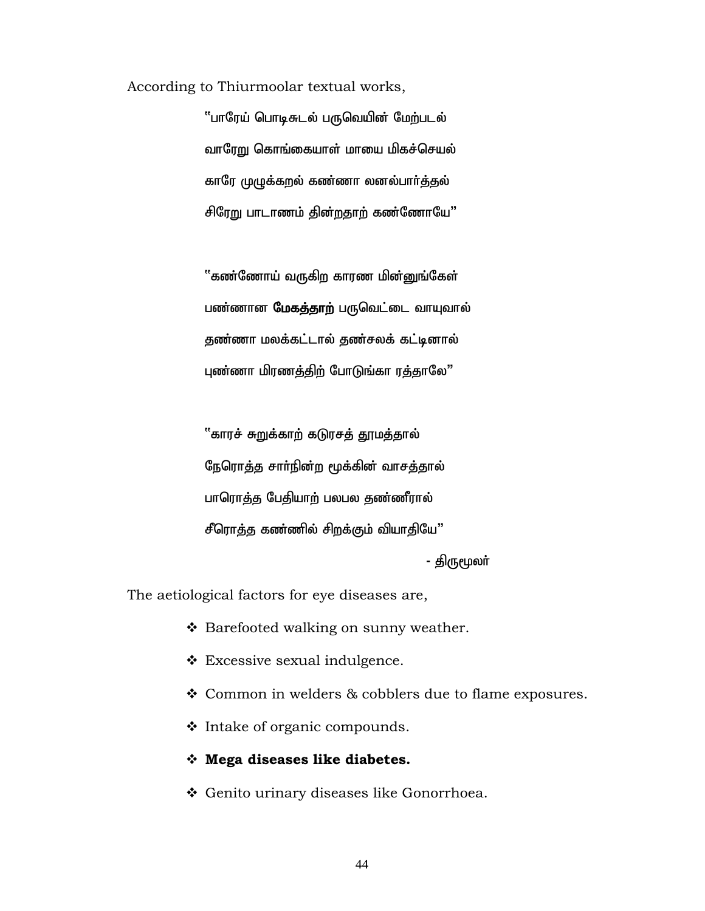According to Thiurmoolar textual works,

"பாரேய் பொடிசுடல் பருவெயின் மேற்படல்

வாரேறு கொங்கையாள் மாயை மிகச்செயல்

காரே முழுக்கறல் கண்ணா லனல்பார்த்தல்

சிரேறு பாடாணம் தின்றதாற் கண்ணோயே"

"கண்ணோய் வருகிற காரண மின்னுங்கேள்

பண்ணான **மேகத்தாற்** பருவெட்டை வாயுவால்

தண்ணா மலக்கட்டால் தண்சலக் கட்டினால்

புண்ணா மிரணத்திற் போடுங்கா ரத்தாலே"

"காரச் சுறுக்காற் கடுரசத் தூமத்தால்

நேரொத்த சார்நின்ற மூக்கின் வாசத்தால்

பாரொத்த பேதியாற் பலபல தண்ணீரால்

சீரொத்த கண்ணில் சிறக்கும் வியாதியே"

- திருமூலர்

The aetiological factors for eye diseases are,

- Barefooted walking on sunny weather.
- Excessive sexual indulgence.
- Common in welders & cobblers due to flame exposures.
- Intake of organic compounds.
- **Mega diseases like diabetes.**
- Genito urinary diseases like Gonorrhoea.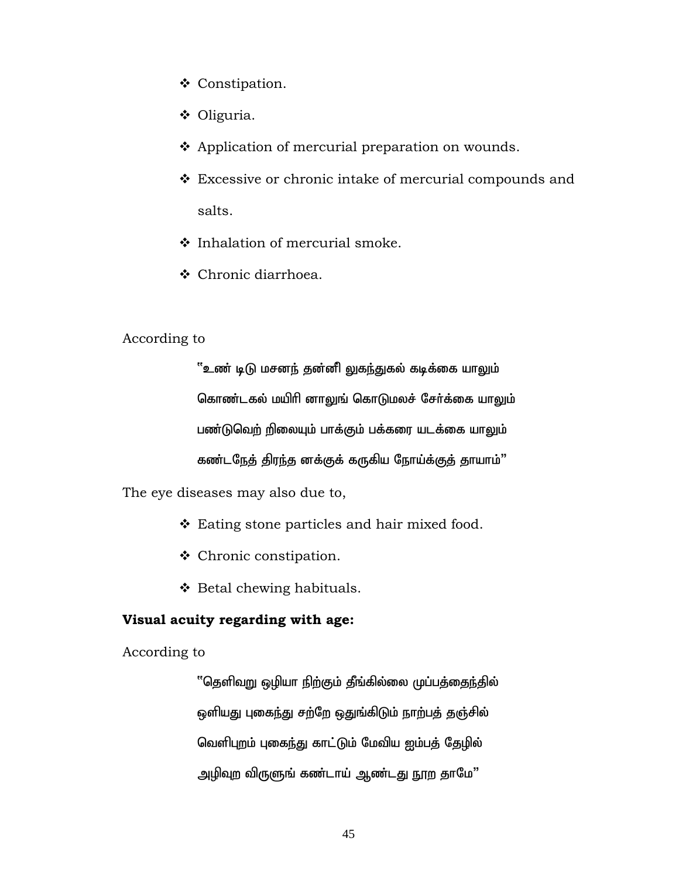- Constipation.
- Oliguria.
- Application of mercurial preparation on wounds.
- Excessive or chronic intake of mercurial compounds and salts.
- Inhalation of mercurial smoke.
- Chronic diarrhoea.

According to

> "உண் டிடு மசனந் தன்னி லுகந்துகல் கடிக்கை யாலும்
> கொண்டகல் மயிரி னாலுங் கொடுமலச் சேர்க்கை யாலும்
> பண்டுவெற் றிலையும் பாக்கும் பக்கரை யடக்கை யாலும்
> கண்டநேத் திரந்த னக்குக் கருகிய நோய்க்குத் தாயாம்"

The eye diseases may also due to,

- Eating stone particles and hair mixed food.
- Chronic constipation.
- Betal chewing habituals.

**Visual acuity regarding with age:**

According to

> "தெளிவறு ஒழியா நிற்கும் தீங்கில்லை முப்பத்தைந்தில்
> ஒளியது புகைந்து சற்றே ஒதுங்கிடும் நாற்பத் தஞ்சில்
> வெளிபுறம் புகைந்து காட்டும் மேவிய ஐம்பத் தேழில்
> அழிவுற விருளுங் கண்டாய் ஆண்டது நூற தாமே"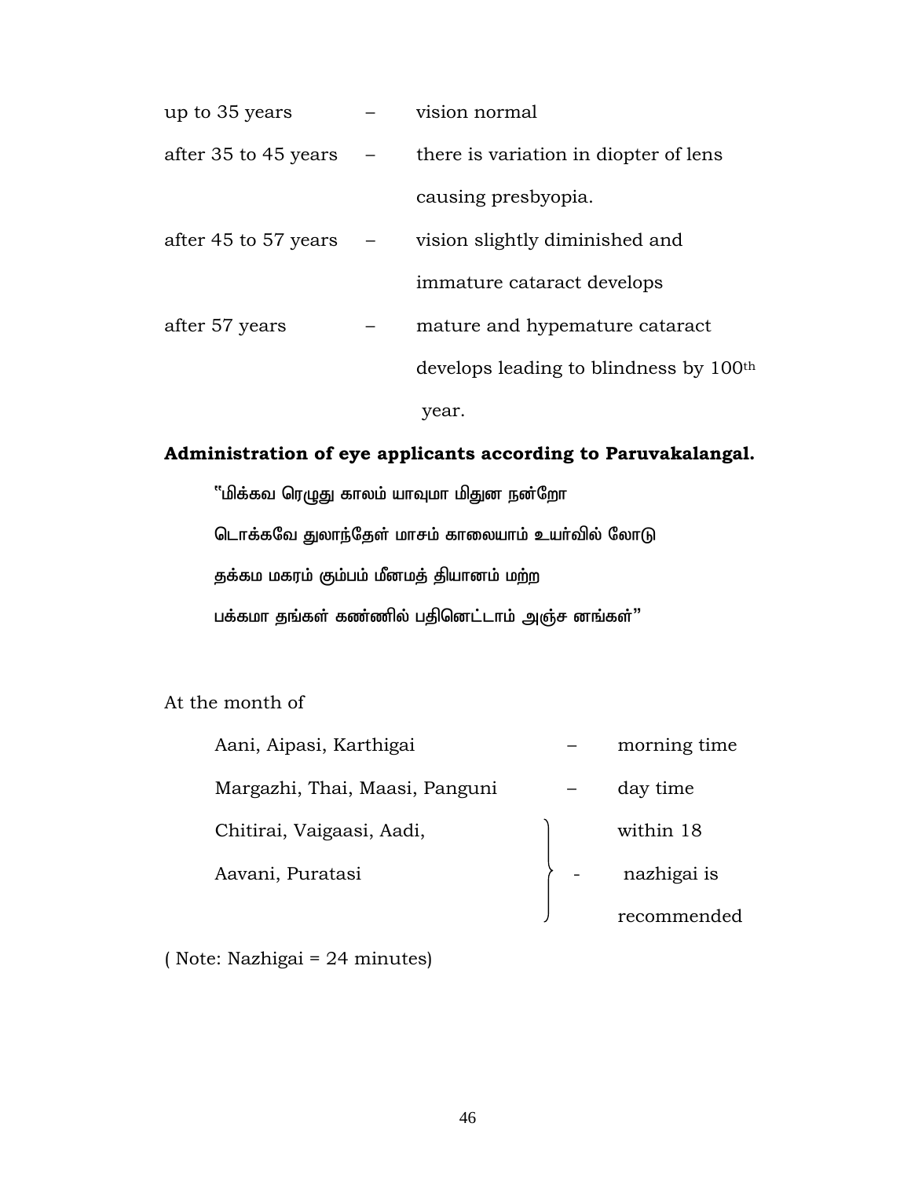| | | |
|---|---|---|
| up to 35 years | – | vision normal |
| after 35 to 45 years | – | there is variation in diopter of lens causing presbyopia. |
| after 45 to 57 years | – | vision slightly diminished and immature cataract develops |
| after 57 years | – | mature and hypemature cataract develops leading to blindness by 100th year. |

**Administration of eye applicants according to Paruvakalangal.**

"மிக்கவ ரெழுது காலம் யாவுமா மிதுன நன்றோ
டொக்கவே துலாந்தேள் மாசம் காலையாம் உயர்வில் லோடு
தக்கம மகரம் கும்பம் மீனமத் தியானம் மற்ற
பக்கமா தங்கள் கண்ணில் பதினெட்டாம் அஞ்ச னங்கள்"

At the month of

| | | |
|---|---|---|
| Aani, Aipasi, Karthigai | – | morning time |
| Margazhi, Thai, Maasi, Panguni | – | day time |
| Chitirai, Vaigaasi, Aadi, Aavani, Puratasi | - | within 18 nazhigai is recommended |

( Note: Nazhigai = 24 minutes)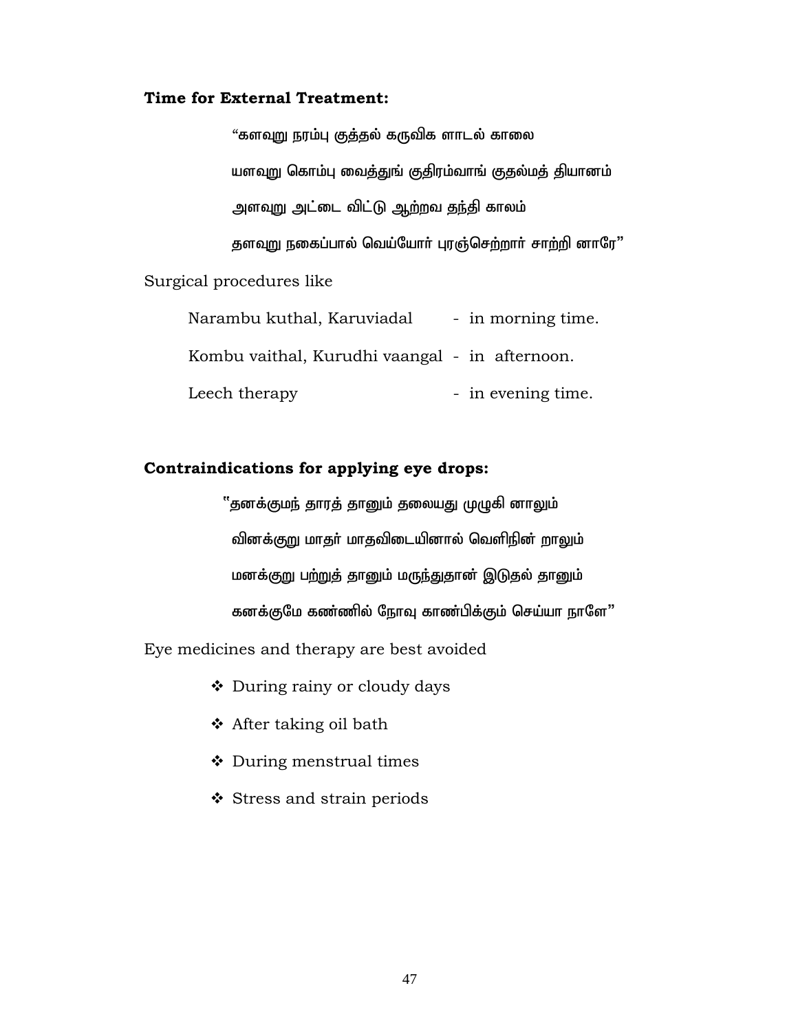**Time for External Treatment:**

"களவுறு நரம்பு குத்தல் கருவிக ளாடல் காலை
யளவுறு கொம்பு வைத்துங் குதிரம்வாங் குதல்மத் தியானம்
அளவுறு அட்டை விட்டு ஆற்றவ தந்தி காலம்
தளவுறு நகைப்பால் வெய்யோர் புரஞ்செற்றார் சாற்றி னாரே"

Surgical procedures like

| | |
|---|---|
| Narambu kuthal, Karuviadal | - in morning time. |
| Kombu vaithal, Kurudhi vaangal | - in afternoon. |
| Leech therapy | - in evening time. |

**Contraindications for applying eye drops:**

"தனக்குமந் தாரத் தானும் தலையது முழுகி னாலும்
வினக்குறு மாதர் மாதவிடையினால் வெளிநின் றாலும்
மனக்குறு பற்றுத் தானும் மருந்துதான் இடுதல் தானும்
கனக்குமே கண்ணில் நோவு காண்பிக்கும் செய்யா நாளே"

Eye medicines and therapy are best avoided

- During rainy or cloudy days
- After taking oil bath
- During menstrual times
- Stress and strain periods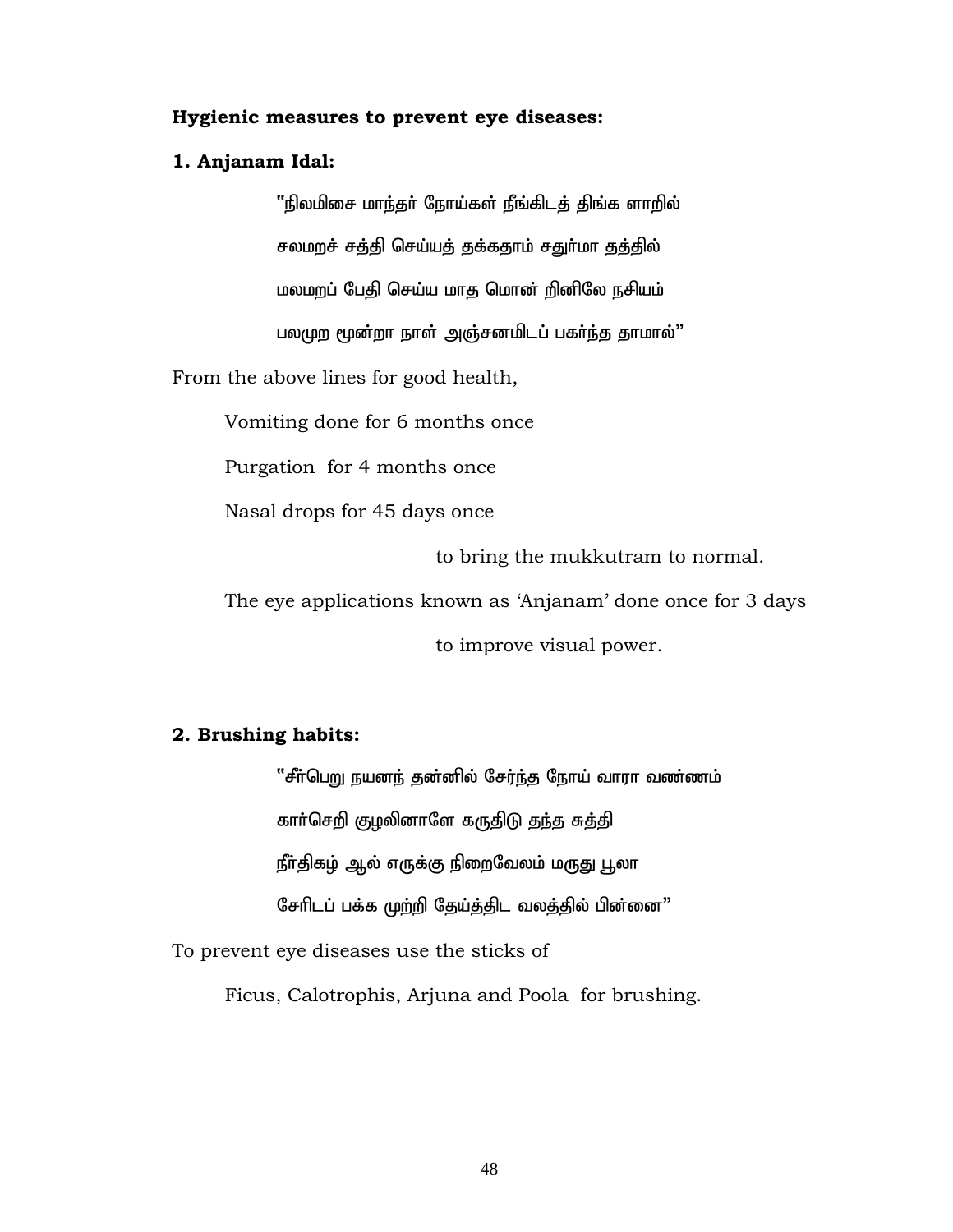**Hygienic measures to prevent eye diseases:**

**1. Anjanam Idal:**

"நிலமிசை மாந்தர் நோய்கள் நீங்கிடத் திங்க ளாறில்

சலமறச் சத்தி செய்யத் தக்கதாம் சதுர்மா தத்தில்

மலமறப் பேதி செய்ய மாத மொன் றினிலே நசியம்

பலமுற மூன்றா நாள் அஞ்சனமிடப் பகர்ந்த தாமால்"

From the above lines for good health,

Vomiting done for 6 months once

Purgation for 4 months once

Nasal drops for 45 days once

to bring the mukkutram to normal.

The eye applications known as 'Anjanam' done once for 3 days

to improve visual power.

**2. Brushing habits:**

"சீர்பெறு நயனந் தன்னில் சேர்ந்த நோய் வாரா வண்ணம்

கார்செறி குழலினாளே கருதிடு தந்த சுத்தி

நீர்திகழ் ஆல் எருக்கு நிறைவேலம் மருது பூலா

சேரிடப் பக்க முற்றி தேய்த்திட வலத்தில் பின்னை"

To prevent eye diseases use the sticks of

Ficus, Calotrophis, Arjuna and Poola for brushing.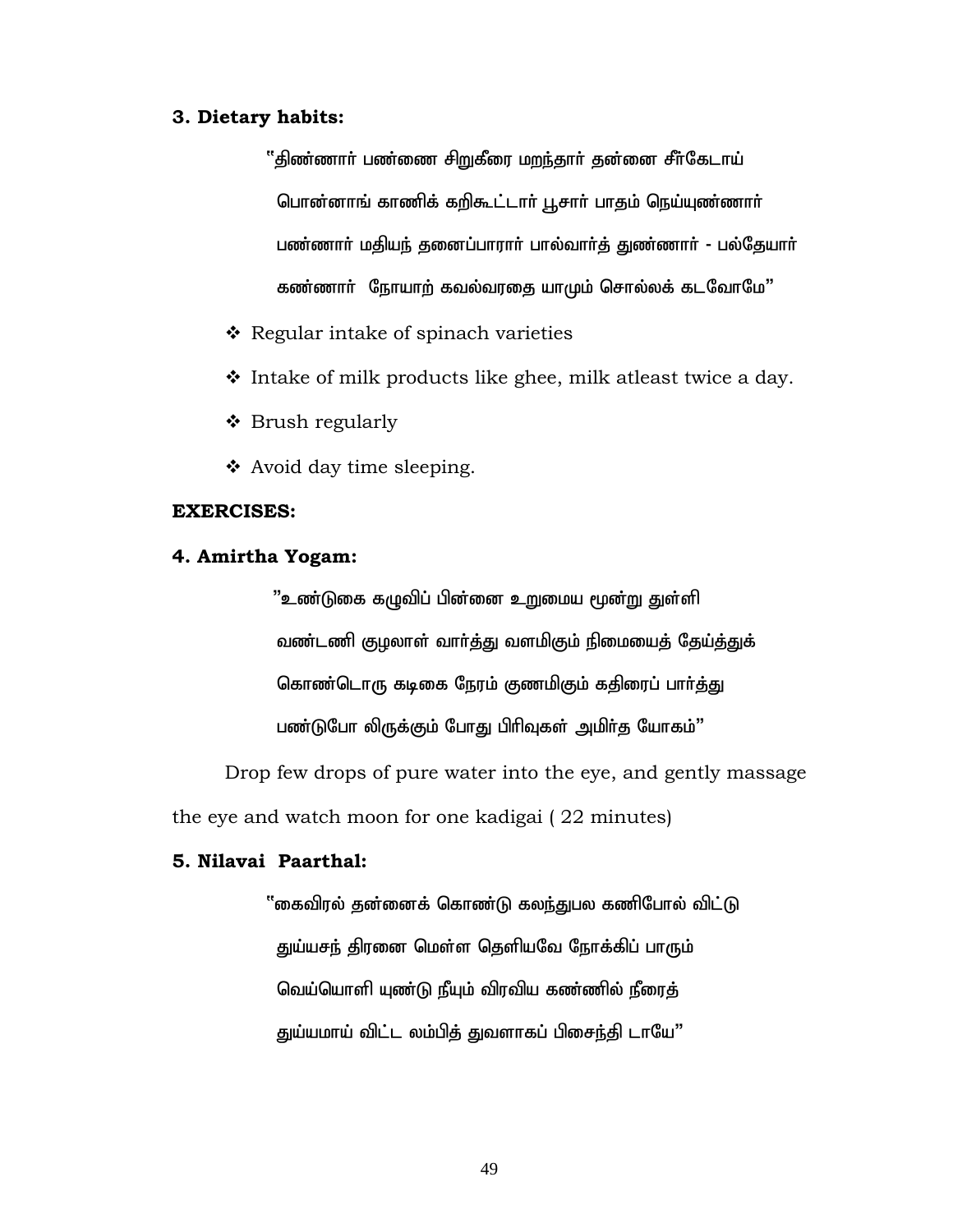**3. Dietary habits:**

"திண்ணார் பண்ணை சிறுகீரை மறந்தார் தன்னை சீர்கேடாய்
பொன்னாங் காணிக் கறிகூட்டார் பூசார் பாதம் நெய்யுண்ணார்
பண்ணார் மதியந் தனைப்பாரார் பால்வார்த் துண்ணார் - பல்தேயார்
கண்ணார் நோயாற் கவல்வரதை யாமும் சொல்லக் கடவோமே"

- ❖ Regular intake of spinach varieties
- ❖ Intake of milk products like ghee, milk atleast twice a day.
- ❖ Brush regularly
- ❖ Avoid day time sleeping.

**EXERCISES:**

**4. Amirtha Yogam:**

"உண்டுகை கழுவிப் பின்னை உறுமைய மூன்று துள்ளி
வண்டணி குழலாள் வார்த்து வளமிகும் நிமையைத் தேய்த்துக்
கொண்டொரு கடிகை நேரம் குணமிகும் கதிரைப் பார்த்து
பண்டுபோ லிருக்கும் போது பிரிவுகள் அமிர்த யோகம்"

Drop few drops of pure water into the eye, and gently massage the eye and watch moon for one kadigai ( 22 minutes)

**5. Nilavai Paarthal:**

"கைவிரல் தன்னைக் கொண்டு கலந்துபல கணிபோல் விட்டு
துய்யசந் திரனை மெள்ள தெளியவே நோக்கிப் பாரும்
வெய்யொளி யுண்டு நீயும் விரவிய கண்ணில் நீரைத்
துய்யமாய் விட்ட லம்பித் துவளாகப் பிசைந்தி டாயே"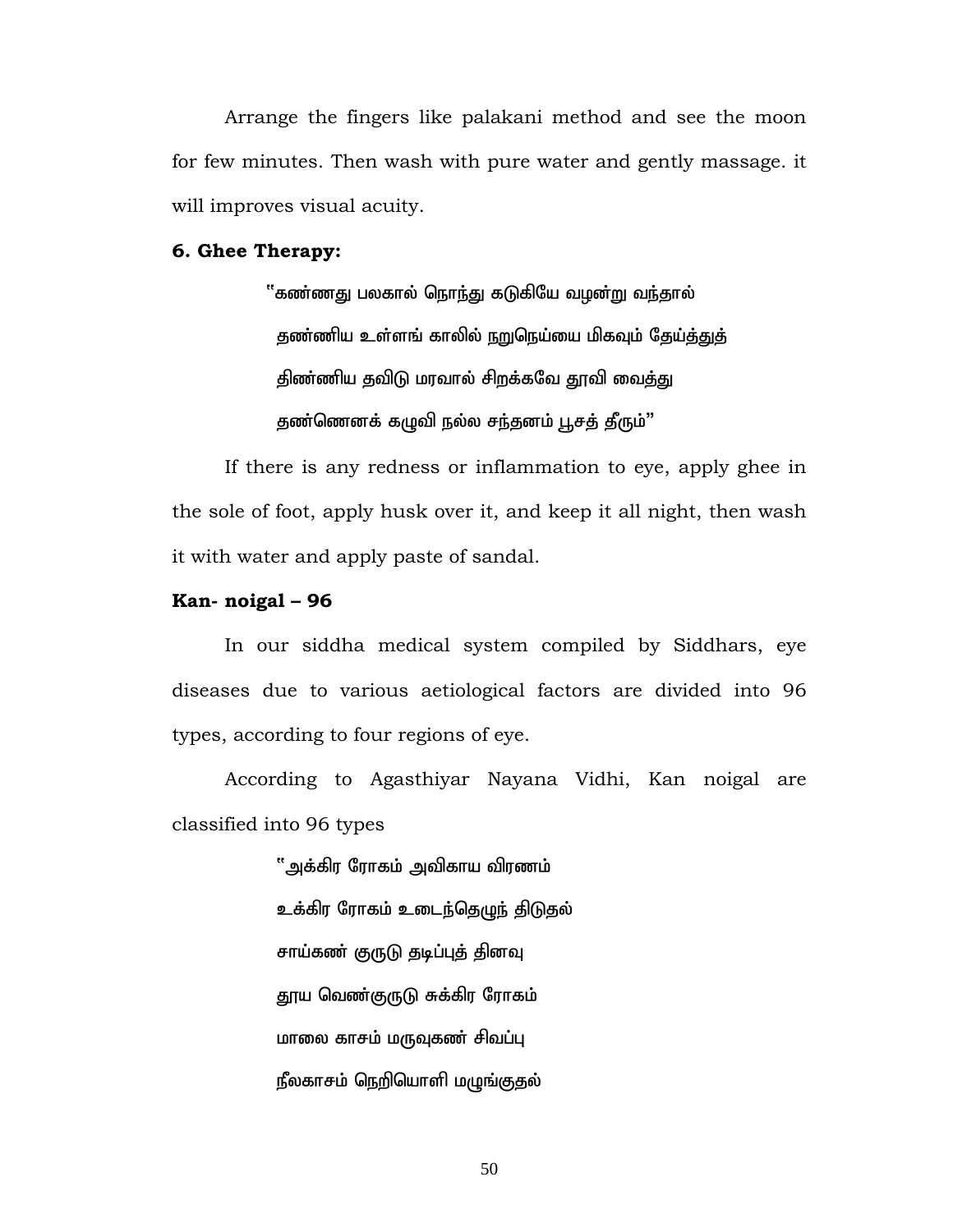Arrange the fingers like palakani method and see the moon for few minutes. Then wash with pure water and gently massage. it will improves visual acuity.

**6. Ghee Therapy:**

"கண்ணது பலகால் நொந்து கடுகியே வழன்று வந்தால்
தண்ணிய உள்ளங் காலில் நறுநெய்யை மிகவும் தேய்த்துத்
திண்ணிய தவிடு மரவால் சிறக்கவே தூவி வைத்து
தண்ணெனக் கழுவி நல்ல சந்தனம் பூசத் தீரும்"

If there is any redness or inflammation to eye, apply ghee in the sole of foot, apply husk over it, and keep it all night, then wash it with water and apply paste of sandal.

**Kan- noigal – 96**

In our siddha medical system compiled by Siddhars, eye diseases due to various aetiological factors are divided into 96 types, according to four regions of eye.

According to Agasthiyar Nayana Vidhi, Kan noigal are classified into 96 types

"அக்கிர ரோகம் அவிகாய விரணம்
உக்கிர ரோகம் உடைந்தெழுந் திடுதல்
சாய்கண் குருடு தடிப்புத் தினவு
தூய வெண்குருடு சுக்கிர ரோகம்
மாலை காசம் மருவுகண் சிவப்பு
நீலகாசம் நெறியொளி மழுங்குதல்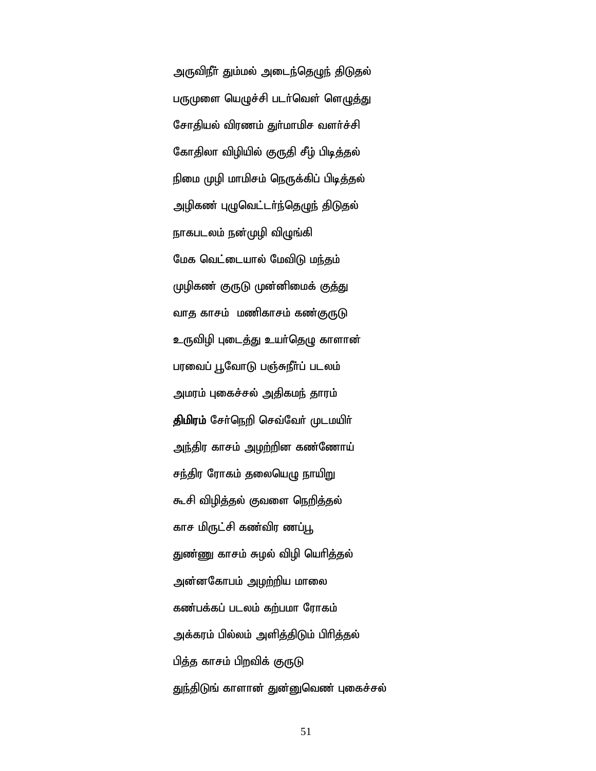அருவிநீா் தும்மல் அடைந்தெழுந் திடுதல்

பருமுளை யெழுச்சி படர்வெள் ளெழுத்து

சோதியல் விரணம் துர்மாமிச வளர்ச்சி

கோதிலா விழியில் குருதி சீழ் பிடித்தல்

நிமை முழி மாமிசம் நெருக்கிப் பிடித்தல்

அழிகண் புழுவெட்டர்ந்தெழுந் திடுதல்

நாகபடலம் நன்முழி விழுங்கி

மேக வெட்டையால் மேவிடு மந்தம்

முழிகண் குருடு முன்னிமைக் குத்து

வாத காசம்  மணிகாசம் கண்குருடு

உருவிழி புடைத்து உயர்தெழு காளான்

பரவைப் பூவோடு பஞ்சுநீர்ப் படலம்

அமரம் புகைச்சல் அதிகமந் தாரம்

**திமிரம்** சேர்நெறி செவ்வேர் முடமயிர்

அந்திர காசம் அழற்றின கண்ணோய்

சந்திர ரோகம் தலையெழு நாயிறு

கூசி விழித்தல் குவளை நெறித்தல்

காச மிருட்சி கண்விர ணப்பூ

துண்ணு காசம் சுழல் விழி யெரித்தல்

அன்னகோபம் அழற்றிய மாலை

கண்பக்கப் படலம் கற்பமா ரோகம்

அக்கரம் பில்லம் அளித்திடும் பிரித்தல்

பித்த காசம் பிறவிக் குருடு

துந்திடுங் காளான் துன்னுவெண் புகைச்சல்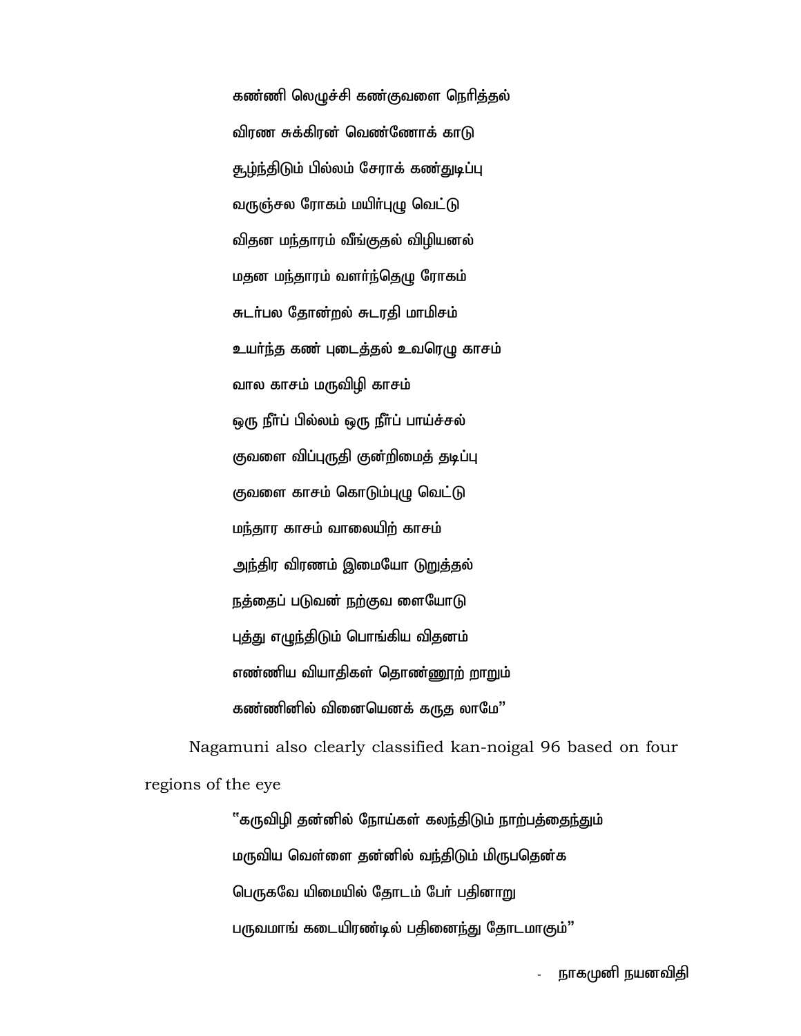கண்ணி லெழுச்சி கண்குவளை நெரித்தல்

விரண சுக்கிரன் வெண்ணோக் காடு

சூழ்ந்திடும் பில்லம் சேராக் கண்துடிப்பு

வருஞ்சல ரோகம் மயிர்புழு வெட்டு

விதன மந்தாரம் வீங்குதல் விழியனல்

மதன மந்தாரம் வளர்ந்தெழு ரோகம்

சுடர்பல தோன்றல் சுடரதி மாமிசம்

உயர்ந்த கண் புடைத்தல் உவரெழு காசம்

வால காசம் மருவிழி காசம்

ஒரு நீர்ப் பில்லம் ஒரு நீர்ப் பாய்ச்சல்

குவளை விப்புருதி குன்றிமைத் தடிப்பு

குவளை காசம் கொடும்புழு வெட்டு

மந்தார காசம் வாலையிற் காசம்

அந்திர விரணம் இமையோ டுறுத்தல்

நத்தைப் படுவன் நற்குவ ளையோடு

புத்து எழுந்திடும் பொங்கிய விதனம்

எண்ணிய வியாதிகள் தொண்ணூற் றாறும்

கண்ணினில் வினையெனக் கருத லாமே"

Nagamuni also clearly classified kan-noigal 96 based on four regions of the eye

"கருவிழி தன்னில் நோய்கள் கலந்திடும் நாற்பத்தைந்தும்

மருவிய வெள்ளை தன்னில் வந்திடும் மிருபதென்க

பெருகவே யிமையில் தோடம் பேர் பதினாறு

பருவமாங் கடையிரண்டில் பதினைந்து தோடமாகும்"

- நாகமுனி நயனவிதி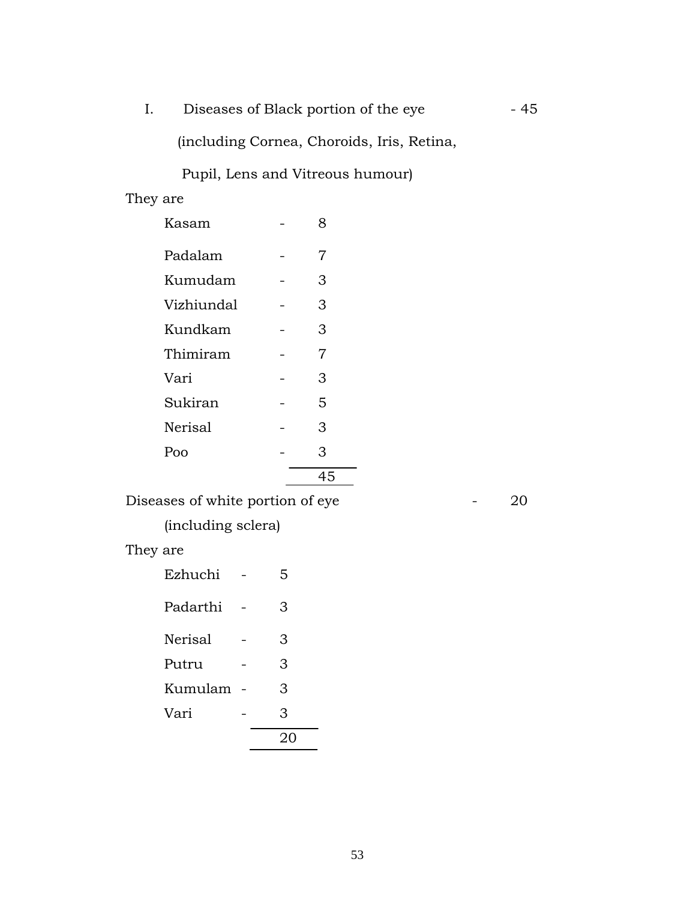I. Diseases of Black portion of the eye - 45

(including Cornea, Choroids, Iris, Retina, Pupil, Lens and Vitreous humour)

They are

| | | |
|---|---|---|
| Kasam | - | 8 |
| Padalam | - | 7 |
| Kumudam | - | 3 |
| Vizhiundal | - | 3 |
| Kundkam | - | 3 |
| Thimiram | - | 7 |
| Vari | - | 3 |
| Sukiran | - | 5 |
| Nerisal | - | 3 |
| Poo | - | 3 |
| | | 45 |

Diseases of white portion of eye - 20

(including sclera)

They are

| | | |
|---|---|---|
| Ezhuchi | - | 5 |
| Padarthi | - | 3 |
| Nerisal | - | 3 |
| Putru | - | 3 |
| Kumulam | - | 3 |
| Vari | - | 3 |
| | | 20 |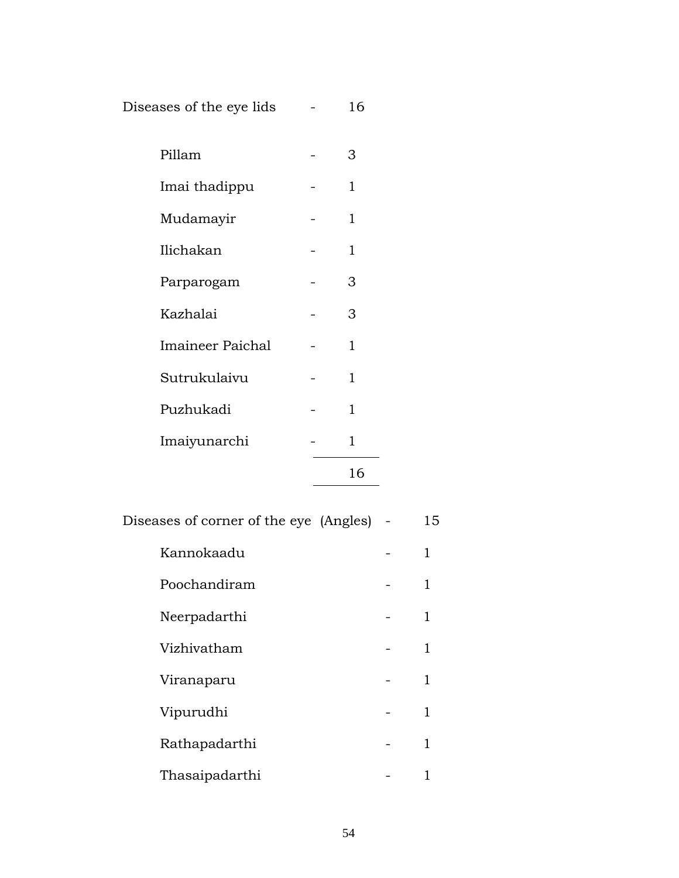Diseases of the eye lids - 16

| | | |
|---|---|---|
| Pillam | - | 3 |
| Imai thadippu | - | 1 |
| Mudamayir | - | 1 |
| Ilichakan | - | 1 |
| Parparogam | - | 3 |
| Kazhalai | - | 3 |
| Imaineer Paichal | - | 1 |
| Sutrukulaivu | - | 1 |
| Puzhukadi | - | 1 |
| Imaiyunarchi | - | 1 |
| | | 16 |

Diseases of corner of the eye (Angles) - 15

| | | |
|---|---|---|
| Kannokaadu | - | 1 |
| Poochandiram | - | 1 |
| Neerpadarthi | - | 1 |
| Vizhivatham | - | 1 |
| Viranaparu | - | 1 |
| Vipurudhi | - | 1 |
| Rathapadarthi | - | 1 |
| Thasaipadarthi | - | 1 |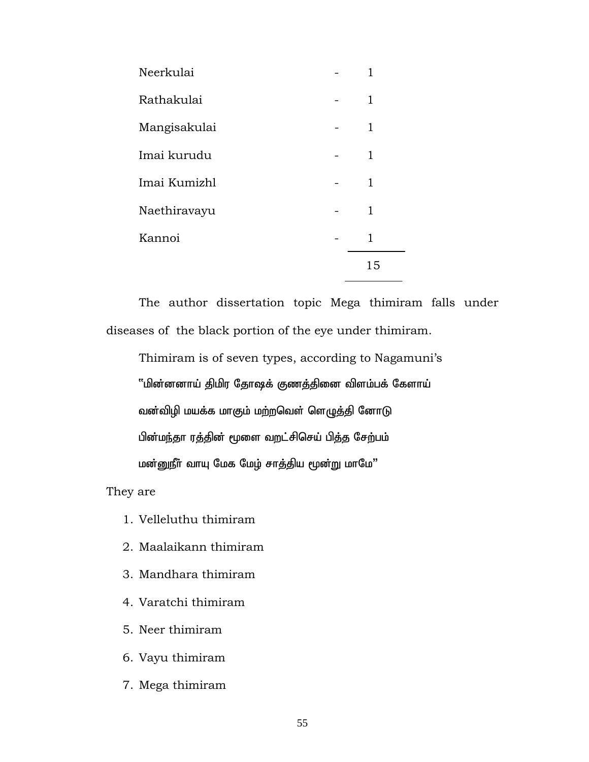| | | |
|---|---|---|
| Neerkulai | - | 1 |
| Rathakulai | - | 1 |
| Mangisakulai | - | 1 |
| Imai kurudu | - | 1 |
| Imai Kumizhl | - | 1 |
| Naethiravayu | - | 1 |
| Kannoi | - | 1 |
| | | 15 |

The author dissertation topic Mega thimiram falls under diseases of the black portion of the eye under thimiram.

Thimiram is of seven types, according to Nagamuni's

"மின்னனாய் திமிர தோஷக் குணத்தினை விளம்பக் கேளாய்

வன்விழி மயக்க மாகும் மற்றவெள் ளெழுத்தி னோடு

பின்மந்தா ரத்தின் மூளை வறட்சிசெய் பித்த சேற்பம்

மன்னுநீர் வாயு மேக மேழ் சாத்திய மூன்று மாமே"

They are

1. Velleluthu thimiram
2. Maalaikann thimiram
3. Mandhara thimiram
4. Varatchi thimiram
5. Neer thimiram
6. Vayu thimiram
7. Mega thimiram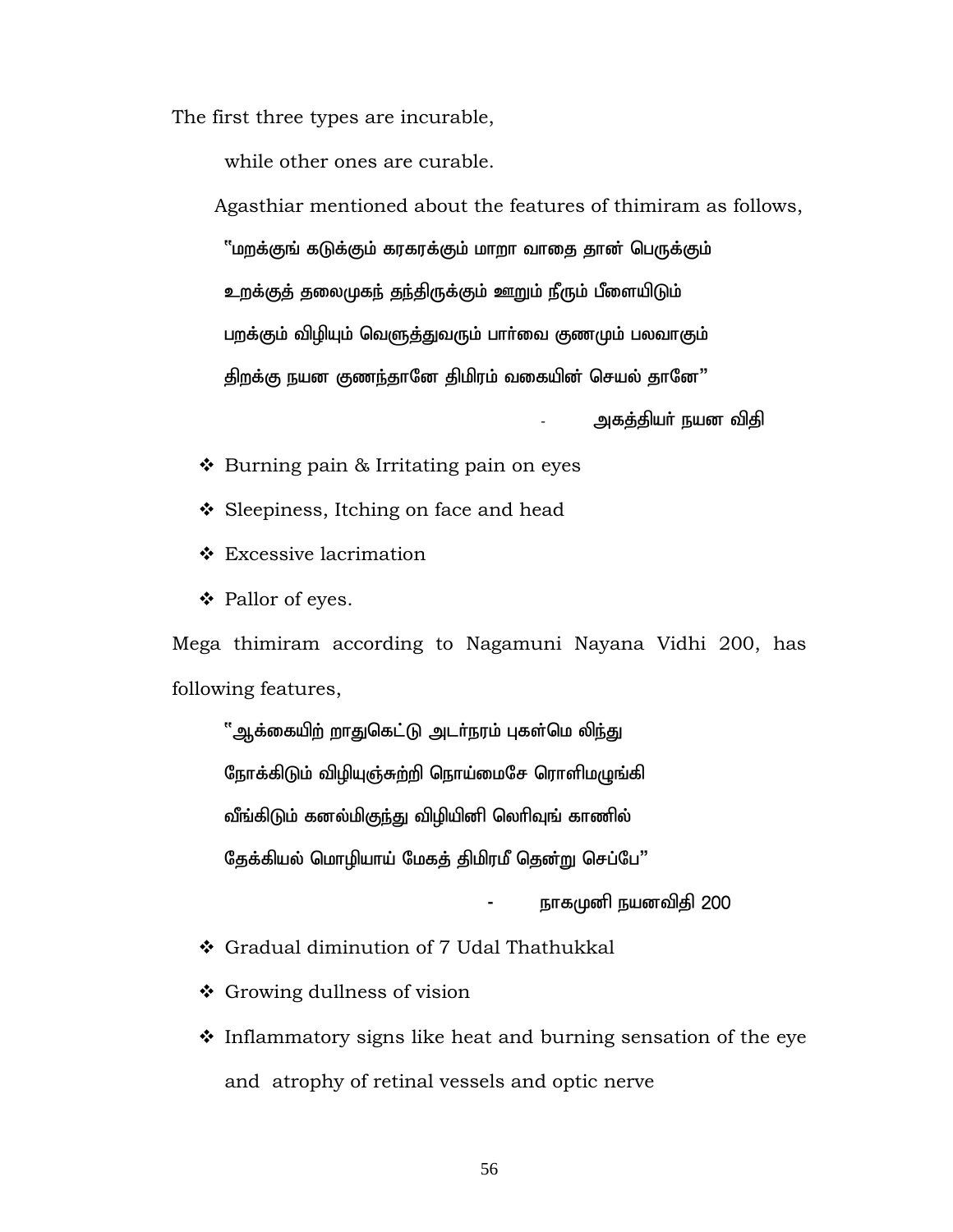The first three types are incurable,

while other ones are curable.

Agasthiar mentioned about the features of thimiram as follows,

"மறக்குங் கடுக்கும் கரகரக்கும் மாறா வாதை தான் பெருக்கும்

உறக்குத் தலைமுகந் தந்திருக்கும் ஊறும் நீரும் பீளையிடும்

பறக்கும் விழியும் வெளுத்துவரும் பார்வை குணமும் பலவாகும்

திறக்கு நயன குணந்தானே திமிரம் வகையின் செயல் தானே"

- அகத்தியர் நயன விதி

- ❖ Burning pain & Irritating pain on eyes
- ❖ Sleepiness, Itching on face and head
- ❖ Excessive lacrimation
- ❖ Pallor of eyes.

Mega thimiram according to Nagamuni Nayana Vidhi 200, has following features,

"ஆக்கையிற் றாதுகெட்டு அடர்நரம் புகள்மெ லிந்து

நோக்கிடும் விழியுஞ்சுற்றி நொய்மைசே ரொளிமழுங்கி

வீங்கிடும் கனல்மிகுந்து விழியினி லெரிவுங் காணில்

தேக்கியல் மொழியாய் மேகத் திமிரமீ தென்று செப்பே"

- நாகமுனி நயனவிதி 200

- ❖ Gradual diminution of 7 Udal Thathukkal
- ❖ Growing dullness of vision
- ❖ Inflammatory signs like heat and burning sensation of the eye and atrophy of retinal vessels and optic nerve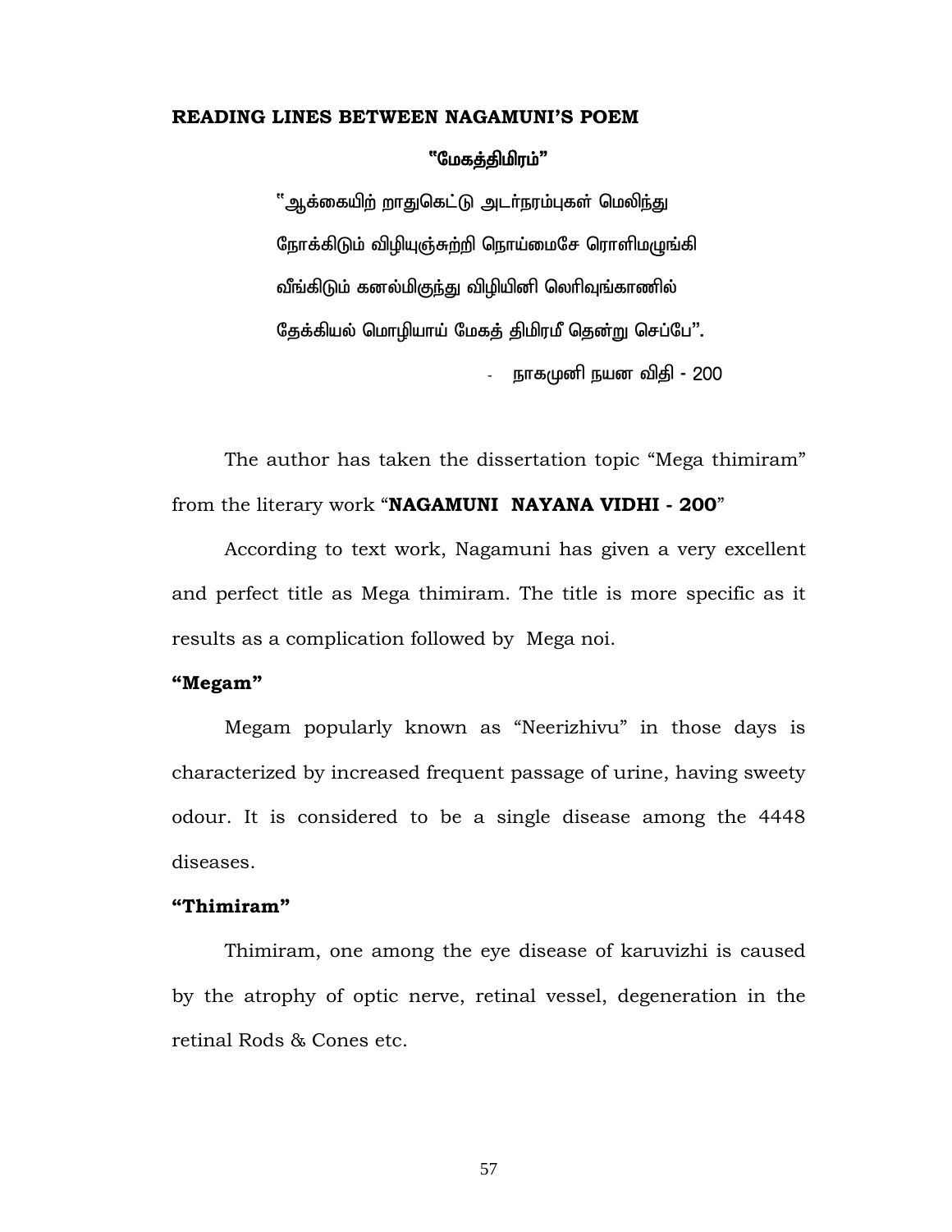## READING LINES BETWEEN NAGAMUNI'S POEM

**"மேகத்திமிரம்"**

"ஆக்கையிற் றாதுகெட்டு அடர்நரம்புகள் மெலிந்து
நோக்கிடும் விழியுஞ்சுற்றி நொய்மைசே ரொளிமழுங்கி
வீங்கிடும் கனல்மிகுந்து விழியினி லெரிவுங்காணில்
தேக்கியல் மொழியாய் மேகத் திமிரமீ தென்று செப்பே".

- நாகமுனி நயன விதி - 200

The author has taken the dissertation topic "Mega thimiram" from the literary work "**NAGAMUNI NAYANA VIDHI - 200**"

According to text work, Nagamuni has given a very excellent and perfect title as Mega thimiram. The title is more specific as it results as a complication followed by Mega noi.

### "Megam"

Megam popularly known as "Neerizhivu" in those days is characterized by increased frequent passage of urine, having sweety odour. It is considered to be a single disease among the 4448 diseases.

### "Thimiram"

Thimiram, one among the eye disease of karuvizhi is caused by the atrophy of optic nerve, retinal vessel, degeneration in the retinal Rods & Cones etc.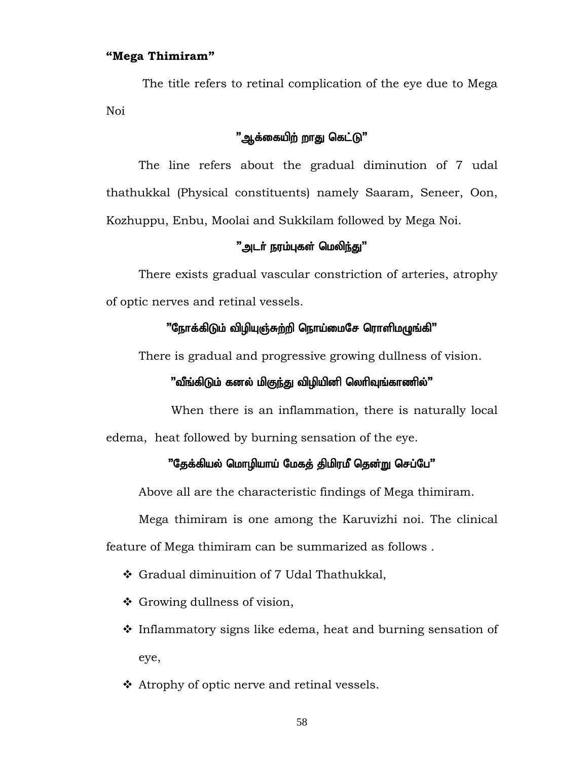**"Mega Thimiram"**

The title refers to retinal complication of the eye due to Mega Noi

**"ஆக்கையிற் றாது கெட்டு"**

The line refers about the gradual diminution of 7 udal thathukkal (Physical constituents) namely Saaram, Seneer, Oon, Kozhuppu, Enbu, Moolai and Sukkilam followed by Mega Noi.

**"அடர் நரம்புகள் மெலிந்து"**

There exists gradual vascular constriction of arteries, atrophy of optic nerves and retinal vessels.

**"நோக்கிடும் விழியுஞ்சுற்றி நொய்மைசே ரொளிமழுங்கி"**

There is gradual and progressive growing dullness of vision.

**"வீங்கிடும் கனல் மிகுந்து விழியினி லெரிவுங்காணில்"**

When there is an inflammation, there is naturally local edema, heat followed by burning sensation of the eye.

**"தேக்கியல் மொழியாய் மேகத் திமிரமீ தென்று செப்பே"**

Above all are the characteristic findings of Mega thimiram.

Mega thimiram is one among the Karuvizhi noi. The clinical feature of Mega thimiram can be summarized as follows .

- ❖ Gradual diminuition of 7 Udal Thathukkal,
- ❖ Growing dullness of vision,
- ❖ Inflammatory signs like edema, heat and burning sensation of eye,
- ❖ Atrophy of optic nerve and retinal vessels.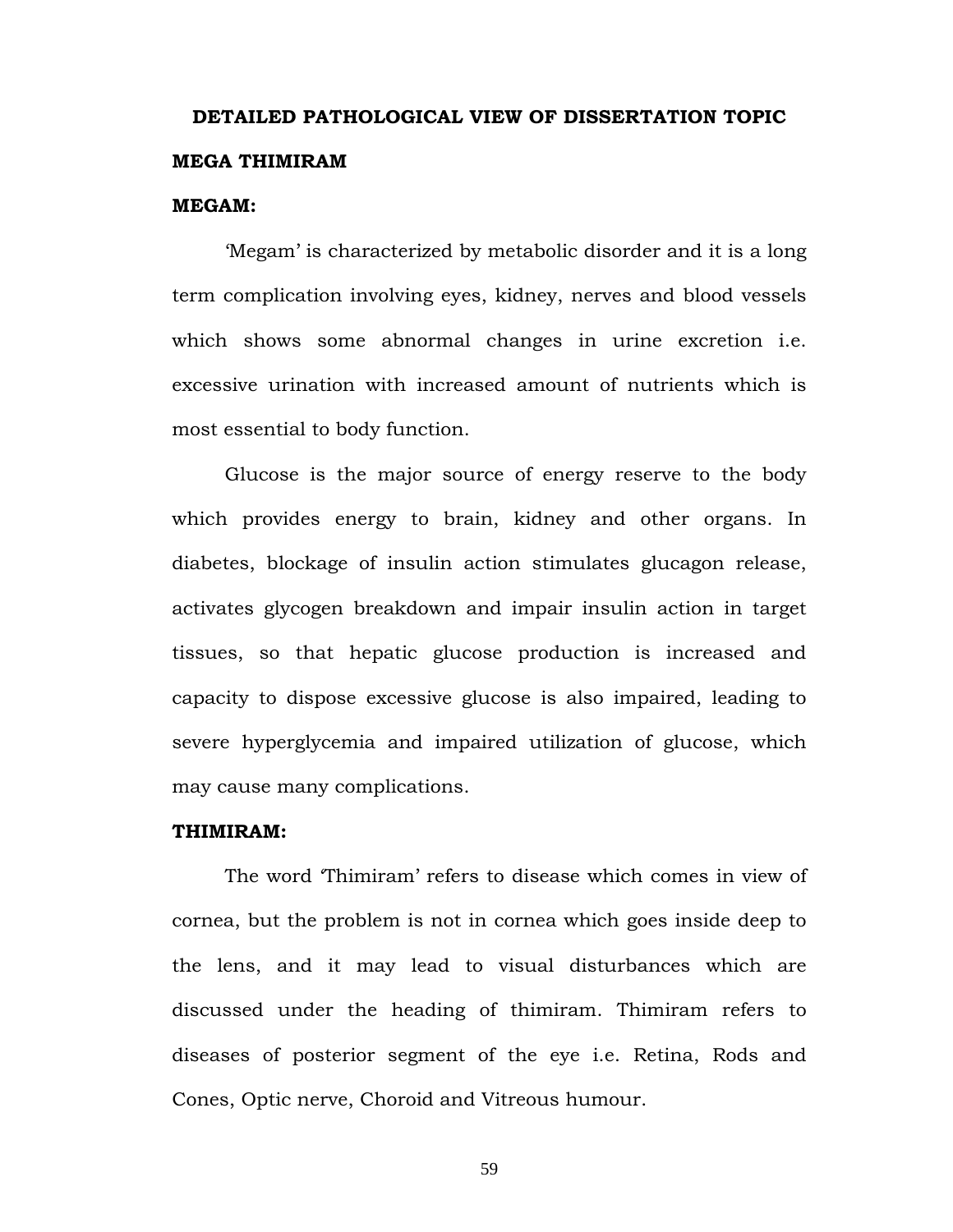## DETAILED PATHOLOGICAL VIEW OF DISSERTATION TOPIC

### MEGA THIMIRAM

#### MEGAM:

'Megam' is characterized by metabolic disorder and it is a long term complication involving eyes, kidney, nerves and blood vessels which shows some abnormal changes in urine excretion i.e. excessive urination with increased amount of nutrients which is most essential to body function.

Glucose is the major source of energy reserve to the body which provides energy to brain, kidney and other organs. In diabetes, blockage of insulin action stimulates glucagon release, activates glycogen breakdown and impair insulin action in target tissues, so that hepatic glucose production is increased and capacity to dispose excessive glucose is also impaired, leading to severe hyperglycemia and impaired utilization of glucose, which may cause many complications.

#### THIMIRAM:

The word 'Thimiram' refers to disease which comes in view of cornea, but the problem is not in cornea which goes inside deep to the lens, and it may lead to visual disturbances which are discussed under the heading of thimiram. Thimiram refers to diseases of posterior segment of the eye i.e. Retina, Rods and Cones, Optic nerve, Choroid and Vitreous humour.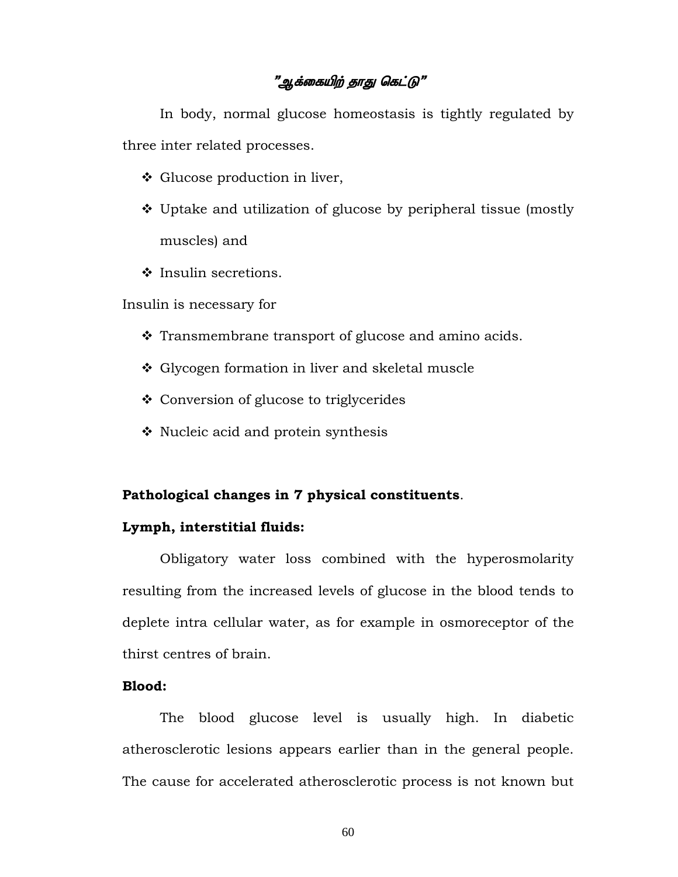"ஆக்கையிற் தாது கெட்டு"

In body, normal glucose homeostasis is tightly regulated by three inter related processes.

- ❖ Glucose production in liver,
- ❖ Uptake and utilization of glucose by peripheral tissue (mostly muscles) and
- ❖ Insulin secretions.

Insulin is necessary for

- ❖ Transmembrane transport of glucose and amino acids.
- ❖ Glycogen formation in liver and skeletal muscle
- ❖ Conversion of glucose to triglycerides
- ❖ Nucleic acid and protein synthesis

**Pathological changes in 7 physical constituents**.

**Lymph, interstitial fluids:**

Obligatory water loss combined with the hyperosmolarity resulting from the increased levels of glucose in the blood tends to deplete intra cellular water, as for example in osmoreceptor of the thirst centres of brain.

**Blood:**

The blood glucose level is usually high. In diabetic atherosclerotic lesions appears earlier than in the general people. The cause for accelerated atherosclerotic process is not known but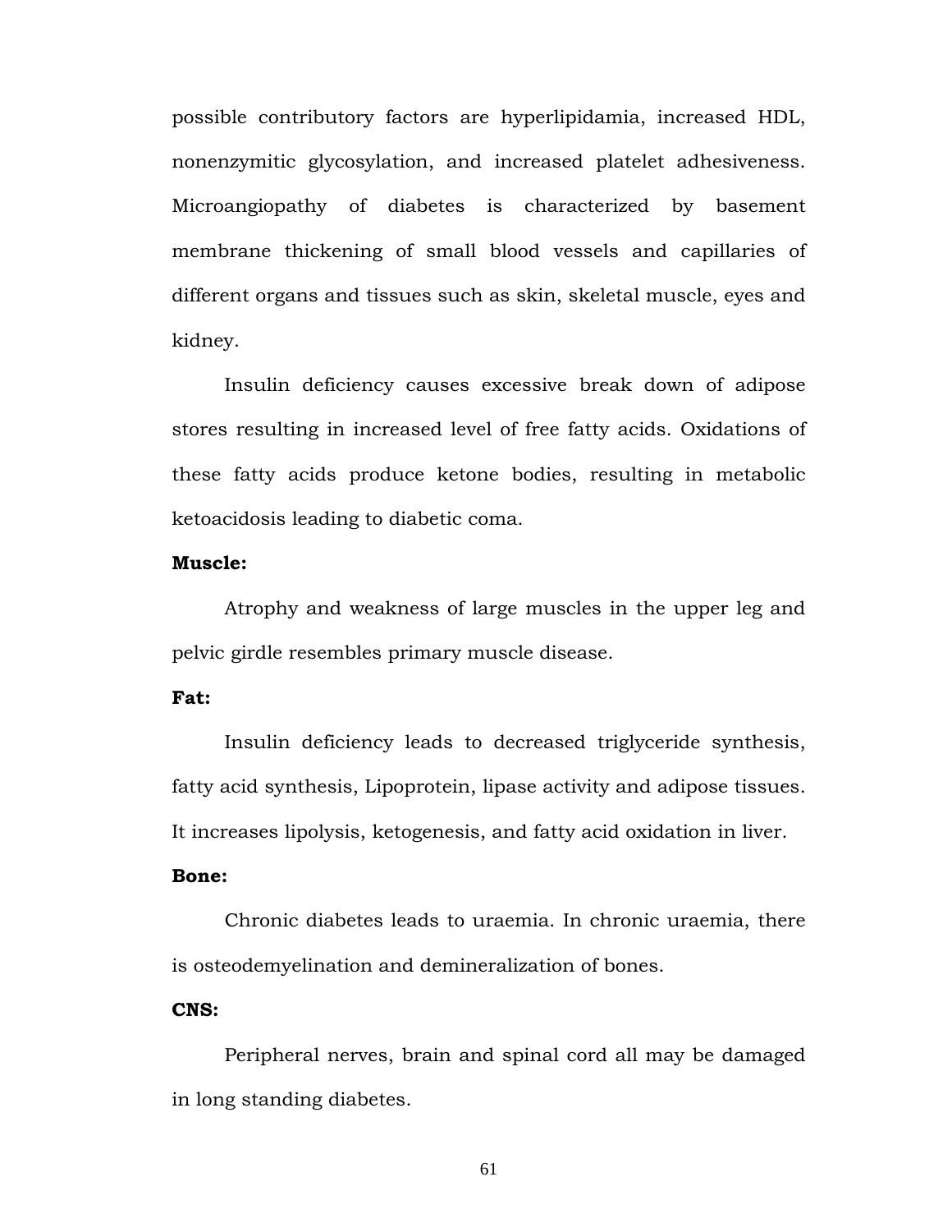possible contributory factors are hyperlipidamia, increased HDL, nonenzymitic glycosylation, and increased platelet adhesiveness. Microangiopathy of diabetes is characterized by basement membrane thickening of small blood vessels and capillaries of different organs and tissues such as skin, skeletal muscle, eyes and kidney.

Insulin deficiency causes excessive break down of adipose stores resulting in increased level of free fatty acids. Oxidations of these fatty acids produce ketone bodies, resulting in metabolic ketoacidosis leading to diabetic coma.

**Muscle:**

Atrophy and weakness of large muscles in the upper leg and pelvic girdle resembles primary muscle disease.

**Fat:**

Insulin deficiency leads to decreased triglyceride synthesis, fatty acid synthesis, Lipoprotein, lipase activity and adipose tissues. It increases lipolysis, ketogenesis, and fatty acid oxidation in liver.

**Bone:**

Chronic diabetes leads to uraemia. In chronic uraemia, there is osteodemyelination and demineralization of bones.

**CNS:**

Peripheral nerves, brain and spinal cord all may be damaged in long standing diabetes.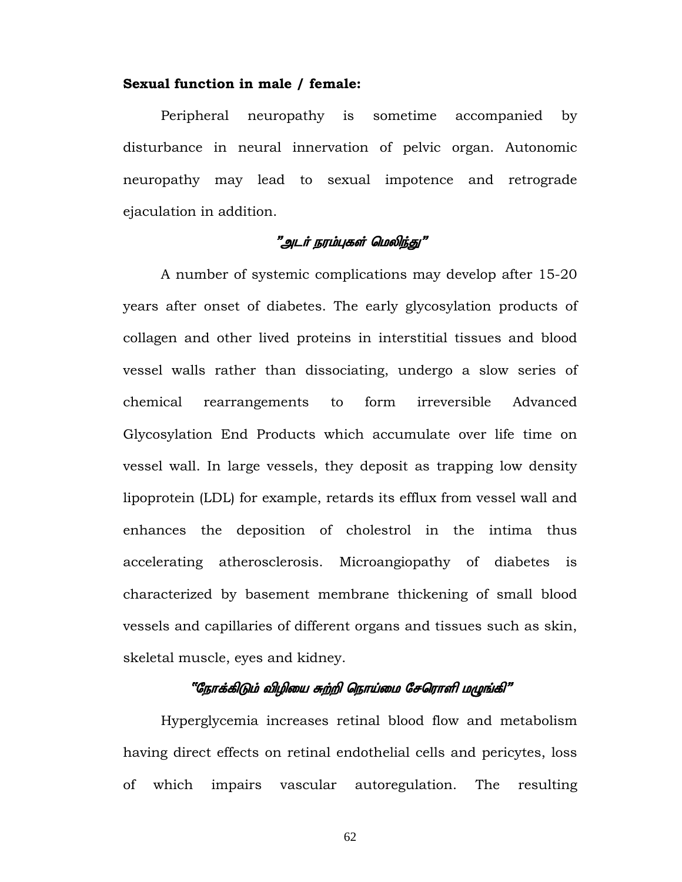**Sexual function in male / female:**

Peripheral neuropathy is sometime accompanied by disturbance in neural innervation of pelvic organ. Autonomic neuropathy may lead to sexual impotence and retrograde ejaculation in addition.

*"அடர் நரம்புகள் மெலிந்து"*

A number of systemic complications may develop after 15-20 years after onset of diabetes. The early glycosylation products of collagen and other lived proteins in interstitial tissues and blood vessel walls rather than dissociating, undergo a slow series of chemical rearrangements to form irreversible Advanced Glycosylation End Products which accumulate over life time on vessel wall. In large vessels, they deposit as trapping low density lipoprotein (LDL) for example, retards its efflux from vessel wall and enhances the deposition of cholestrol in the intima thus accelerating atherosclerosis. Microangiopathy of diabetes is characterized by basement membrane thickening of small blood vessels and capillaries of different organs and tissues such as skin, skeletal muscle, eyes and kidney.

*"நோக்கிடும் விழியை சுற்றி நொய்மை சேரொளி மழுங்கி"*

Hyperglycemia increases retinal blood flow and metabolism having direct effects on retinal endothelial cells and pericytes, loss of which impairs vascular autoregulation. The resulting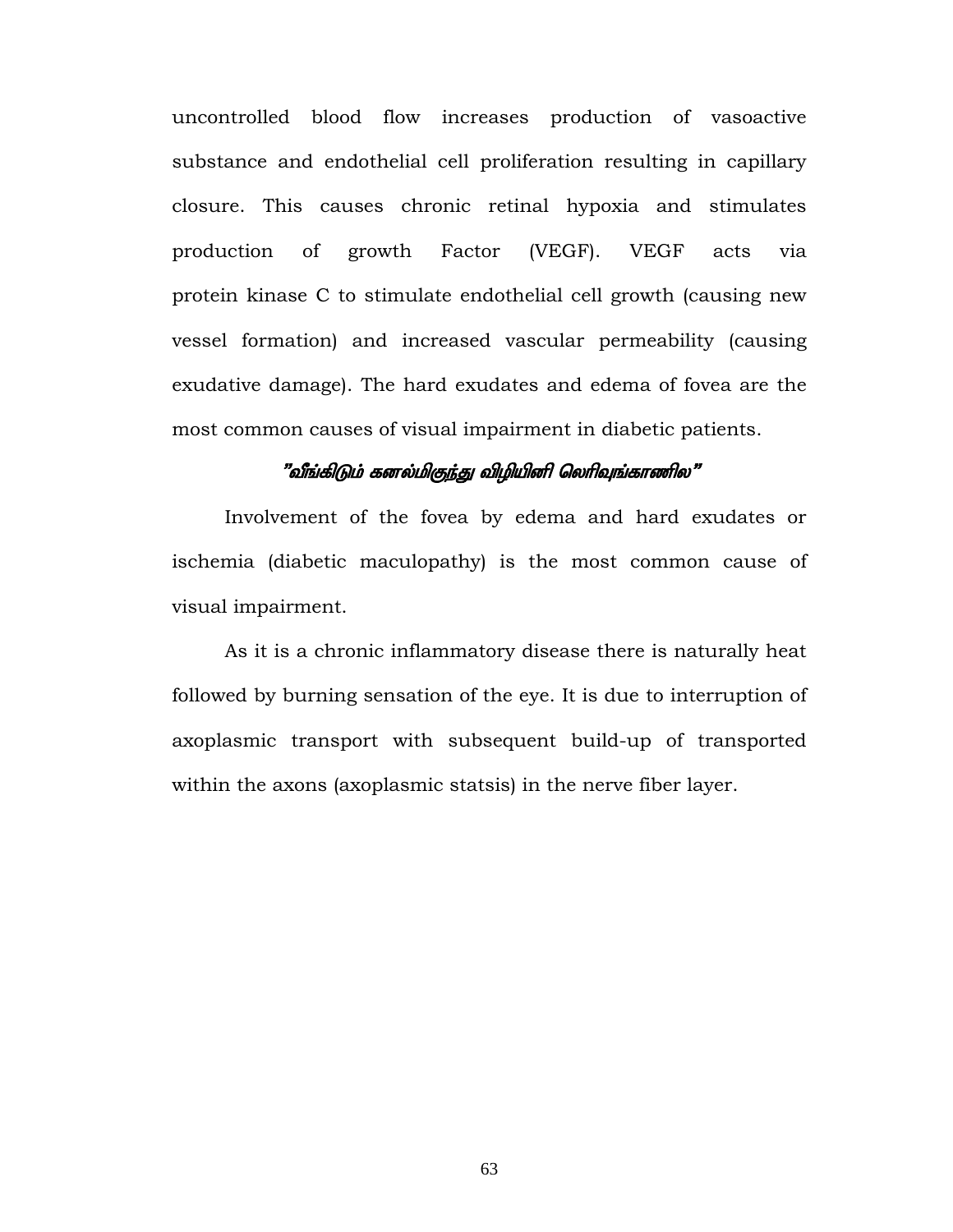uncontrolled blood flow increases production of vasoactive substance and endothelial cell proliferation resulting in capillary closure. This causes chronic retinal hypoxia and stimulates production of growth Factor (VEGF). VEGF acts via protein kinase C to stimulate endothelial cell growth (causing new vessel formation) and increased vascular permeability (causing exudative damage). The hard exudates and edema of fovea are the most common causes of visual impairment in diabetic patients.

*"வீங்கிடும் கனல்மிகுந்து விழியினி லெரிவுங்காணில"*

Involvement of the fovea by edema and hard exudates or ischemia (diabetic maculopathy) is the most common cause of visual impairment.

As it is a chronic inflammatory disease there is naturally heat followed by burning sensation of the eye. It is due to interruption of axoplasmic transport with subsequent build-up of transported within the axons (axoplasmic statsis) in the nerve fiber layer.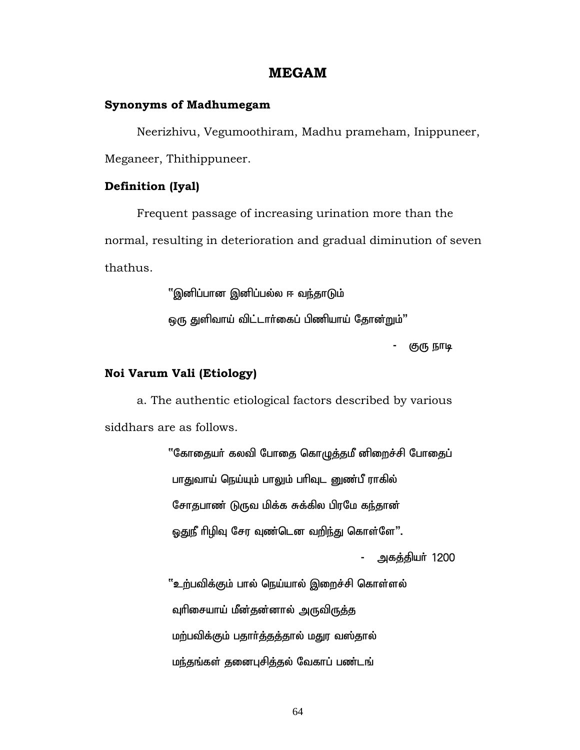# MEGAM

**Synonyms of Madhumegam**

Neerizhivu, Vegumoothiram, Madhu prameham, Inippuneer, Meganeer, Thithippuneer.

**Definition (Iyal)**

Frequent passage of increasing urination more than the normal, resulting in deterioration and gradual diminution of seven thathus.

"இனிப்பான இனிப்பல்ல ஈ வந்தாடும்
ஒரு துளிவாய் விட்டார்கைப் பிணியாய் தோன்றும்"

- குரு நாடி

**Noi Varum Vali (Etiology)**

a. The authentic etiological factors described by various siddhars are as follows.

"கோதையர் கலவி போதை கொழுத்தமீ னிறைச்சி போதைப்
பாதுவாய் நெய்யும் பாலும் பரிவுட னுண்பீ ராகில்
சோதபாண் டுருவ மிக்க சுக்கில பிரமே கந்தான்
ஓதுநீ ரிழிவு சேர வுண்டென வறிந்து கொள்ளே".

- அகத்தியர் 1200

"உற்பவிக்கும் பால் நெய்யால் இறைச்சி கொள்ளல்
வுரிசையாய் மீன்தன்னால் அருவிருத்த
மற்பவிக்கும் பதார்த்தத்தால் மதுர வஸ்தால்
மந்தங்கள் தனைபுசித்தல் வேகாப் பண்டங்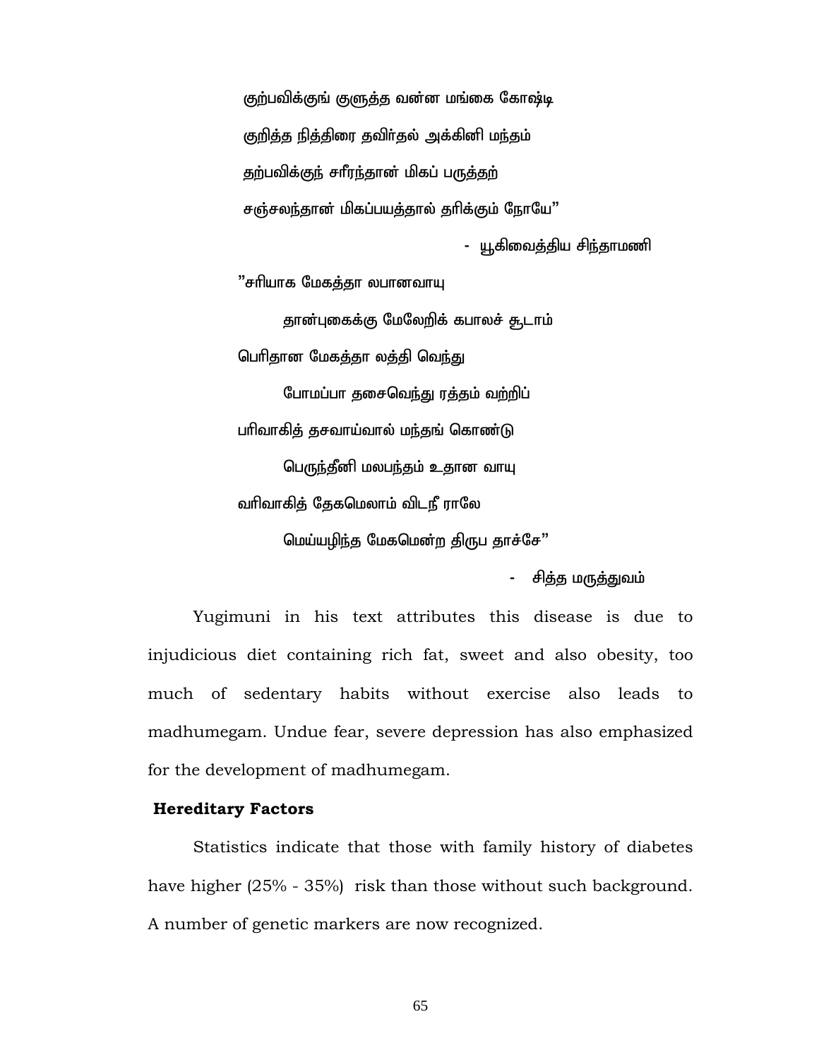குற்பவிக்குங் குளுத்த வன்ன மங்கை கோஷ்டி

குறித்த நித்திரை தவிர்தல் அக்கினி மந்தம்

தற்பவிக்குந் சாீரந்தான் மிகப் பருத்தற்

சஞ்சலந்தான் மிகப்பயத்தால் தாிக்கும் நோயே"

- யூகிவைத்திய சிந்தாமணி

"சாியாக மேகத்தா லபானவாயு

தான்புகைக்கு மேலேறிக் கபாலச் சூடாம்

பொிதான மேகத்தா லத்தி வெந்து

போமப்பா தசைவெந்து ரத்தம் வற்றிப்

பாிவாகித் தசவாய்வால் மந்தங் கொண்டு

பெருந்தீனி மலபந்தம் உதான வாயு

வாிவாகித் தேகமெலாம் விடநீ ராலே

மெய்யழிந்த மேகமென்ற திருப தாச்சே"

- சித்த மருத்துவம்

Yugimuni in his text attributes this disease is due to injudicious diet containing rich fat, sweet and also obesity, too much of sedentary habits without exercise also leads to madhumegam. Undue fear, severe depression has also emphasized for the development of madhumegam.

**Hereditary Factors**

Statistics indicate that those with family history of diabetes have higher (25% - 35%) risk than those without such background. A number of genetic markers are now recognized.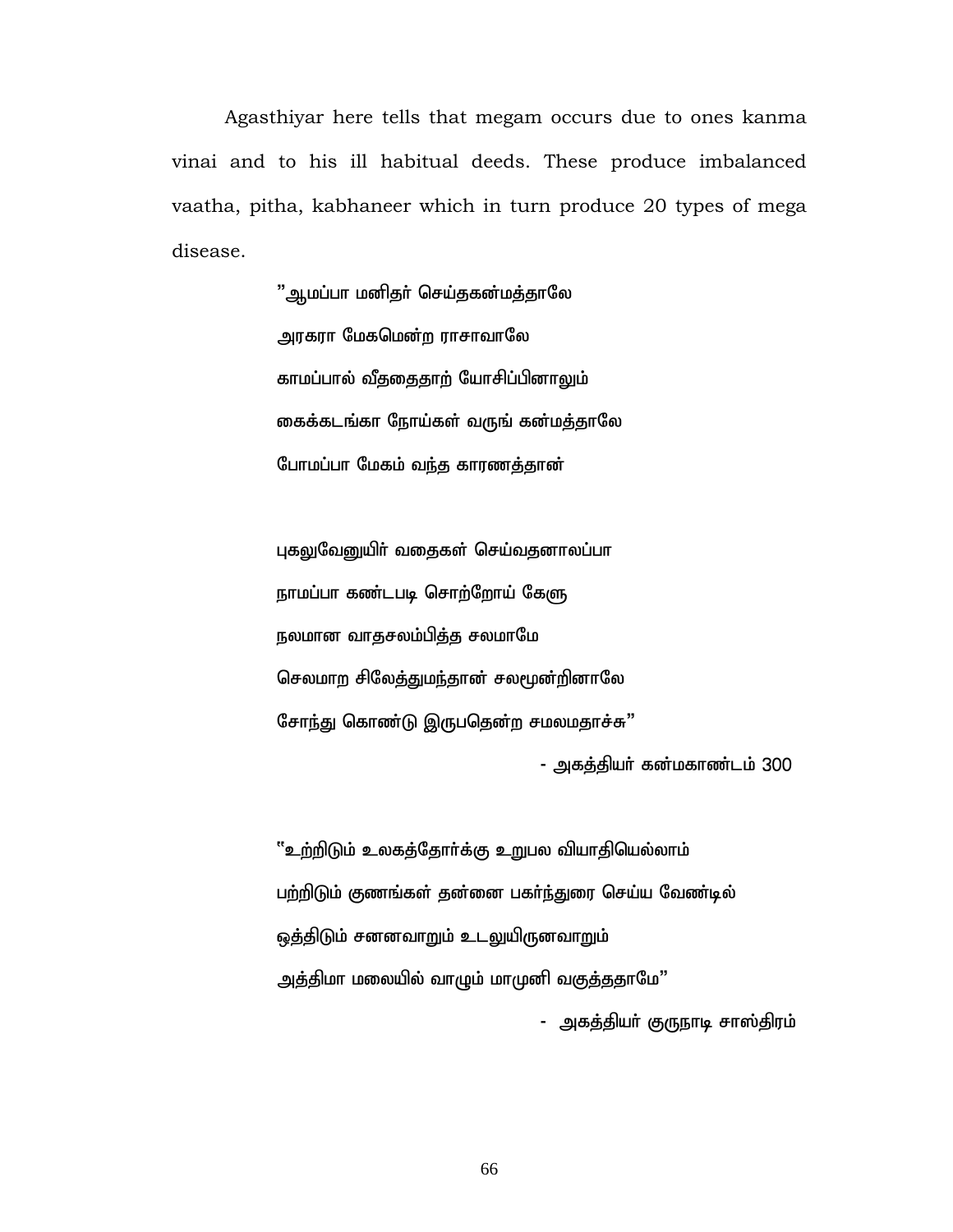Agasthiyar here tells that megam occurs due to ones kanma vinai and to his ill habitual deeds. These produce imbalanced vaatha, pitha, kabhaneer which in turn produce 20 types of mega disease.

> ”ஆமப்பா மனிதர் செய்தகன்மத்தாலே
> அரகரா மேகமென்ற ராசாவாலே
> காமப்பால் வீதைதைதாற் யோசிப்பினாலும்
> கைக்கடங்கா நோய்கள் வருங் கன்மத்தாலே
> போமப்பா மேகம் வந்த காரணத்தான்
>
> புகலுவேனுயிர் வதைகள் செய்வதனாலப்பா
> நாமப்பா கண்டபடி சொற்றோய் கேளு
> நலமான வாதசலம்பித்த சலமாமே
> செலமாற சிலேத்துமந்தான் சலமூன்றினாலே
> சோந்து கொண்டு இருபதென்ற சமலமதாச்சு”
>
> \- அகத்தியர் கன்மகாண்டம் 300

> “உற்றிடும் உலகத்தோர்க்கு உறுபல வியாதியெல்லாம்
> பற்றிடும் குணங்கள் தன்னை பகர்ந்துரை செய்ய வேண்டில்
> ஒத்திடும் சனனவாறும் உடலுயிருனவாறும்
> அத்திமா மலையில் வாழும் மாமுனி வகுத்ததாமே”
>
> \- அகத்தியர் குருநாடி சாஸ்திரம்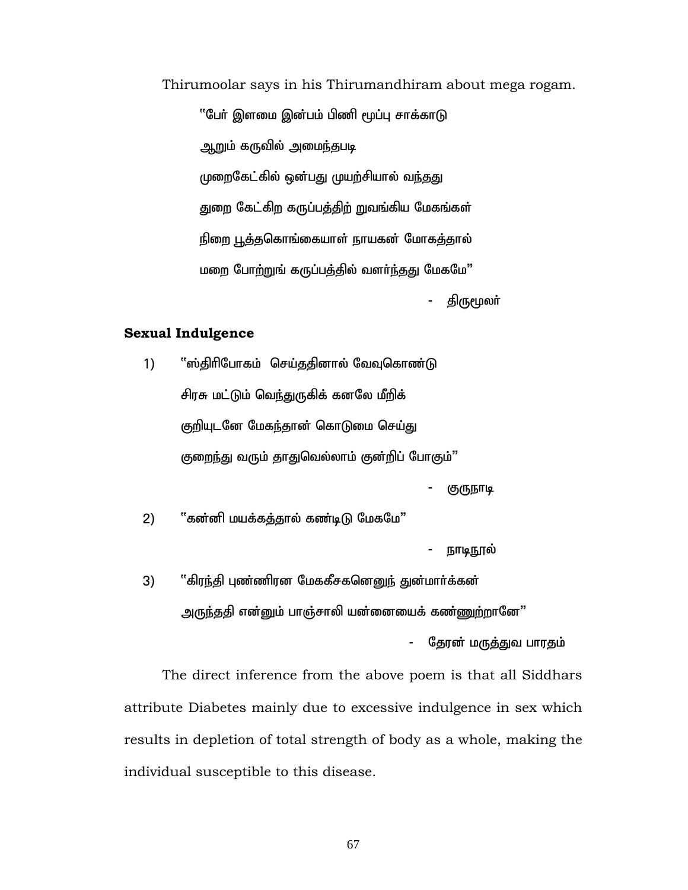Thirumoolar says in his Thirumandhiram about mega rogam.

> "பேர் இளமை இன்பம் பிணி மூப்பு சாக்காடு
> ஆறும் கருவில் அமைந்தபடி
> முறைகேட்கில் ஒன்பது முயற்சியால் வந்தது
> துறை கேட்கிற கருப்பத்திற் றுவங்கிய மேகங்கள்
> நிறை பூத்தகொங்கையாள் நாயகன் மோகத்தால்
> மறை போற்றுங் கருப்பத்தில் வளர்ந்தது மேகமே"
>
> \- திருமூலர்

**Sexual Indulgence**

1) "ஸ்திரிபோகம் செய்ததினால் வேவுகொண்டு
   சிரசு மட்டும் வெந்துருகிக் கனலே மீறிக்
   குறியுடனே மேகந்தான் கொடுமை செய்து
   குறைந்து வரும் தாதுவெல்லாம் குன்றிப் போகும்"

   \- குருநாடி

2) "கன்னி மயக்கத்தால் கண்டிடு மேகமே"

   \- நாடிநூல்

3) "கிரந்தி புண்ணிரன மேககீசகனெனுந் துன்மார்க்கன்
   அருந்ததி என்னும் பாஞ்சாலி யன்னையைக் கண்ணுற்றானே"

   \- தேரன் மருத்துவ பாரதம்

The direct inference from the above poem is that all Siddhars attribute Diabetes mainly due to excessive indulgence in sex which results in depletion of total strength of body as a whole, making the individual susceptible to this disease.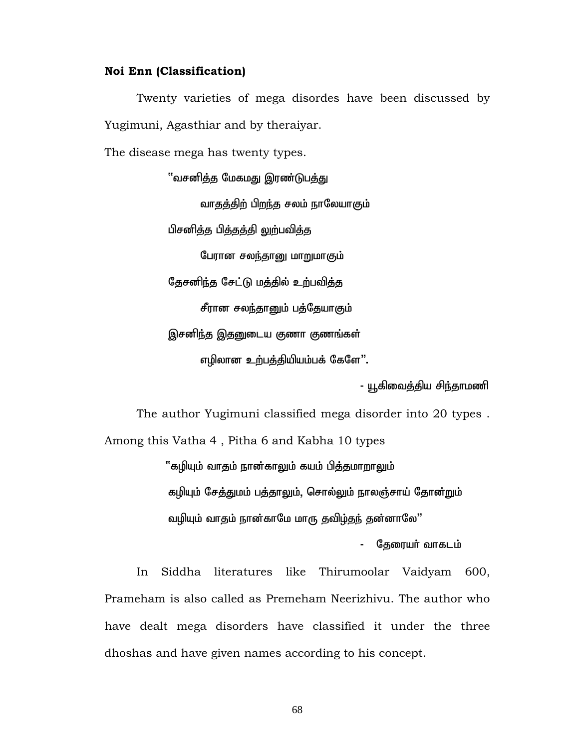**Noi Enn (Classification)**

Twenty varieties of mega disordes have been discussed by Yugimuni, Agasthiar and by theraiyar.

The disease mega has twenty types.

"வசனித்த மேகமது இரண்டுபத்து

வாதத்திற் பிறந்த சலம் நாலேயாகும்

பிசனித்த பித்தத்தி லுற்பவித்த

பேரான சலந்தானு மாறுமாகும்

தேசனிந்த சேட்டு மத்தில் உற்பவித்த

சீரான சலந்தானும் பத்தேயாகும்

இசனிந்த இதனுடைய குணா குணங்கள்

எழிலான உற்பத்தியியம்பக் கேளே".

- யூகிவைத்திய சிந்தாமணி

The author Yugimuni classified mega disorder into 20 types . Among this Vatha 4 , Pitha 6 and Kabha 10 types

"கழியும் வாதம் நான்காலும் கயம் பித்தமாறாலும்

கழியும் சேத்துமம் பத்தாலும், சொல்லும் நாலஞ்சாய் தோன்றும்

வழியும் வாதம் நான்காமே மாரு தவிழ்தந் தன்னாலே"

- தேரையர் வாகடம்

In Siddha literatures like Thirumoolar Vaidyam 600, Prameham is also called as Premeham Neerizhivu. The author who have dealt mega disorders have classified it under the three dhoshas and have given names according to his concept.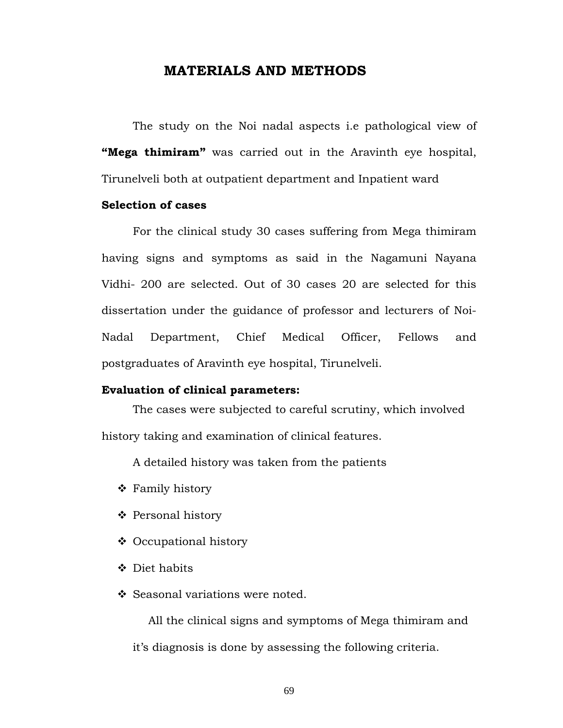# MATERIALS AND METHODS

The study on the Noi nadal aspects i.e pathological view of **"Mega thimiram"** was carried out in the Aravinth eye hospital, Tirunelveli both at outpatient department and Inpatient ward

**Selection of cases**

For the clinical study 30 cases suffering from Mega thimiram having signs and symptoms as said in the Nagamuni Nayana Vidhi- 200 are selected. Out of 30 cases 20 are selected for this dissertation under the guidance of professor and lecturers of Noi-Nadal Department, Chief Medical Officer, Fellows and postgraduates of Aravinth eye hospital, Tirunelveli.

**Evaluation of clinical parameters:**

The cases were subjected to careful scrutiny, which involved history taking and examination of clinical features.

A detailed history was taken from the patients

- ❖ Family history
- ❖ Personal history
- ❖ Occupational history
- ❖ Diet habits
- ❖ Seasonal variations were noted.

All the clinical signs and symptoms of Mega thimiram and it's diagnosis is done by assessing the following criteria.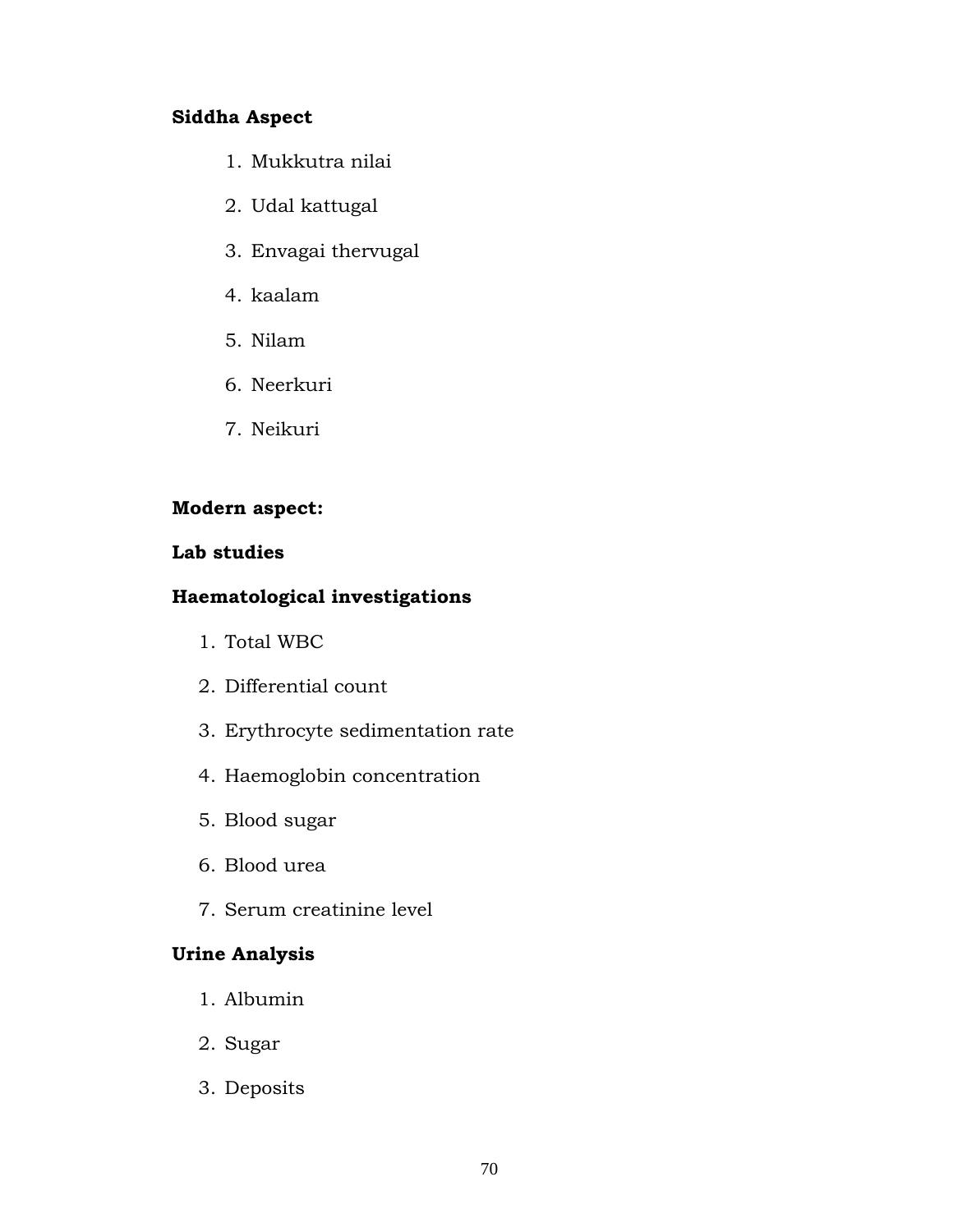**Siddha Aspect**

1. Mukkutra nilai
2. Udal kattugal
3. Envagai thervugal
4. kaalam
5. Nilam
6. Neerkuri
7. Neikuri

**Modern aspect:**

**Lab studies**

**Haematological investigations**

1. Total WBC
2. Differential count
3. Erythrocyte sedimentation rate
4. Haemoglobin concentration
5. Blood sugar
6. Blood urea
7. Serum creatinine level

**Urine Analysis**

1. Albumin
2. Sugar
3. Deposits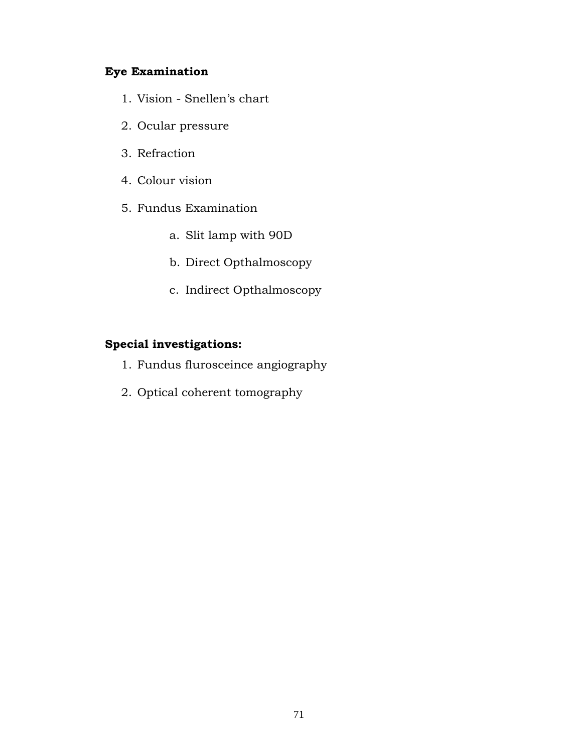**Eye Examination**

1. Vision - Snellen's chart
2. Ocular pressure
3. Refraction
4. Colour vision
5. Fundus Examination
    a. Slit lamp with 90D
    b. Direct Opthalmoscopy
    c. Indirect Opthalmoscopy

**Special investigations:**

1. Fundus flurosceince angiography
2. Optical coherent tomography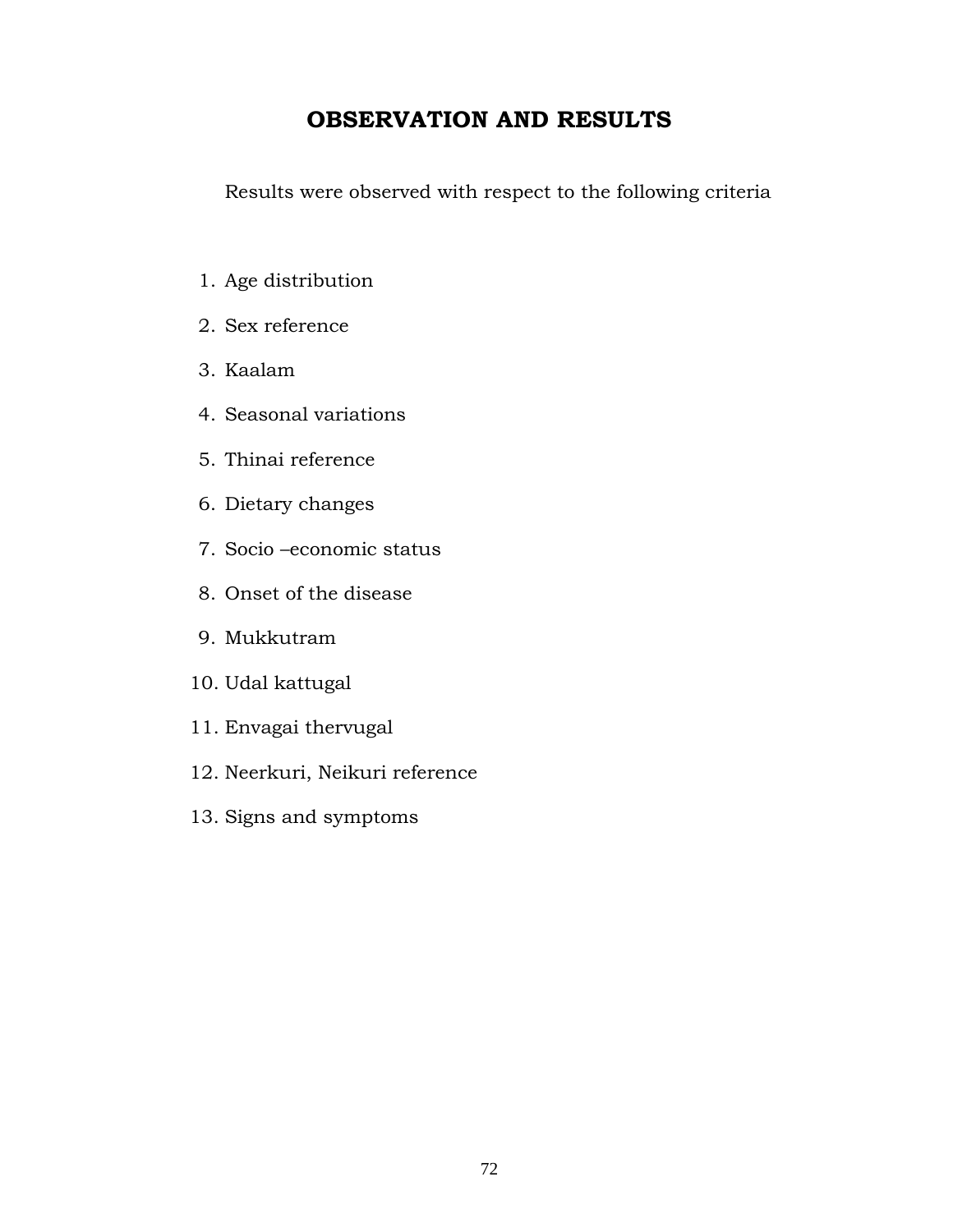# OBSERVATION AND RESULTS

Results were observed with respect to the following criteria

1. Age distribution
2. Sex reference
3. Kaalam
4. Seasonal variations
5. Thinai reference
6. Dietary changes
7. Socio –economic status
8. Onset of the disease
9. Mukkutram
10. Udal kattugal
11. Envagai thervugal
12. Neerkuri, Neikuri reference
13. Signs and symptoms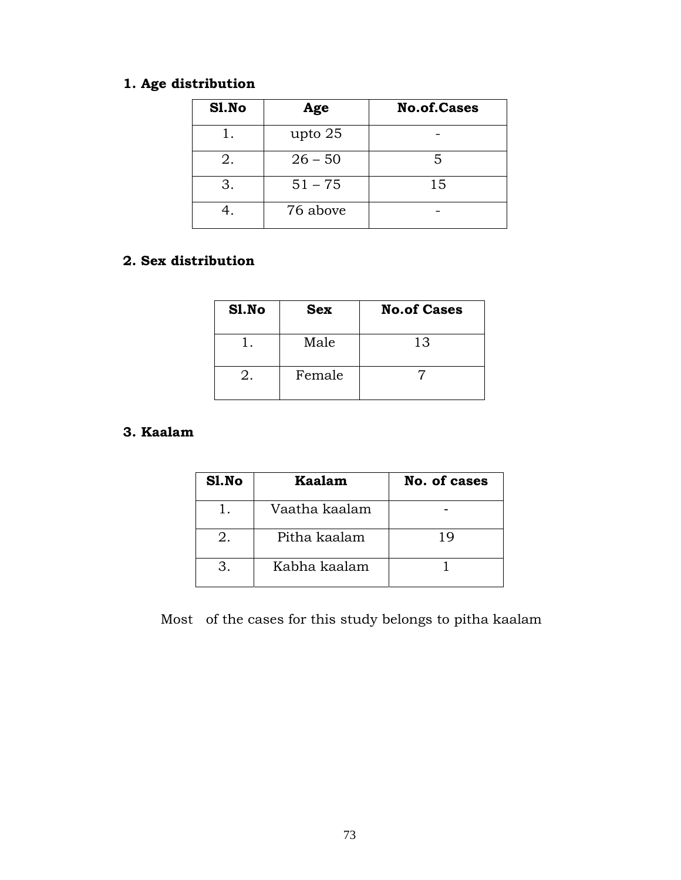**1. Age distribution**

| Sl.No | Age | No.of.Cases |
|---|---|---|
| 1. | upto 25 | - |
| 2. | 26 – 50 | 5 |
| 3. | 51 – 75 | 15 |
| 4. | 76 above | - |

**2. Sex distribution**

| Sl.No | Sex | No.of Cases |
|---|---|---|
| 1. | Male | 13 |
| 2. | Female | 7 |

**3. Kaalam**

| Sl.No | Kaalam | No. of cases |
|---|---|---|
| 1. | Vaatha kaalam | - |
| 2. | Pitha kaalam | 19 |
| 3. | Kabha kaalam | 1 |

Most of the cases for this study belongs to pitha kaalam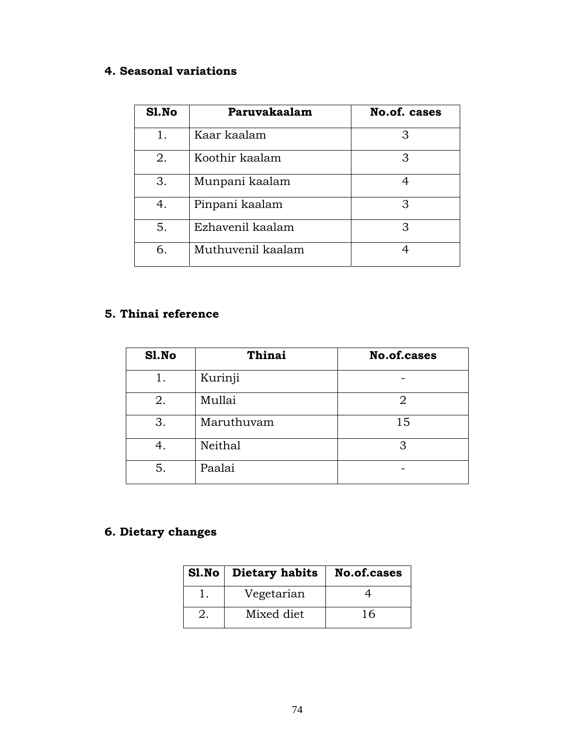## 4. Seasonal variations

| Sl.No | Paruvakaalam | No.of. cases |
|---|---|---|
| 1. | Kaar kaalam | 3 |
| 2. | Koothir kaalam | 3 |
| 3. | Munpani kaalam | 4 |
| 4. | Pinpani kaalam | 3 |
| 5. | Ezhavenil kaalam | 3 |
| 6. | Muthuvenil kaalam | 4 |

## 5. Thinai reference

| Sl.No | Thinai | No.of.cases |
|---|---|---|
| 1. | Kurinji | - |
| 2. | Mullai | 2 |
| 3. | Maruthuvam | 15 |
| 4. | Neithal | 3 |
| 5. | Paalai | - |

## 6. Dietary changes

| Sl.No | Dietary habits | No.of.cases |
|---|---|---|
| 1. | Vegetarian | 4 |
| 2. | Mixed diet | 16 |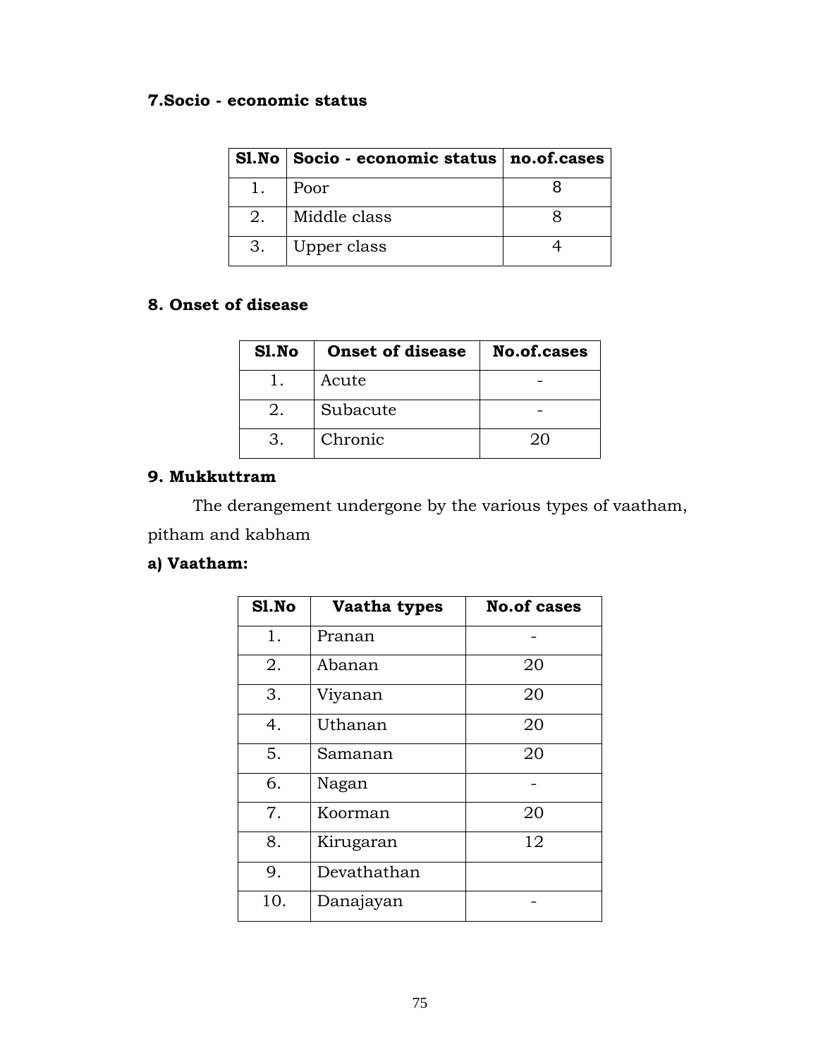## 7.Socio - economic status

| Sl.No | Socio - economic status | no.of.cases |
|---|---|---|
| 1. | Poor | 8 |
| 2. | Middle class | 8 |
| 3. | Upper class | 4 |

## 8. Onset of disease

| Sl.No | Onset of disease | No.of.cases |
|---|---|---|
| 1. | Acute | - |
| 2. | Subacute | - |
| 3. | Chronic | 20 |

## 9. Mukkuttram

The derangement undergone by the various types of vaatham, pitham and kabham

### a) Vaatham:

| Sl.No | Vaatha types | No.of cases |
|---|---|---|
| 1. | Pranan | - |
| 2. | Abanan | 20 |
| 3. | Viyanan | 20 |
| 4. | Uthanan | 20 |
| 5. | Samanan | 20 |
| 6. | Nagan | - |
| 7. | Koorman | 20 |
| 8. | Kirugaran | 12 |
| 9. | Devathathan | |
| 10. | Danajayan | - |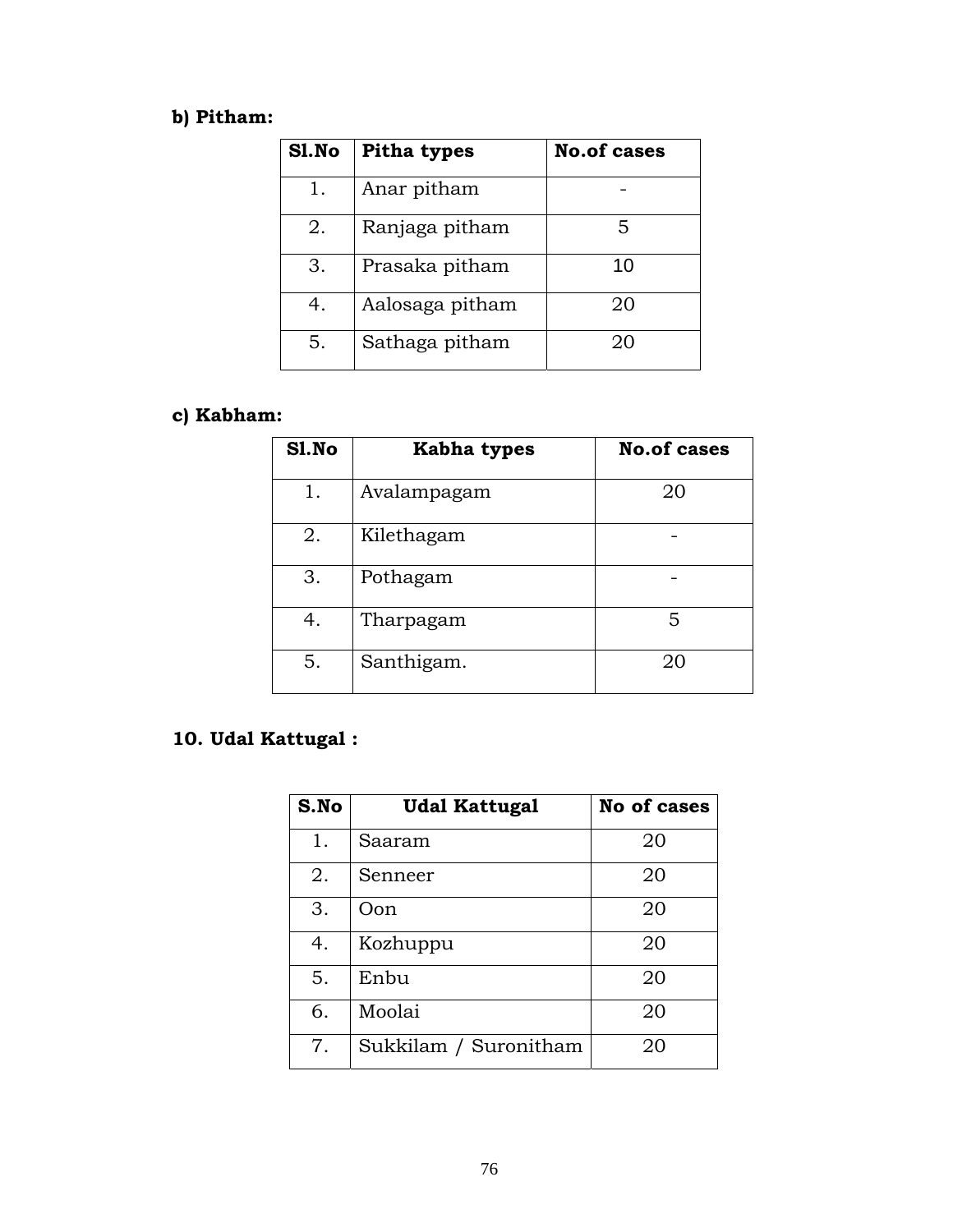**b) Pitham:**

| Sl.No | Pitha types | No.of cases |
|---|---|---|
| 1. | Anar pitham | - |
| 2. | Ranjaga pitham | 5 |
| 3. | Prasaka pitham | 10 |
| 4. | Aalosaga pitham | 20 |
| 5. | Sathaga pitham | 20 |

**c) Kabham:**

| Sl.No | Kabha types | No.of cases |
|---|---|---|
| 1. | Avalampagam | 20 |
| 2. | Kilethagam | - |
| 3. | Pothagam | - |
| 4. | Tharpagam | 5 |
| 5. | Santhigam. | 20 |

**10. Udal Kattugal :**

| S.No | Udal Kattugal | No of cases |
|---|---|---|
| 1. | Saaram | 20 |
| 2. | Senneer | 20 |
| 3. | Oon | 20 |
| 4. | Kozhuppu | 20 |
| 5. | Enbu | 20 |
| 6. | Moolai | 20 |
| 7. | Sukkilam / Suronitham | 20 |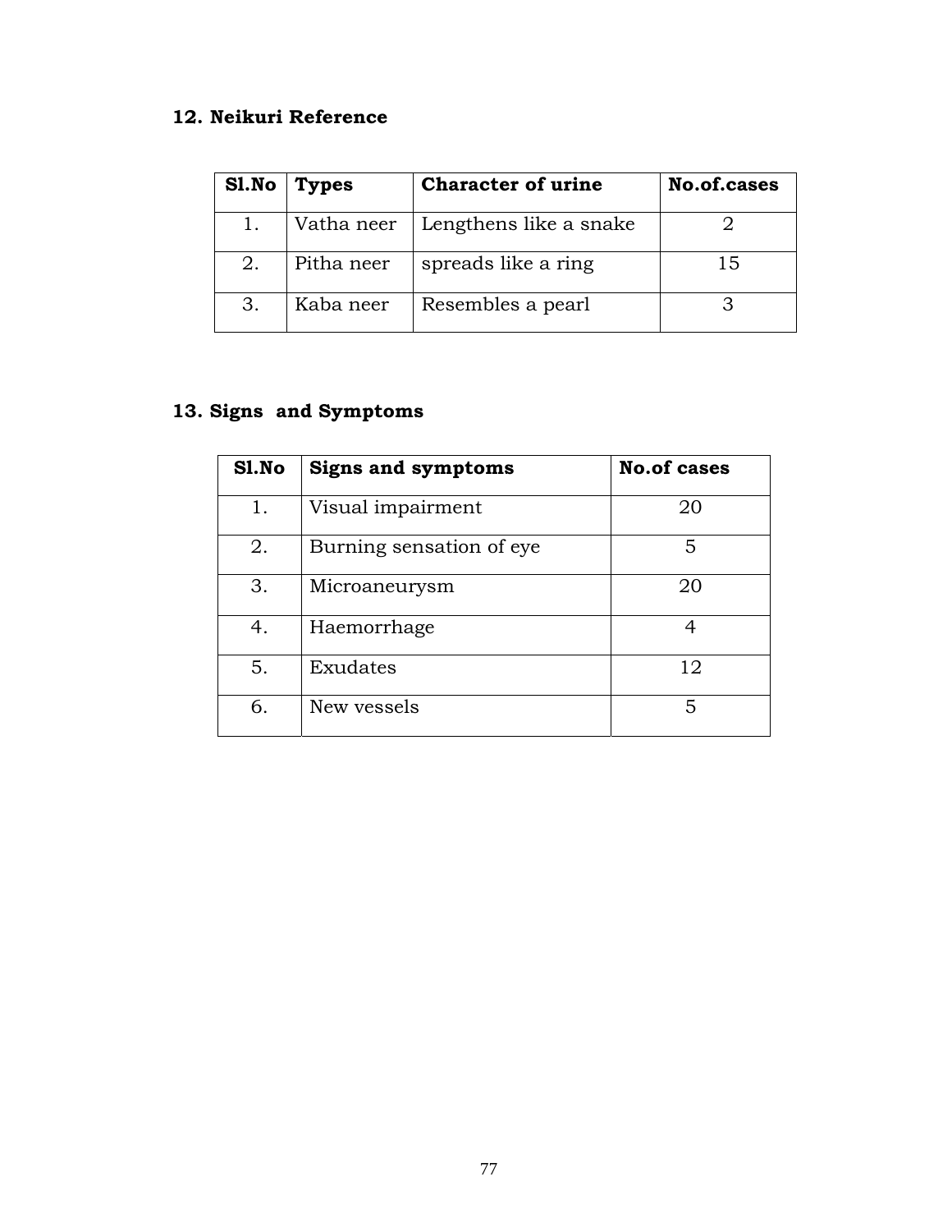## 12. Neikuri Reference

| Sl.No | Types | Character of urine | No.of.cases |
|---|---|---|---|
| 1. | Vatha neer | Lengthens like a snake | 2 |
| 2. | Pitha neer | spreads like a ring | 15 |
| 3. | Kaba neer | Resembles a pearl | 3 |

## 13. Signs and Symptoms

| Sl.No | Signs and symptoms | No.of cases |
|---|---|---|
| 1. | Visual impairment | 20 |
| 2. | Burning sensation of eye | 5 |
| 3. | Microaneurysm | 20 |
| 4. | Haemorrhage | 4 |
| 5. | Exudates | 12 |
| 6. | New vessels | 5 |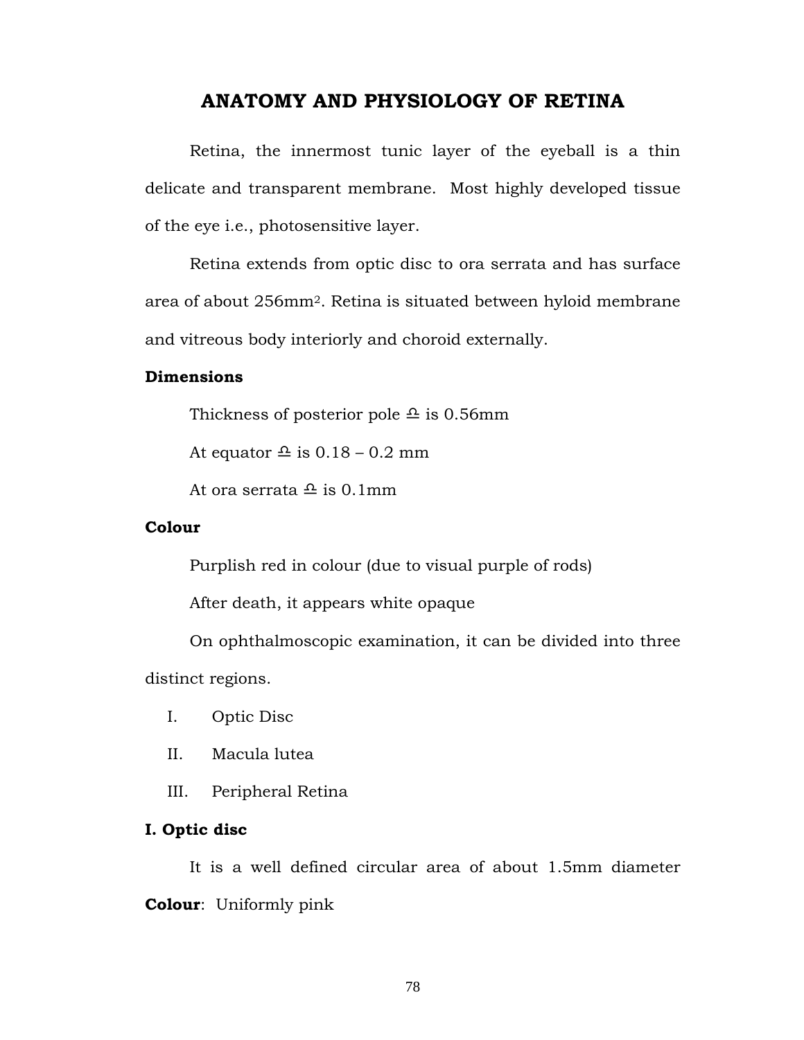# ANATOMY AND PHYSIOLOGY OF RETINA

Retina, the innermost tunic layer of the eyeball is a thin delicate and transparent membrane. Most highly developed tissue of the eye i.e., photosensitive layer.

Retina extends from optic disc to ora serrata and has surface area of about 256mm$^2$. Retina is situated between hyloid membrane and vitreous body interiorly and choroid externally.

**Dimensions**

Thickness of posterior pole ≏ is 0.56mm

At equator ≏ is 0.18 – 0.2 mm

At ora serrata ≏ is 0.1mm

**Colour**

Purplish red in colour (due to visual purple of rods)

After death, it appears white opaque

On ophthalmoscopic examination, it can be divided into three distinct regions.

I. Optic Disc

II. Macula lutea

III. Peripheral Retina

**I. Optic disc**

It is a well defined circular area of about 1.5mm diameter

**Colour**: Uniformly pink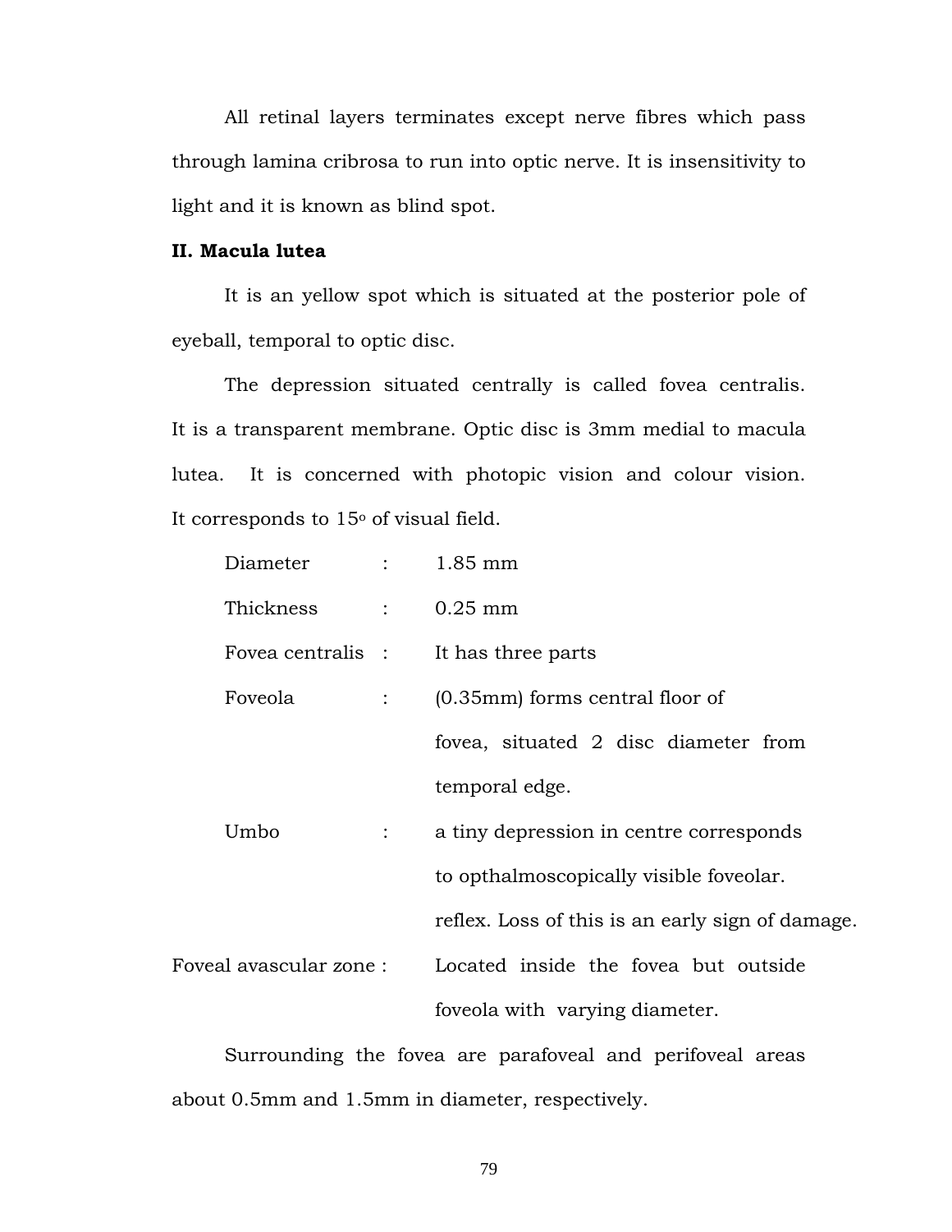All retinal layers terminates except nerve fibres which pass through lamina cribrosa to run into optic nerve. It is insensitivity to light and it is known as blind spot.

**II. Macula lutea**

It is an yellow spot which is situated at the posterior pole of eyeball, temporal to optic disc.

The depression situated centrally is called fovea centralis. It is a transparent membrane. Optic disc is 3mm medial to macula lutea. It is concerned with photopic vision and colour vision. It corresponds to $15^{o}$ of visual field.

| | | |
|---|---|---|
| Diameter | : | 1.85 mm |
| Thickness | : | 0.25 mm |
| Fovea centralis | : | It has three parts |
| Foveola | : | (0.35mm) forms central floor of fovea, situated 2 disc diameter from temporal edge. |
| Umbo | : | a tiny depression in centre corresponds to opthalmoscopically visible foveolar. reflex. Loss of this is an early sign of damage. |
| Foveal avascular zone | : | Located inside the fovea but outside foveola with varying diameter. |

Surrounding the fovea are parafoveal and perifoveal areas about 0.5mm and 1.5mm in diameter, respectively.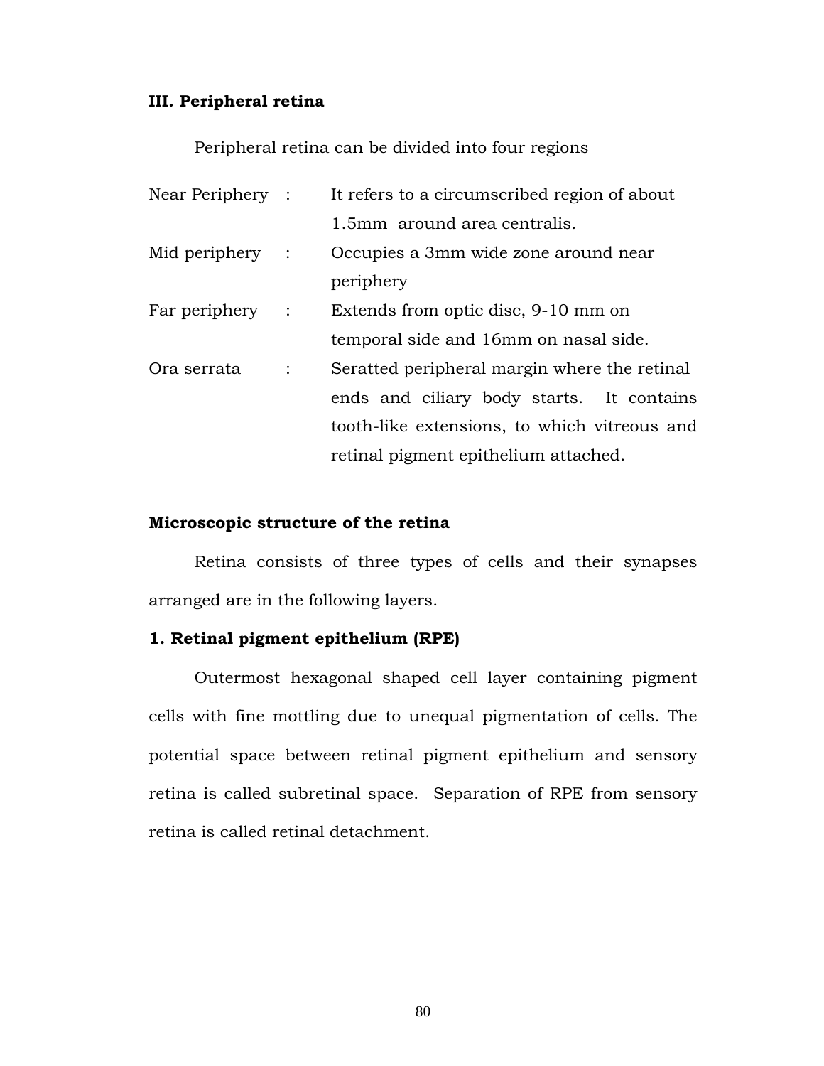### III. Peripheral retina

Peripheral retina can be divided into four regions

| | | |
|---|---|---|
| Near Periphery | : | It refers to a circumscribed region of about 1.5mm around area centralis. |
| Mid periphery | : | Occupies a 3mm wide zone around near periphery |
| Far periphery | : | Extends from optic disc, 9-10 mm on temporal side and 16mm on nasal side. |
| Ora serrata | : | Seratted peripheral margin where the retinal ends and ciliary body starts. It contains tooth-like extensions, to which vitreous and retinal pigment epithelium attached. |

### Microscopic structure of the retina

Retina consists of three types of cells and their synapses arranged are in the following layers.

#### 1. Retinal pigment epithelium (RPE)

Outermost hexagonal shaped cell layer containing pigment cells with fine mottling due to unequal pigmentation of cells. The potential space between retinal pigment epithelium and sensory retina is called subretinal space. Separation of RPE from sensory retina is called retinal detachment.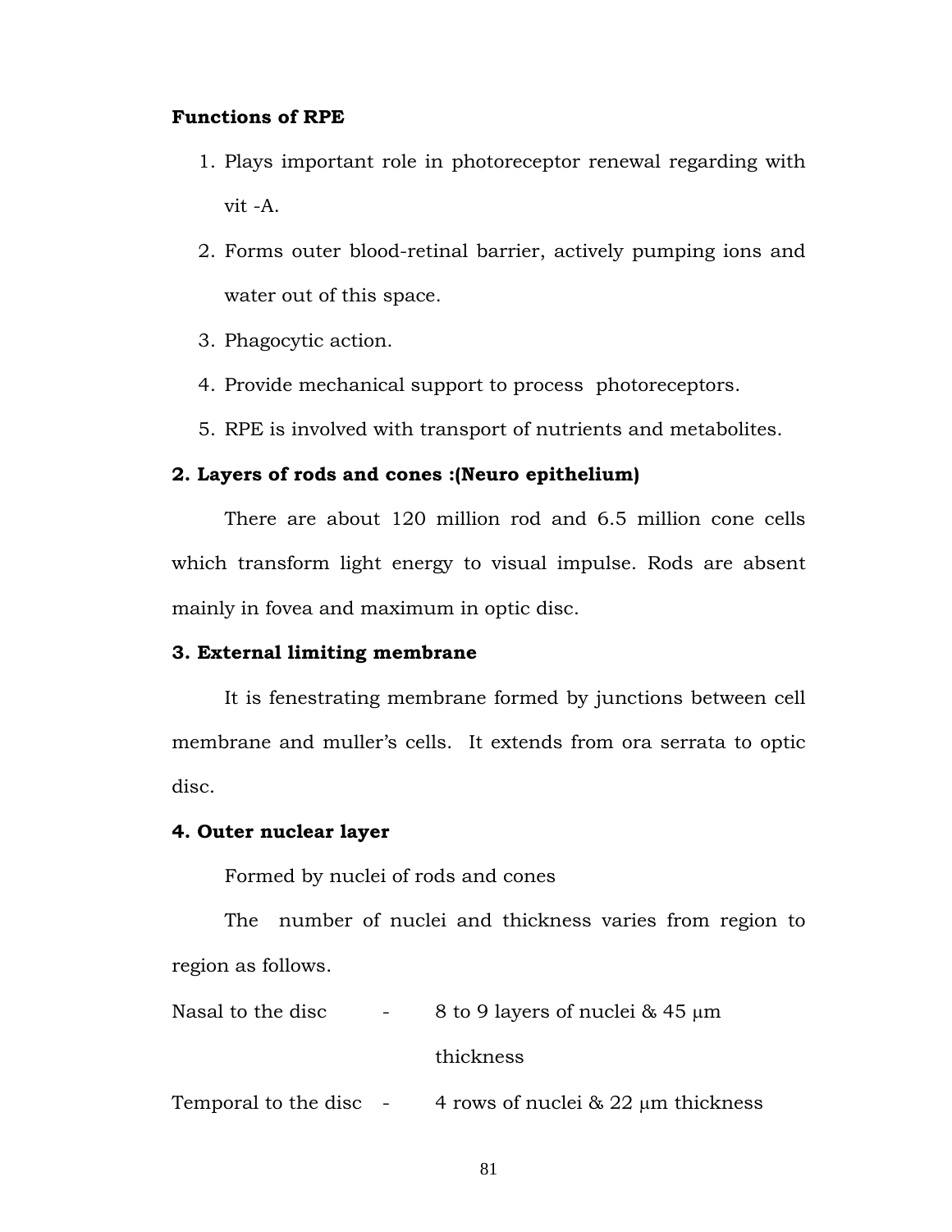**Functions of RPE**

1. Plays important role in photoreceptor renewal regarding with vit -A.
2. Forms outer blood-retinal barrier, actively pumping ions and water out of this space.
3. Phagocytic action.
4. Provide mechanical support to process photoreceptors.
5. RPE is involved with transport of nutrients and metabolites.

**2. Layers of rods and cones :(Neuro epithelium)**

There are about 120 million rod and 6.5 million cone cells which transform light energy to visual impulse. Rods are absent mainly in fovea and maximum in optic disc.

**3. External limiting membrane**

It is fenestrating membrane formed by junctions between cell membrane and muller's cells. It extends from ora serrata to optic disc.

**4. Outer nuclear layer**

Formed by nuclei of rods and cones

The number of nuclei and thickness varies from region to region as follows.

Nasal to the disc - 8 to 9 layers of nuclei & 45 μm thickness

Temporal to the disc - 4 rows of nuclei & 22 μm thickness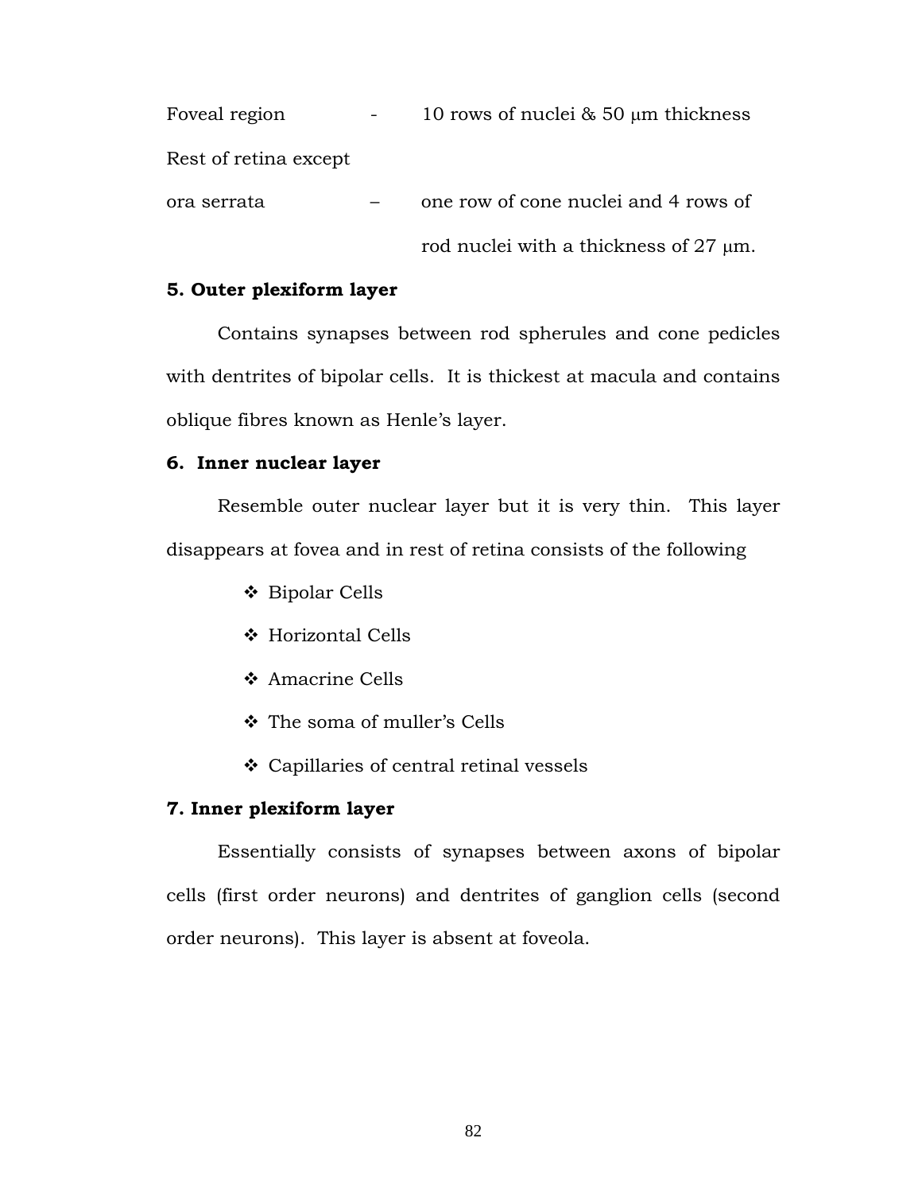| | | |
|---|---|---|
| Foveal region | - | 10 rows of nuclei & 50 μm thickness |
| Rest of retina except ora serrata | – | one row of cone nuclei and 4 rows of rod nuclei with a thickness of 27 μm. |

**5. Outer plexiform layer**

Contains synapses between rod spherules and cone pedicles with dentrites of bipolar cells. It is thickest at macula and contains oblique fibres known as Henle's layer.

**6. Inner nuclear layer**

Resemble outer nuclear layer but it is very thin. This layer disappears at fovea and in rest of retina consists of the following

- Bipolar Cells
- Horizontal Cells
- Amacrine Cells
- The soma of muller's Cells
- Capillaries of central retinal vessels

**7. Inner plexiform layer**

Essentially consists of synapses between axons of bipolar cells (first order neurons) and dentrites of ganglion cells (second order neurons). This layer is absent at foveola.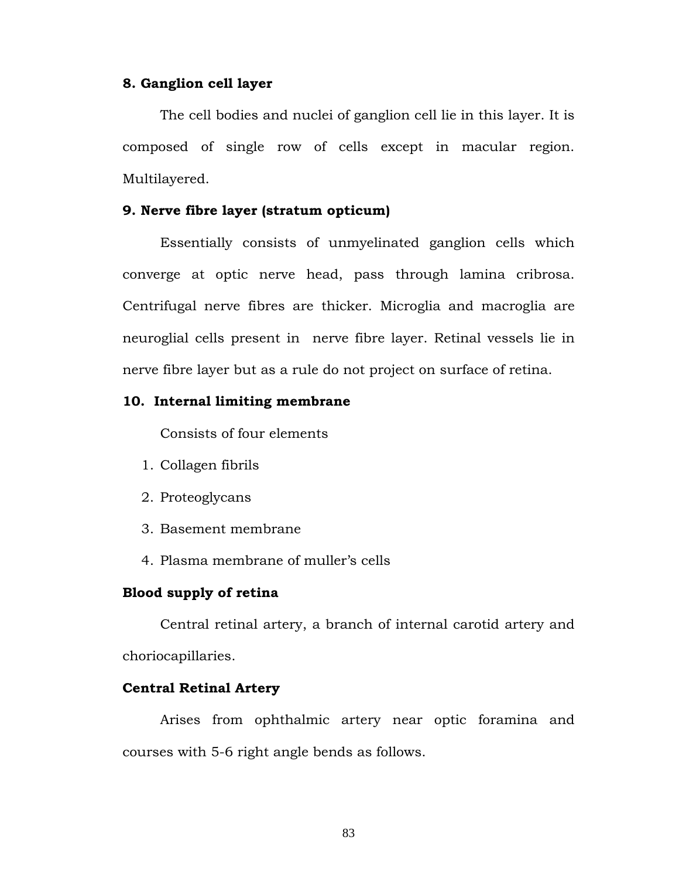**8. Ganglion cell layer**

The cell bodies and nuclei of ganglion cell lie in this layer. It is composed of single row of cells except in macular region. Multilayered.

**9. Nerve fibre layer (stratum opticum)**

Essentially consists of unmyelinated ganglion cells which converge at optic nerve head, pass through lamina cribrosa. Centrifugal nerve fibres are thicker. Microglia and macroglia are neuroglial cells present in nerve fibre layer. Retinal vessels lie in nerve fibre layer but as a rule do not project on surface of retina.

**10. Internal limiting membrane**

Consists of four elements

1. Collagen fibrils
2. Proteoglycans
3. Basement membrane
4. Plasma membrane of muller's cells

**Blood supply of retina**

Central retinal artery, a branch of internal carotid artery and choriocapillaries.

**Central Retinal Artery**

Arises from ophthalmic artery near optic foramina and courses with 5-6 right angle bends as follows.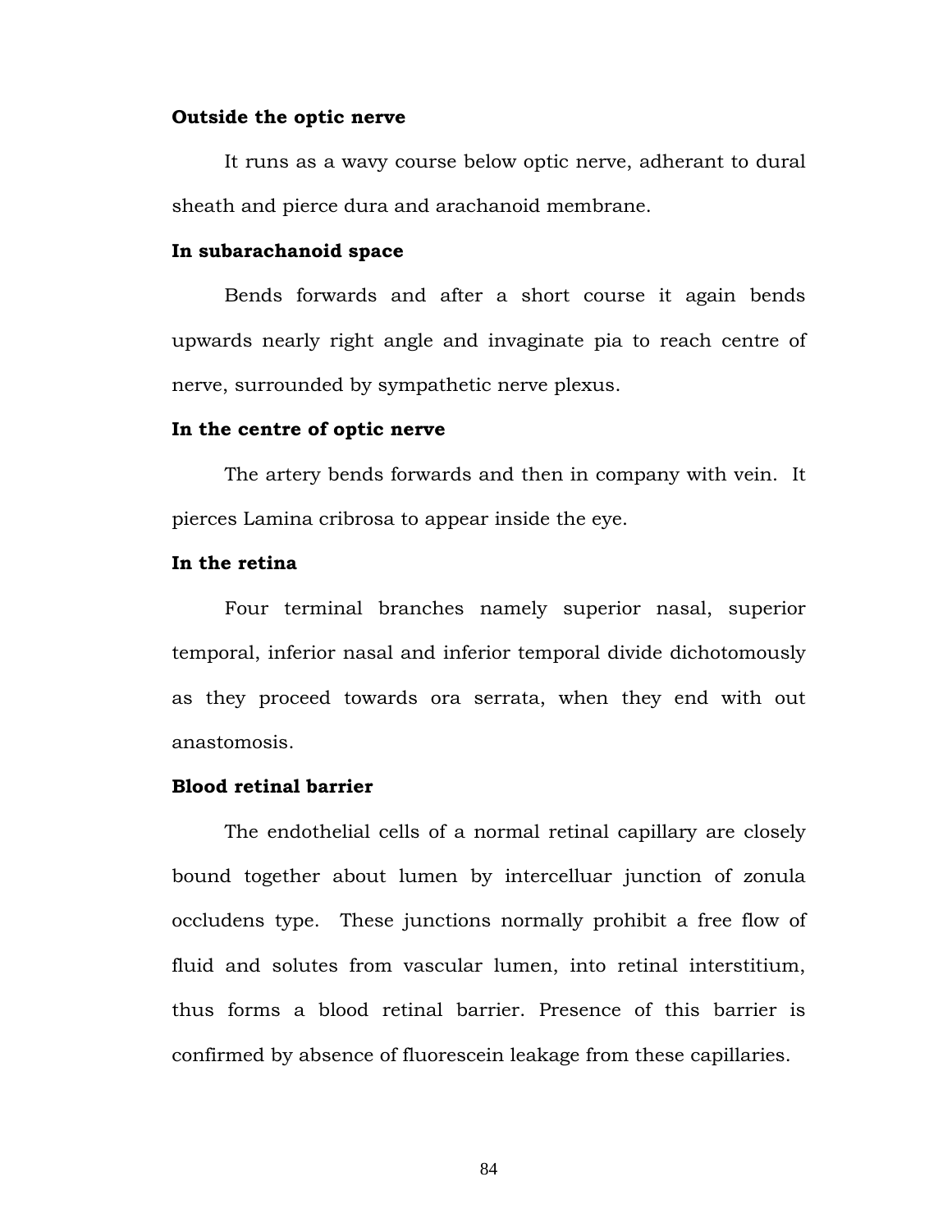**Outside the optic nerve**

It runs as a wavy course below optic nerve, adherant to dural sheath and pierce dura and arachanoid membrane.

**In subarachanoid space**

Bends forwards and after a short course it again bends upwards nearly right angle and invaginate pia to reach centre of nerve, surrounded by sympathetic nerve plexus.

**In the centre of optic nerve**

The artery bends forwards and then in company with vein. It pierces Lamina cribrosa to appear inside the eye.

**In the retina**

Four terminal branches namely superior nasal, superior temporal, inferior nasal and inferior temporal divide dichotomously as they proceed towards ora serrata, when they end with out anastomosis.

**Blood retinal barrier**

The endothelial cells of a normal retinal capillary are closely bound together about lumen by intercelluar junction of zonula occludens type. These junctions normally prohibit a free flow of fluid and solutes from vascular lumen, into retinal interstitium, thus forms a blood retinal barrier. Presence of this barrier is confirmed by absence of fluorescein leakage from these capillaries.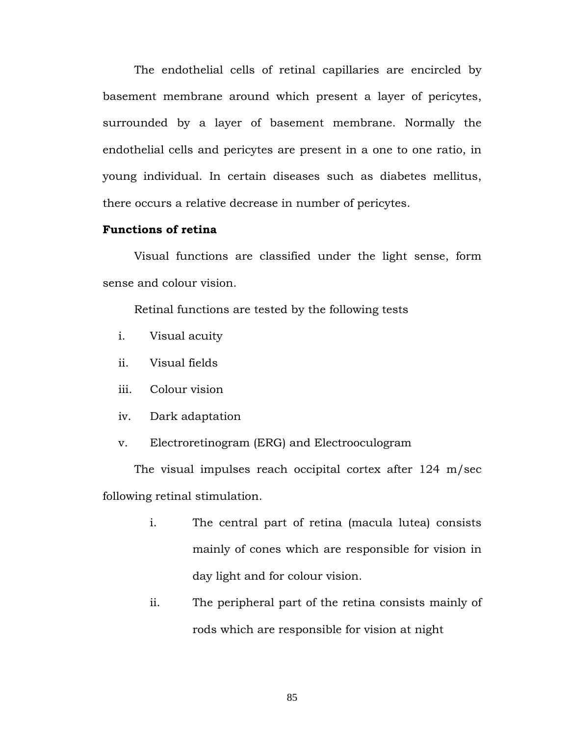The endothelial cells of retinal capillaries are encircled by basement membrane around which present a layer of pericytes, surrounded by a layer of basement membrane. Normally the endothelial cells and pericytes are present in a one to one ratio, in young individual. In certain diseases such as diabetes mellitus, there occurs a relative decrease in number of pericytes.

**Functions of retina**

Visual functions are classified under the light sense, form sense and colour vision.

Retinal functions are tested by the following tests

i. Visual acuity
ii. Visual fields
iii. Colour vision
iv. Dark adaptation
v. Electroretinogram (ERG) and Electrooculogram

The visual impulses reach occipital cortex after 124 m/sec following retinal stimulation.

i. The central part of retina (macula lutea) consists mainly of cones which are responsible for vision in day light and for colour vision.
ii. The peripheral part of the retina consists mainly of rods which are responsible for vision at night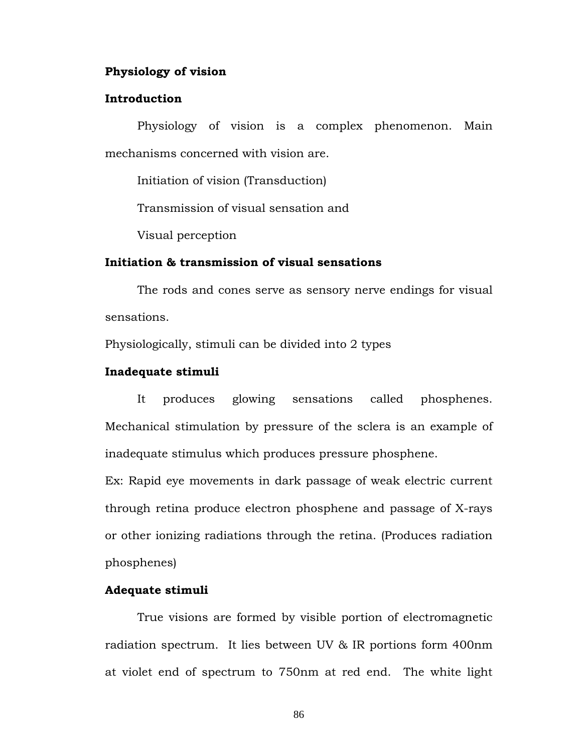**Physiology of vision**

**Introduction**

Physiology of vision is a complex phenomenon. Main mechanisms concerned with vision are.

Initiation of vision (Transduction)

Transmission of visual sensation and

Visual perception

**Initiation & transmission of visual sensations**

The rods and cones serve as sensory nerve endings for visual sensations.

Physiologically, stimuli can be divided into 2 types

**Inadequate stimuli**

It produces glowing sensations called phosphenes. Mechanical stimulation by pressure of the sclera is an example of inadequate stimulus which produces pressure phosphene.

Ex: Rapid eye movements in dark passage of weak electric current through retina produce electron phosphene and passage of X-rays or other ionizing radiations through the retina. (Produces radiation phosphenes)

**Adequate stimuli**

True visions are formed by visible portion of electromagnetic radiation spectrum. It lies between UV & IR portions form 400nm at violet end of spectrum to 750nm at red end. The white light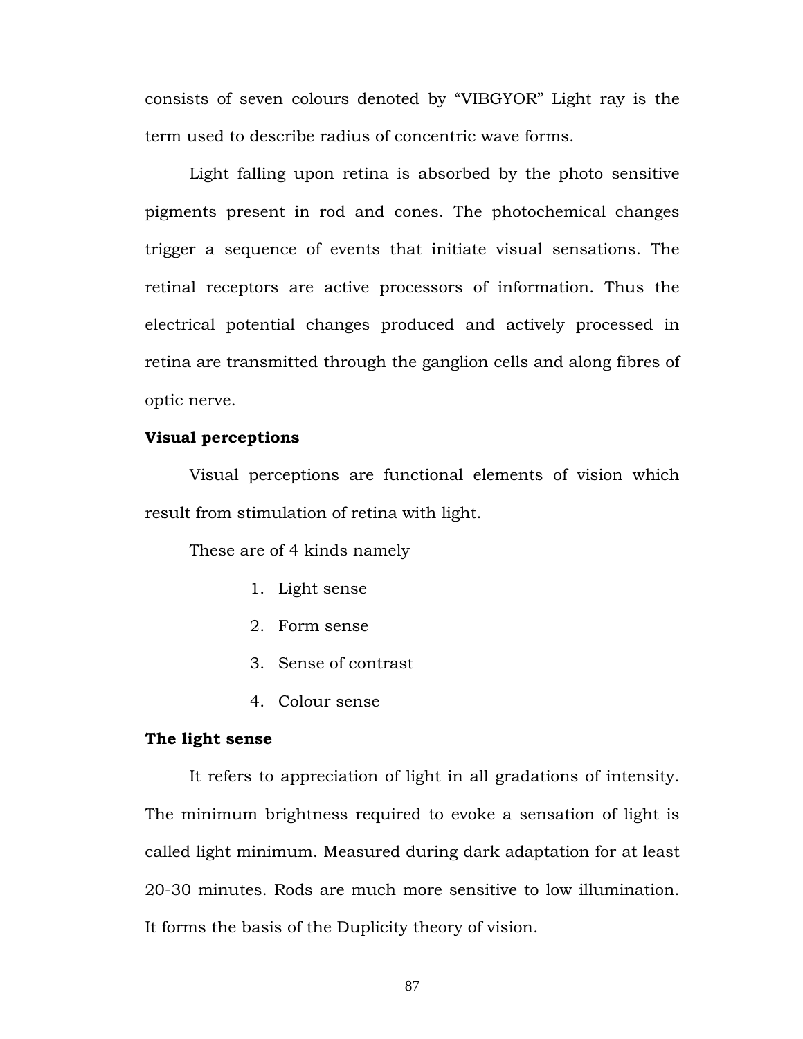consists of seven colours denoted by "VIBGYOR" Light ray is the term used to describe radius of concentric wave forms.

Light falling upon retina is absorbed by the photo sensitive pigments present in rod and cones. The photochemical changes trigger a sequence of events that initiate visual sensations. The retinal receptors are active processors of information. Thus the electrical potential changes produced and actively processed in retina are transmitted through the ganglion cells and along fibres of optic nerve.

**Visual perceptions**

Visual perceptions are functional elements of vision which result from stimulation of retina with light.

These are of 4 kinds namely

1. Light sense
2. Form sense
3. Sense of contrast
4. Colour sense

**The light sense**

It refers to appreciation of light in all gradations of intensity. The minimum brightness required to evoke a sensation of light is called light minimum. Measured during dark adaptation for at least 20-30 minutes. Rods are much more sensitive to low illumination. It forms the basis of the Duplicity theory of vision.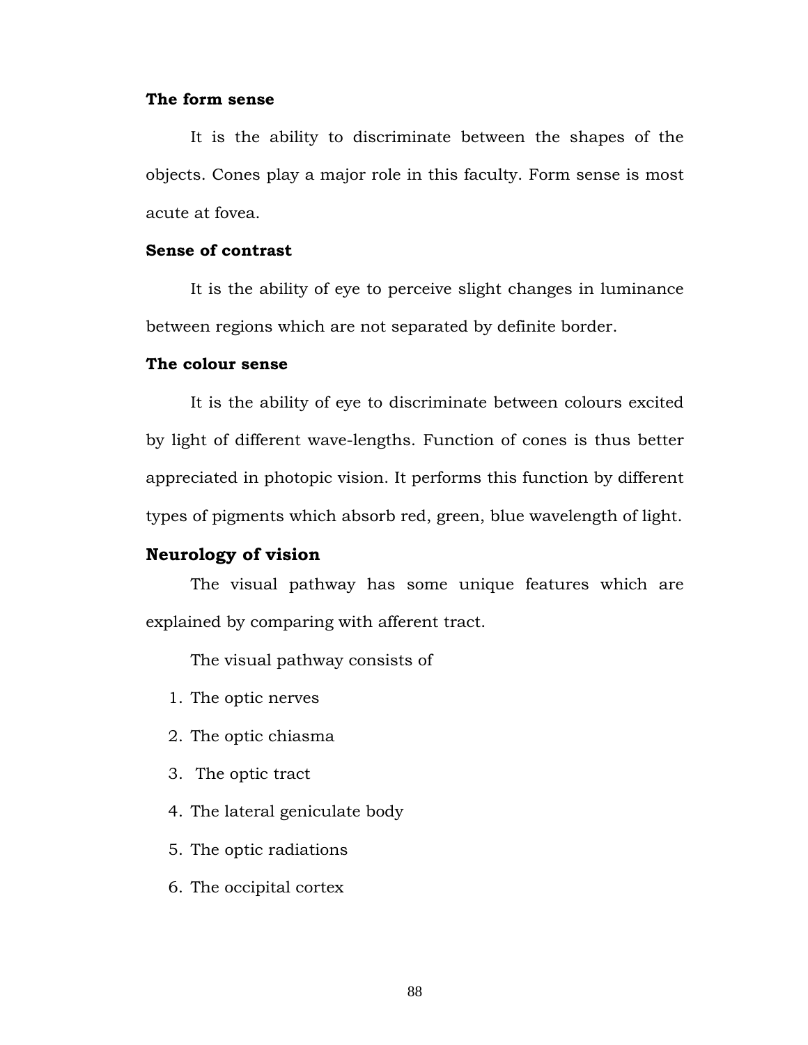**The form sense**

It is the ability to discriminate between the shapes of the objects. Cones play a major role in this faculty. Form sense is most acute at fovea.

**Sense of contrast**

It is the ability of eye to perceive slight changes in luminance between regions which are not separated by definite border.

**The colour sense**

It is the ability of eye to discriminate between colours excited by light of different wave-lengths. Function of cones is thus better appreciated in photopic vision. It performs this function by different types of pigments which absorb red, green, blue wavelength of light.

## Neurology of vision

The visual pathway has some unique features which are explained by comparing with afferent tract.

The visual pathway consists of

1. The optic nerves
2. The optic chiasma
3. The optic tract
4. The lateral geniculate body
5. The optic radiations
6. The occipital cortex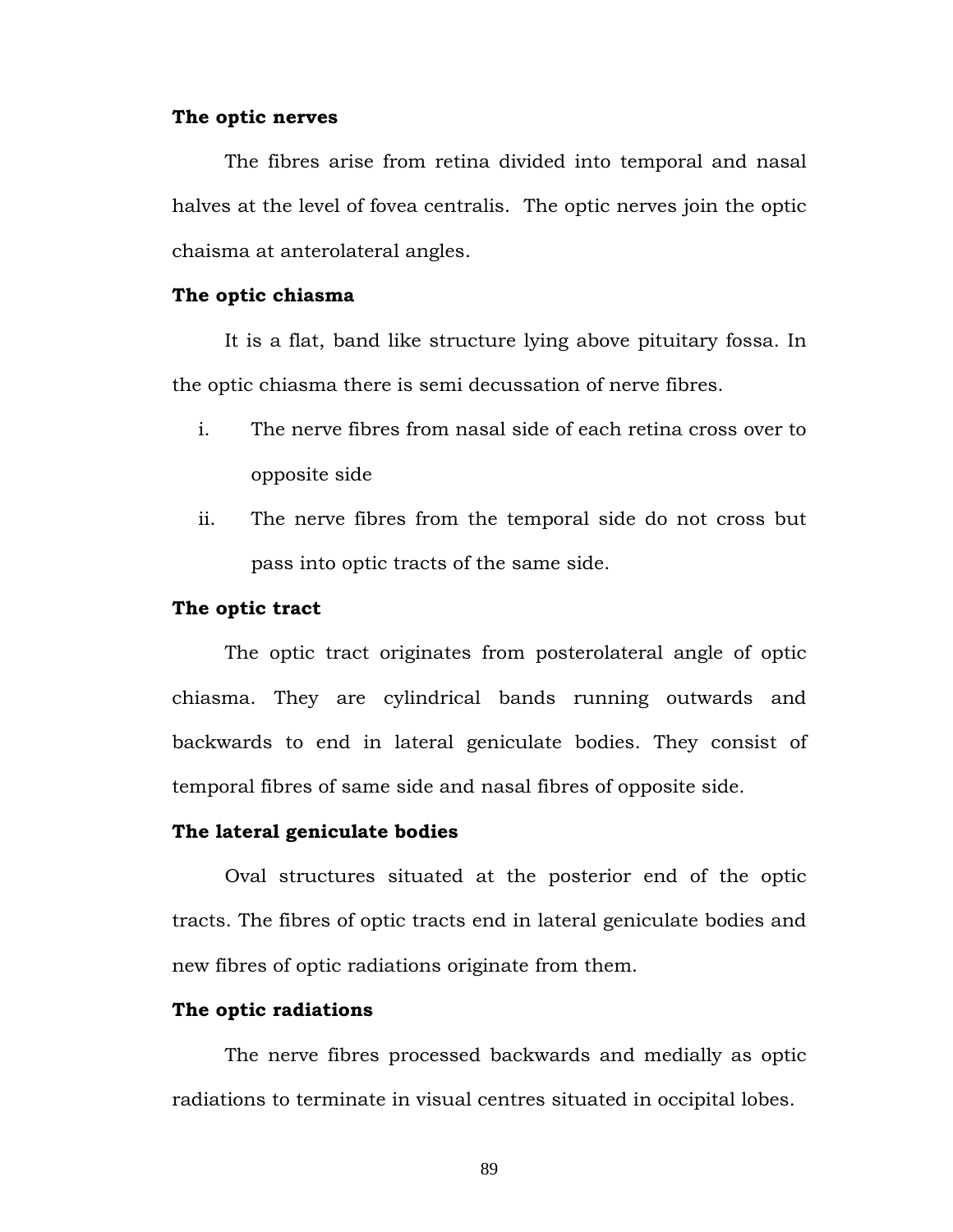**The optic nerves**

The fibres arise from retina divided into temporal and nasal halves at the level of fovea centralis. The optic nerves join the optic chaisma at anterolateral angles.

**The optic chiasma**

It is a flat, band like structure lying above pituitary fossa. In the optic chiasma there is semi decussation of nerve fibres.

i. The nerve fibres from nasal side of each retina cross over to opposite side
ii. The nerve fibres from the temporal side do not cross but pass into optic tracts of the same side.

**The optic tract**

The optic tract originates from posterolateral angle of optic chiasma. They are cylindrical bands running outwards and backwards to end in lateral geniculate bodies. They consist of temporal fibres of same side and nasal fibres of opposite side.

**The lateral geniculate bodies**

Oval structures situated at the posterior end of the optic tracts. The fibres of optic tracts end in lateral geniculate bodies and new fibres of optic radiations originate from them.

**The optic radiations**

The nerve fibres processed backwards and medially as optic radiations to terminate in visual centres situated in occipital lobes.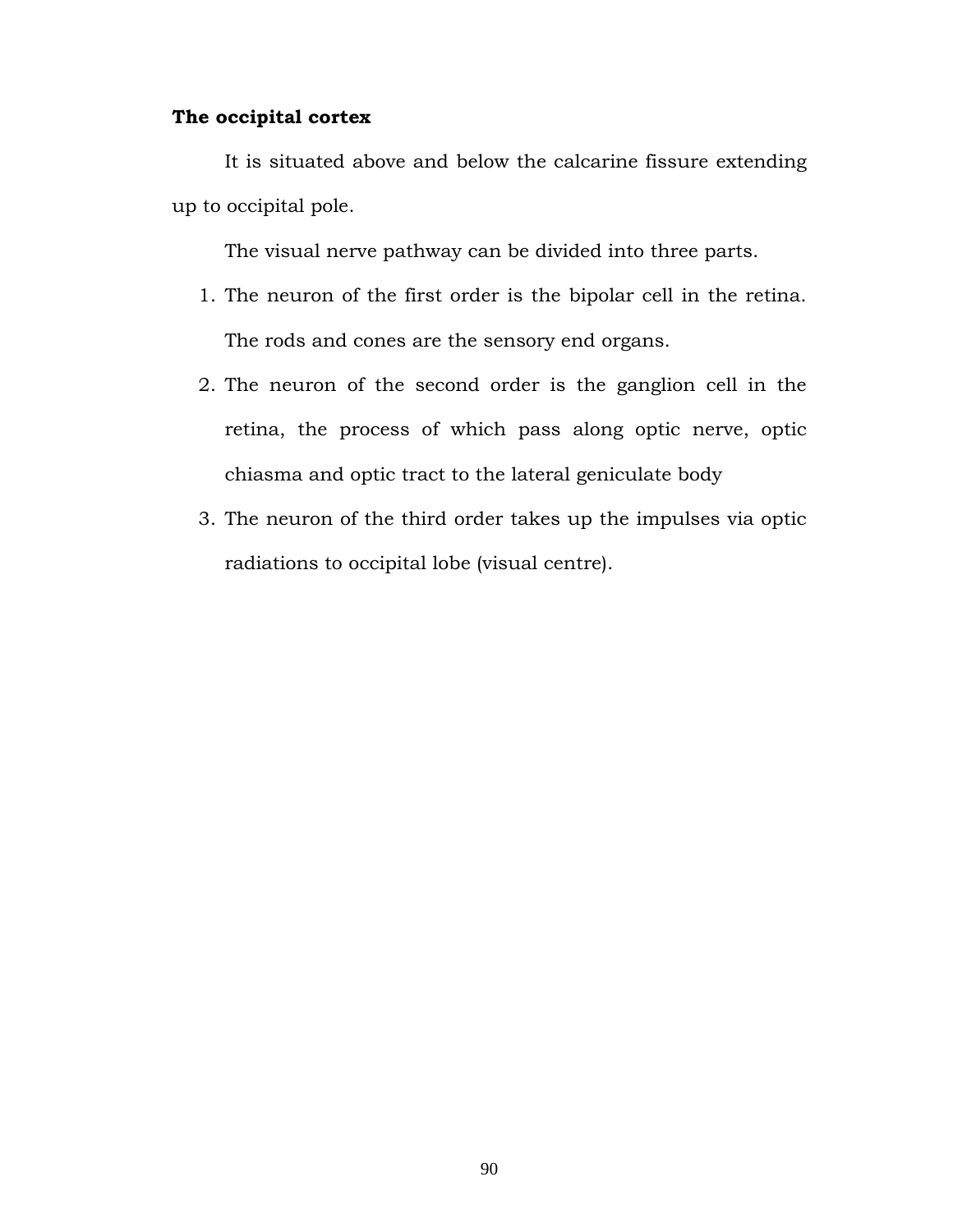**The occipital cortex**

It is situated above and below the calcarine fissure extending up to occipital pole.

The visual nerve pathway can be divided into three parts.

1. The neuron of the first order is the bipolar cell in the retina. The rods and cones are the sensory end organs.
2. The neuron of the second order is the ganglion cell in the retina, the process of which pass along optic nerve, optic chiasma and optic tract to the lateral geniculate body
3. The neuron of the third order takes up the impulses via optic radiations to occipital lobe (visual centre).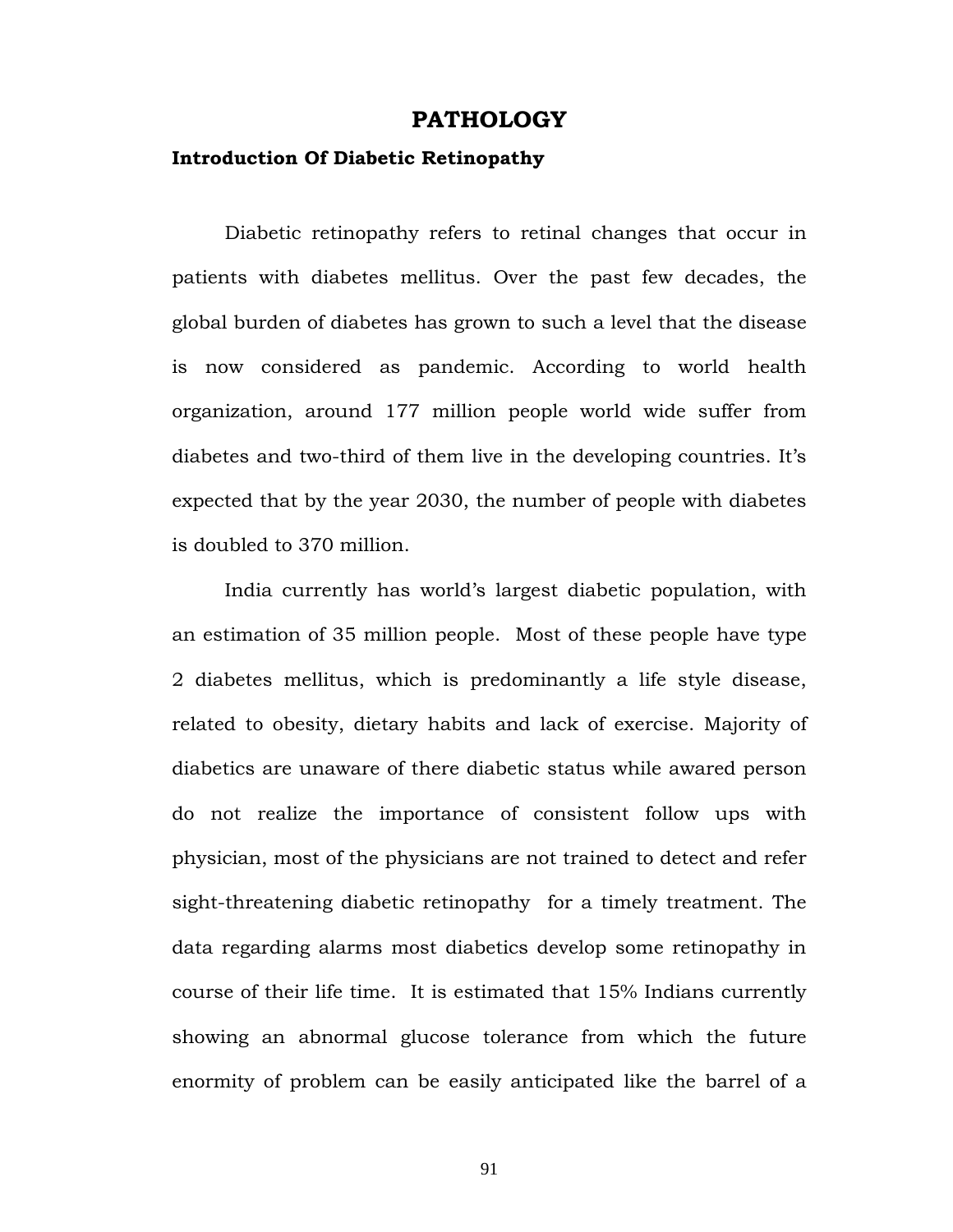# PATHOLOGY

### Introduction Of Diabetic Retinopathy

Diabetic retinopathy refers to retinal changes that occur in patients with diabetes mellitus. Over the past few decades, the global burden of diabetes has grown to such a level that the disease is now considered as pandemic. According to world health organization, around 177 million people world wide suffer from diabetes and two-third of them live in the developing countries. It's expected that by the year 2030, the number of people with diabetes is doubled to 370 million.

India currently has world's largest diabetic population, with an estimation of 35 million people. Most of these people have type 2 diabetes mellitus, which is predominantly a life style disease, related to obesity, dietary habits and lack of exercise. Majority of diabetics are unaware of there diabetic status while awared person do not realize the importance of consistent follow ups with physician, most of the physicians are not trained to detect and refer sight-threatening diabetic retinopathy for a timely treatment. The data regarding alarms most diabetics develop some retinopathy in course of their life time. It is estimated that 15% Indians currently showing an abnormal glucose tolerance from which the future enormity of problem can be easily anticipated like the barrel of a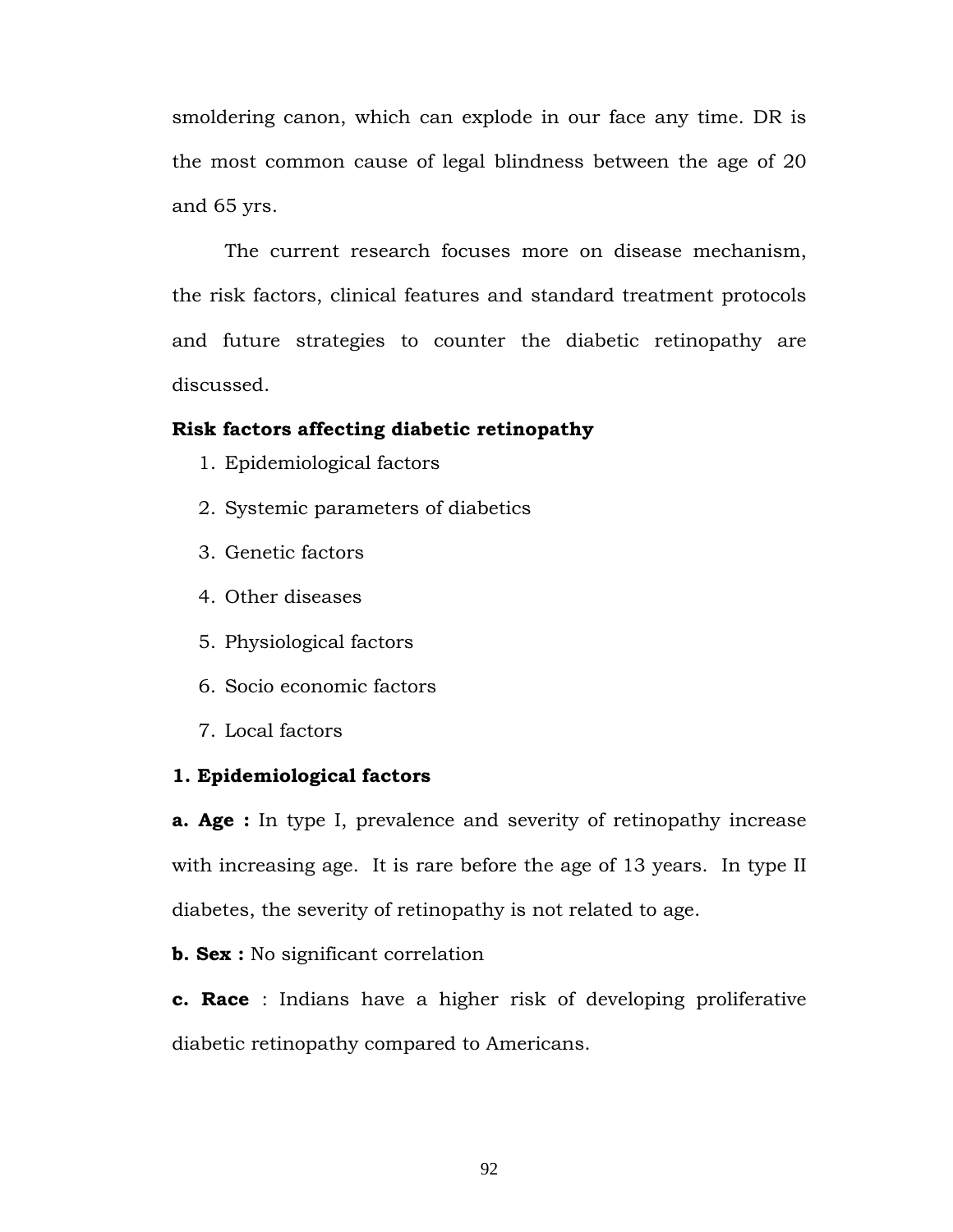smoldering canon, which can explode in our face any time. DR is the most common cause of legal blindness between the age of 20 and 65 yrs.

The current research focuses more on disease mechanism, the risk factors, clinical features and standard treatment protocols and future strategies to counter the diabetic retinopathy are discussed.

**Risk factors affecting diabetic retinopathy**

1. Epidemiological factors
2. Systemic parameters of diabetics
3. Genetic factors
4. Other diseases
5. Physiological factors
6. Socio economic factors
7. Local factors

**1. Epidemiological factors**

**a. Age :** In type I, prevalence and severity of retinopathy increase with increasing age. It is rare before the age of 13 years. In type II diabetes, the severity of retinopathy is not related to age.

**b. Sex :** No significant correlation

**c. Race** : Indians have a higher risk of developing proliferative diabetic retinopathy compared to Americans.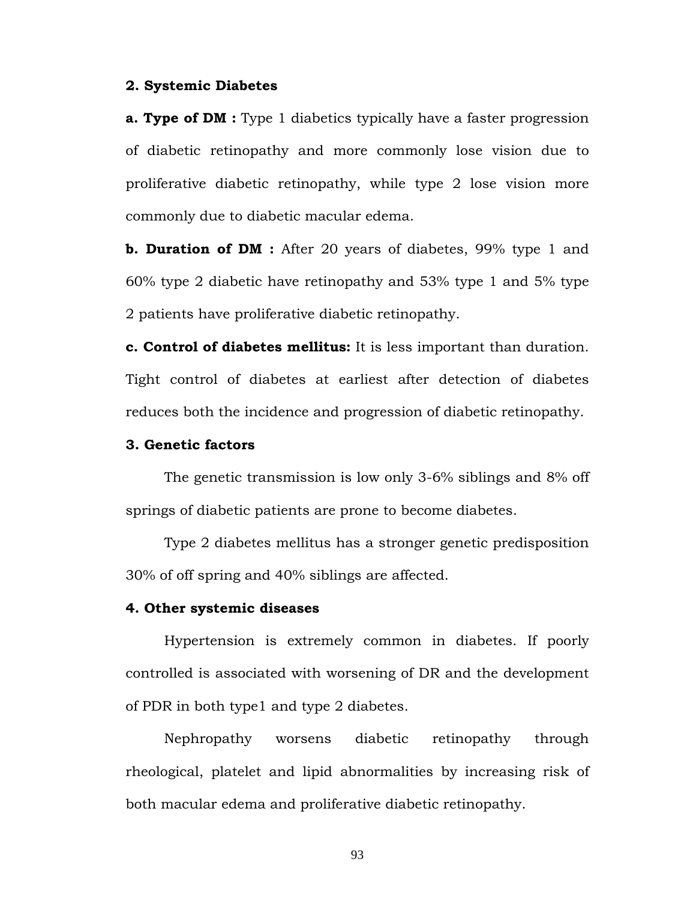**2. Systemic Diabetes**

**a. Type of DM :** Type 1 diabetics typically have a faster progression of diabetic retinopathy and more commonly lose vision due to proliferative diabetic retinopathy, while type 2 lose vision more commonly due to diabetic macular edema.

**b. Duration of DM :** After 20 years of diabetes, 99% type 1 and 60% type 2 diabetic have retinopathy and 53% type 1 and 5% type 2 patients have proliferative diabetic retinopathy.

**c. Control of diabetes mellitus:** It is less important than duration. Tight control of diabetes at earliest after detection of diabetes reduces both the incidence and progression of diabetic retinopathy.

**3. Genetic factors**

The genetic transmission is low only 3-6% siblings and 8% off springs of diabetic patients are prone to become diabetes.

Type 2 diabetes mellitus has a stronger genetic predisposition 30% of off spring and 40% siblings are affected.

**4. Other systemic diseases**

Hypertension is extremely common in diabetes. If poorly controlled is associated with worsening of DR and the development of PDR in both type1 and type 2 diabetes.

Nephropathy worsens diabetic retinopathy through rheological, platelet and lipid abnormalities by increasing risk of both macular edema and proliferative diabetic retinopathy.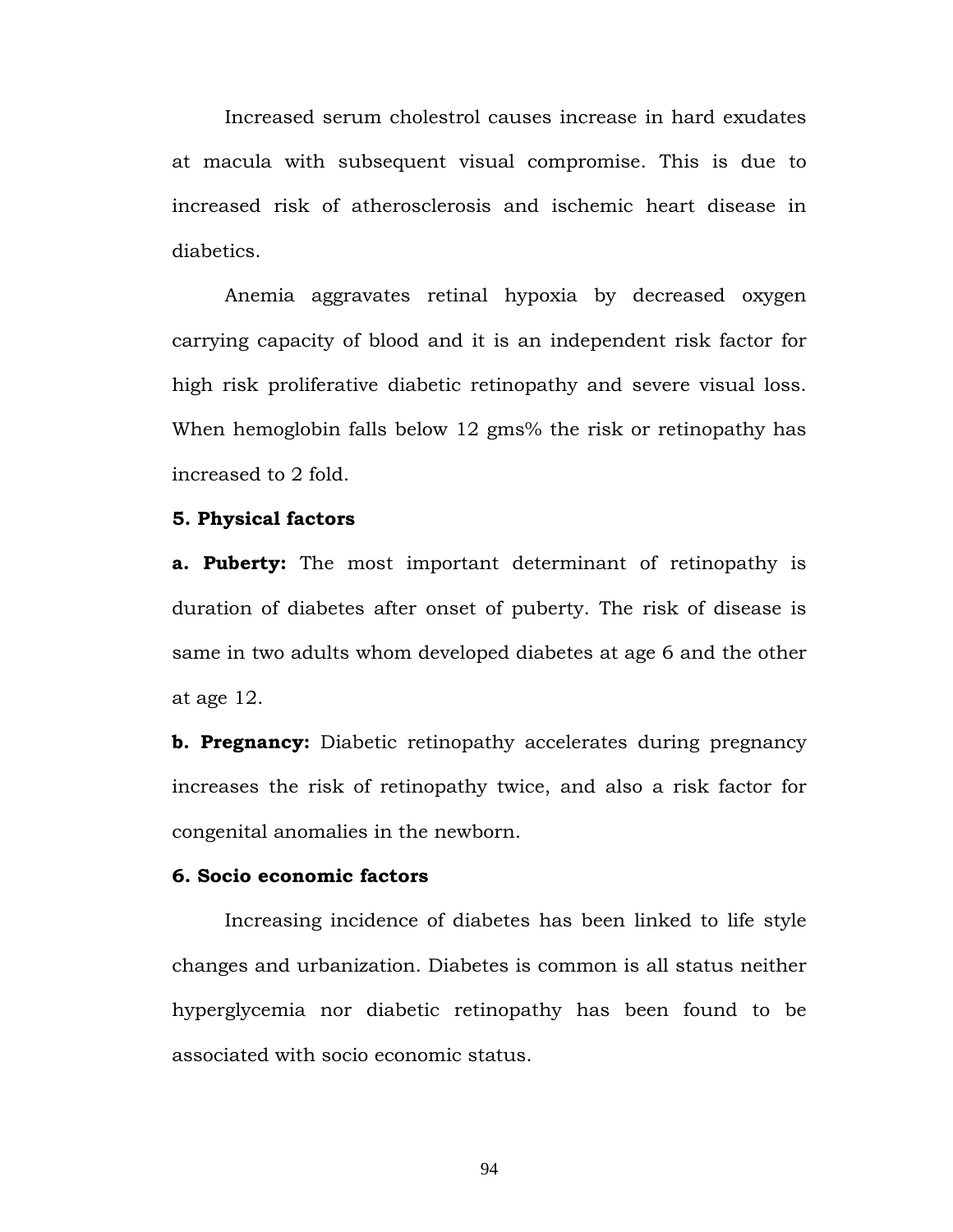Increased serum cholestrol causes increase in hard exudates at macula with subsequent visual compromise. This is due to increased risk of atherosclerosis and ischemic heart disease in diabetics.

Anemia aggravates retinal hypoxia by decreased oxygen carrying capacity of blood and it is an independent risk factor for high risk proliferative diabetic retinopathy and severe visual loss. When hemoglobin falls below 12 gms% the risk or retinopathy has increased to 2 fold.

**5. Physical factors**

**a. Puberty:** The most important determinant of retinopathy is duration of diabetes after onset of puberty. The risk of disease is same in two adults whom developed diabetes at age 6 and the other at age 12.

**b. Pregnancy:** Diabetic retinopathy accelerates during pregnancy increases the risk of retinopathy twice, and also a risk factor for congenital anomalies in the newborn.

**6. Socio economic factors**

Increasing incidence of diabetes has been linked to life style changes and urbanization. Diabetes is common is all status neither hyperglycemia nor diabetic retinopathy has been found to be associated with socio economic status.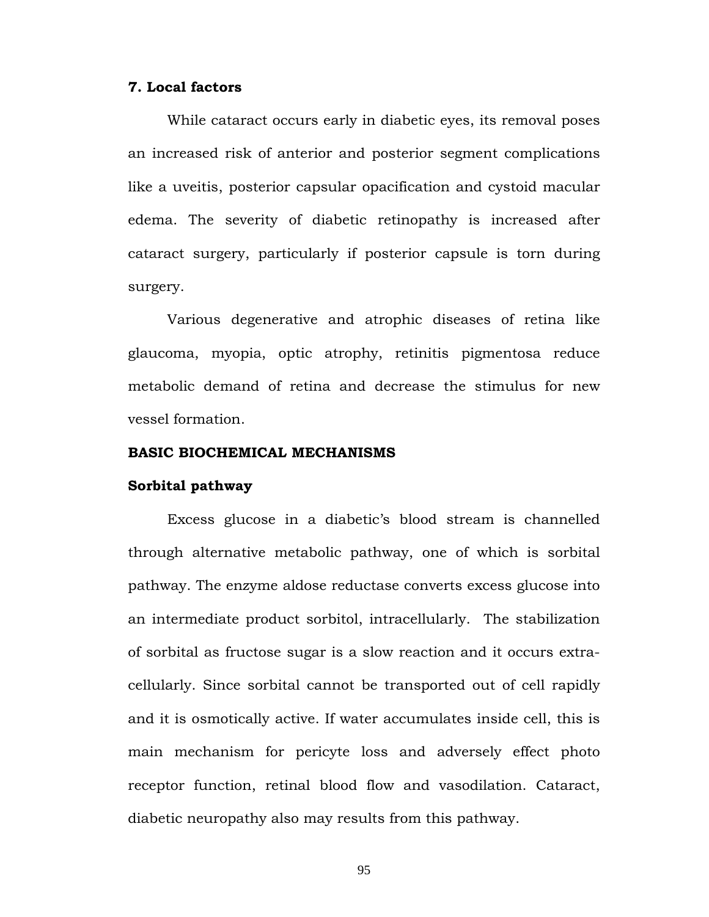**7. Local factors**

While cataract occurs early in diabetic eyes, its removal poses an increased risk of anterior and posterior segment complications like a uveitis, posterior capsular opacification and cystoid macular edema. The severity of diabetic retinopathy is increased after cataract surgery, particularly if posterior capsule is torn during surgery.

Various degenerative and atrophic diseases of retina like glaucoma, myopia, optic atrophy, retinitis pigmentosa reduce metabolic demand of retina and decrease the stimulus for new vessel formation.

**BASIC BIOCHEMICAL MECHANISMS**

**Sorbital pathway**

Excess glucose in a diabetic's blood stream is channelled through alternative metabolic pathway, one of which is sorbital pathway. The enzyme aldose reductase converts excess glucose into an intermediate product sorbitol, intracellularly. The stabilization of sorbital as fructose sugar is a slow reaction and it occurs extra-cellularly. Since sorbital cannot be transported out of cell rapidly and it is osmotically active. If water accumulates inside cell, this is main mechanism for pericyte loss and adversely effect photo receptor function, retinal blood flow and vasodilation. Cataract, diabetic neuropathy also may results from this pathway.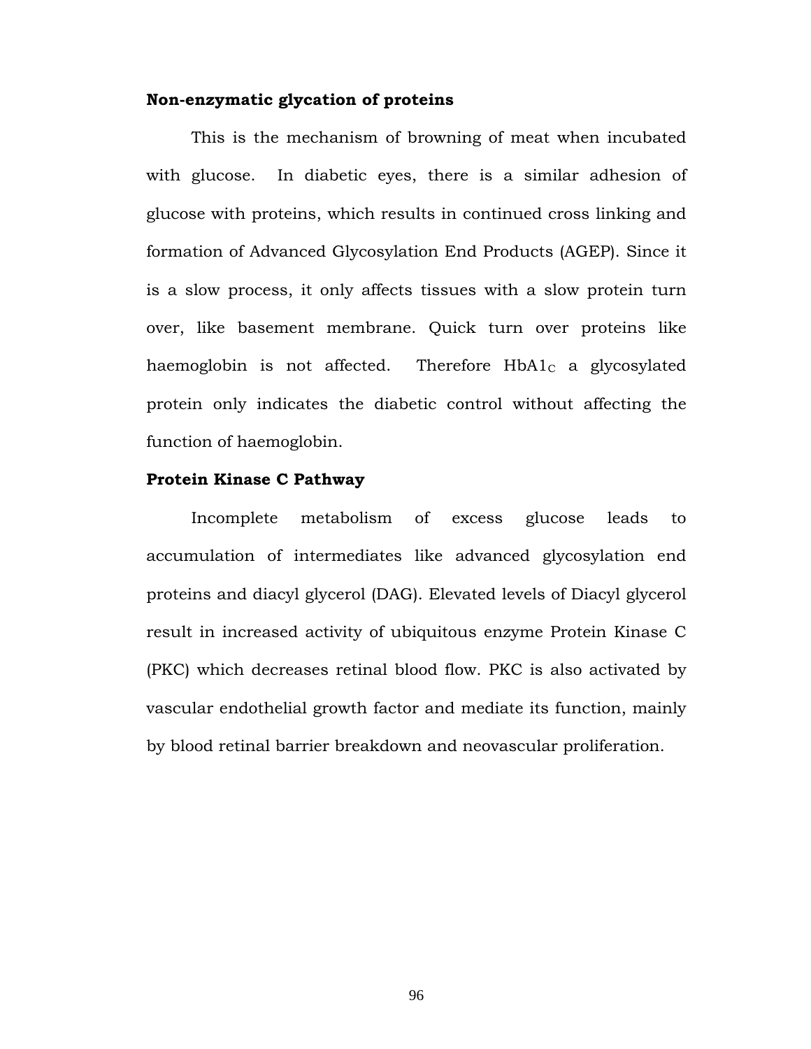**Non-enzymatic glycation of proteins**

This is the mechanism of browning of meat when incubated with glucose. In diabetic eyes, there is a similar adhesion of glucose with proteins, which results in continued cross linking and formation of Advanced Glycosylation End Products (AGEP). Since it is a slow process, it only affects tissues with a slow protein turn over, like basement membrane. Quick turn over proteins like haemoglobin is not affected. Therefore $HbA1_C$ a glycosylated protein only indicates the diabetic control without affecting the function of haemoglobin.

**Protein Kinase C Pathway**

Incomplete metabolism of excess glucose leads to accumulation of intermediates like advanced glycosylation end proteins and diacyl glycerol (DAG). Elevated levels of Diacyl glycerol result in increased activity of ubiquitous enzyme Protein Kinase C (PKC) which decreases retinal blood flow. PKC is also activated by vascular endothelial growth factor and mediate its function, mainly by blood retinal barrier breakdown and neovascular proliferation.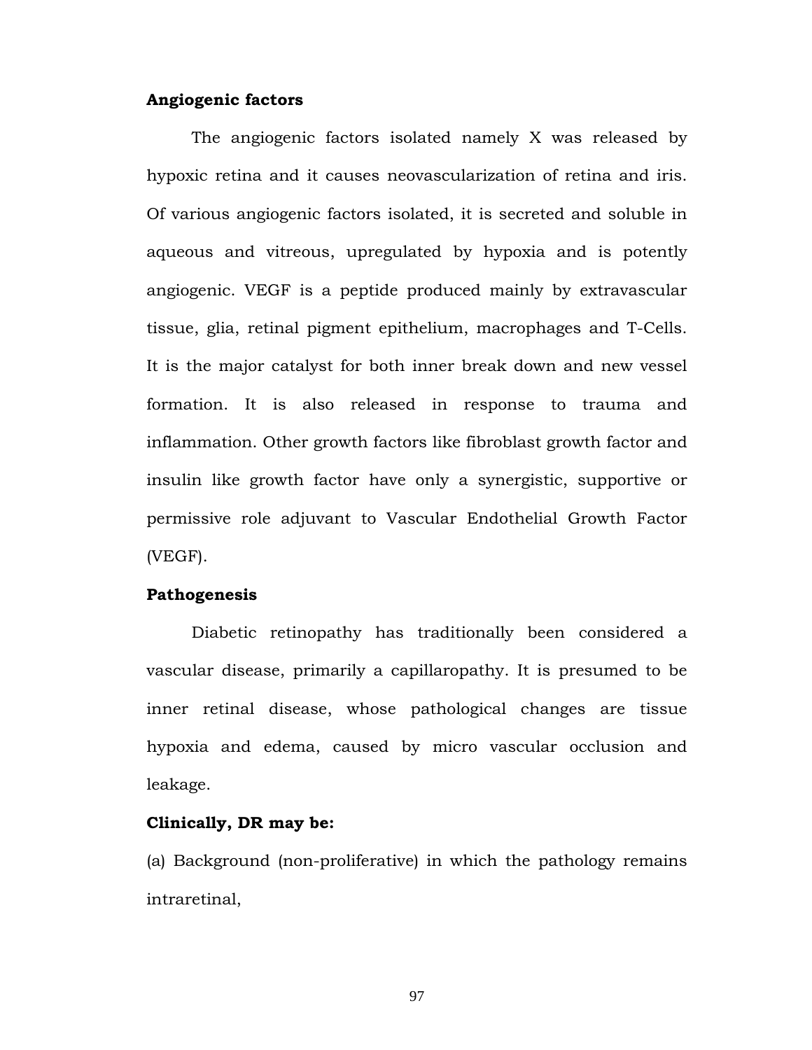**Angiogenic factors**

The angiogenic factors isolated namely X was released by hypoxic retina and it causes neovascularization of retina and iris. Of various angiogenic factors isolated, it is secreted and soluble in aqueous and vitreous, upregulated by hypoxia and is potently angiogenic. VEGF is a peptide produced mainly by extravascular tissue, glia, retinal pigment epithelium, macrophages and T-Cells. It is the major catalyst for both inner break down and new vessel formation. It is also released in response to trauma and inflammation. Other growth factors like fibroblast growth factor and insulin like growth factor have only a synergistic, supportive or permissive role adjuvant to Vascular Endothelial Growth Factor (VEGF).

**Pathogenesis**

Diabetic retinopathy has traditionally been considered a vascular disease, primarily a capillaropathy. It is presumed to be inner retinal disease, whose pathological changes are tissue hypoxia and edema, caused by micro vascular occlusion and leakage.

**Clinically, DR may be:**

(a) Background (non-proliferative) in which the pathology remains intraretinal,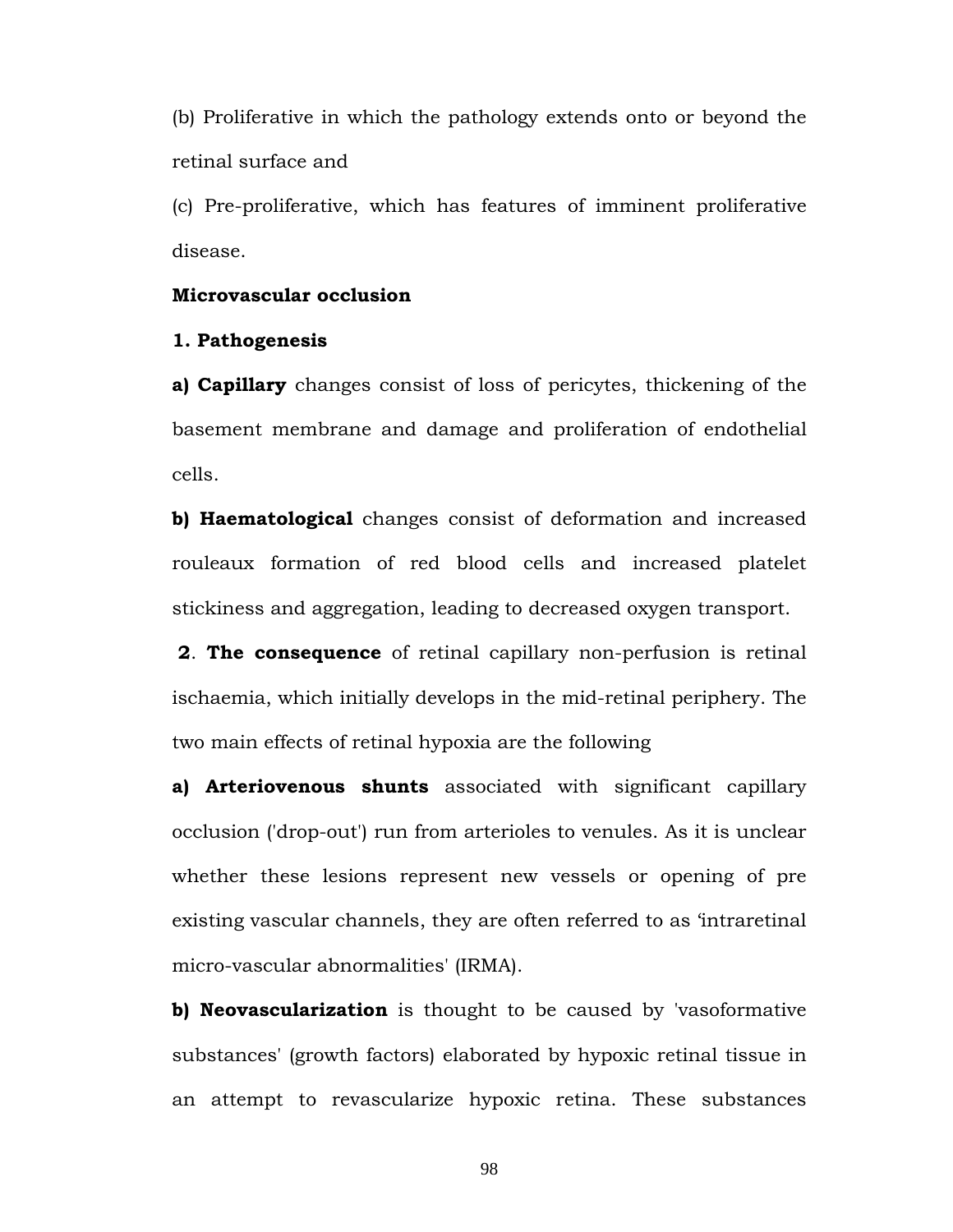(b) Proliferative in which the pathology extends onto or beyond the retinal surface and

(c) Pre-proliferative, which has features of imminent proliferative disease.

**Microvascular occlusion**

**1. Pathogenesis**

**a) Capillary** changes consist of loss of pericytes, thickening of the basement membrane and damage and proliferation of endothelial cells.

**b) Haematological** changes consist of deformation and increased rouleaux formation of red blood cells and increased platelet stickiness and aggregation, leading to decreased oxygen transport.

**2**. **The consequence** of retinal capillary non-perfusion is retinal ischaemia, which initially develops in the mid-retinal periphery. The two main effects of retinal hypoxia are the following

**a) Arteriovenous shunts** associated with significant capillary occlusion ('drop-out') run from arterioles to venules. As it is unclear whether these lesions represent new vessels or opening of pre existing vascular channels, they are often referred to as 'intraretinal micro-vascular abnormalities' (IRMA).

**b) Neovascularization** is thought to be caused by 'vasoformative substances' (growth factors) elaborated by hypoxic retinal tissue in an attempt to revascularize hypoxic retina. These substances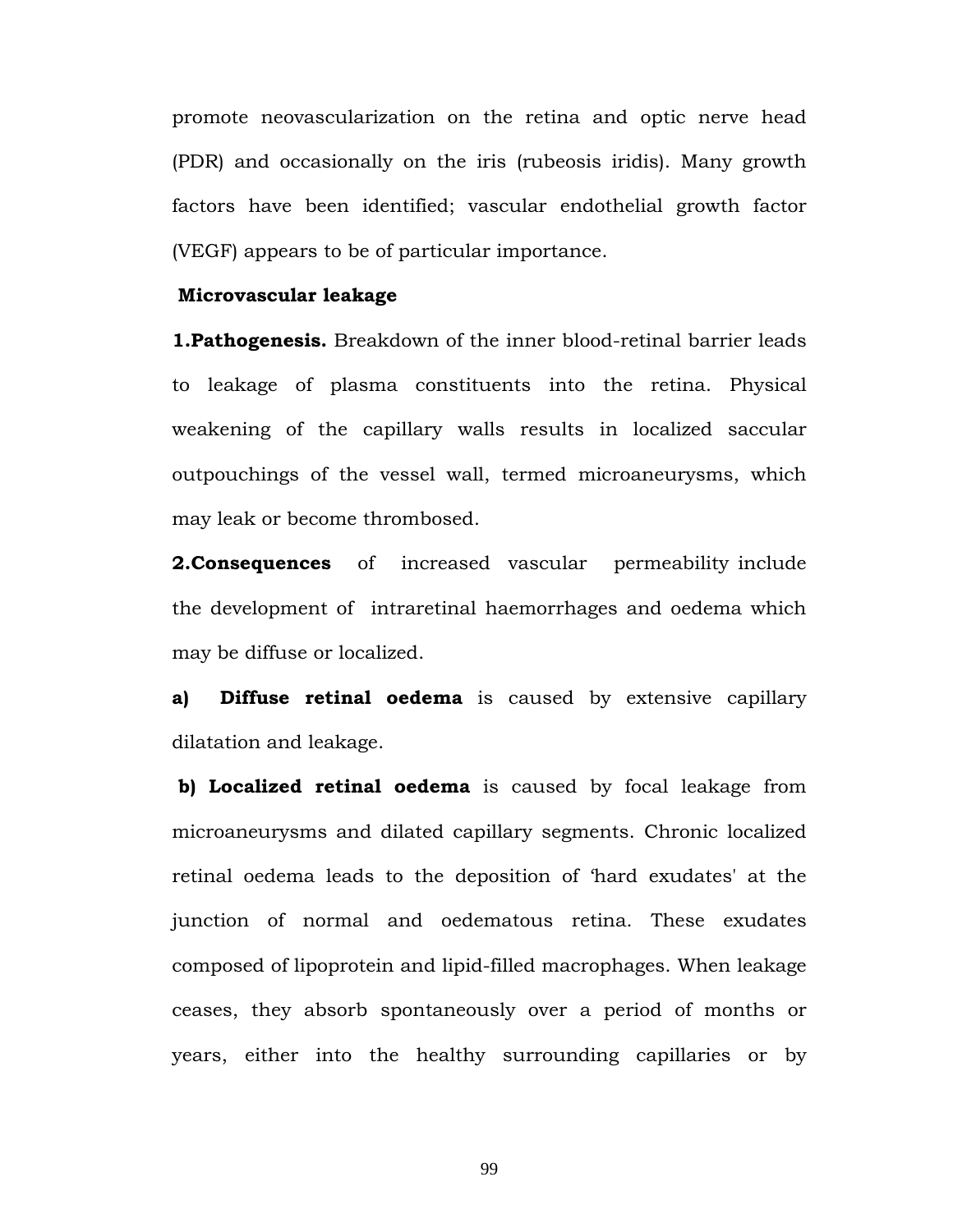promote neovascularization on the retina and optic nerve head (PDR) and occasionally on the iris (rubeosis iridis). Many growth factors have been identified; vascular endothelial growth factor (VEGF) appears to be of particular importance.

**Microvascular leakage**

**1.Pathogenesis.** Breakdown of the inner blood-retinal barrier leads to leakage of plasma constituents into the retina. Physical weakening of the capillary walls results in localized saccular outpouchings of the vessel wall, termed microaneurysms, which may leak or become thrombosed.

**2.Consequences** of increased vascular permeability include the development of intraretinal haemorrhages and oedema which may be diffuse or localized.

**a) Diffuse retinal oedema** is caused by extensive capillary dilatation and leakage.

**b) Localized retinal oedema** is caused by focal leakage from microaneurysms and dilated capillary segments. Chronic localized retinal oedema leads to the deposition of 'hard exudates' at the junction of normal and oedematous retina. These exudates composed of lipoprotein and lipid-filled macrophages. When leakage ceases, they absorb spontaneously over a period of months or years, either into the healthy surrounding capillaries or by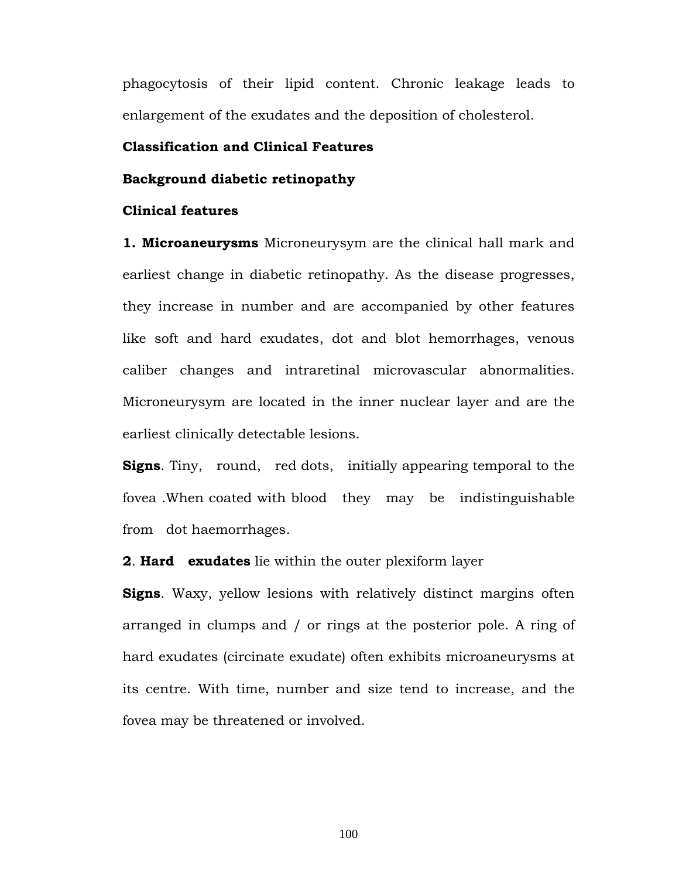phagocytosis of their lipid content. Chronic leakage leads to enlargement of the exudates and the deposition of cholesterol.

**Classification and Clinical Features**

**Background diabetic retinopathy**

**Clinical features**

**1. Microaneurysms** Microneurysym are the clinical hall mark and earliest change in diabetic retinopathy. As the disease progresses, they increase in number and are accompanied by other features like soft and hard exudates, dot and blot hemorrhages, venous caliber changes and intraretinal microvascular abnormalities. Microneurysym are located in the inner nuclear layer and are the earliest clinically detectable lesions.

**Signs**. Tiny, round, red dots, initially appearing temporal to the fovea .When coated with blood they may be indistinguishable from dot haemorrhages.

**2**. **Hard exudates** lie within the outer plexiform layer

**Signs**. Waxy, yellow lesions with relatively distinct margins often arranged in clumps and / or rings at the posterior pole. A ring of hard exudates (circinate exudate) often exhibits microaneurysms at its centre. With time, number and size tend to increase, and the fovea may be threatened or involved.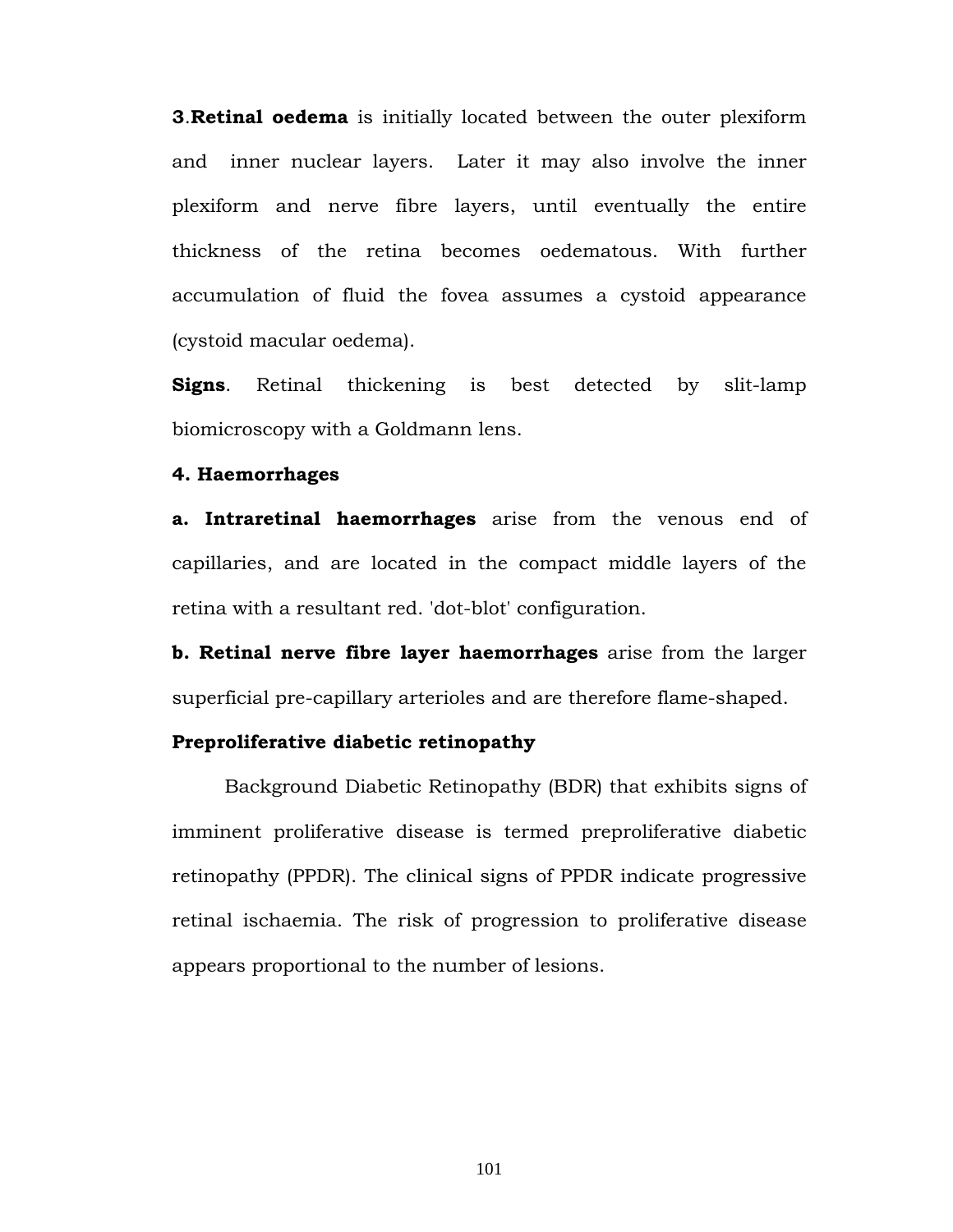**3**.**Retinal oedema** is initially located between the outer plexiform and inner nuclear layers. Later it may also involve the inner plexiform and nerve fibre layers, until eventually the entire thickness of the retina becomes oedematous. With further accumulation of fluid the fovea assumes a cystoid appearance (cystoid macular oedema).

**Signs**. Retinal thickening is best detected by slit-lamp biomicroscopy with a Goldmann lens.

**4. Haemorrhages**

**a. Intraretinal haemorrhages** arise from the venous end of capillaries, and are located in the compact middle layers of the retina with a resultant red. 'dot-blot' configuration.

**b. Retinal nerve fibre layer haemorrhages** arise from the larger superficial pre-capillary arterioles and are therefore flame-shaped.

**Preproliferative diabetic retinopathy**

Background Diabetic Retinopathy (BDR) that exhibits signs of imminent proliferative disease is termed preproliferative diabetic retinopathy (PPDR). The clinical signs of PPDR indicate progressive retinal ischaemia. The risk of progression to proliferative disease appears proportional to the number of lesions.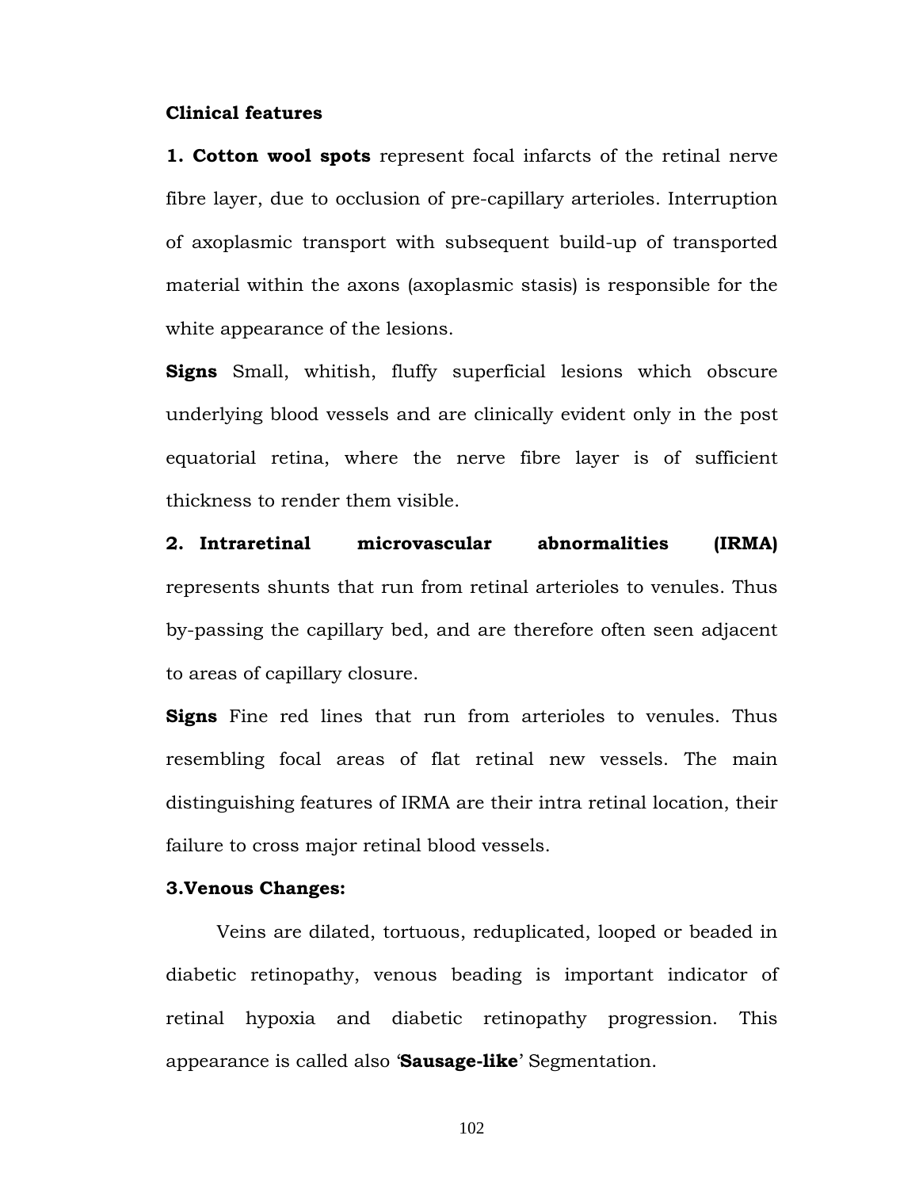**Clinical features**

**1. Cotton wool spots** represent focal infarcts of the retinal nerve fibre layer, due to occlusion of pre-capillary arterioles. Interruption of axoplasmic transport with subsequent build-up of transported material within the axons (axoplasmic stasis) is responsible for the white appearance of the lesions.

**Signs** Small, whitish, fluffy superficial lesions which obscure underlying blood vessels and are clinically evident only in the post equatorial retina, where the nerve fibre layer is of sufficient thickness to render them visible.

**2. Intraretinal microvascular abnormalities (IRMA)** represents shunts that run from retinal arterioles to venules. Thus by-passing the capillary bed, and are therefore often seen adjacent to areas of capillary closure.

**Signs** Fine red lines that run from arterioles to venules. Thus resembling focal areas of flat retinal new vessels. The main distinguishing features of IRMA are their intra retinal location, their failure to cross major retinal blood vessels.

**3.Venous Changes:**

Veins are dilated, tortuous, reduplicated, looped or beaded in diabetic retinopathy, venous beading is important indicator of retinal hypoxia and diabetic retinopathy progression. This appearance is called also '**Sausage-like**' Segmentation.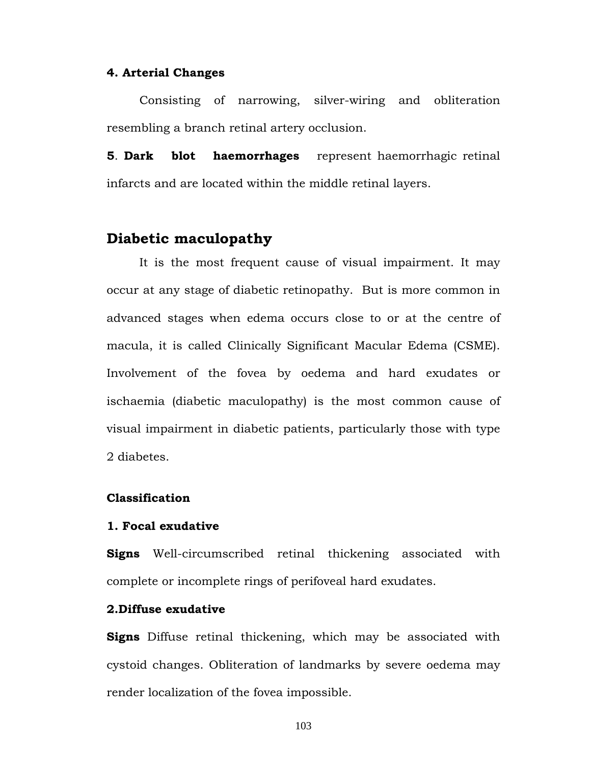**4. Arterial Changes**

Consisting of narrowing, silver-wiring and obliteration resembling a branch retinal artery occlusion.

**5**. **Dark blot haemorrhages** represent haemorrhagic retinal infarcts and are located within the middle retinal layers.

## Diabetic maculopathy

It is the most frequent cause of visual impairment. It may occur at any stage of diabetic retinopathy. But is more common in advanced stages when edema occurs close to or at the centre of macula, it is called Clinically Significant Macular Edema (CSME). Involvement of the fovea by oedema and hard exudates or ischaemia (diabetic maculopathy) is the most common cause of visual impairment in diabetic patients, particularly those with type 2 diabetes.

**Classification**

**1. Focal exudative**

**Signs** Well-circumscribed retinal thickening associated with complete or incomplete rings of perifoveal hard exudates.

**2.Diffuse exudative**

**Signs** Diffuse retinal thickening, which may be associated with cystoid changes. Obliteration of landmarks by severe oedema may render localization of the fovea impossible.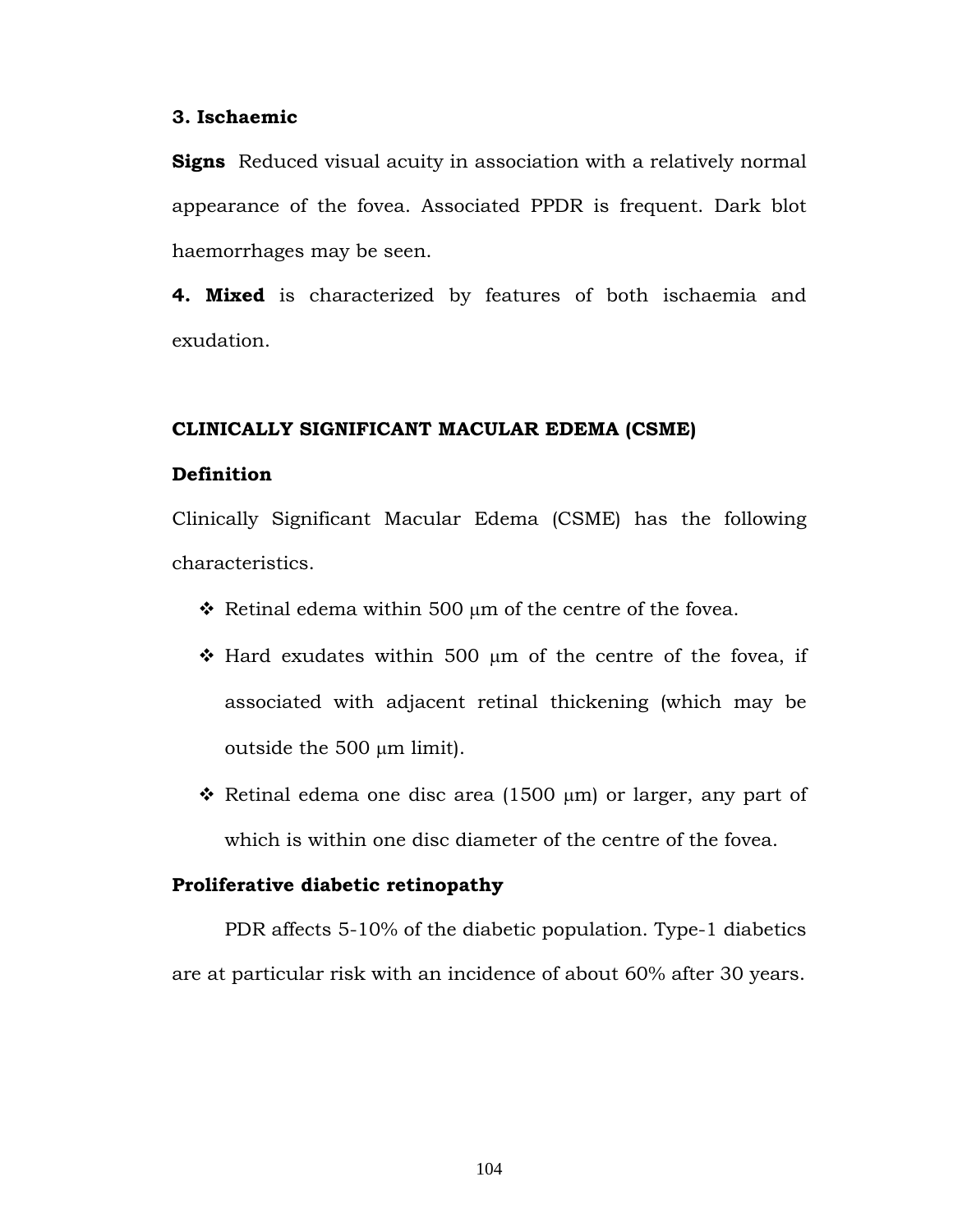**3. Ischaemic**

**Signs** Reduced visual acuity in association with a relatively normal appearance of the fovea. Associated PPDR is frequent. Dark blot haemorrhages may be seen.

**4. Mixed** is characterized by features of both ischaemia and exudation.

## CLINICALLY SIGNIFICANT MACULAR EDEMA (CSME)

### Definition

Clinically Significant Macular Edema (CSME) has the following characteristics.

- Retinal edema within 500 μm of the centre of the fovea.
- Hard exudates within 500 μm of the centre of the fovea, if associated with adjacent retinal thickening (which may be outside the 500 μm limit).
- Retinal edema one disc area (1500 μm) or larger, any part of which is within one disc diameter of the centre of the fovea.

### Proliferative diabetic retinopathy

PDR affects 5-10% of the diabetic population. Type-1 diabetics are at particular risk with an incidence of about 60% after 30 years.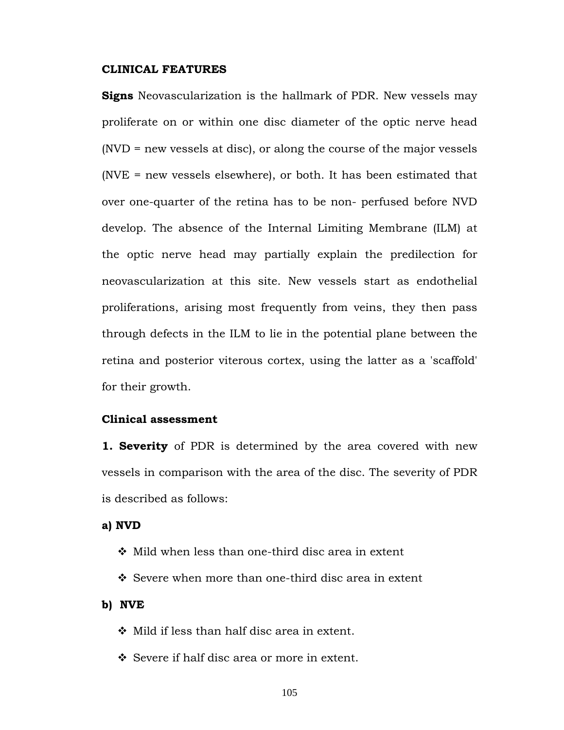**CLINICAL FEATURES**

**Signs** Neovascularization is the hallmark of PDR. New vessels may proliferate on or within one disc diameter of the optic nerve head (NVD = new vessels at disc), or along the course of the major vessels (NVE = new vessels elsewhere), or both. It has been estimated that over one-quarter of the retina has to be non- perfused before NVD develop. The absence of the Internal Limiting Membrane (ILM) at the optic nerve head may partially explain the predilection for neovascularization at this site. New vessels start as endothelial proliferations, arising most frequently from veins, they then pass through defects in the ILM to lie in the potential plane between the retina and posterior viterous cortex, using the latter as a 'scaffold' for their growth.

**Clinical assessment**

**1. Severity** of PDR is determined by the area covered with new vessels in comparison with the area of the disc. The severity of PDR is described as follows:

**a) NVD**

- ❖ Mild when less than one-third disc area in extent
- ❖ Severe when more than one-third disc area in extent

**b) NVE**

- ❖ Mild if less than half disc area in extent.
- ❖ Severe if half disc area or more in extent.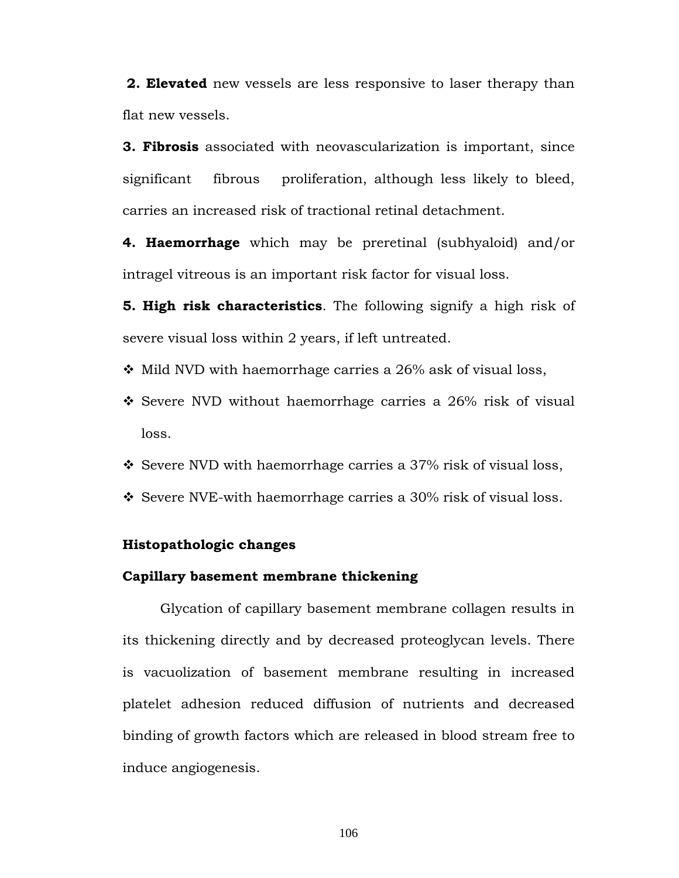**2. Elevated** new vessels are less responsive to laser therapy than flat new vessels.

**3. Fibrosis** associated with neovascularization is important, since significant fibrous proliferation, although less likely to bleed, carries an increased risk of tractional retinal detachment.

**4. Haemorrhage** which may be preretinal (subhyaloid) and/or intragel vitreous is an important risk factor for visual loss.

**5. High risk characteristics**. The following signify a high risk of severe visual loss within 2 years, if left untreated.

- ❖ Mild NVD with haemorrhage carries a 26% ask of visual loss,
- ❖ Severe NVD without haemorrhage carries a 26% risk of visual loss.
- ❖ Severe NVD with haemorrhage carries a 37% risk of visual loss,
- ❖ Severe NVE-with haemorrhage carries a 30% risk of visual loss.

**Histopathologic changes**

**Capillary basement membrane thickening**

Glycation of capillary basement membrane collagen results in its thickening directly and by decreased proteoglycan levels. There is vacuolization of basement membrane resulting in increased platelet adhesion reduced diffusion of nutrients and decreased binding of growth factors which are released in blood stream free to induce angiogenesis.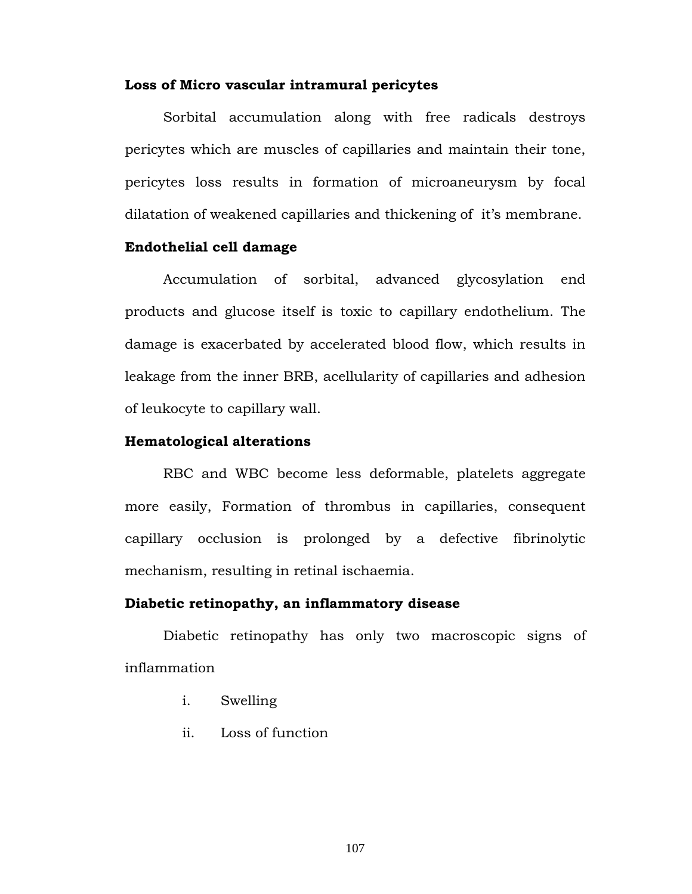**Loss of Micro vascular intramural pericytes**

Sorbital accumulation along with free radicals destroys pericytes which are muscles of capillaries and maintain their tone, pericytes loss results in formation of microaneurysm by focal dilatation of weakened capillaries and thickening of it's membrane.

**Endothelial cell damage**

Accumulation of sorbital, advanced glycosylation end products and glucose itself is toxic to capillary endothelium. The damage is exacerbated by accelerated blood flow, which results in leakage from the inner BRB, acellularity of capillaries and adhesion of leukocyte to capillary wall.

**Hematological alterations**

RBC and WBC become less deformable, platelets aggregate more easily, Formation of thrombus in capillaries, consequent capillary occlusion is prolonged by a defective fibrinolytic mechanism, resulting in retinal ischaemia.

**Diabetic retinopathy, an inflammatory disease**

Diabetic retinopathy has only two macroscopic signs of inflammation

i. Swelling
ii. Loss of function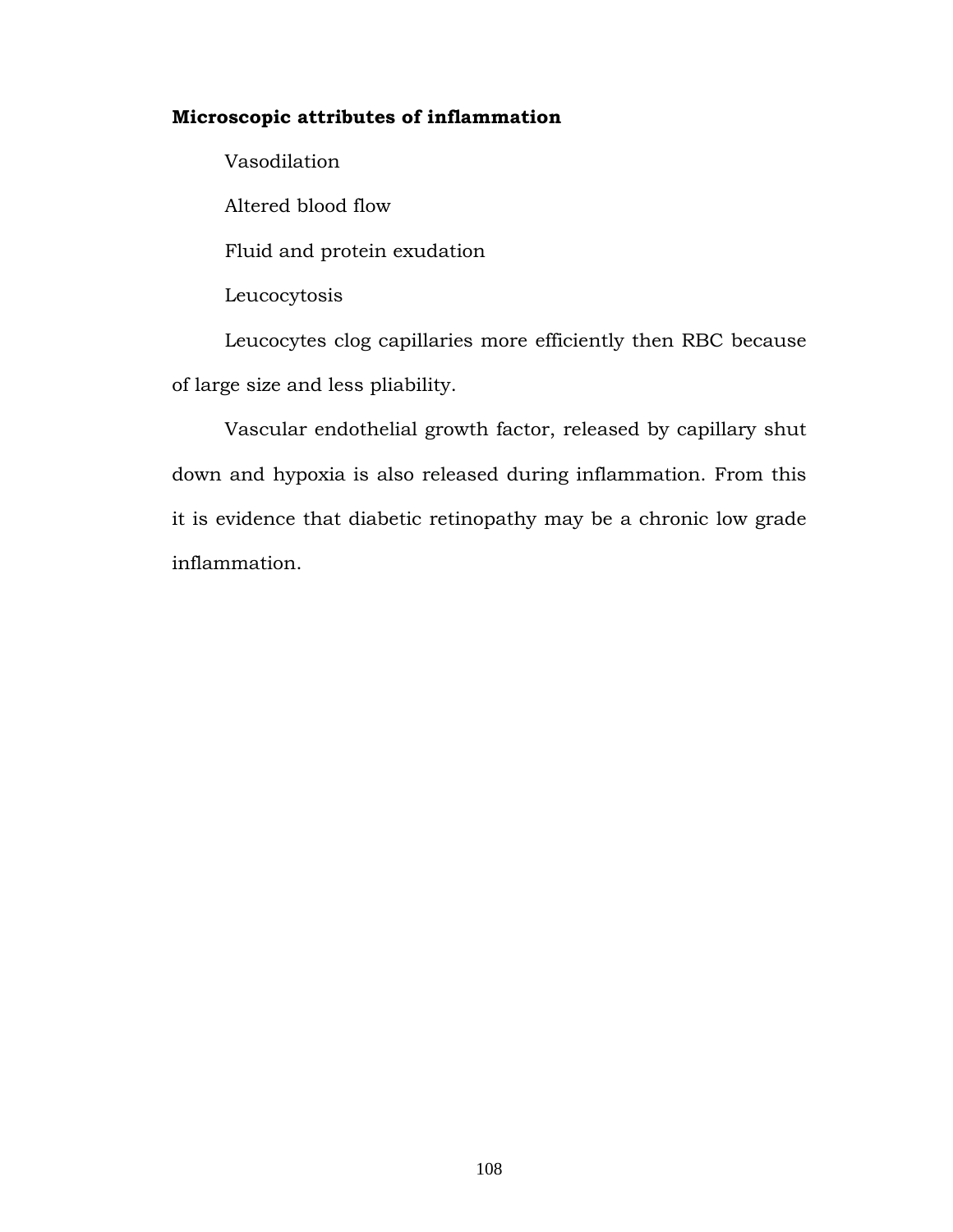**Microscopic attributes of inflammation**

Vasodilation

Altered blood flow

Fluid and protein exudation

Leucocytosis

Leucocytes clog capillaries more efficiently then RBC because of large size and less pliability.

Vascular endothelial growth factor, released by capillary shut down and hypoxia is also released during inflammation. From this it is evidence that diabetic retinopathy may be a chronic low grade inflammation.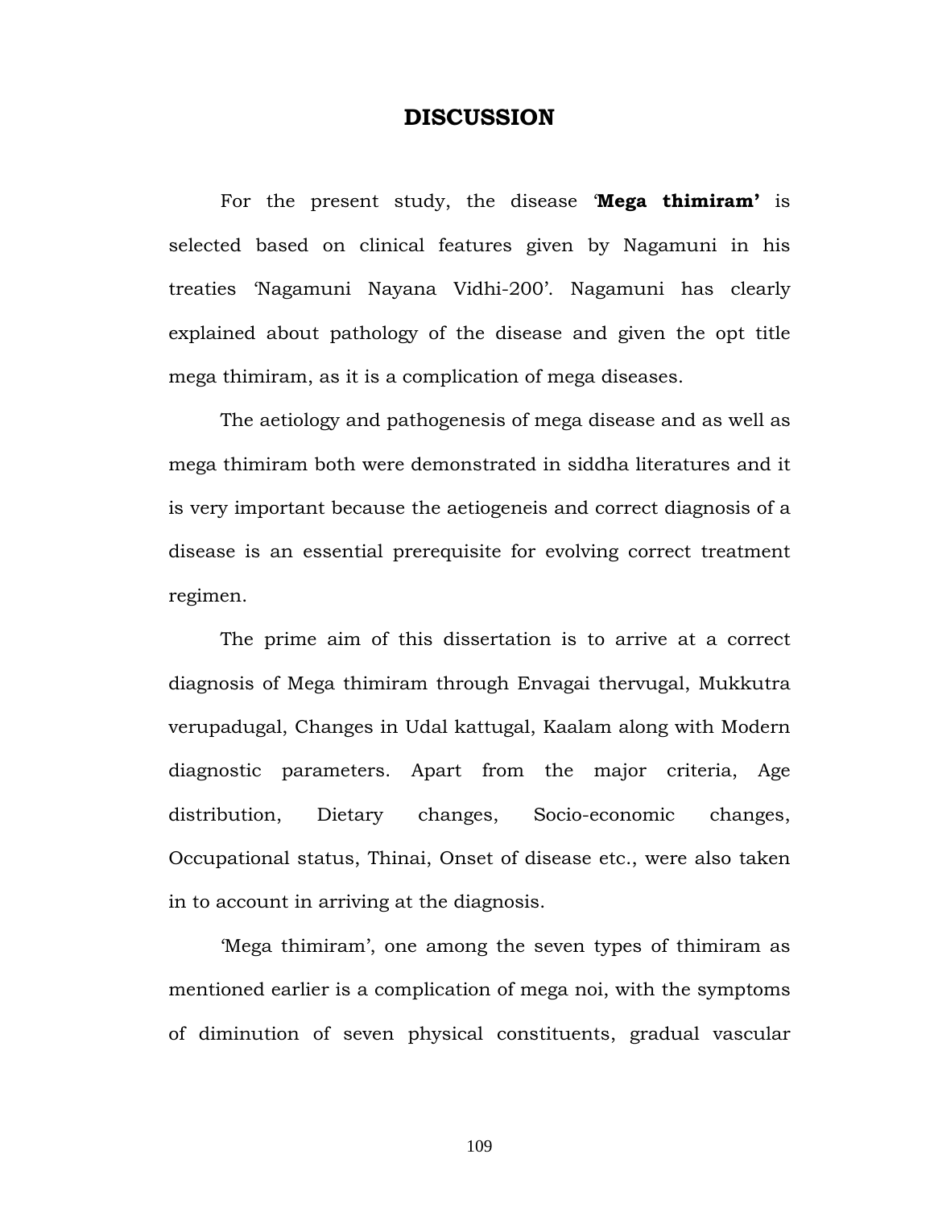# DISCUSSION

For the present study, the disease '**Mega thimiram'** is selected based on clinical features given by Nagamuni in his treaties 'Nagamuni Nayana Vidhi-200'. Nagamuni has clearly explained about pathology of the disease and given the opt title mega thimiram, as it is a complication of mega diseases.

The aetiology and pathogenesis of mega disease and as well as mega thimiram both were demonstrated in siddha literatures and it is very important because the aetiogeneis and correct diagnosis of a disease is an essential prerequisite for evolving correct treatment regimen.

The prime aim of this dissertation is to arrive at a correct diagnosis of Mega thimiram through Envagai thervugal, Mukkutra verupadugal, Changes in Udal kattugal, Kaalam along with Modern diagnostic parameters. Apart from the major criteria, Age distribution, Dietary changes, Socio-economic changes, Occupational status, Thinai, Onset of disease etc., were also taken in to account in arriving at the diagnosis.

'Mega thimiram', one among the seven types of thimiram as mentioned earlier is a complication of mega noi, with the symptoms of diminution of seven physical constituents, gradual vascular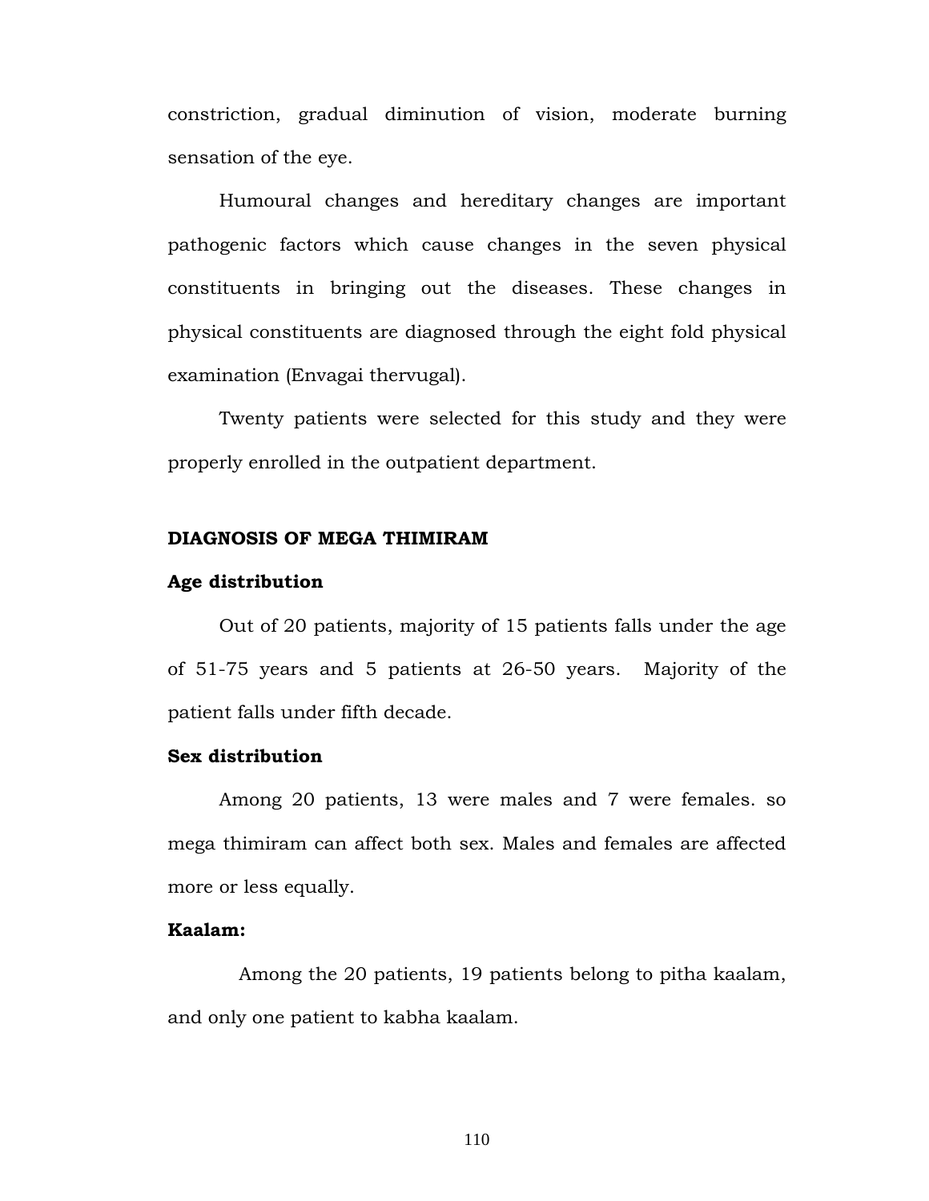constriction, gradual diminution of vision, moderate burning sensation of the eye.

Humoural changes and hereditary changes are important pathogenic factors which cause changes in the seven physical constituents in bringing out the diseases. These changes in physical constituents are diagnosed through the eight fold physical examination (Envagai thervugal).

Twenty patients were selected for this study and they were properly enrolled in the outpatient department.

**DIAGNOSIS OF MEGA THIMIRAM**

**Age distribution**

Out of 20 patients, majority of 15 patients falls under the age of 51-75 years and 5 patients at 26-50 years. Majority of the patient falls under fifth decade.

**Sex distribution**

Among 20 patients, 13 were males and 7 were females. so mega thimiram can affect both sex. Males and females are affected more or less equally.

**Kaalam:**

Among the 20 patients, 19 patients belong to pitha kaalam, and only one patient to kabha kaalam.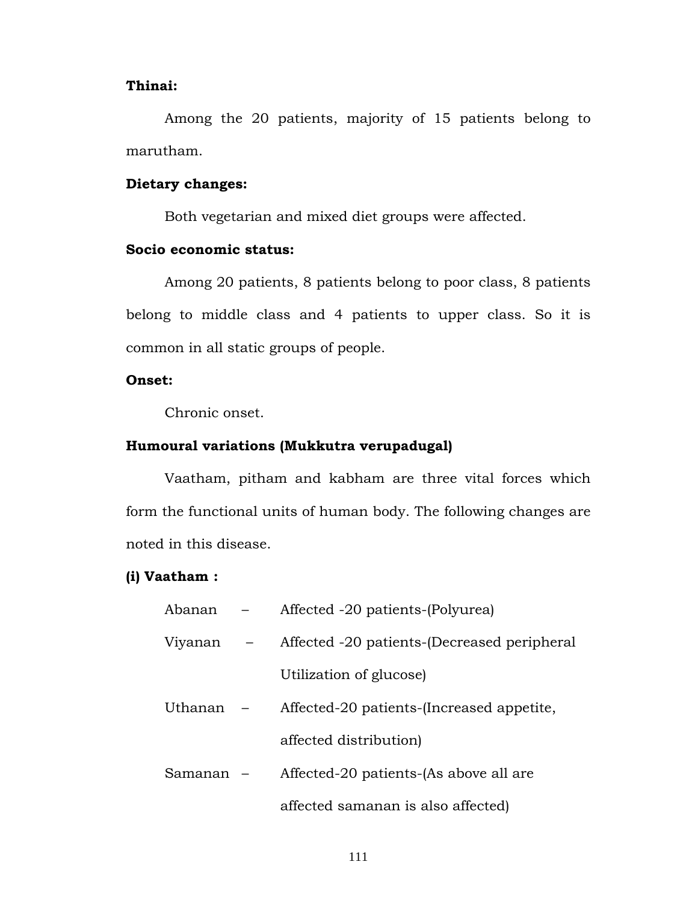**Thinai:**

Among the 20 patients, majority of 15 patients belong to marutham.

**Dietary changes:**

Both vegetarian and mixed diet groups were affected.

**Socio economic status:**

Among 20 patients, 8 patients belong to poor class, 8 patients belong to middle class and 4 patients to upper class. So it is common in all static groups of people.

**Onset:**

Chronic onset.

**Humoural variations (Mukkutra verupadugal)**

Vaatham, pitham and kabham are three vital forces which form the functional units of human body. The following changes are noted in this disease.

**(i) Vaatham :**

Abanan – Affected -20 patients-(Polyurea)

Viyanan – Affected -20 patients-(Decreased peripheral Utilization of glucose)

Uthanan – Affected-20 patients-(Increased appetite, affected distribution)

Samanan – Affected-20 patients-(As above all are affected samanan is also affected)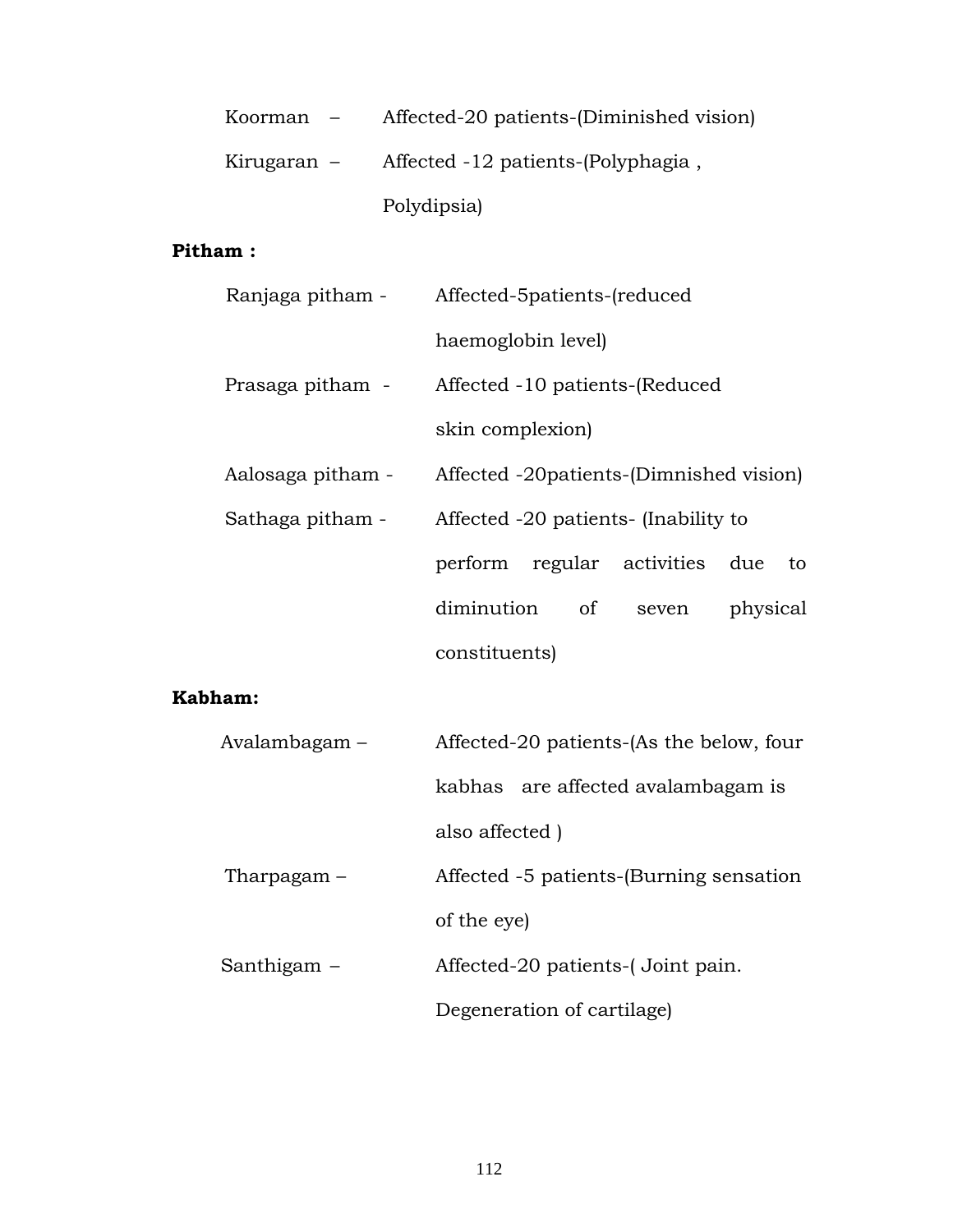Koorman – Affected-20 patients-(Diminished vision)

Kirugaran – Affected -12 patients-(Polyphagia , Polydipsia)

**Pitham :**

Ranjaga pitham - Affected-5patients-(reduced haemoglobin level)

Prasaga pitham - Affected -10 patients-(Reduced skin complexion)

Aalosaga pitham - Affected -20patients-(Dimnished vision)

Sathaga pitham - Affected -20 patients- (Inability to perform regular activities due to diminution of seven physical constituents)

**Kabham:**

Avalambagam – Affected-20 patients-(As the below, four kabhas are affected avalambagam is also affected )

Tharpagam – Affected -5 patients-(Burning sensation of the eye)

Santhigam – Affected-20 patients-( Joint pain. Degeneration of cartilage)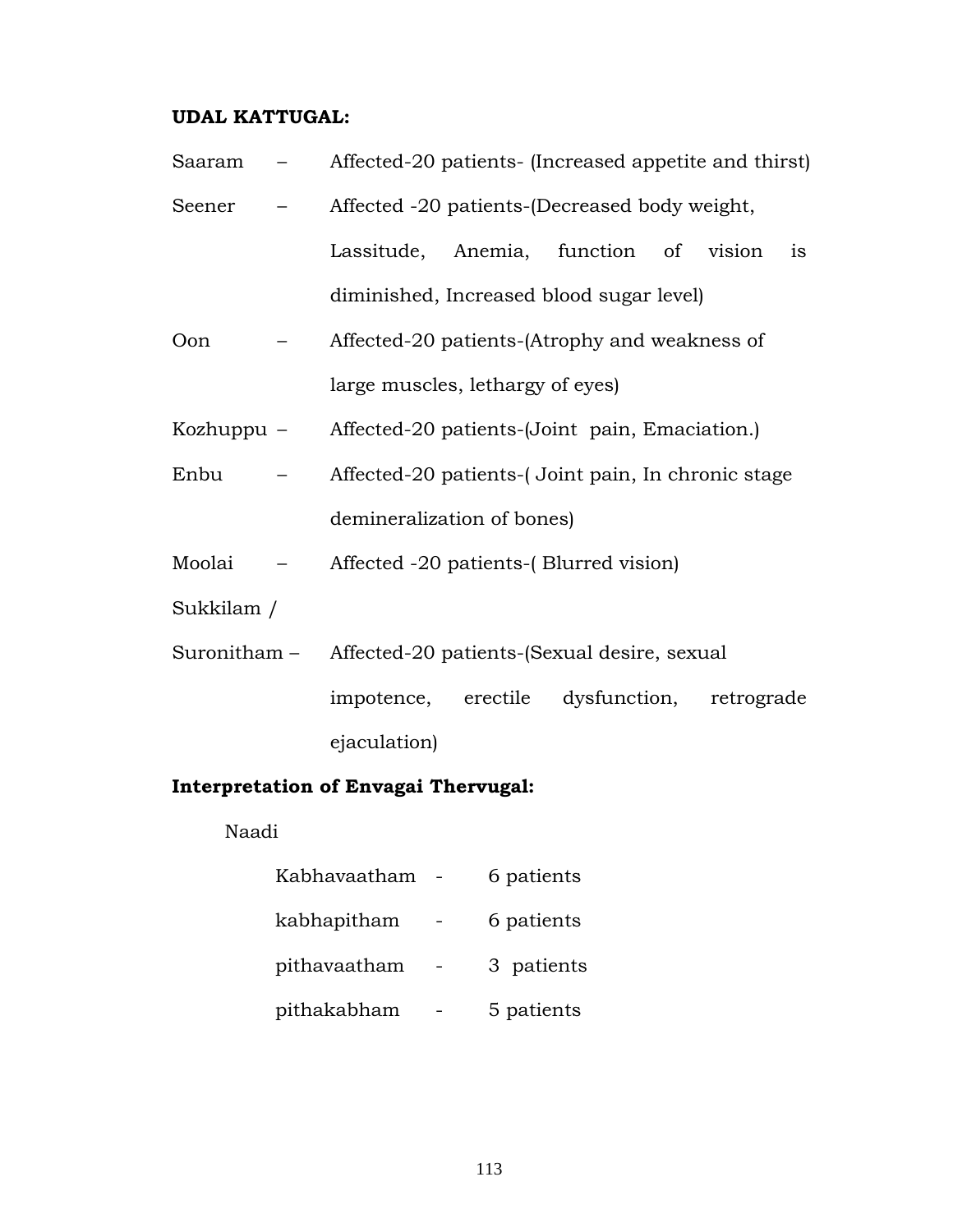**UDAL KATTUGAL:**

Saaram – Affected-20 patients- (Increased appetite and thirst)

Seener – Affected -20 patients-(Decreased body weight, Lassitude, Anemia, function of vision is diminished, Increased blood sugar level)

Oon – Affected-20 patients-(Atrophy and weakness of large muscles, lethargy of eyes)

Kozhuppu – Affected-20 patients-(Joint pain, Emaciation.)

Enbu – Affected-20 patients-( Joint pain, In chronic stage demineralization of bones)

Moolai – Affected -20 patients-( Blurred vision)

Sukkilam /

Suronitham – Affected-20 patients-(Sexual desire, sexual impotence, erectile dysfunction, retrograde ejaculation)

**Interpretation of Envagai Thervugal:**

Naadi

- Kabhavaatham - 6 patients
- kabhapitham - 6 patients
- pithavaatham - 3 patients
- pithakabham - 5 patients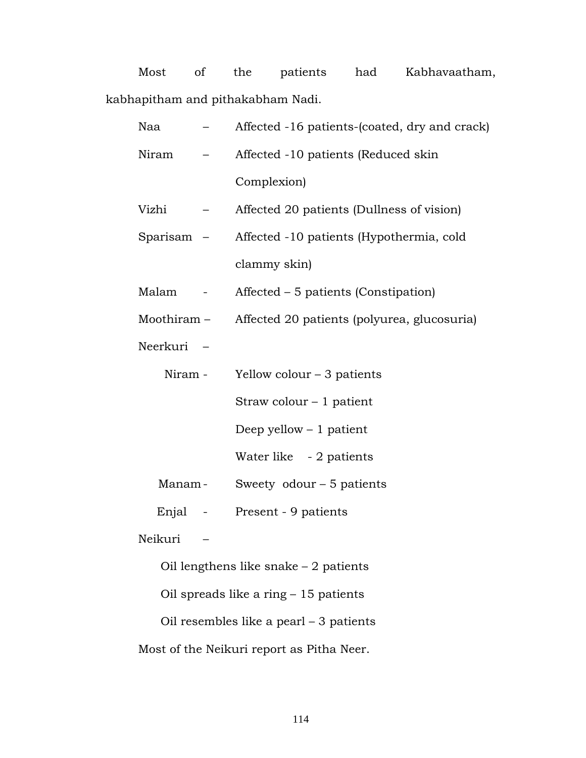Most of the patients had Kabhavaatham, kabhapitham and pithakabham Nadi.

Naa – Affected -16 patients-(coated, dry and crack)

Niram – Affected -10 patients (Reduced skin Complexion)

Vizhi – Affected 20 patients (Dullness of vision)

Sparisam – Affected -10 patients (Hypothermia, cold clammy skin)

Malam - Affected – 5 patients (Constipation)

Moothiram – Affected 20 patients (polyurea, glucosuria)

Neerkuri –

Niram - Yellow colour – 3 patients

Straw colour – 1 patient

Deep yellow – 1 patient

Water like - 2 patients

Manam - Sweety odour – 5 patients

Enjal - Present - 9 patients

Neikuri –

Oil lengthens like snake – 2 patients

Oil spreads like a ring – 15 patients

Oil resembles like a pearl – 3 patients

Most of the Neikuri report as Pitha Neer.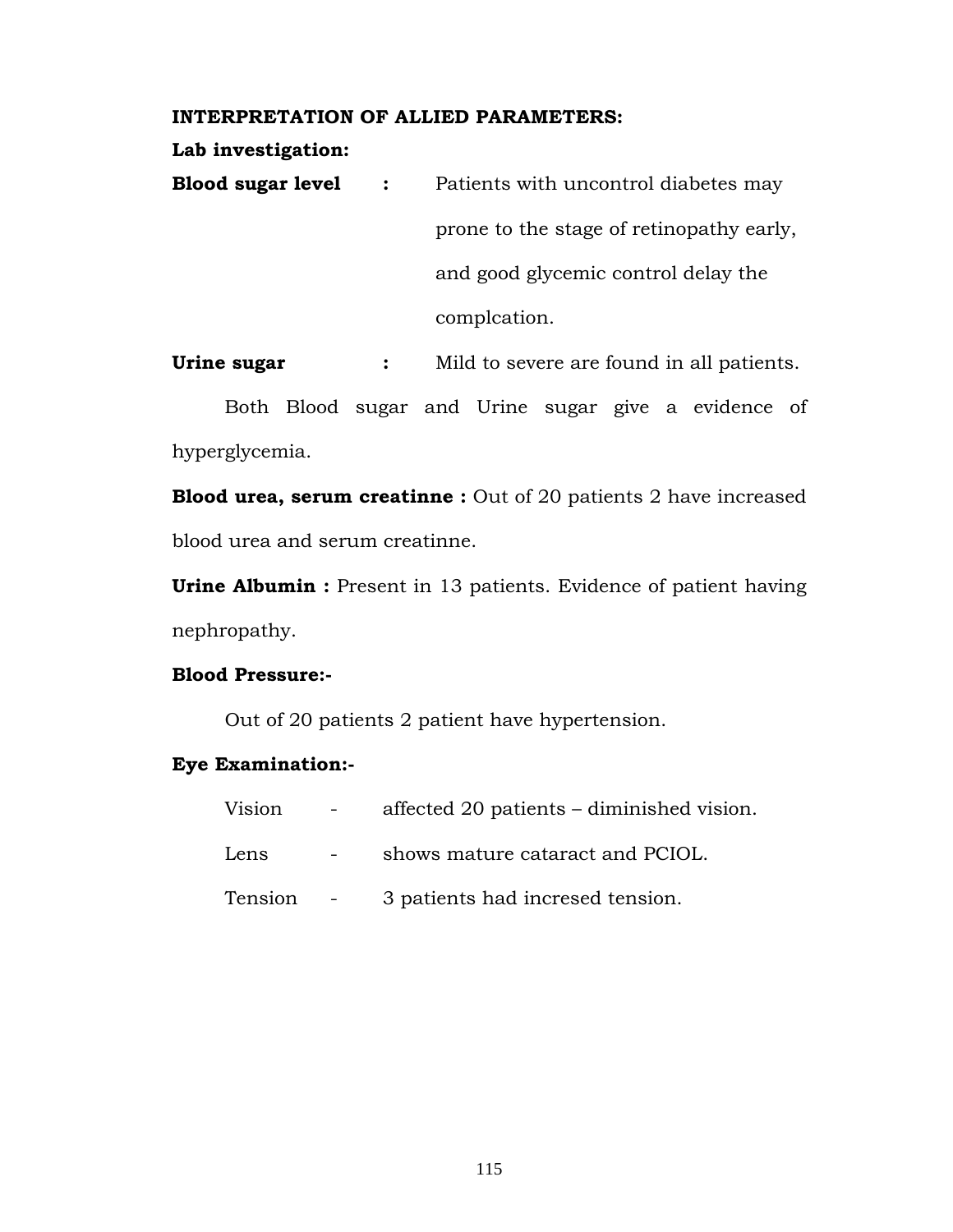**INTERPRETATION OF ALLIED PARAMETERS:**

**Lab investigation:**

**Blood sugar level :** Patients with uncontrol diabetes may prone to the stage of retinopathy early, and good glycemic control delay the complcation.

**Urine sugar :** Mild to severe are found in all patients.

Both Blood sugar and Urine sugar give a evidence of hyperglycemia.

**Blood urea, serum creatinne :** Out of 20 patients 2 have increased blood urea and serum creatinne.

**Urine Albumin :** Present in 13 patients. Evidence of patient having nephropathy.

**Blood Pressure:-**

Out of 20 patients 2 patient have hypertension.

**Eye Examination:-**

Vision - affected 20 patients – diminished vision.

Lens - shows mature cataract and PCIOL.

Tension - 3 patients had incresed tension.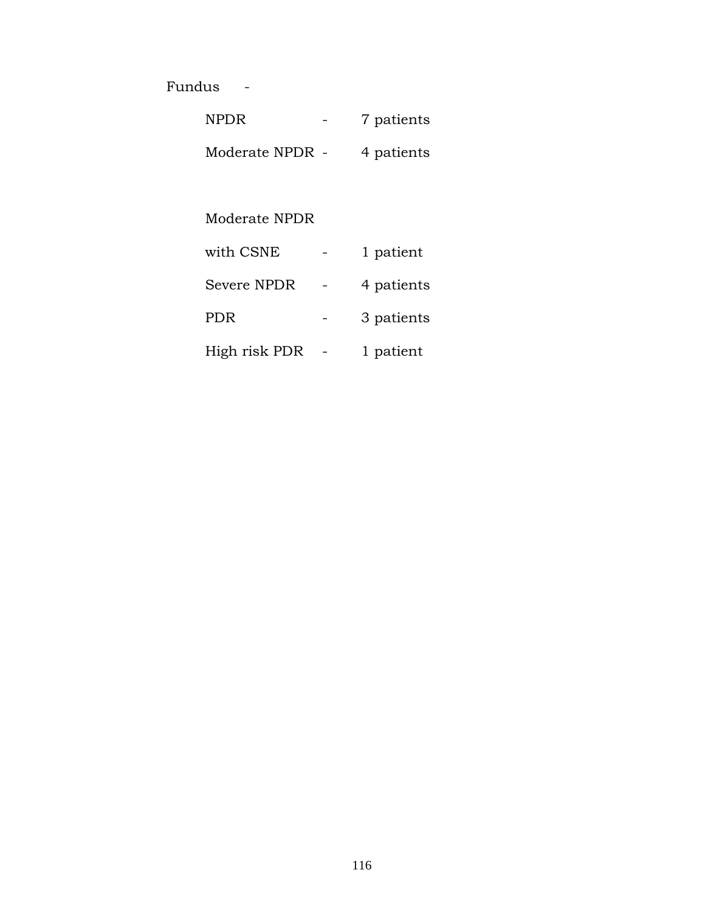Fundus -

NPDR - 7 patients

Moderate NPDR - 4 patients

Moderate NPDR

with CSNE - 1 patient

Severe NPDR - 4 patients

PDR - 3 patients

High risk PDR - 1 patient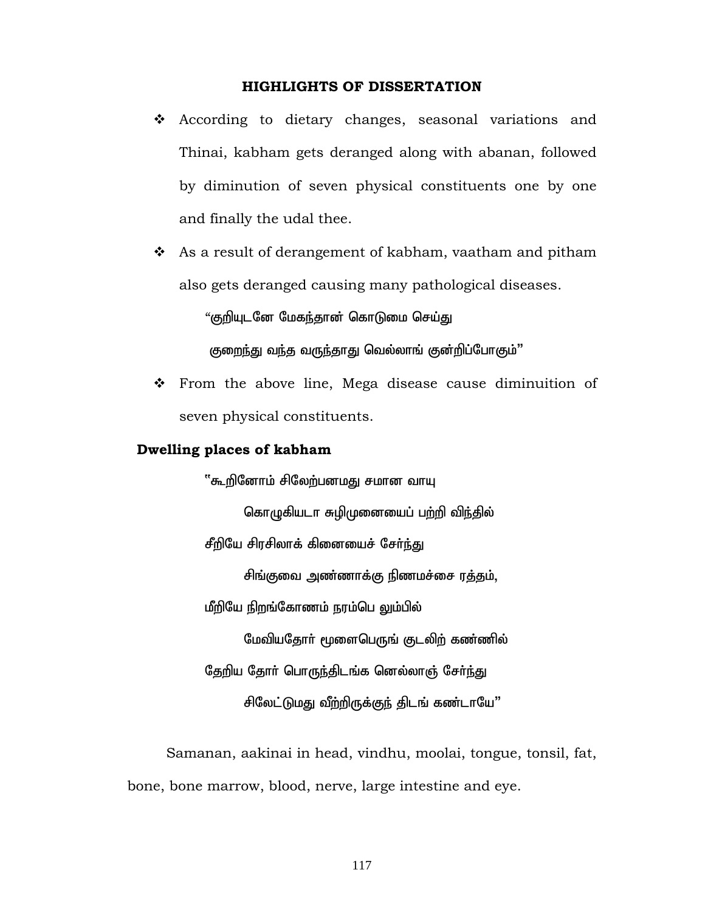## HIGHLIGHTS OF DISSERTATION

- According to dietary changes, seasonal variations and Thinai, kabham gets deranged along with abanan, followed by diminution of seven physical constituents one by one and finally the udal thee.
- As a result of derangement of kabham, vaatham and pitham also gets deranged causing many pathological diseases.

  "குறியுடனே மேகந்தான் கொடுமை செய்து

  குறைந்து வந்த வருந்தாது வெல்லாங் குன்றிப்போகும்"

- From the above line, Mega disease cause diminuition of seven physical constituents.

### Dwelling places of kabham

"கூறினோம் சிலேற்பனமது சமான வாயு

கொழுகியடா சுழிமுனையைப் பற்றி விந்தில்

சீறியே சிரசிலாக் கினையைச் சேர்ந்து

சிங்குவை அண்ணாக்கு நிணமச்சை ரத்தம்,

மீறியே நிறங்கோணம் நரம்பெ லும்பில்

மேவியதோர் மூளைபெருங் குடலிற் கண்ணில்

தேறிய தோர் பொருந்திடங்க னெல்லாஞ் சேர்ந்து

சிலேட்டுமது வீற்றிருக்குந் திடங் கண்டாயே"

Samanan, aakinai in head, vindhu, moolai, tongue, tonsil, fat, bone, bone marrow, blood, nerve, large intestine and eye.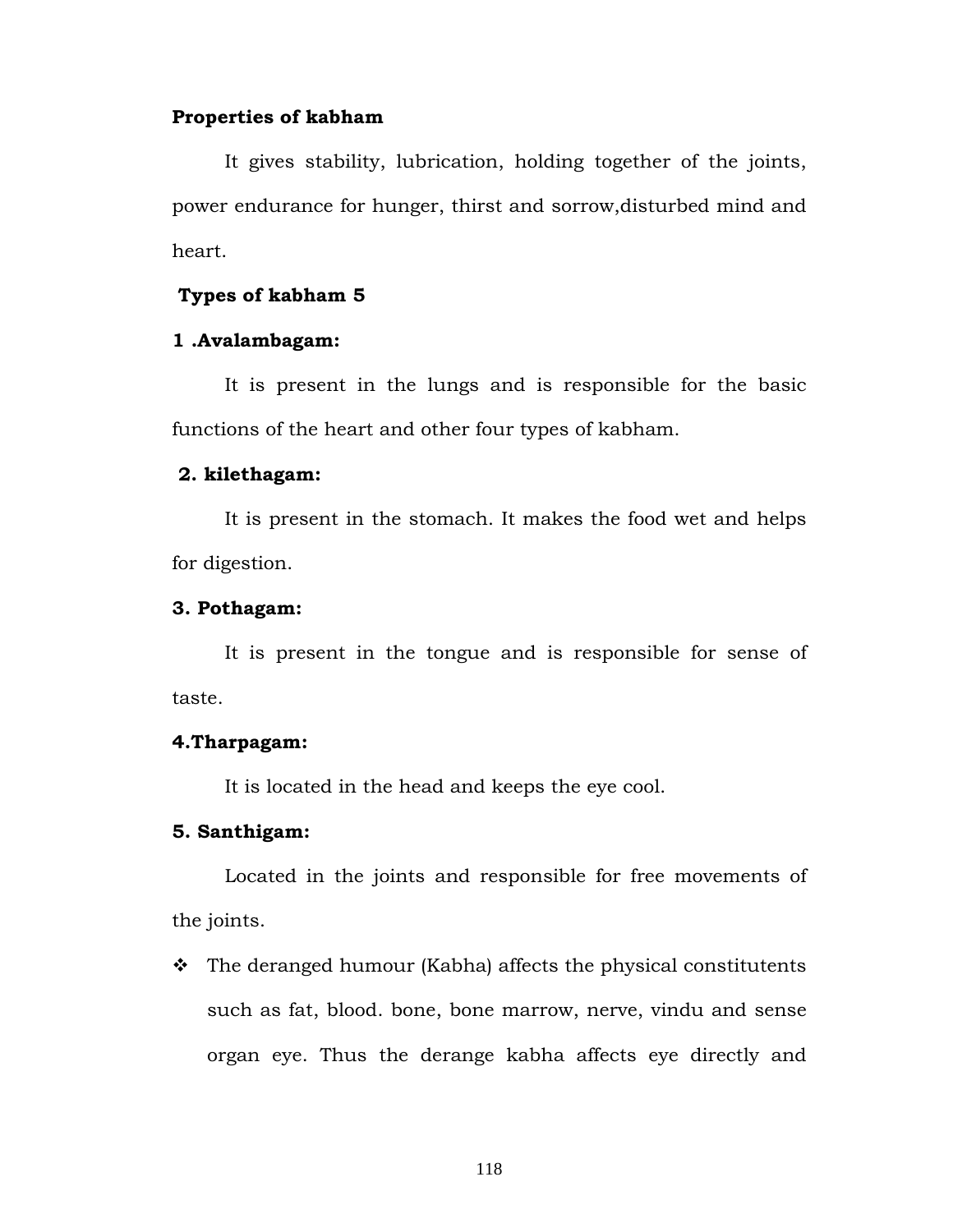**Properties of kabham**

It gives stability, lubrication, holding together of the joints, power endurance for hunger, thirst and sorrow,disturbed mind and heart.

**Types of kabham 5**

**1 .Avalambagam:**

It is present in the lungs and is responsible for the basic functions of the heart and other four types of kabham.

**2. kilethagam:**

It is present in the stomach. It makes the food wet and helps for digestion.

**3. Pothagam:**

It is present in the tongue and is responsible for sense of taste.

**4.Tharpagam:**

It is located in the head and keeps the eye cool.

**5. Santhigam:**

Located in the joints and responsible for free movements of the joints.

- The deranged humour (Kabha) affects the physical constitutents such as fat, blood. bone, bone marrow, nerve, vindu and sense organ eye. Thus the derange kabha affects eye directly and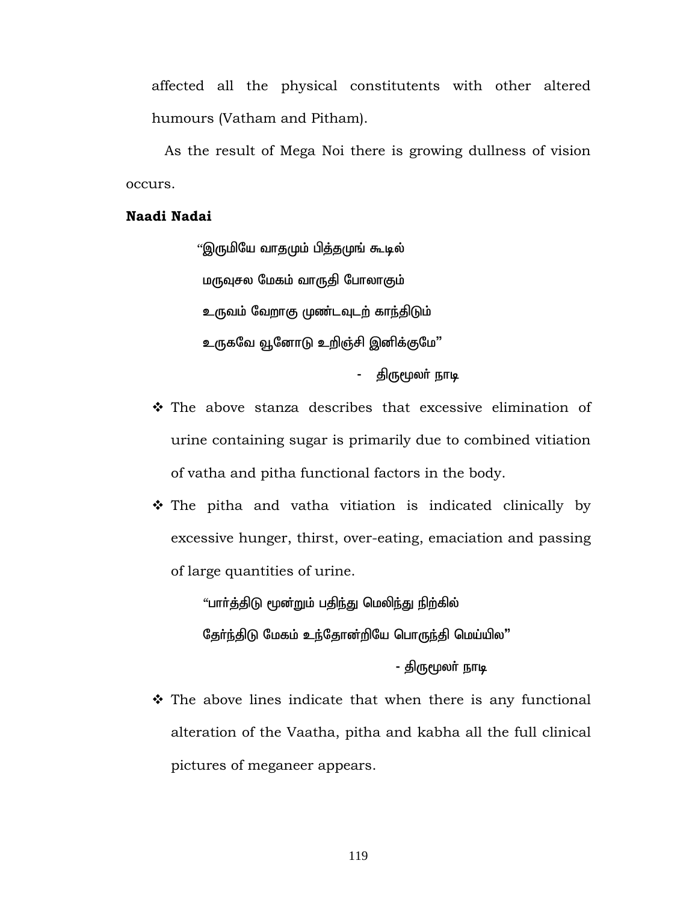affected all the physical constitutents with other altered humours (Vatham and Pitham).

As the result of Mega Noi there is growing dullness of vision occurs.

**Naadi Nadai**

"இருமியே வாதமும் பித்தமுங் கூடில்
மருவுசல மேகம் வாருதி போலாகும்
உருவம் வேறாகு முண்டவுடற் காந்திடும்
உருகவே வூனோடு உறிஞ்சி இனிக்குமே"

- திருமூலர் நாடி

- The above stanza describes that excessive elimination of urine containing sugar is primarily due to combined vitiation of vatha and pitha functional factors in the body.
- The pitha and vatha vitiation is indicated clinically by excessive hunger, thirst, over-eating, emaciation and passing of large quantities of urine.

"பார்த்திடு மூன்றும் பதிந்து மெலிந்து நிற்கில்
தேர்ந்திடு மேகம் உந்தோன்றியே பொருந்தி மெய்யில"

- திருமூலர் நாடி

- The above lines indicate that when there is any functional alteration of the Vaatha, pitha and kabha all the full clinical pictures of meganeer appears.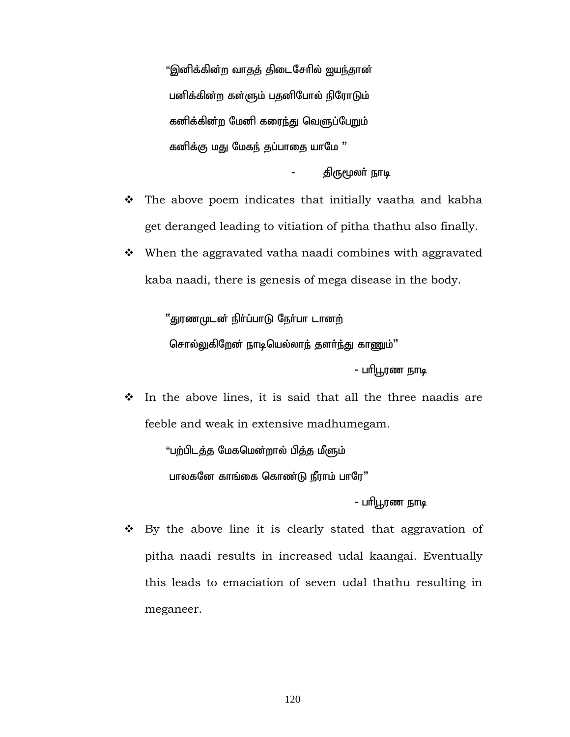"இனிக்கின்ற வாதத் திடைசேரில் ஐயந்தான்

பனிக்கின்ற கள்ளும் பதனிபோல் நிரோடும்

கனிக்கின்ற மேனி கரைந்து வெளுப்பேறும்

கனிக்கு மது மேகந் தப்பாதை யாமே "

- திருமூலர் நாடி

- ❖ The above poem indicates that initially vaatha and kabha get deranged leading to vitiation of pitha thathu also finally.
- ❖ When the aggravated vatha naadi combines with aggravated kaba naadi, there is genesis of mega disease in the body.

"துரணமுடன் நிர்ப்பாடு நேர்பா டானற்

சொல்லுகிறேன் நாடியெல்லாந் தளர்ந்து காணும்"

- பரிபூரண நாடி

- ❖ In the above lines, it is said that all the three naadis are feeble and weak in extensive madhumegam.

"பற்பிடத்த மேகமென்றால் பித்த மீளும்

பாலகனே காங்கை கொண்டு நீராம் பாரே"

- பரிபூரண நாடி

- ❖ By the above line it is clearly stated that aggravation of pitha naadi results in increased udal kaangai. Eventually this leads to emaciation of seven udal thathu resulting in meganeer.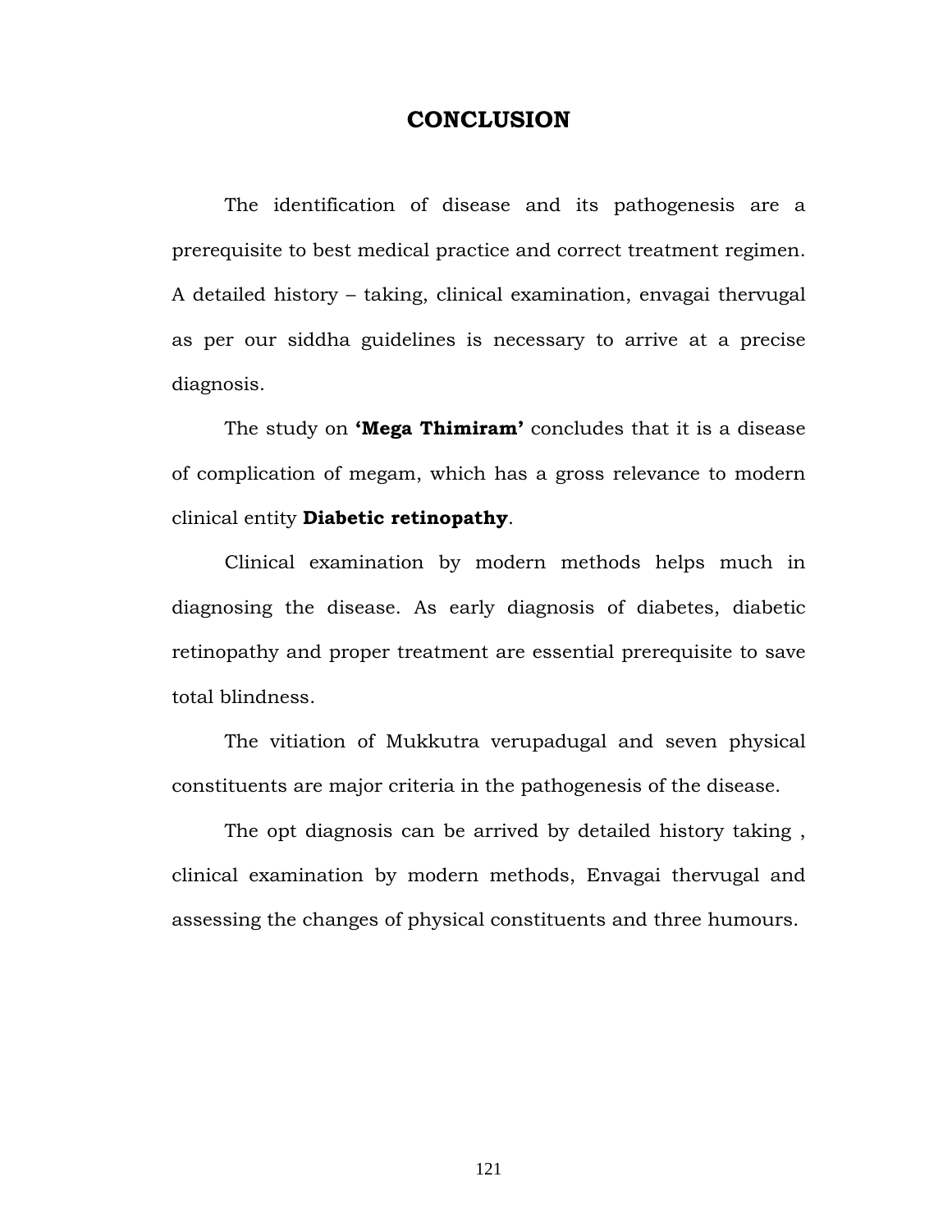# CONCLUSION

The identification of disease and its pathogenesis are a prerequisite to best medical practice and correct treatment regimen. A detailed history – taking, clinical examination, envagai thervugal as per our siddha guidelines is necessary to arrive at a precise diagnosis.

The study on **'Mega Thimiram'** concludes that it is a disease of complication of megam, which has a gross relevance to modern clinical entity **Diabetic retinopathy**.

Clinical examination by modern methods helps much in diagnosing the disease. As early diagnosis of diabetes, diabetic retinopathy and proper treatment are essential prerequisite to save total blindness.

The vitiation of Mukkutra verupadugal and seven physical constituents are major criteria in the pathogenesis of the disease.

The opt diagnosis can be arrived by detailed history taking , clinical examination by modern methods, Envagai thervugal and assessing the changes of physical constituents and three humours.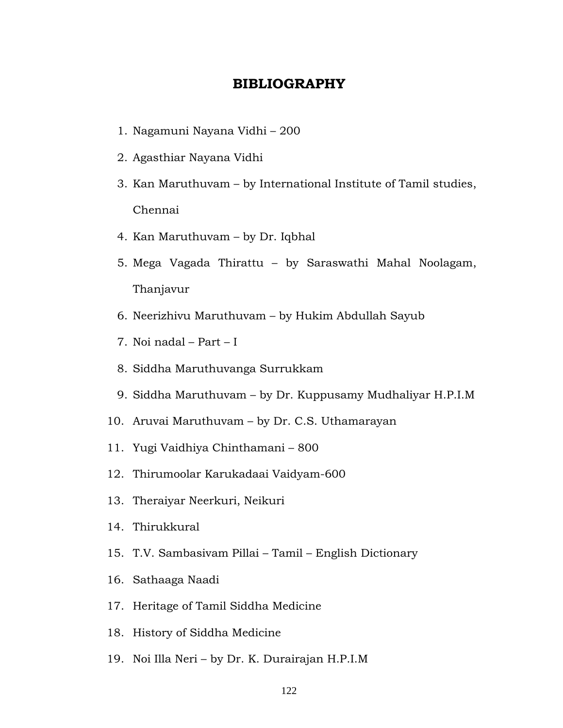# BIBLIOGRAPHY

1. Nagamuni Nayana Vidhi – 200
2. Agasthiar Nayana Vidhi
3. Kan Maruthuvam – by International Institute of Tamil studies, Chennai
4. Kan Maruthuvam – by Dr. Iqbhal
5. Mega Vagada Thirattu – by Saraswathi Mahal Noolagam, Thanjavur
6. Neerizhivu Maruthuvam – by Hukim Abdullah Sayub
7. Noi nadal – Part – I
8. Siddha Maruthuvanga Surrukkam
9. Siddha Maruthuvam – by Dr. Kuppusamy Mudhaliyar H.P.I.M
10. Aruvai Maruthuvam – by Dr. C.S. Uthamarayan
11. Yugi Vaidhiya Chinthamani – 800
12. Thirumoolar Karukadaai Vaidyam-600
13. Theraiyar Neerkuri, Neikuri
14. Thirukkural
15. T.V. Sambasivam Pillai – Tamil – English Dictionary
16. Sathaaga Naadi
17. Heritage of Tamil Siddha Medicine
18. History of Siddha Medicine
19. Noi Illa Neri – by Dr. K. Durairajan H.P.I.M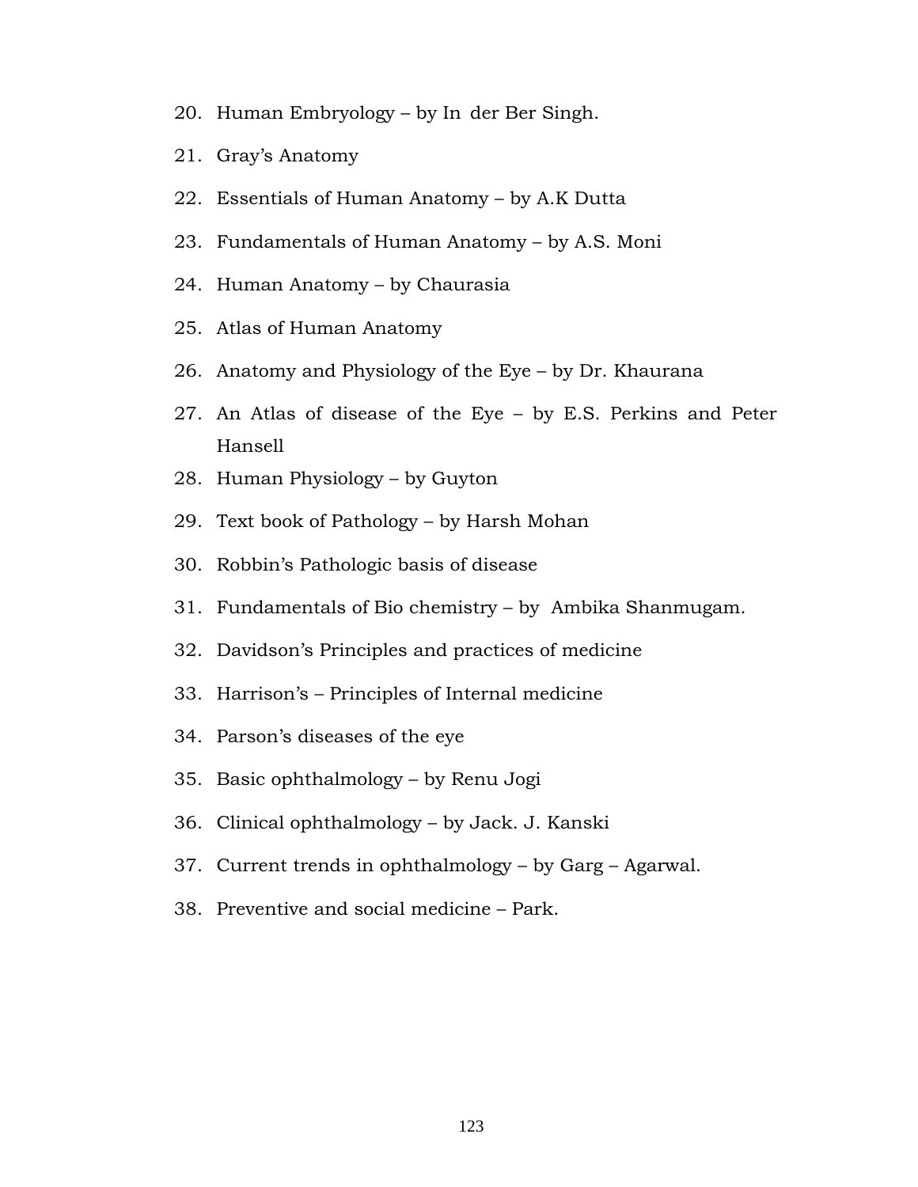20. Human Embryology – by In der Ber Singh.
21. Gray's Anatomy
22. Essentials of Human Anatomy – by A.K Dutta
23. Fundamentals of Human Anatomy – by A.S. Moni
24. Human Anatomy – by Chaurasia
25. Atlas of Human Anatomy
26. Anatomy and Physiology of the Eye – by Dr. Khaurana
27. An Atlas of disease of the Eye – by E.S. Perkins and Peter Hansell
28. Human Physiology – by Guyton
29. Text book of Pathology – by Harsh Mohan
30. Robbin's Pathologic basis of disease
31. Fundamentals of Bio chemistry – by Ambika Shanmugam.
32. Davidson's Principles and practices of medicine
33. Harrison's – Principles of Internal medicine
34. Parson's diseases of the eye
35. Basic ophthalmology – by Renu Jogi
36. Clinical ophthalmology – by Jack. J. Kanski
37. Current trends in ophthalmology – by Garg – Agarwal.
38. Preventive and social medicine – Park.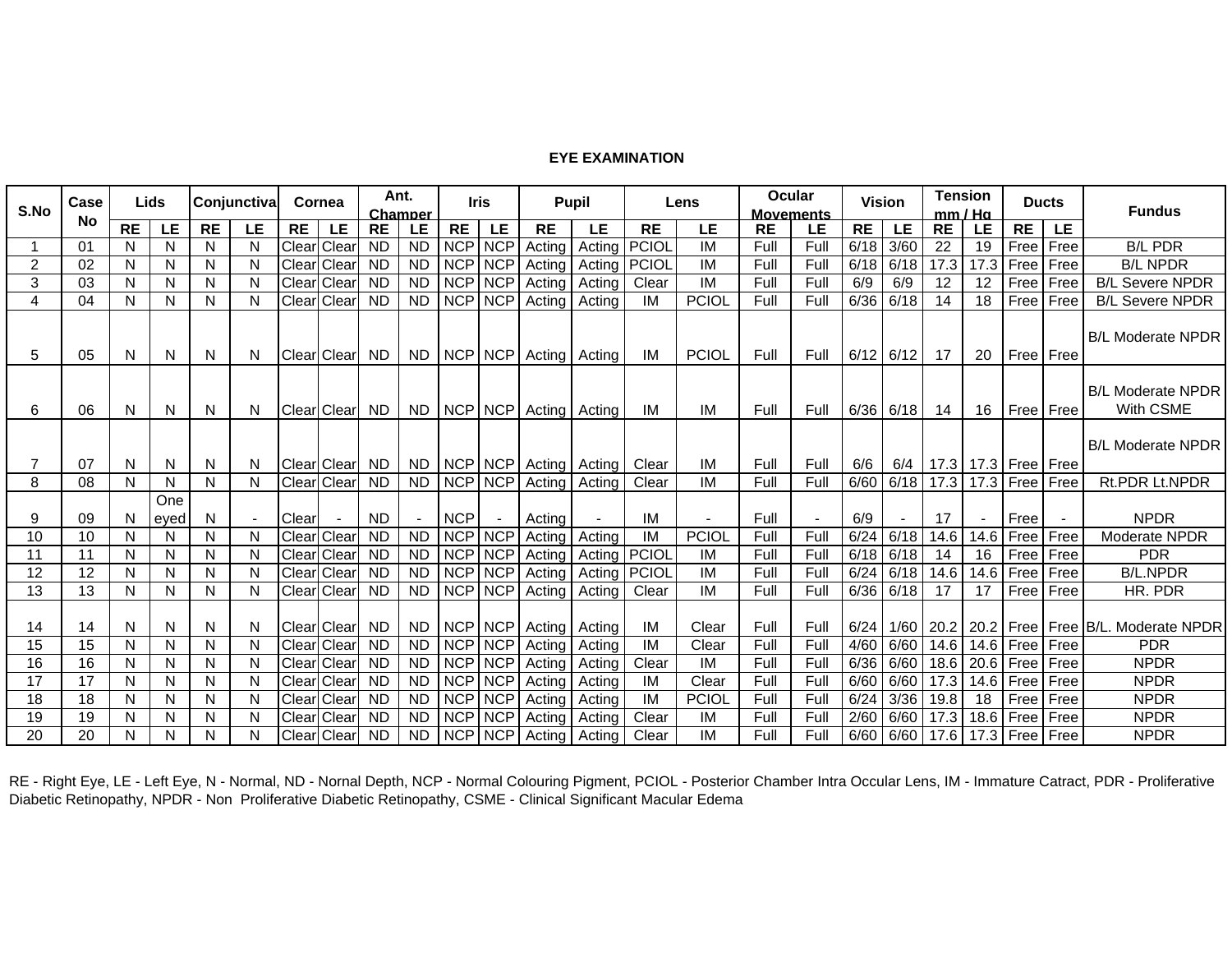# EYE EXAMINATION

| S.No | Case No | Lids | | Conjunctiva | | Cornea | | Ant. Champer | | Iris | | Pupil | | Lens | | Ocular Movements | | Vision | | Tension mm / Hg | | Ducts | | Fundus |
|---|---|---|---|---|---|---|---|---|---|---|---|---|---|---|---|---|---|---|---|---|---|---|---|---|
| | | RE | LE | RE | LE | RE | LE | RE | LE | RE | LE | RE | LE | RE | LE | RE | LE | RE | LE | RE | LE | RE | LE | |
| 1 | 01 | N | N | N | N | Clear | Clear | ND | ND | NCP | NCP | Acting | Acting | PCIOL | IM | Full | Full | 6/18 | 3/60 | 22 | 19 | Free | Free | B/L PDR |
| 2 | 02 | N | N | N | N | Clear | Clear | ND | ND | NCP | NCP | Acting | Acting | PCIOL | IM | Full | Full | 6/18 | 6/18 | 17.3 | 17.3 | Free | Free | B/L NPDR |
| 3 | 03 | N | N | N | N | Clear | Clear | ND | ND | NCP | NCP | Acting | Acting | Clear | IM | Full | Full | 6/9 | 6/9 | 12 | 12 | Free | Free | B/L Severe NPDR |
| 4 | 04 | N | N | N | N | Clear | Clear | ND | ND | NCP | NCP | Acting | Acting | IM | PCIOL | Full | Full | 6/36 | 6/18 | 14 | 18 | Free | Free | B/L Severe NPDR |
| 5 | 05 | N | N | N | N | Clear | Clear | ND | ND | NCP | NCP | Acting | Acting | IM | PCIOL | Full | Full | 6/12 | 6/12 | 17 | 20 | Free | Free | B/L Moderate NPDR |
| 6 | 06 | N | N | N | N | Clear | Clear | ND | ND | NCP | NCP | Acting | Acting | IM | IM | Full | Full | 6/36 | 6/18 | 14 | 16 | Free | Free | B/L Moderate NPDR With CSME |
| 7 | 07 | N | N | N | N | Clear | Clear | ND | ND | NCP | NCP | Acting | Acting | Clear | IM | Full | Full | 6/6 | 6/4 | 17.3 | 17.3 | Free | Free | B/L Moderate NPDR |
| 8 | 08 | N | N | N | N | Clear | Clear | ND | ND | NCP | NCP | Acting | Acting | Clear | IM | Full | Full | 6/60 | 6/18 | 17.3 | 17.3 | Free | Free | Rt.PDR Lt.NPDR |
| 9 | 09 | N | One eyed | N | - | Clear | - | ND | - | NCP | - | Acting | - | IM | - | Full | - | 6/9 | - | 17 | - | Free | - | NPDR |
| 10 | 10 | N | N | N | N | Clear | Clear | ND | ND | NCP | NCP | Acting | Acting | IM | PCIOL | Full | Full | 6/24 | 6/18 | 14.6 | 14.6 | Free | Free | Moderate NPDR |
| 11 | 11 | N | N | N | N | Clear | Clear | ND | ND | NCP | NCP | Acting | Acting | PCIOL | IM | Full | Full | 6/18 | 6/18 | 14 | 16 | Free | Free | PDR |
| 12 | 12 | N | N | N | N | Clear | Clear | ND | ND | NCP | NCP | Acting | Acting | PCIOL | IM | Full | Full | 6/24 | 6/18 | 14.6 | 14.6 | Free | Free | B/L.NPDR |
| 13 | 13 | N | N | N | N | Clear | Clear | ND | ND | NCP | NCP | Acting | Acting | Clear | IM | Full | Full | 6/36 | 6/18 | 17 | 17 | Free | Free | HR. PDR |
| 14 | 14 | N | N | N | N | Clear | Clear | ND | ND | NCP | NCP | Acting | Acting | IM | Clear | Full | Full | 6/24 | 1/60 | 20.2 | 20.2 | Free | Free | B/L. Moderate NPDR |
| 15 | 15 | N | N | N | N | Clear | Clear | ND | ND | NCP | NCP | Acting | Acting | IM | Clear | Full | Full | 4/60 | 6/60 | 14.6 | 14.6 | Free | Free | PDR |
| 16 | 16 | N | N | N | N | Clear | Clear | ND | ND | NCP | NCP | Acting | Acting | Clear | IM | Full | Full | 6/36 | 6/60 | 18.6 | 20.6 | Free | Free | NPDR |
| 17 | 17 | N | N | N | N | Clear | Clear | ND | ND | NCP | NCP | Acting | Acting | IM | Clear | Full | Full | 6/60 | 6/60 | 17.3 | 14.6 | Free | Free | NPDR |
| 18 | 18 | N | N | N | N | Clear | Clear | ND | ND | NCP | NCP | Acting | Acting | IM | PCIOL | Full | Full | 6/24 | 3/36 | 19.8 | 18 | Free | Free | NPDR |
| 19 | 19 | N | N | N | N | Clear | Clear | ND | ND | NCP | NCP | Acting | Acting | Clear | IM | Full | Full | 2/60 | 6/60 | 17.3 | 18.6 | Free | Free | NPDR |
| 20 | 20 | N | N | N | N | Clear | Clear | ND | ND | NCP | NCP | Acting | Acting | Clear | IM | Full | Full | 6/60 | 6/60 | 17.6 | 17.3 | Free | Free | NPDR |

RE - Right Eye, LE - Left Eye, N - Normal, ND - Nornal Depth, NCP - Normal Colouring Pigment, PCIOL - Posterior Chamber Intra Occular Lens, IM - Immature Catract, PDR - Proliferative Diabetic Retinopathy, NPDR - Non Proliferative Diabetic Retinopathy, CSME - Clinical Significant Macular Edema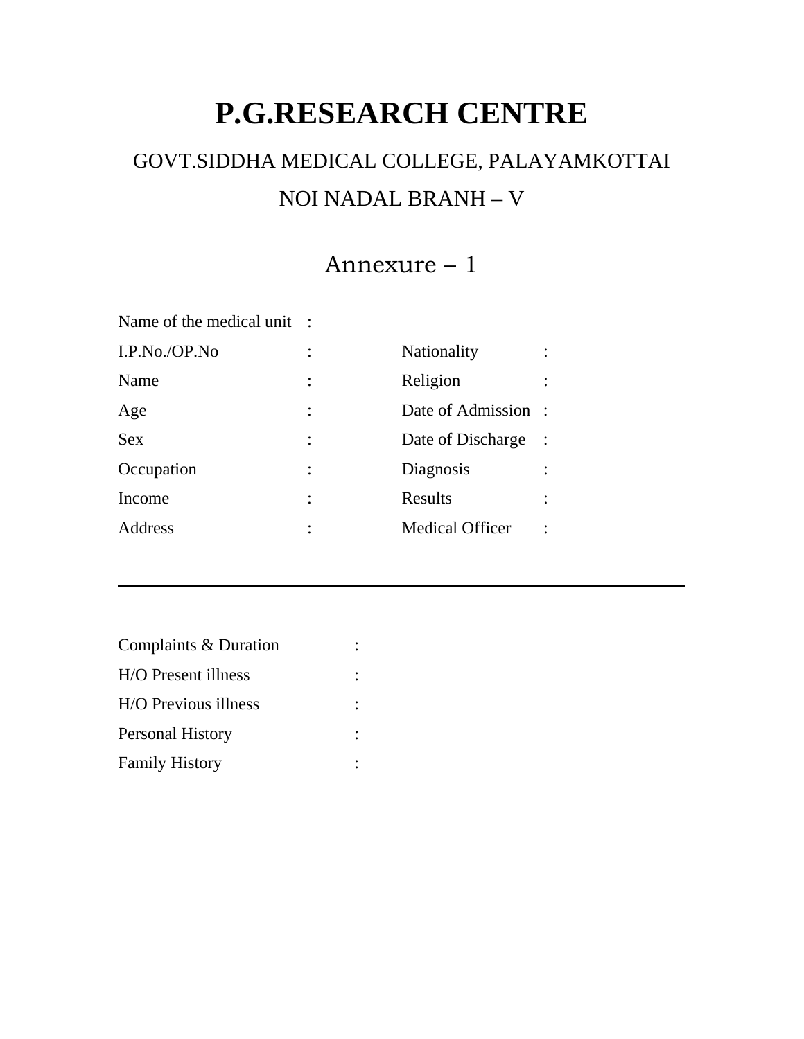# P.G.RESEARCH CENTRE

GOVT.SIDDHA MEDICAL COLLEGE, PALAYAMKOTTAI

NOI NADAL BRANH – V

## Annexure – 1

Name of the medical unit :

| | | | |
|---|---|---|---|
| I.P.No./OP.No | : | Nationality | : |
| Name | : | Religion | : |
| Age | : | Date of Admission | : |
| Sex | : | Date of Discharge | : |
| Occupation | : | Diagnosis | : |
| Income | : | Results | : |
| Address | : | Medical Officer | : |

---

Complaints & Duration :

H/O Present illness :

H/O Previous illness :

Personal History :

Family History :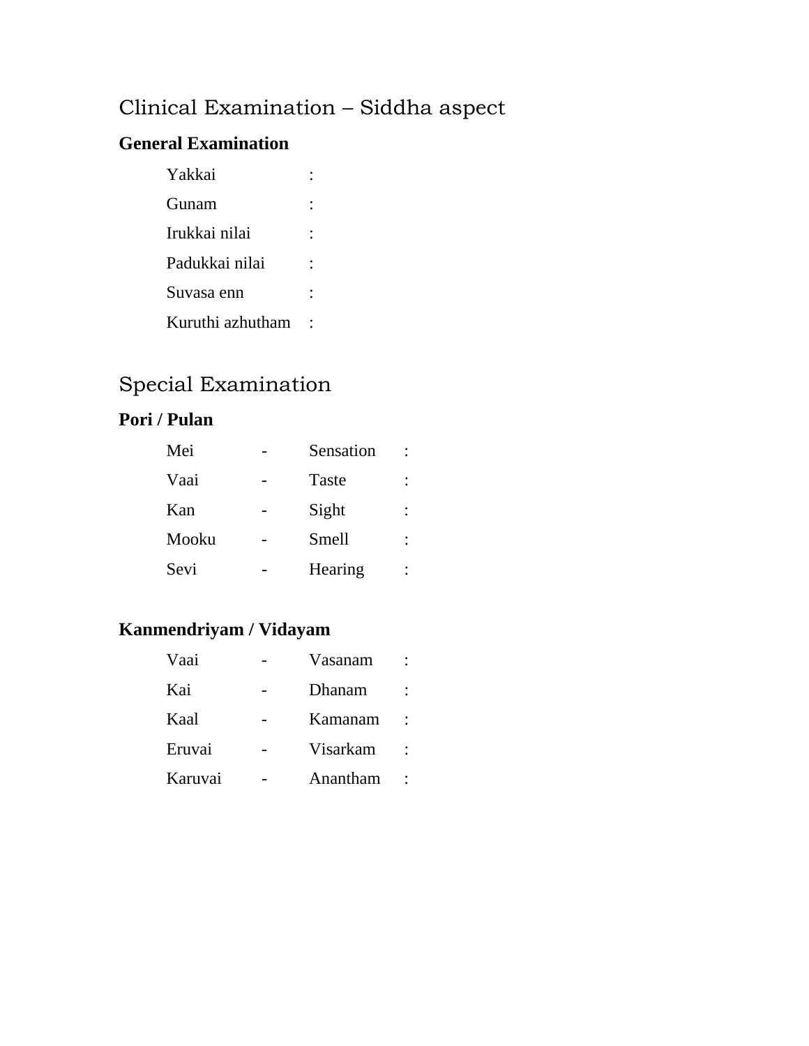# Clinical Examination – Siddha aspect

**General Examination**

Yakkai :

Gunam :

Irukkai nilai :

Padukkai nilai :

Suvasa enn :

Kuruthi azhutham :

# Special Examination

**Pori / Pulan**

| | | | |
|---|---|---|---|
| Mei | - | Sensation | : |
| Vaai | - | Taste | : |
| Kan | - | Sight | : |
| Mooku | - | Smell | : |
| Sevi | - | Hearing | : |

**Kanmendriyam / Vidayam**

| | | | |
|---|---|---|---|
| Vaai | - | Vasanam | : |
| Kai | - | Dhanam | : |
| Kaal | - | Kamanam | : |
| Eruvai | - | Visarkam | : |
| Karuvai | - | Anantham | : |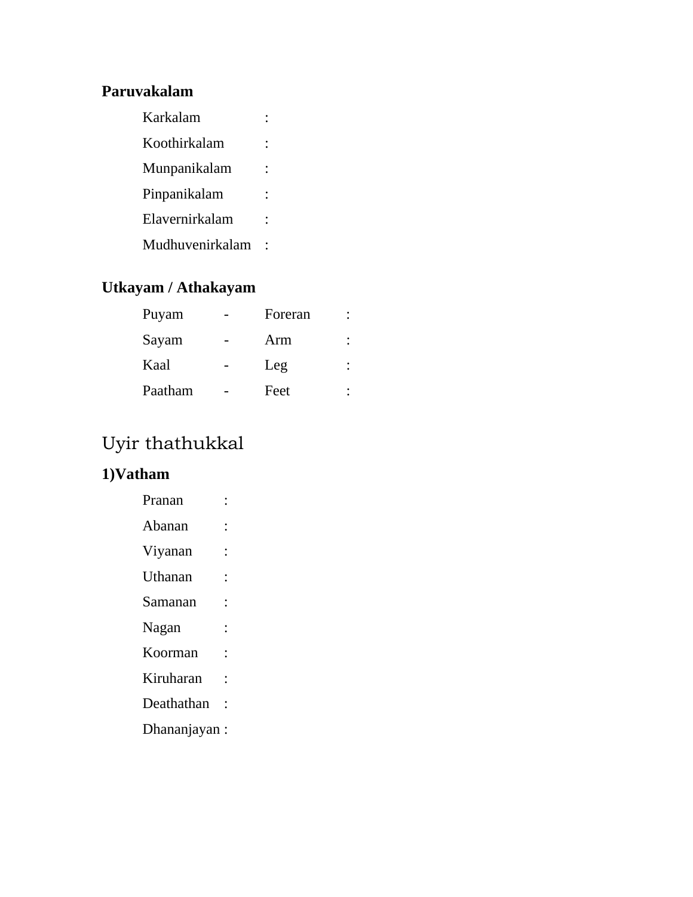**Paruvakalam**

| | |
|---|---|
| Karkalam | : |
| Koothirkalam | : |
| Munpanikalam | : |
| Pinpanikalam | : |
| Elavernirkalam | : |
| Mudhuvenirkalam | : |

**Utkayam / Athakayam**

| | | | |
|---|---|---|---|
| Puyam | - | Foreran | : |
| Sayam | - | Arm | : |
| Kaal | - | Leg | : |
| Paatham | - | Feet | : |

## Uyir thathukkal

**1)Vatham**

| | |
|---|---|
| Pranan | : |
| Abanan | : |
| Viyanan | : |
| Uthanan | : |
| Samanan | : |
| Nagan | : |
| Koorman | : |
| Kiruharan | : |
| Deathathan | : |
| Dhananjayan | : |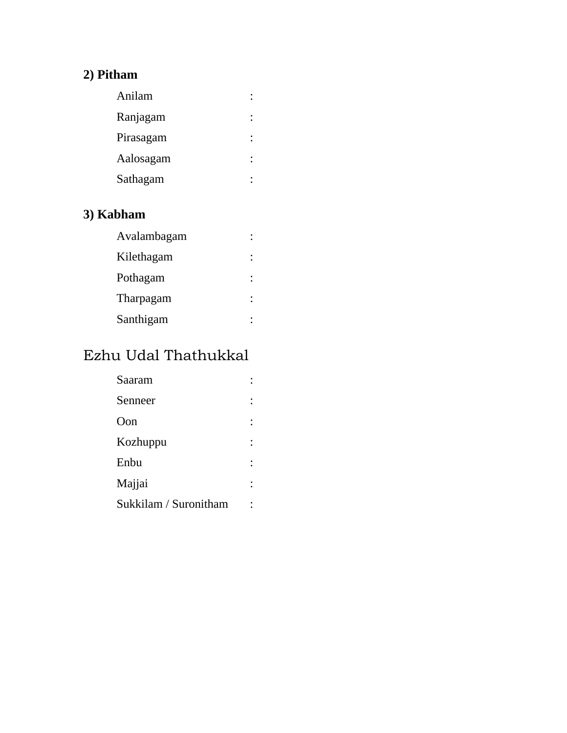**2) Pitham**

| | |
|---|---|
| Anilam | : |
| Ranjagam | : |
| Pirasagam | : |
| Aalosagam | : |
| Sathagam | : |

**3) Kabham**

| | |
|---|---|
| Avalambagam | : |
| Kilethagam | : |
| Pothagam | : |
| Tharpagam | : |
| Santhigam | : |

## Ezhu Udal Thathukkal

| | |
|---|---|
| Saaram | : |
| Senneer | : |
| Oon | : |
| Kozhuppu | : |
| Enbu | : |
| Majjai | : |
| Sukkilam / Suronitham | : |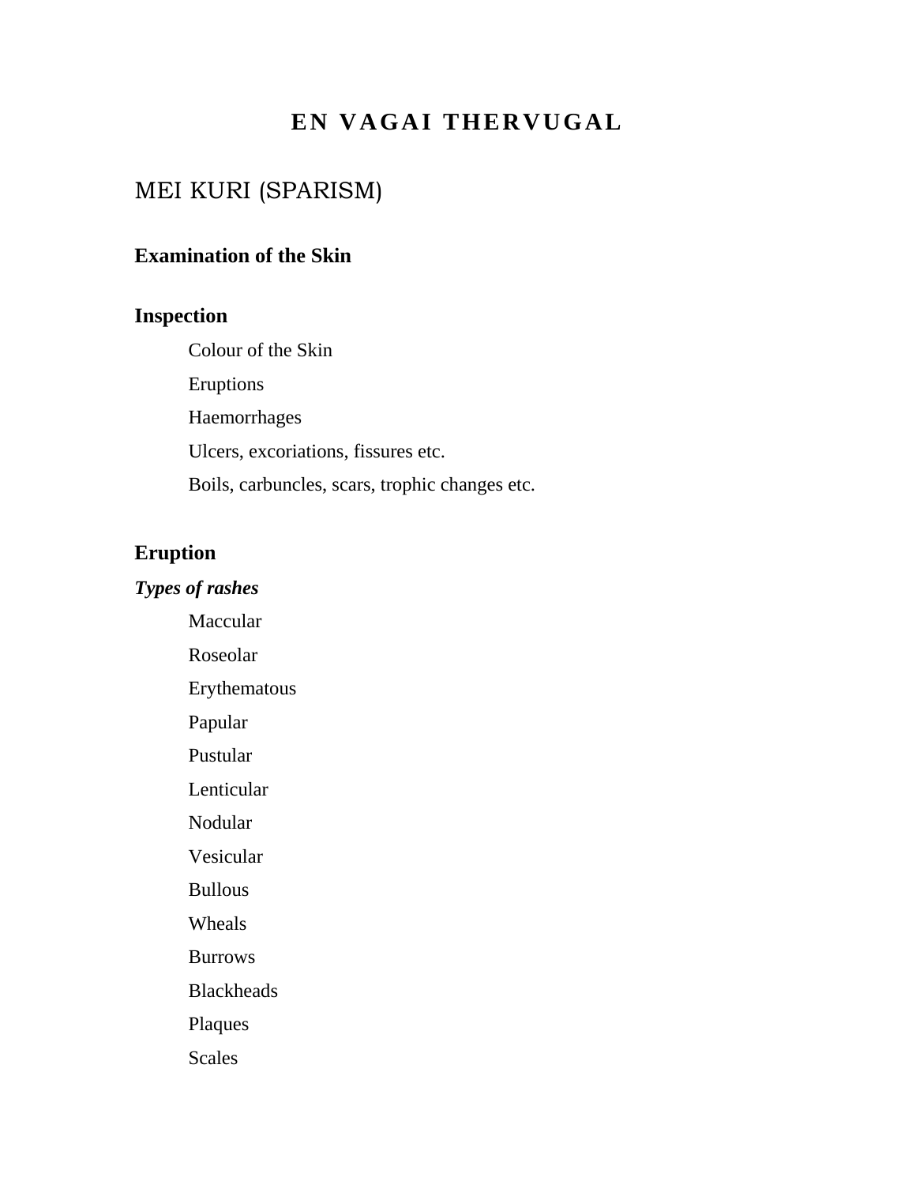# EN VAGAI THERVUGAL

## MEI KURI (SPARISM)

### Examination of the Skin

### Inspection

- Colour of the Skin
- Eruptions
- Haemorrhages
- Ulcers, excoriations, fissures etc.
- Boils, carbuncles, scars, trophic changes etc.

### Eruption

***Types of rashes***

- Maccular
- Roseolar
- Erythematous
- Papular
- Pustular
- Lenticular
- Nodular
- Vesicular
- Bullous
- Wheals
- Burrows
- Blackheads
- Plaques
- Scales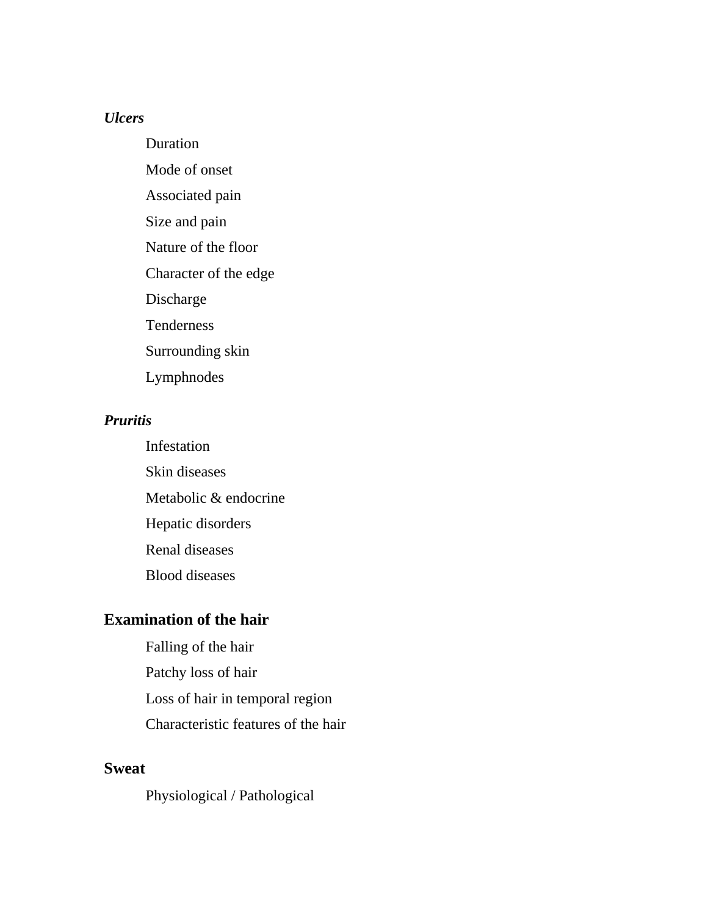***Ulcers***

- Duration
- Mode of onset
- Associated pain
- Size and pain
- Nature of the floor
- Character of the edge
- Discharge
- Tenderness
- Surrounding skin
- Lymphnodes

***Pruritis***

- Infestation
- Skin diseases
- Metabolic & endocrine
- Hepatic disorders
- Renal diseases
- Blood diseases

## Examination of the hair

- Falling of the hair
- Patchy loss of hair
- Loss of hair in temporal region
- Characteristic features of the hair

## Sweat

- Physiological / Pathological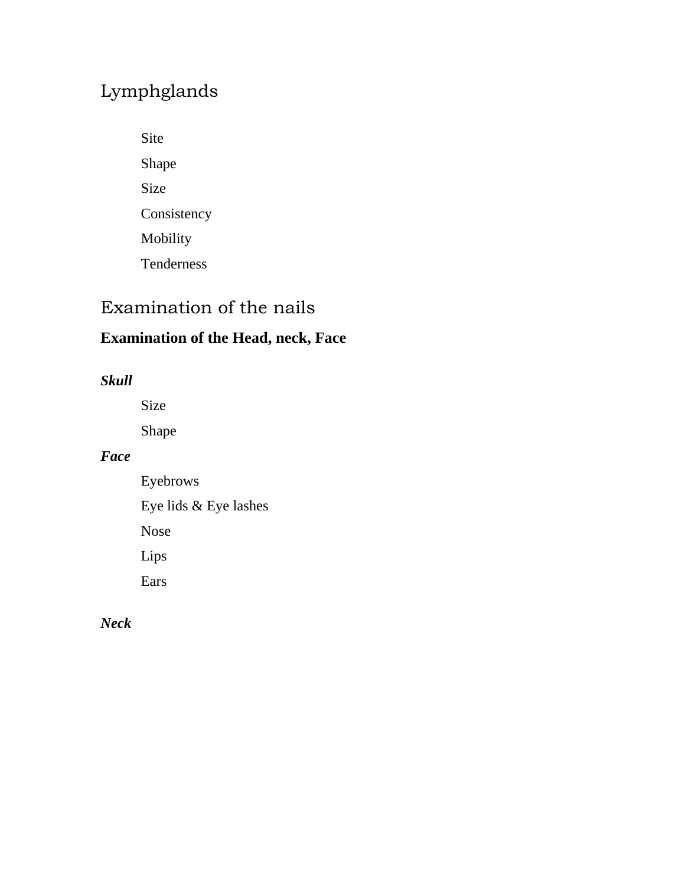## Lymphglands

- Site
- Shape
- Size
- Consistency
- Mobility
- Tenderness

## Examination of the nails

### Examination of the Head, neck, Face

***Skull***

- Size
- Shape

***Face***

- Eyebrows
- Eye lids & Eye lashes
- Nose
- Lips
- Ears

***Neck***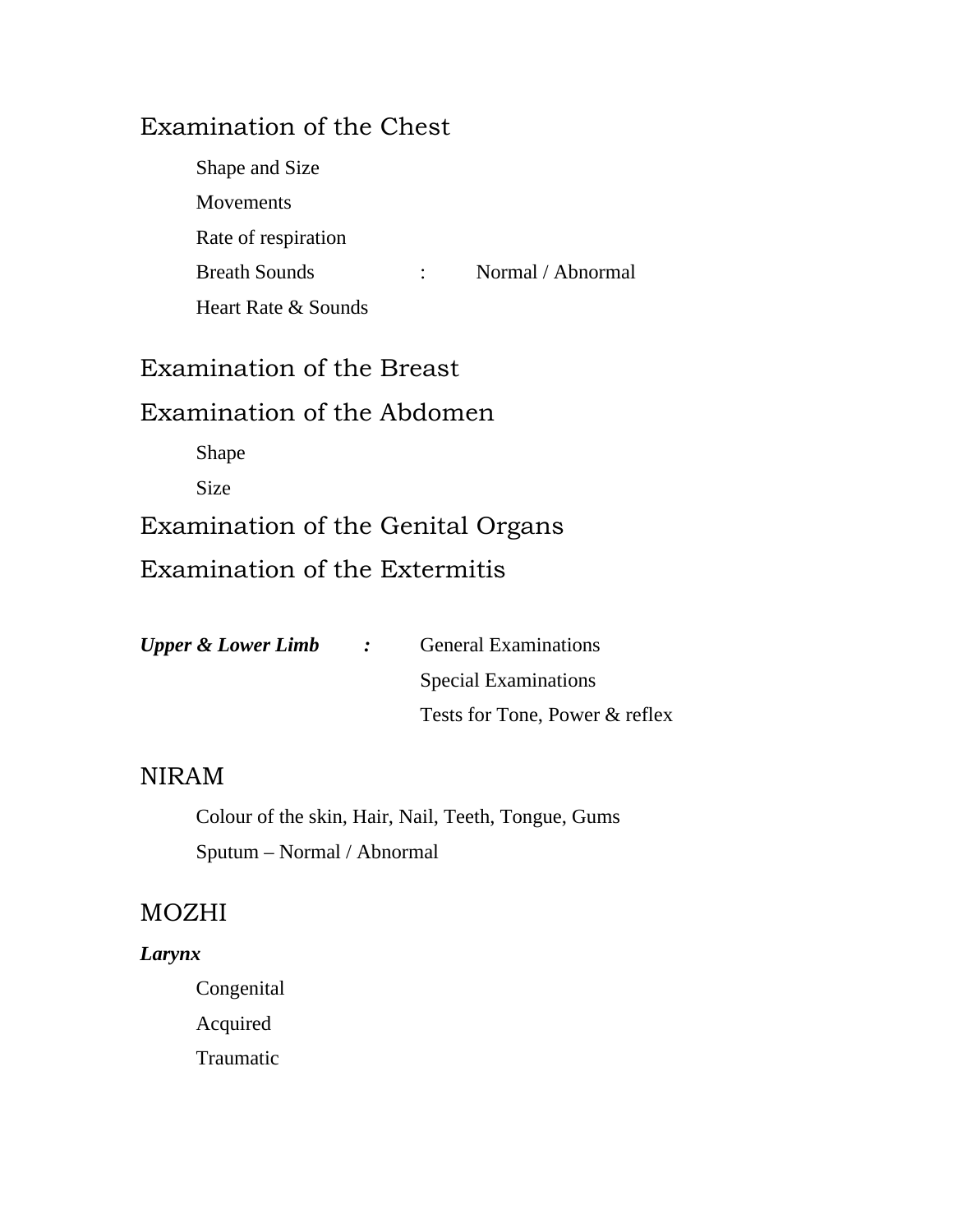## Examination of the Chest

Shape and Size

Movements

Rate of respiration

Breath Sounds : Normal / Abnormal

Heart Rate & Sounds

## Examination of the Breast

## Examination of the Abdomen

Shape

Size

## Examination of the Genital Organs

## Examination of the Extermitis

***Upper & Lower Limb :*** General Examinations

Special Examinations

Tests for Tone, Power & reflex

## NIRAM

Colour of the skin, Hair, Nail, Teeth, Tongue, Gums

Sputum – Normal / Abnormal

## MOZHI

***Larynx***

Congenital

Acquired

Traumatic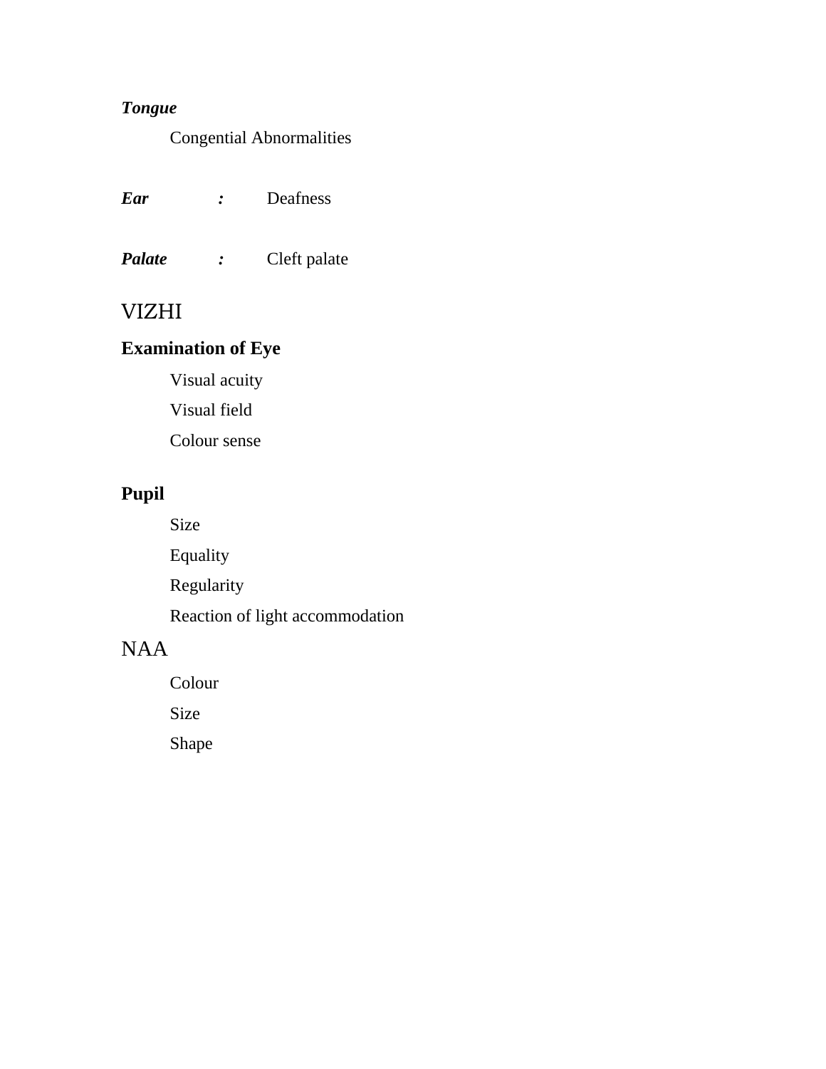***Tongue***

Congential Abnormalities

***Ear*** ***:*** Deafness

***Palate*** ***:*** Cleft palate

VIZHI

**Examination of Eye**

Visual acuity

Visual field

Colour sense

**Pupil**

Size

Equality

Regularity

Reaction of light accommodation

NAA

Colour

Size

Shape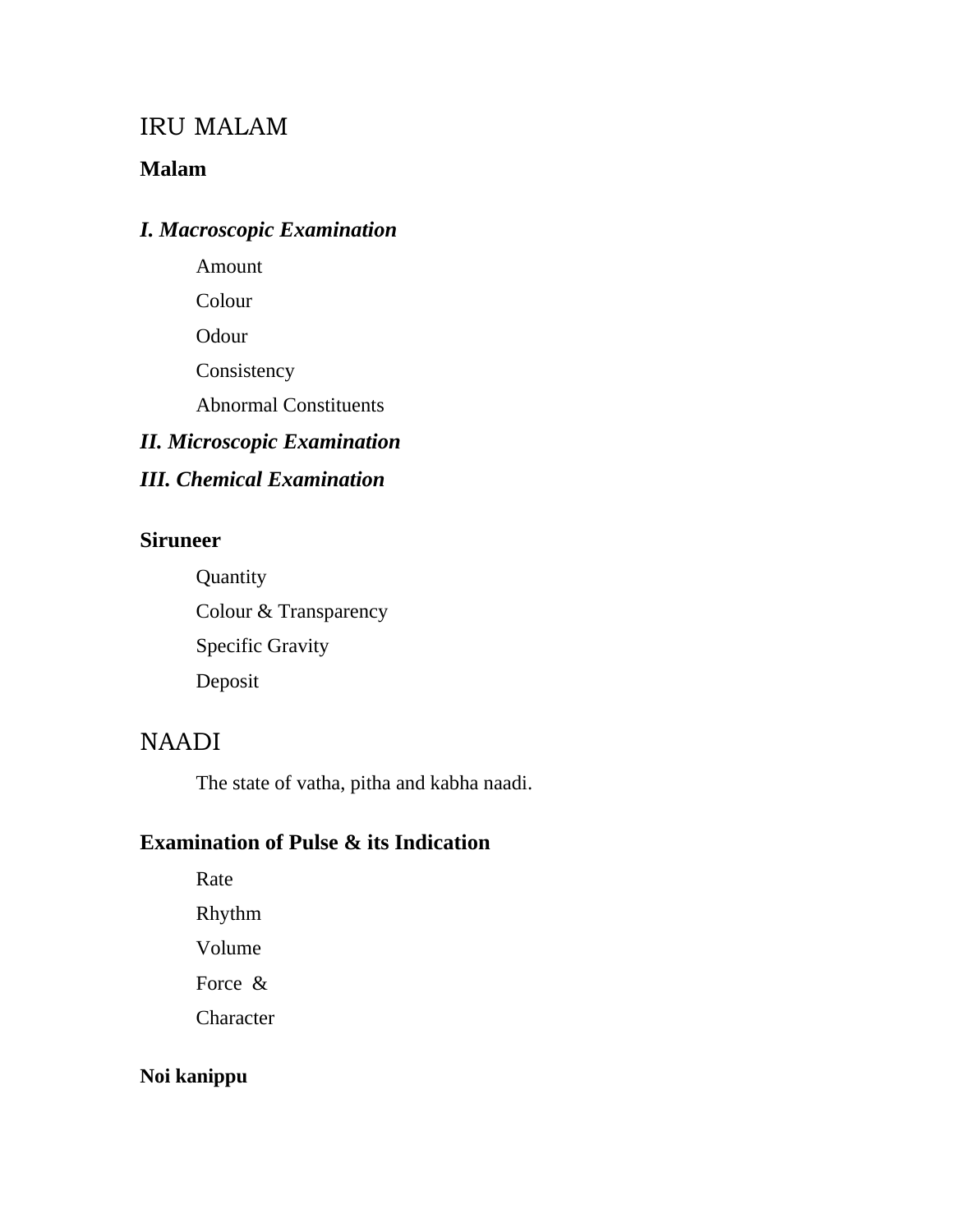## IRU MALAM

**Malam**

### *I. Macroscopic Examination*

- Amount
- Colour
- Odour
- Consistency
- Abnormal Constituents

### *II. Microscopic Examination*

### *III. Chemical Examination*

**Siruneer**

- Quantity
- Colour & Transparency
- Specific Gravity
- Deposit

## NAADI

The state of vatha, pitha and kabha naadi.

**Examination of Pulse & its Indication**

- Rate
- Rhythm
- Volume
- Force &
- Character

**Noi kanippu**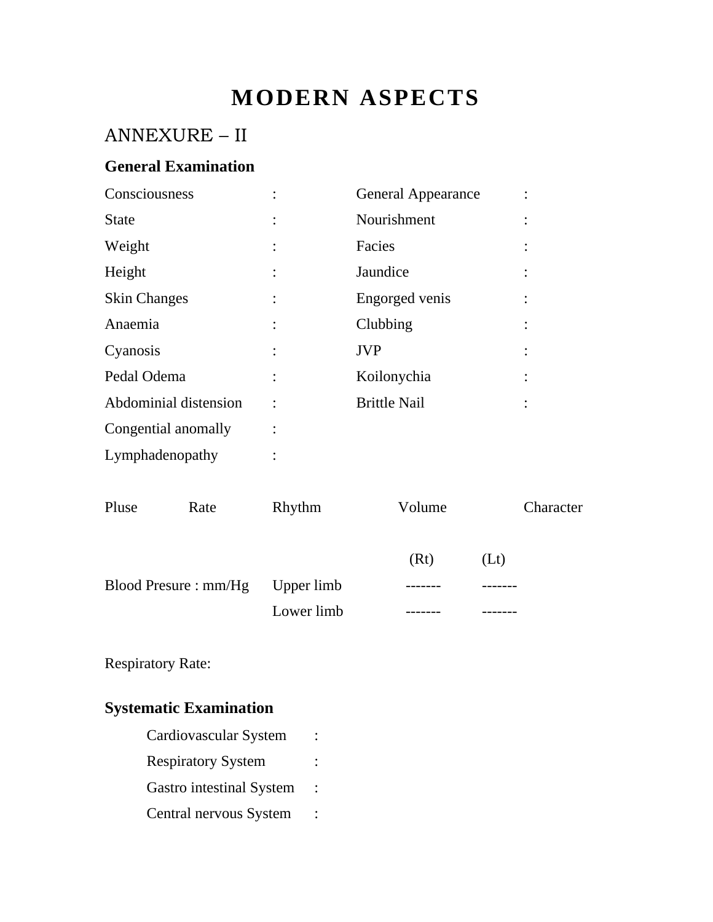# MODERN ASPECTS

## ANNEXURE – II

### General Examination

| | | | |
|---|---|---|---|
| Consciousness | : | General Appearance | : |
| State | : | Nourishment | : |
| Weight | : | Facies | : |
| Height | : | Jaundice | : |
| Skin Changes | : | Engorged venis | : |
| Anaemia | : | Clubbing | : |
| Cyanosis | : | JVP | : |
| Pedal Odema | : | Koilonychia | : |
| Abdominial distension | : | Brittle Nail | : |
| Congential anomally | : | | |
| Lymphadenopathy | : | | |

Pluse Rate Rhythm Volume Character

| Blood Presure : mm/Hg | | (Rt) | (Lt) |
|---|---|---|---|
| | Upper limb | ------- | ------- |
| | Lower limb | ------- | ------- |

Respiratory Rate:

### Systematic Examination

Cardiovascular System :

Respiratory System :

Gastro intestinal System :

Central nervous System :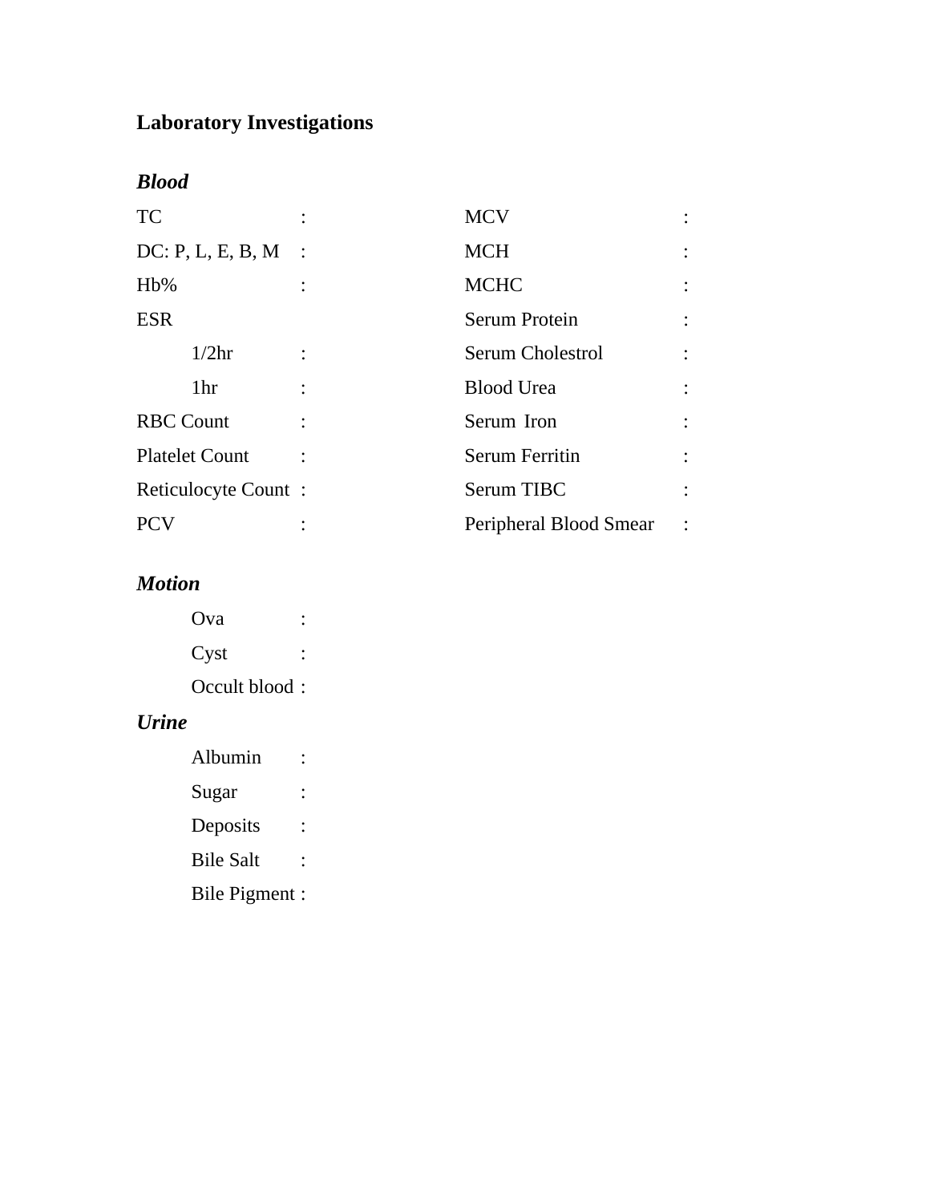## Laboratory Investigations

***Blood***

| | | | |
|---|---|---|---|
| TC | : | MCV | : |
| DC: P, L, E, B, M | : | MCH | : |
| Hb% | : | MCHC | : |
| ESR | | Serum Protein | : |
| 1/2hr | : | Serum Cholestrol | : |
| 1hr | : | Blood Urea | : |
| RBC Count | : | Serum Iron | : |
| Platelet Count | : | Serum Ferritin | : |
| Reticulocyte Count | : | Serum TIBC | : |
| PCV | : | Peripheral Blood Smear | : |

***Motion***

Ova :

Cyst :

Occult blood :

***Urine***

Albumin :

Sugar :

Deposits :

Bile Salt :

Bile Pigment :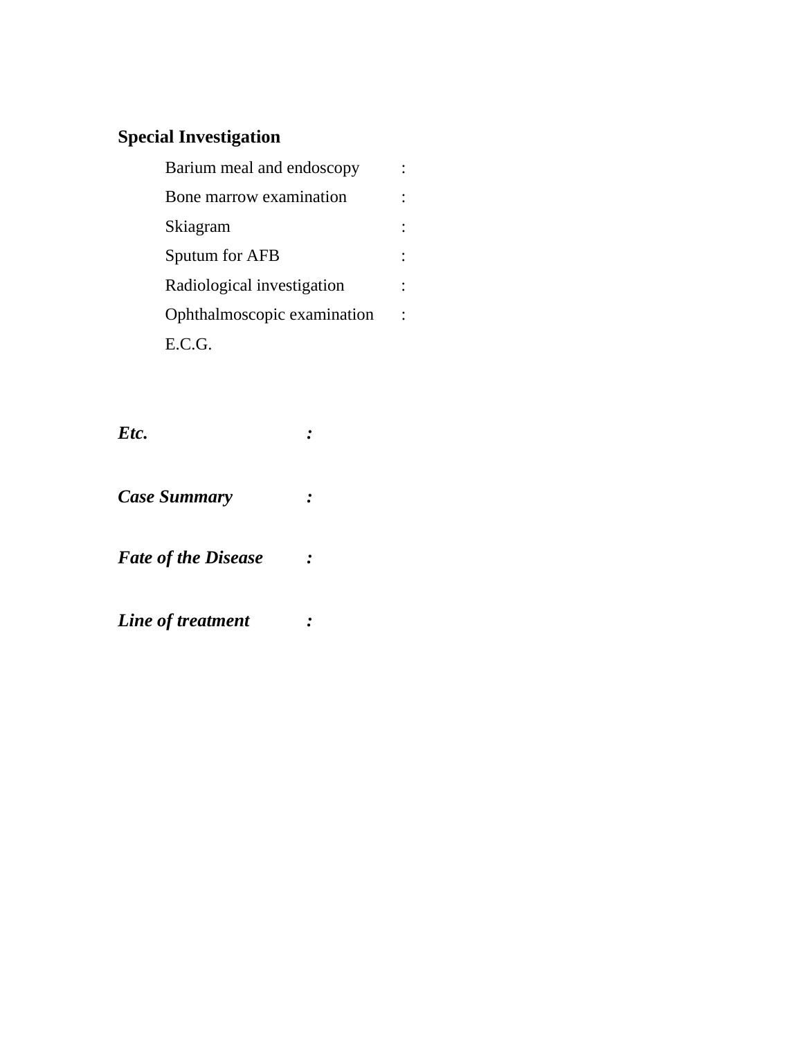**Special Investigation**

Barium meal and endoscopy :

Bone marrow examination :

Skiagram :

Sputum for AFB :

Radiological investigation :

Ophthalmoscopic examination :

E.C.G.

***Etc.*** **:**

***Case Summary*** **:**

***Fate of the Disease*** **:**

***Line of treatment*** **:**